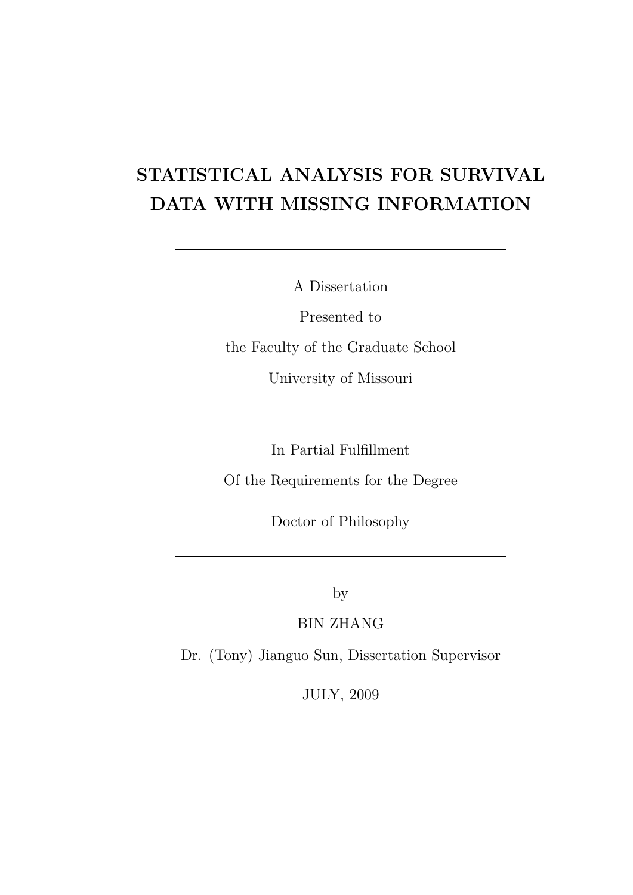# STATISTICAL ANALYSIS FOR SURVIVAL DATA WITH MISSING INFORMATION

---

A Dissertation

Presented to

the Faculty of the Graduate School

University of Missouri

---

In Partial Fulfillment

Of the Requirements for the Degree

Doctor of Philosophy

---

by

BIN ZHANG

Dr. (Tony) Jianguo Sun, Dissertation Supervisor

JULY, 2009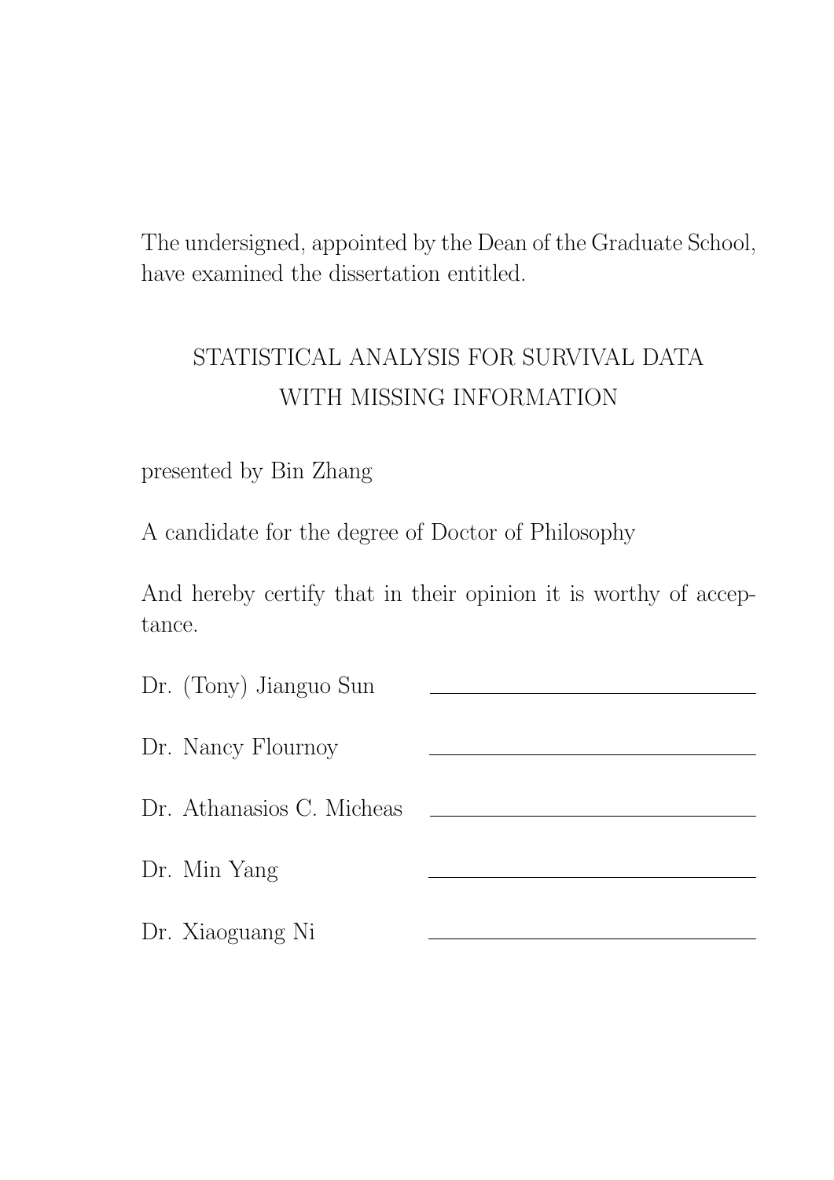The undersigned, appointed by the Dean of the Graduate School, have examined the dissertation entitled.

STATISTICAL ANALYSIS FOR SURVIVAL DATA WITH MISSING INFORMATION

presented by Bin Zhang

A candidate for the degree of Doctor of Philosophy

And hereby certify that in their opinion it is worthy of acceptance.

Dr. (Tony) Jianguo Sun \_\_\_\_\_\_\_\_\_\_\_\_\_\_\_\_\_\_\_\_\_\_\_\_\_\_\_\_\_\_

Dr. Nancy Flournoy \_\_\_\_\_\_\_\_\_\_\_\_\_\_\_\_\_\_\_\_\_\_\_\_\_\_\_\_\_\_

Dr. Athanasios C. Micheas \_\_\_\_\_\_\_\_\_\_\_\_\_\_\_\_\_\_\_\_\_\_\_\_\_\_\_\_\_\_

Dr. Min Yang \_\_\_\_\_\_\_\_\_\_\_\_\_\_\_\_\_\_\_\_\_\_\_\_\_\_\_\_\_\_

Dr. Xiaoguang Ni \_\_\_\_\_\_\_\_\_\_\_\_\_\_\_\_\_\_\_\_\_\_\_\_\_\_\_\_\_\_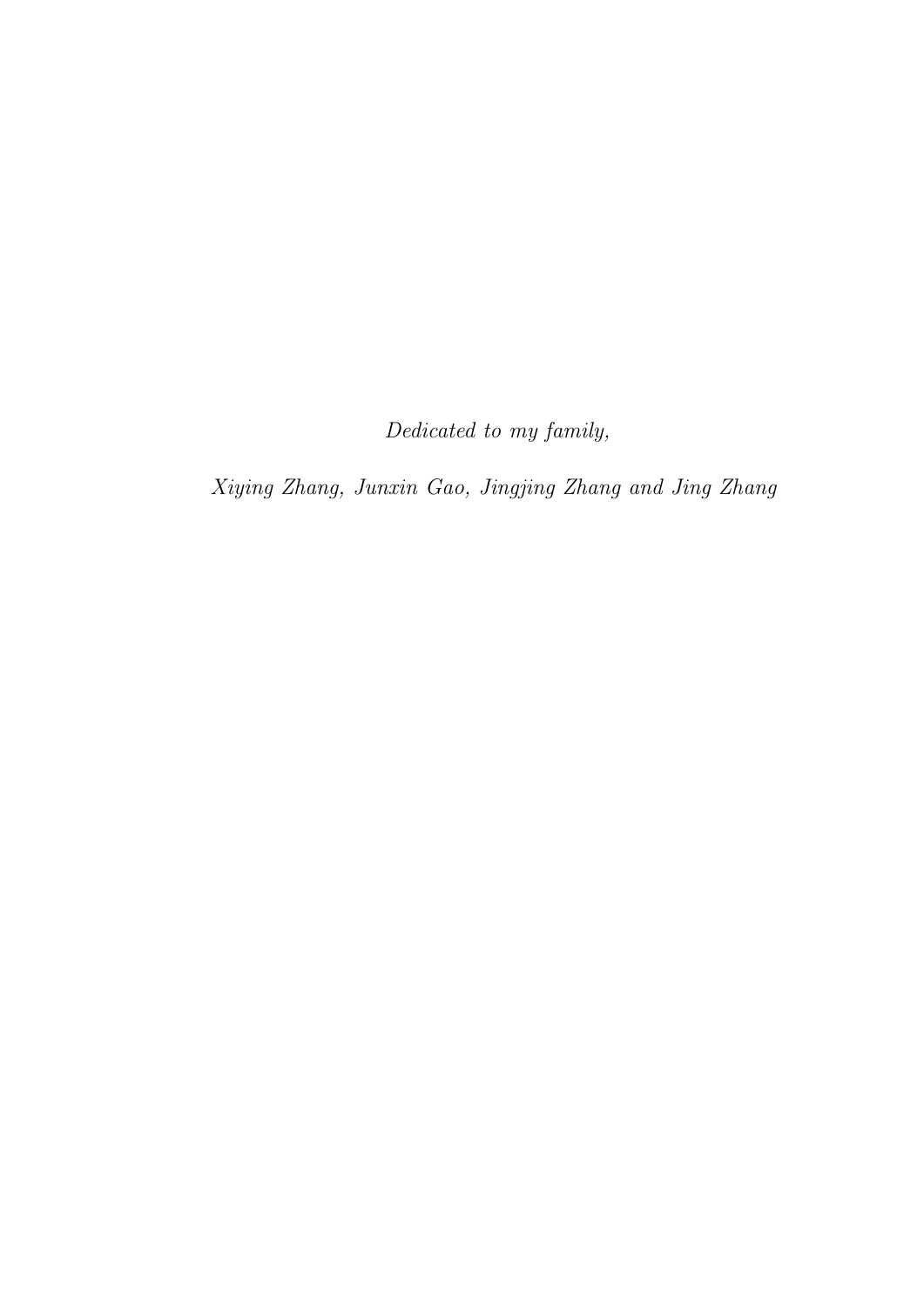*Dedicated to my family,*

*Xiying Zhang, Junxin Gao, Jingjing Zhang and Jing Zhang*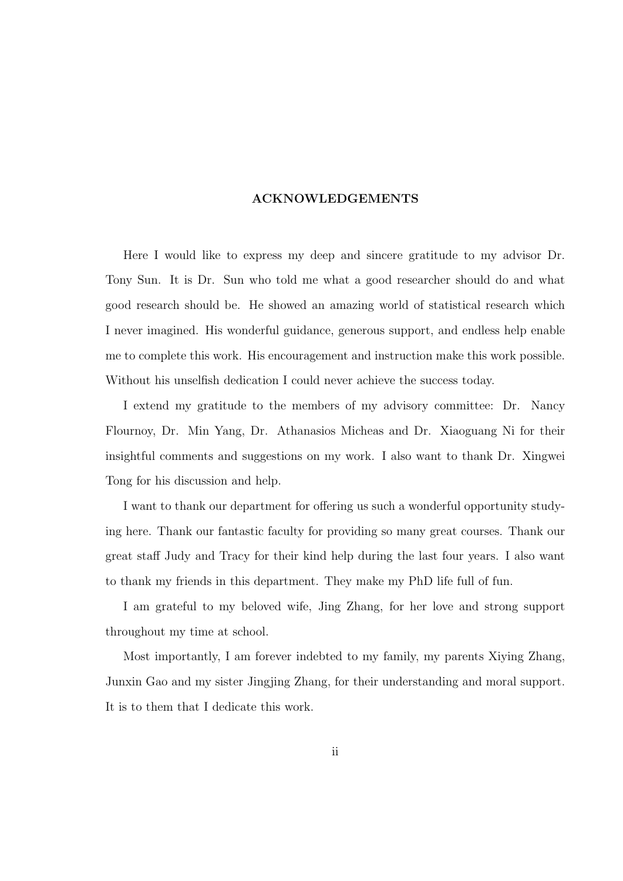## ACKNOWLEDGEMENTS

Here I would like to express my deep and sincere gratitude to my advisor Dr. Tony Sun. It is Dr. Sun who told me what a good researcher should do and what good research should be. He showed an amazing world of statistical research which I never imagined. His wonderful guidance, generous support, and endless help enable me to complete this work. His encouragement and instruction make this work possible. Without his unselfish dedication I could never achieve the success today.

I extend my gratitude to the members of my advisory committee: Dr. Nancy Flournoy, Dr. Min Yang, Dr. Athanasios Micheas and Dr. Xiaoguang Ni for their insightful comments and suggestions on my work. I also want to thank Dr. Xingwei Tong for his discussion and help.

I want to thank our department for offering us such a wonderful opportunity studying here. Thank our fantastic faculty for providing so many great courses. Thank our great staff Judy and Tracy for their kind help during the last four years. I also want to thank my friends in this department. They make my PhD life full of fun.

I am grateful to my beloved wife, Jing Zhang, for her love and strong support throughout my time at school.

Most importantly, I am forever indebted to my family, my parents Xiying Zhang, Junxin Gao and my sister Jingjing Zhang, for their understanding and moral support. It is to them that I dedicate this work.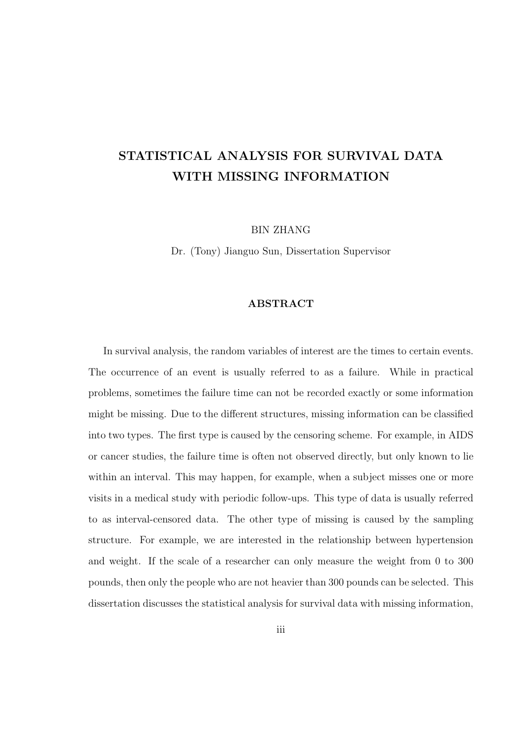# STATISTICAL ANALYSIS FOR SURVIVAL DATA WITH MISSING INFORMATION

BIN ZHANG

Dr. (Tony) Jianguo Sun, Dissertation Supervisor

## ABSTRACT

In survival analysis, the random variables of interest are the times to certain events. The occurrence of an event is usually referred to as a failure. While in practical problems, sometimes the failure time can not be recorded exactly or some information might be missing. Due to the different structures, missing information can be classified into two types. The first type is caused by the censoring scheme. For example, in AIDS or cancer studies, the failure time is often not observed directly, but only known to lie within an interval. This may happen, for example, when a subject misses one or more visits in a medical study with periodic follow-ups. This type of data is usually referred to as interval-censored data. The other type of missing is caused by the sampling structure. For example, we are interested in the relationship between hypertension and weight. If the scale of a researcher can only measure the weight from 0 to 300 pounds, then only the people who are not heavier than 300 pounds can be selected. This dissertation discusses the statistical analysis for survival data with missing information,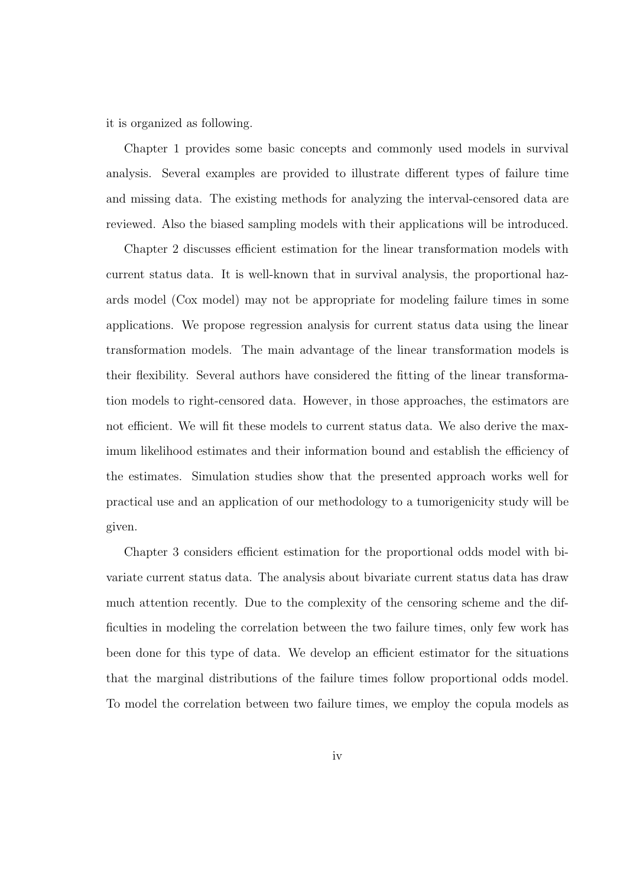it is organized as following.

Chapter 1 provides some basic concepts and commonly used models in survival analysis. Several examples are provided to illustrate different types of failure time and missing data. The existing methods for analyzing the interval-censored data are reviewed. Also the biased sampling models with their applications will be introduced.

Chapter 2 discusses efficient estimation for the linear transformation models with current status data. It is well-known that in survival analysis, the proportional hazards model (Cox model) may not be appropriate for modeling failure times in some applications. We propose regression analysis for current status data using the linear transformation models. The main advantage of the linear transformation models is their flexibility. Several authors have considered the fitting of the linear transformation models to right-censored data. However, in those approaches, the estimators are not efficient. We will fit these models to current status data. We also derive the maximum likelihood estimates and their information bound and establish the efficiency of the estimates. Simulation studies show that the presented approach works well for practical use and an application of our methodology to a tumorigenicity study will be given.

Chapter 3 considers efficient estimation for the proportional odds model with bivariate current status data. The analysis about bivariate current status data has draw much attention recently. Due to the complexity of the censoring scheme and the difficulties in modeling the correlation between the two failure times, only few work has been done for this type of data. We develop an efficient estimator for the situations that the marginal distributions of the failure times follow proportional odds model. To model the correlation between two failure times, we employ the copula models as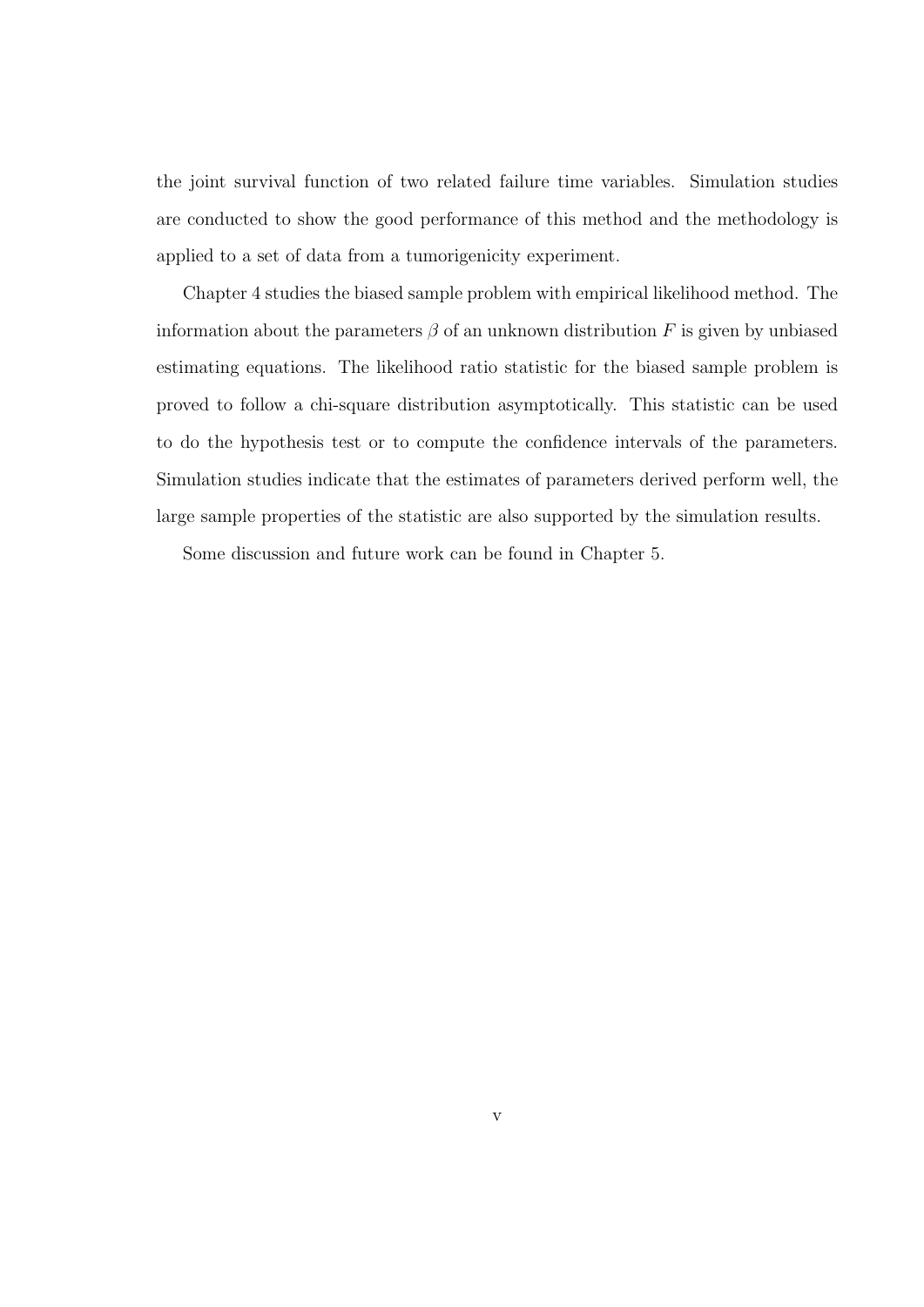the joint survival function of two related failure time variables. Simulation studies are conducted to show the good performance of this method and the methodology is applied to a set of data from a tumorigenicity experiment.

Chapter 4 studies the biased sample problem with empirical likelihood method. The information about the parameters $\beta$ of an unknown distribution $F$ is given by unbiased estimating equations. The likelihood ratio statistic for the biased sample problem is proved to follow a chi-square distribution asymptotically. This statistic can be used to do the hypothesis test or to compute the confidence intervals of the parameters. Simulation studies indicate that the estimates of parameters derived perform well, the large sample properties of the statistic are also supported by the simulation results.

Some discussion and future work can be found in Chapter 5.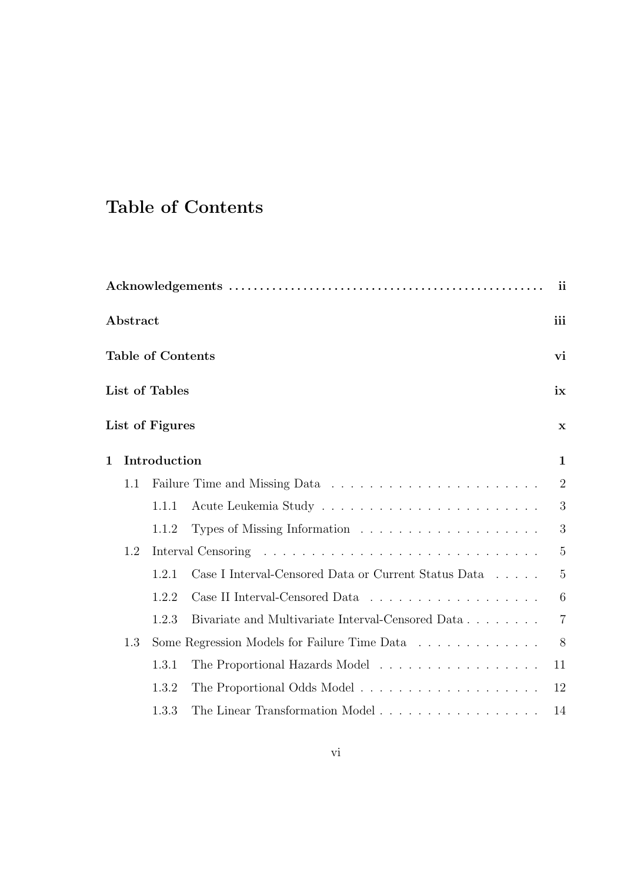# Table of Contents

**Acknowledgements** .................................................. **ii**

**Abstract** **iii**

**Table of Contents** **vi**

**List of Tables** **ix**

**List of Figures** **x**

**1 Introduction** **1**

- 1.1 Failure Time and Missing Data . . . . . . . . . . . . . . . . . . . . . . 2
  - 1.1.1 Acute Leukemia Study . . . . . . . . . . . . . . . . . . . . . . . 3
  - 1.1.2 Types of Missing Information . . . . . . . . . . . . . . . . . . . 3
- 1.2 Interval Censoring . . . . . . . . . . . . . . . . . . . . . . . . . . . . . 5
  - 1.2.1 Case I Interval-Censored Data or Current Status Data . . . . . 5
  - 1.2.2 Case II Interval-Censored Data . . . . . . . . . . . . . . . . . . 6
  - 1.2.3 Bivariate and Multivariate Interval-Censored Data . . . . . . . . 7
- 1.3 Some Regression Models for Failure Time Data . . . . . . . . . . . . . 8
  - 1.3.1 The Proportional Hazards Model . . . . . . . . . . . . . . . . . 11
  - 1.3.2 The Proportional Odds Model . . . . . . . . . . . . . . . . . . . 12
  - 1.3.3 The Linear Transformation Model . . . . . . . . . . . . . . . . . 14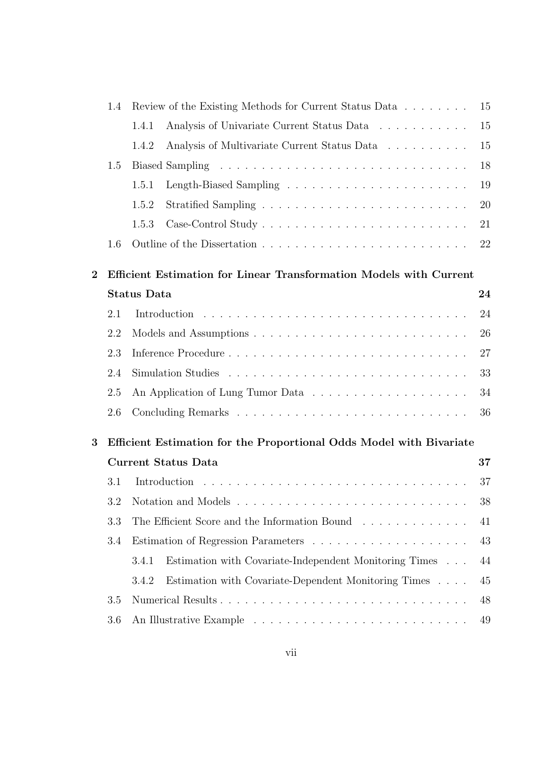- 1.4 Review of the Existing Methods for Current Status Data . . . . . . . . 15
  - 1.4.1 Analysis of Univariate Current Status Data . . . . . . . . . . . 15
  - 1.4.2 Analysis of Multivariate Current Status Data . . . . . . . . . . 15
- 1.5 Biased Sampling . . . . . . . . . . . . . . . . . . . . . . . . . . . . . 18
  - 1.5.1 Length-Biased Sampling . . . . . . . . . . . . . . . . . . . . . 19
  - 1.5.2 Stratified Sampling . . . . . . . . . . . . . . . . . . . . . . . . 20
  - 1.5.3 Case-Control Study . . . . . . . . . . . . . . . . . . . . . . . . 21
- 1.6 Outline of the Dissertation . . . . . . . . . . . . . . . . . . . . . . . 22

**2 Efficient Estimation for Linear Transformation Models with Current Status Data** **24**

- 2.1 Introduction . . . . . . . . . . . . . . . . . . . . . . . . . . . . . . . 24
- 2.2 Models and Assumptions . . . . . . . . . . . . . . . . . . . . . . . . . 26
- 2.3 Inference Procedure . . . . . . . . . . . . . . . . . . . . . . . . . . . 27
- 2.4 Simulation Studies . . . . . . . . . . . . . . . . . . . . . . . . . . . . 33
- 2.5 An Application of Lung Tumor Data . . . . . . . . . . . . . . . . . . 34
- 2.6 Concluding Remarks . . . . . . . . . . . . . . . . . . . . . . . . . . . 36

**3 Efficient Estimation for the Proportional Odds Model with Bivariate Current Status Data** **37**

- 3.1 Introduction . . . . . . . . . . . . . . . . . . . . . . . . . . . . . . . 37
- 3.2 Notation and Models . . . . . . . . . . . . . . . . . . . . . . . . . . . 38
- 3.3 The Efficient Score and the Information Bound . . . . . . . . . . . . 41
- 3.4 Estimation of Regression Parameters . . . . . . . . . . . . . . . . . . 43
  - 3.4.1 Estimation with Covariate-Independent Monitoring Times . . . 44
  - 3.4.2 Estimation with Covariate-Dependent Monitoring Times . . . . 45
- 3.5 Numerical Results . . . . . . . . . . . . . . . . . . . . . . . . . . . . 48
- 3.6 An Illustrative Example . . . . . . . . . . . . . . . . . . . . . . . . . 49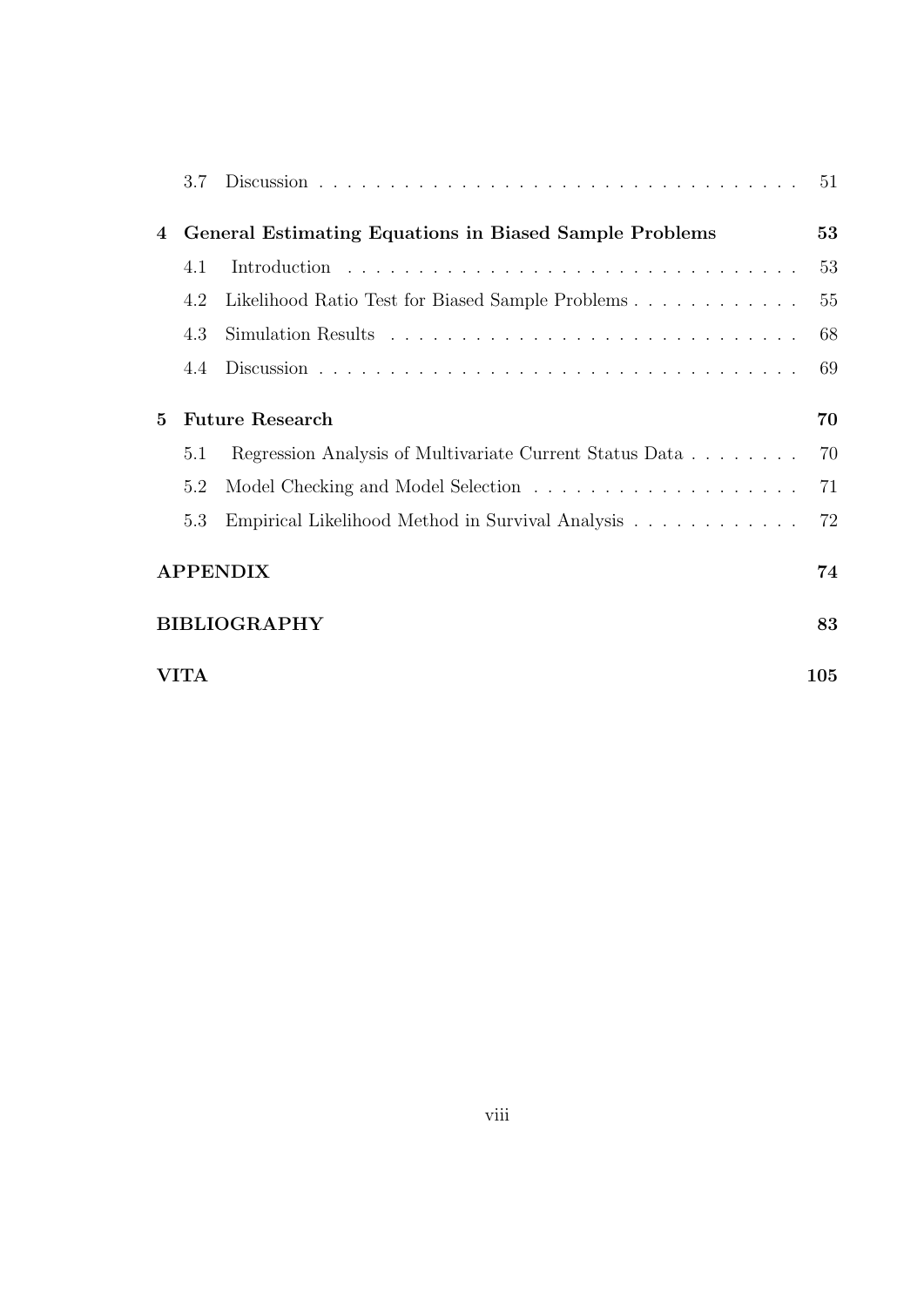3.7 Discussion . . . . . . . . . . . . . . . . . . . . . . . . . . . . . . . . . 51

**4 General Estimating Equations in Biased Sample Problems** **53**

4.1 Introduction . . . . . . . . . . . . . . . . . . . . . . . . . . . . . . . . . 53

4.2 Likelihood Ratio Test for Biased Sample Problems . . . . . . . . . . . . 55

4.3 Simulation Results . . . . . . . . . . . . . . . . . . . . . . . . . . . . . 68

4.4 Discussion . . . . . . . . . . . . . . . . . . . . . . . . . . . . . . . . . 69

**5 Future Research** **70**

5.1 Regression Analysis of Multivariate Current Status Data . . . . . . . . 70

5.2 Model Checking and Model Selection . . . . . . . . . . . . . . . . . . . 71

5.3 Empirical Likelihood Method in Survival Analysis . . . . . . . . . . . . 72

**APPENDIX** **74**

**BIBLIOGRAPHY** **83**

**VITA** **105**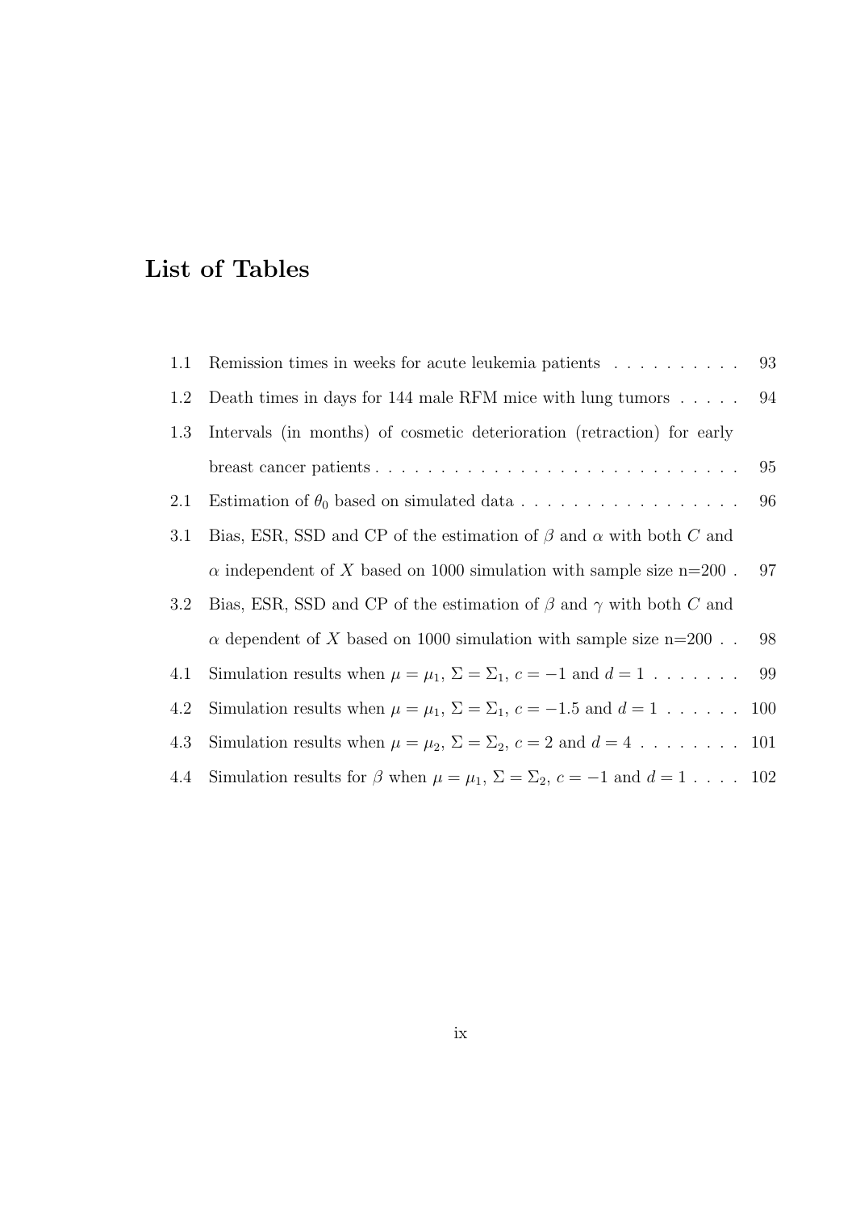# List of Tables

| | | |
|---|---|---|
| 1.1 | Remission times in weeks for acute leukemia patients | 93 |
| 1.2 | Death times in days for 144 male RFM mice with lung tumors | 94 |
| 1.3 | Intervals (in months) of cosmetic deterioration (retraction) for early breast cancer patients | 95 |
| 2.1 | Estimation of $\theta_0$ based on simulated data | 96 |
| 3.1 | Bias, ESR, SSD and CP of the estimation of $\beta$ and $\alpha$ with both $C$ and $\alpha$ independent of $X$ based on 1000 simulation with sample size n=200 | 97 |
| 3.2 | Bias, ESR, SSD and CP of the estimation of $\beta$ and $\gamma$ with both $C$ and $\alpha$ dependent of $X$ based on 1000 simulation with sample size n=200 | 98 |
| 4.1 | Simulation results when $\mu = \mu_1$, $\Sigma = \Sigma_1$, $c = -1$ and $d = 1$ | 99 |
| 4.2 | Simulation results when $\mu = \mu_1$, $\Sigma = \Sigma_1$, $c = -1.5$ and $d = 1$ | 100 |
| 4.3 | Simulation results when $\mu = \mu_2$, $\Sigma = \Sigma_2$, $c = 2$ and $d = 4$ | 101 |
| 4.4 | Simulation results for $\beta$ when $\mu = \mu_1$, $\Sigma = \Sigma_2$, $c = -1$ and $d = 1$ | 102 |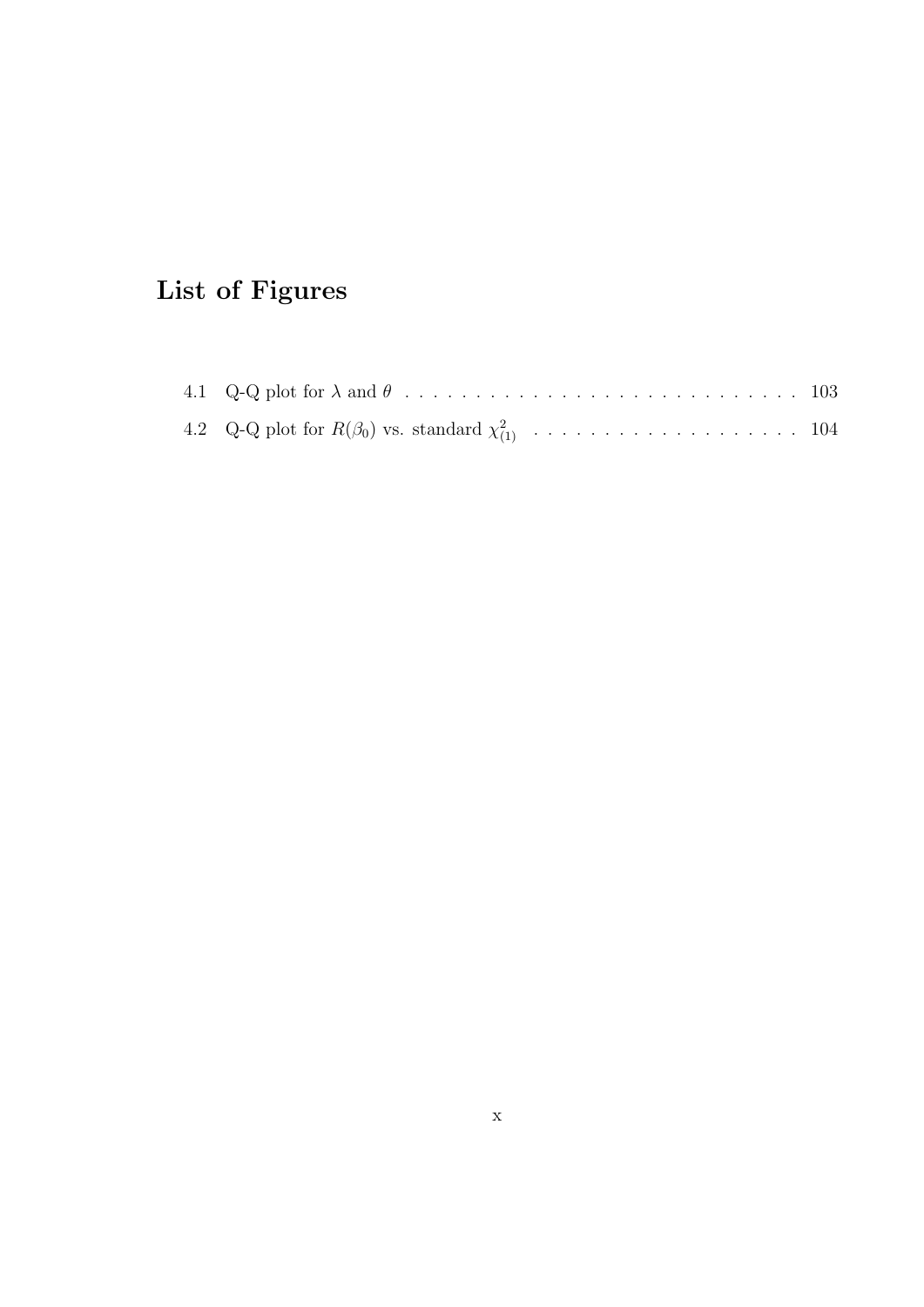# List of Figures

4.1 Q-Q plot for $\lambda$ and $\theta$ . . . . . . . . . . . . . . . . . . . . . . . . . . . . 103

4.2 Q-Q plot for $R(\beta_0)$ vs. standard $\chi^2_{(1)}$ . . . . . . . . . . . . . . . . . . . 104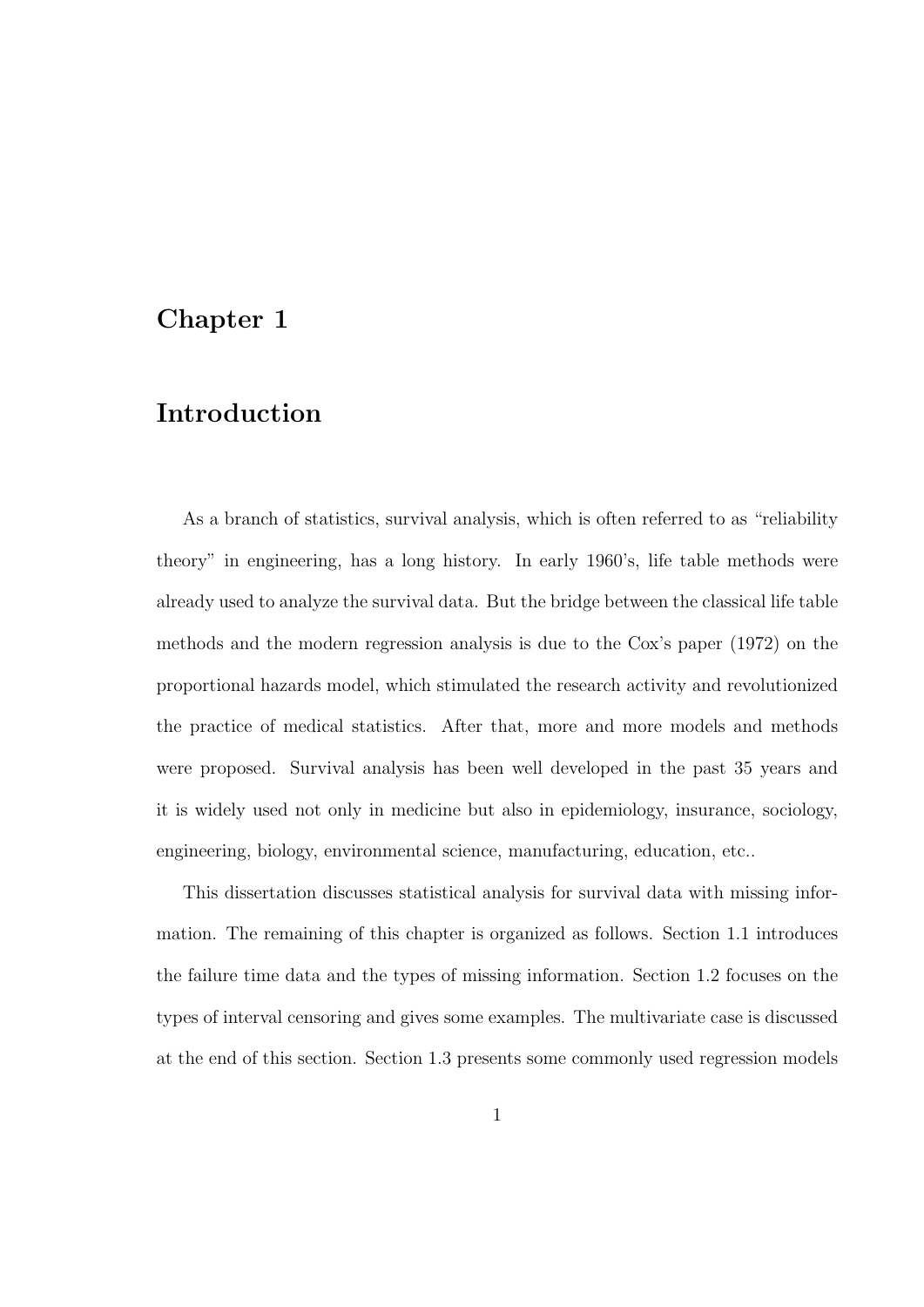# Chapter 1

# Introduction

As a branch of statistics, survival analysis, which is often referred to as "reliability theory" in engineering, has a long history. In early 1960's, life table methods were already used to analyze the survival data. But the bridge between the classical life table methods and the modern regression analysis is due to the Cox's paper (1972) on the proportional hazards model, which stimulated the research activity and revolutionized the practice of medical statistics. After that, more and more models and methods were proposed. Survival analysis has been well developed in the past 35 years and it is widely used not only in medicine but also in epidemiology, insurance, sociology, engineering, biology, environmental science, manufacturing, education, etc..

This dissertation discusses statistical analysis for survival data with missing information. The remaining of this chapter is organized as follows. Section 1.1 introduces the failure time data and the types of missing information. Section 1.2 focuses on the types of interval censoring and gives some examples. The multivariate case is discussed at the end of this section. Section 1.3 presents some commonly used regression models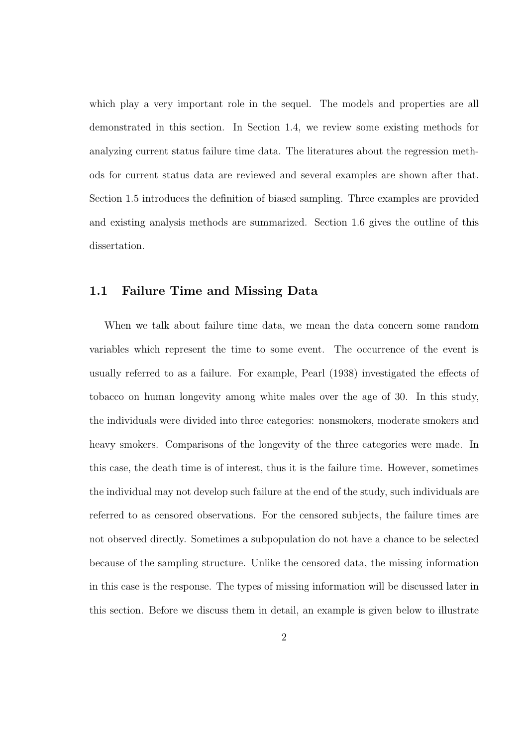which play a very important role in the sequel. The models and properties are all demonstrated in this section. In Section 1.4, we review some existing methods for analyzing current status failure time data. The literatures about the regression methods for current status data are reviewed and several examples are shown after that. Section 1.5 introduces the definition of biased sampling. Three examples are provided and existing analysis methods are summarized. Section 1.6 gives the outline of this dissertation.

## 1.1 Failure Time and Missing Data

When we talk about failure time data, we mean the data concern some random variables which represent the time to some event. The occurrence of the event is usually referred to as a failure. For example, Pearl (1938) investigated the effects of tobacco on human longevity among white males over the age of 30. In this study, the individuals were divided into three categories: nonsmokers, moderate smokers and heavy smokers. Comparisons of the longevity of the three categories were made. In this case, the death time is of interest, thus it is the failure time. However, sometimes the individual may not develop such failure at the end of the study, such individuals are referred to as censored observations. For the censored subjects, the failure times are not observed directly. Sometimes a subpopulation do not have a chance to be selected because of the sampling structure. Unlike the censored data, the missing information in this case is the response. The types of missing information will be discussed later in this section. Before we discuss them in detail, an example is given below to illustrate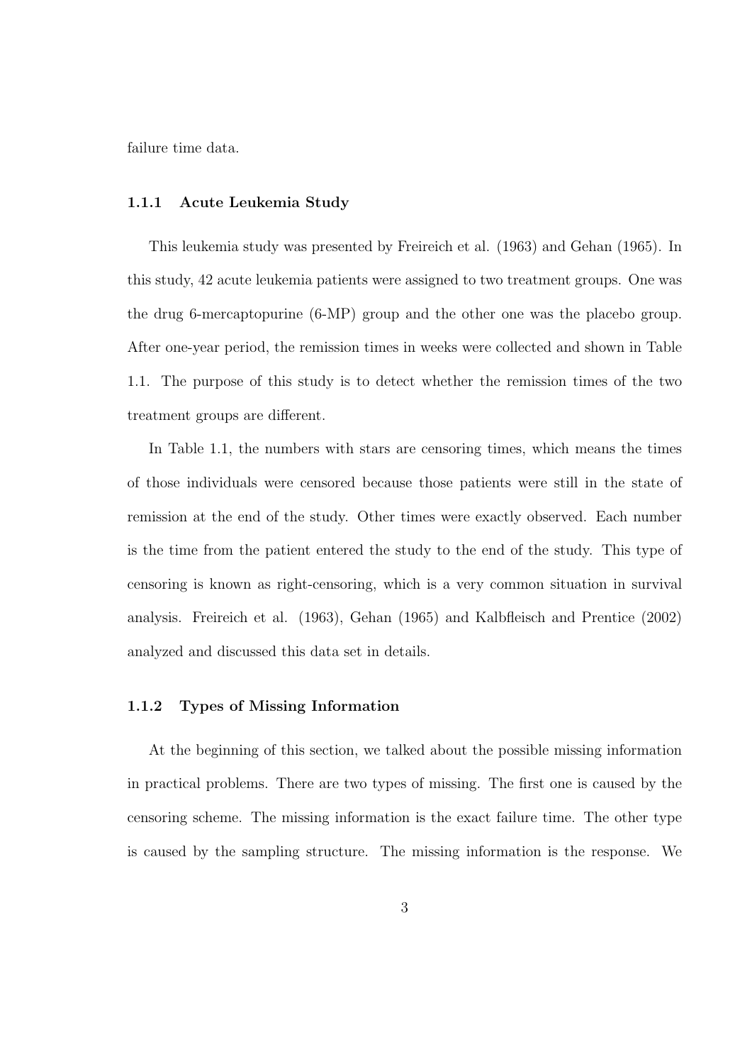failure time data.

### 1.1.1 Acute Leukemia Study

This leukemia study was presented by Freireich et al. (1963) and Gehan (1965). In this study, 42 acute leukemia patients were assigned to two treatment groups. One was the drug 6-mercaptopurine (6-MP) group and the other one was the placebo group. After one-year period, the remission times in weeks were collected and shown in Table 1.1. The purpose of this study is to detect whether the remission times of the two treatment groups are different.

In Table 1.1, the numbers with stars are censoring times, which means the times of those individuals were censored because those patients were still in the state of remission at the end of the study. Other times were exactly observed. Each number is the time from the patient entered the study to the end of the study. This type of censoring is known as right-censoring, which is a very common situation in survival analysis. Freireich et al. (1963), Gehan (1965) and Kalbfleisch and Prentice (2002) analyzed and discussed this data set in details.

### 1.1.2 Types of Missing Information

At the beginning of this section, we talked about the possible missing information in practical problems. There are two types of missing. The first one is caused by the censoring scheme. The missing information is the exact failure time. The other type is caused by the sampling structure. The missing information is the response. We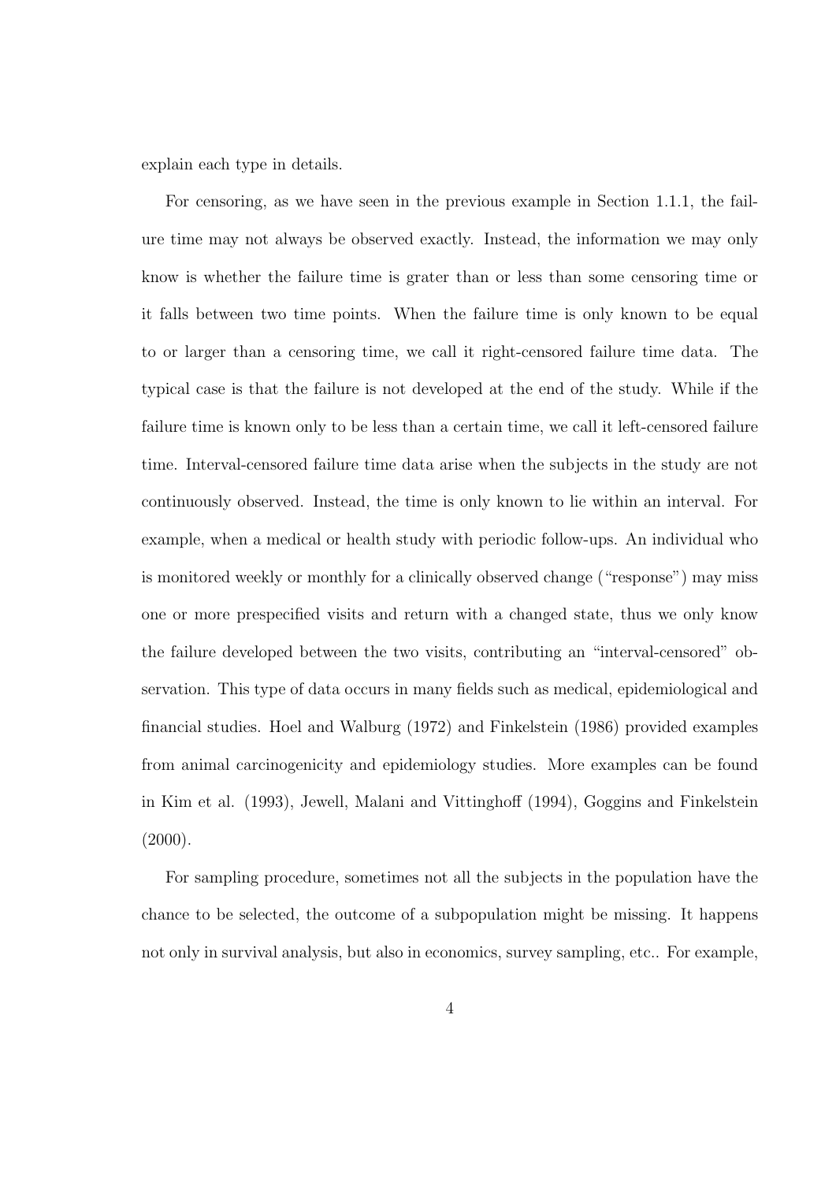explain each type in details.

For censoring, as we have seen in the previous example in Section 1.1.1, the failure time may not always be observed exactly. Instead, the information we may only know is whether the failure time is grater than or less than some censoring time or it falls between two time points. When the failure time is only known to be equal to or larger than a censoring time, we call it right-censored failure time data. The typical case is that the failure is not developed at the end of the study. While if the failure time is known only to be less than a certain time, we call it left-censored failure time. Interval-censored failure time data arise when the subjects in the study are not continuously observed. Instead, the time is only known to lie within an interval. For example, when a medical or health study with periodic follow-ups. An individual who is monitored weekly or monthly for a clinically observed change ("response") may miss one or more prespecified visits and return with a changed state, thus we only know the failure developed between the two visits, contributing an "interval-censored" observation. This type of data occurs in many fields such as medical, epidemiological and financial studies. Hoel and Walburg (1972) and Finkelstein (1986) provided examples from animal carcinogenicity and epidemiology studies. More examples can be found in Kim et al. (1993), Jewell, Malani and Vittinghoff (1994), Goggins and Finkelstein (2000).

For sampling procedure, sometimes not all the subjects in the population have the chance to be selected, the outcome of a subpopulation might be missing. It happens not only in survival analysis, but also in economics, survey sampling, etc.. For example,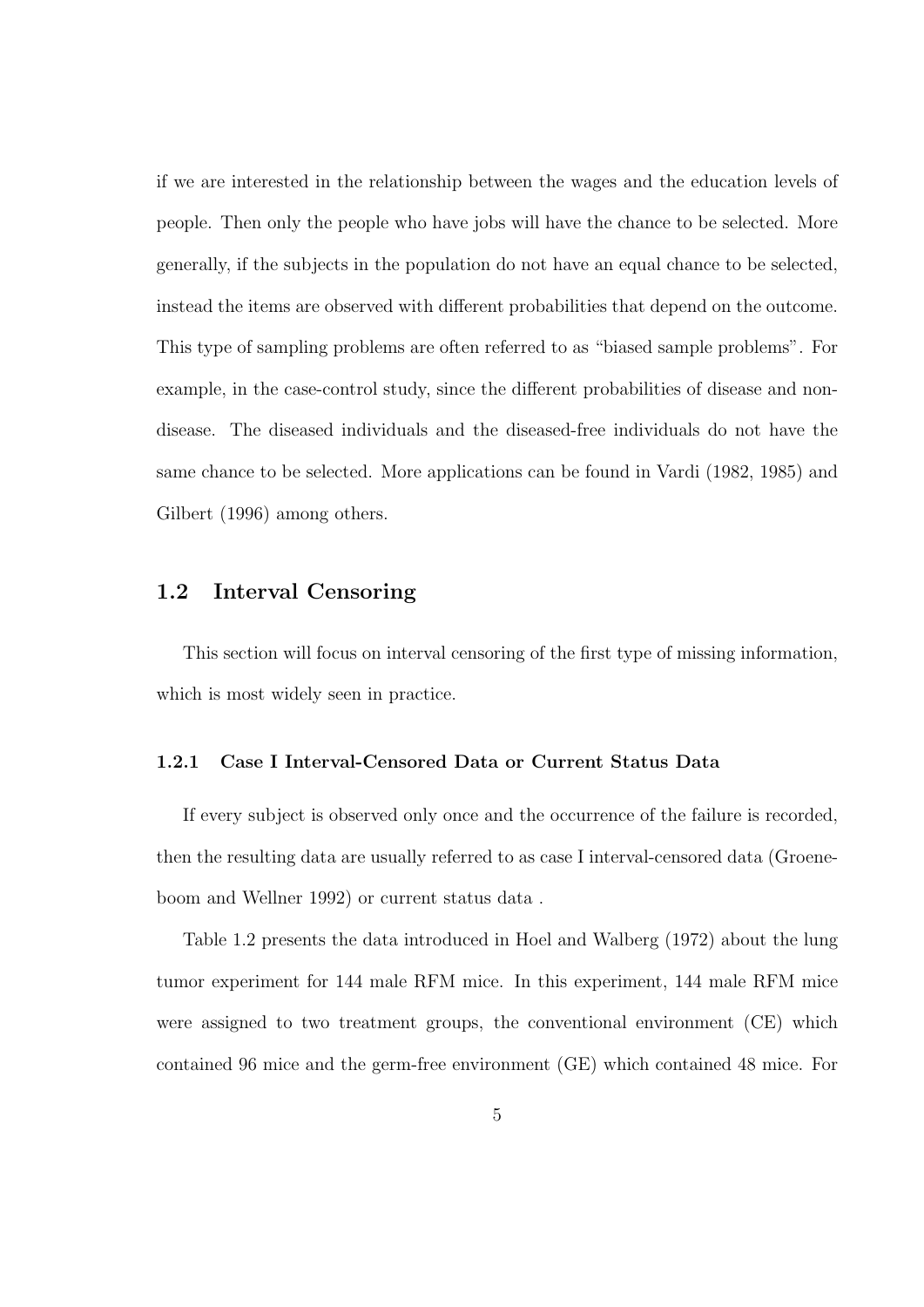if we are interested in the relationship between the wages and the education levels of people. Then only the people who have jobs will have the chance to be selected. More generally, if the subjects in the population do not have an equal chance to be selected, instead the items are observed with different probabilities that depend on the outcome. This type of sampling problems are often referred to as "biased sample problems". For example, in the case-control study, since the different probabilities of disease and non-disease. The diseased individuals and the diseased-free individuals do not have the same chance to be selected. More applications can be found in Vardi (1982, 1985) and Gilbert (1996) among others.

## 1.2 Interval Censoring

This section will focus on interval censoring of the first type of missing information, which is most widely seen in practice.

### 1.2.1 Case I Interval-Censored Data or Current Status Data

If every subject is observed only once and the occurrence of the failure is recorded, then the resulting data are usually referred to as case I interval-censored data (Groeneboom and Wellner 1992) or current status data .

Table 1.2 presents the data introduced in Hoel and Walberg (1972) about the lung tumor experiment for 144 male RFM mice. In this experiment, 144 male RFM mice were assigned to two treatment groups, the conventional environment (CE) which contained 96 mice and the germ-free environment (GE) which contained 48 mice. For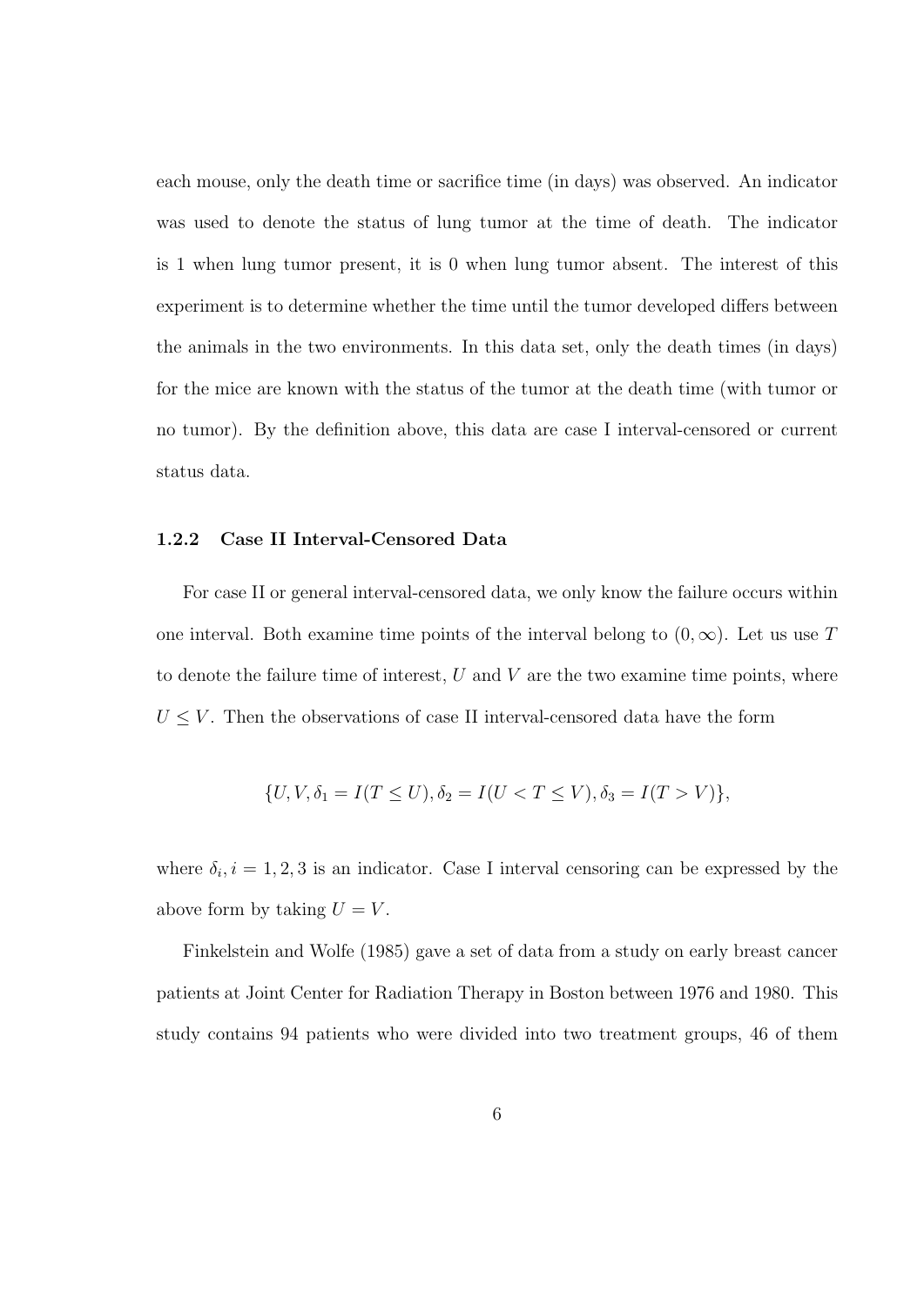each mouse, only the death time or sacrifice time (in days) was observed. An indicator was used to denote the status of lung tumor at the time of death. The indicator is 1 when lung tumor present, it is 0 when lung tumor absent. The interest of this experiment is to determine whether the time until the tumor developed differs between the animals in the two environments. In this data set, only the death times (in days) for the mice are known with the status of the tumor at the death time (with tumor or no tumor). By the definition above, this data are case I interval-censored or current status data.

### 1.2.2 Case II Interval-Censored Data

For case II or general interval-censored data, we only know the failure occurs within one interval. Both examine time points of the interval belong to $(0, \infty)$. Let us use $T$ to denote the failure time of interest, $U$ and $V$ are the two examine time points, where $U \leq V$. Then the observations of case II interval-censored data have the form

$$\{U, V, \delta_1 = I(T \leq U), \delta_2 = I(U < T \leq V), \delta_3 = I(T > V)\},$$

where $\delta_i, i = 1, 2, 3$ is an indicator. Case I interval censoring can be expressed by the above form by taking $U = V$.

Finkelstein and Wolfe (1985) gave a set of data from a study on early breast cancer patients at Joint Center for Radiation Therapy in Boston between 1976 and 1980. This study contains 94 patients who were divided into two treatment groups, 46 of them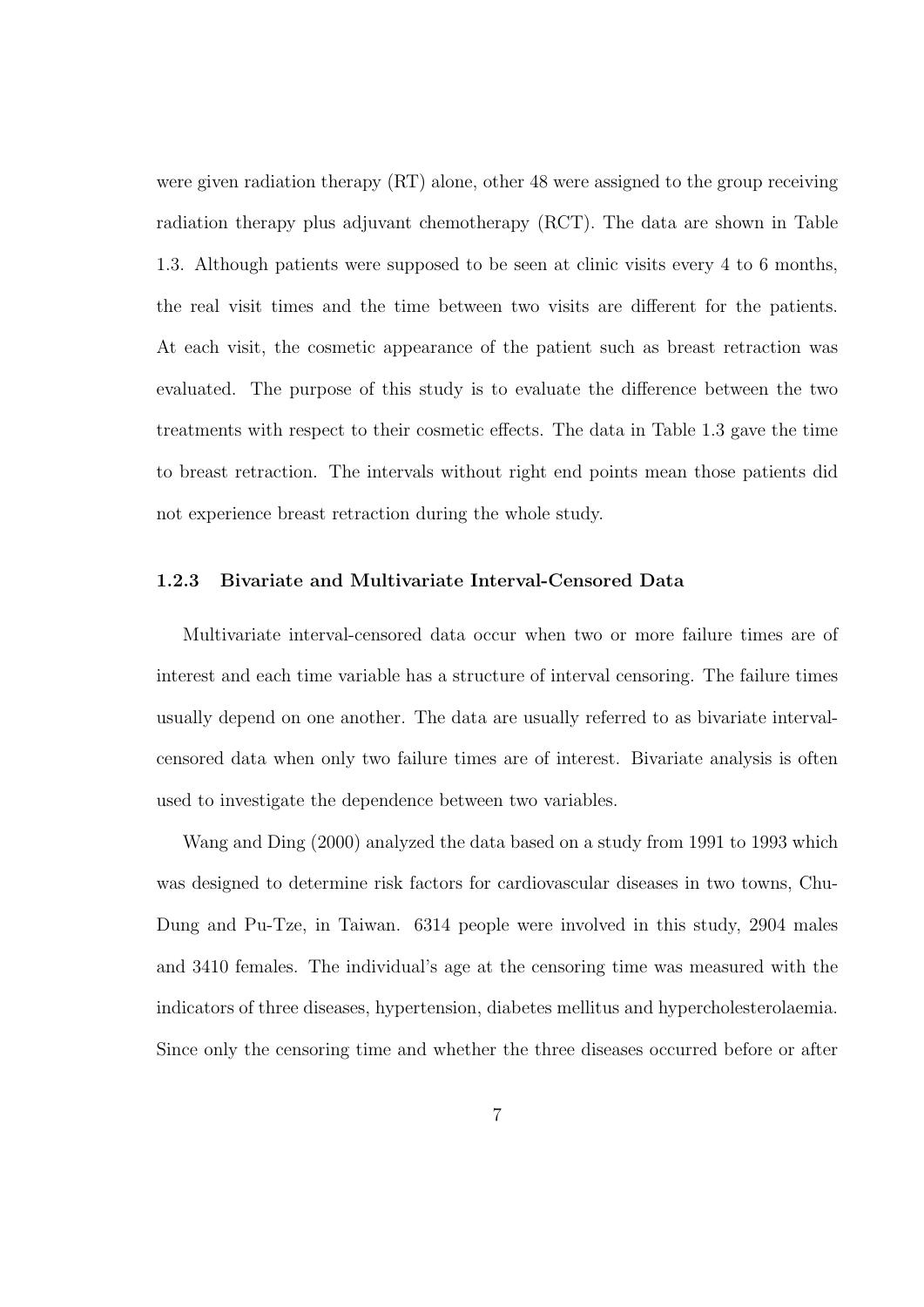were given radiation therapy (RT) alone, other 48 were assigned to the group receiving radiation therapy plus adjuvant chemotherapy (RCT). The data are shown in Table 1.3. Although patients were supposed to be seen at clinic visits every 4 to 6 months, the real visit times and the time between two visits are different for the patients. At each visit, the cosmetic appearance of the patient such as breast retraction was evaluated. The purpose of this study is to evaluate the difference between the two treatments with respect to their cosmetic effects. The data in Table 1.3 gave the time to breast retraction. The intervals without right end points mean those patients did not experience breast retraction during the whole study.

### 1.2.3 Bivariate and Multivariate Interval-Censored Data

Multivariate interval-censored data occur when two or more failure times are of interest and each time variable has a structure of interval censoring. The failure times usually depend on one another. The data are usually referred to as bivariate interval-censored data when only two failure times are of interest. Bivariate analysis is often used to investigate the dependence between two variables.

Wang and Ding (2000) analyzed the data based on a study from 1991 to 1993 which was designed to determine risk factors for cardiovascular diseases in two towns, Chu-Dung and Pu-Tze, in Taiwan. 6314 people were involved in this study, 2904 males and 3410 females. The individual's age at the censoring time was measured with the indicators of three diseases, hypertension, diabetes mellitus and hypercholesterolaemia. Since only the censoring time and whether the three diseases occurred before or after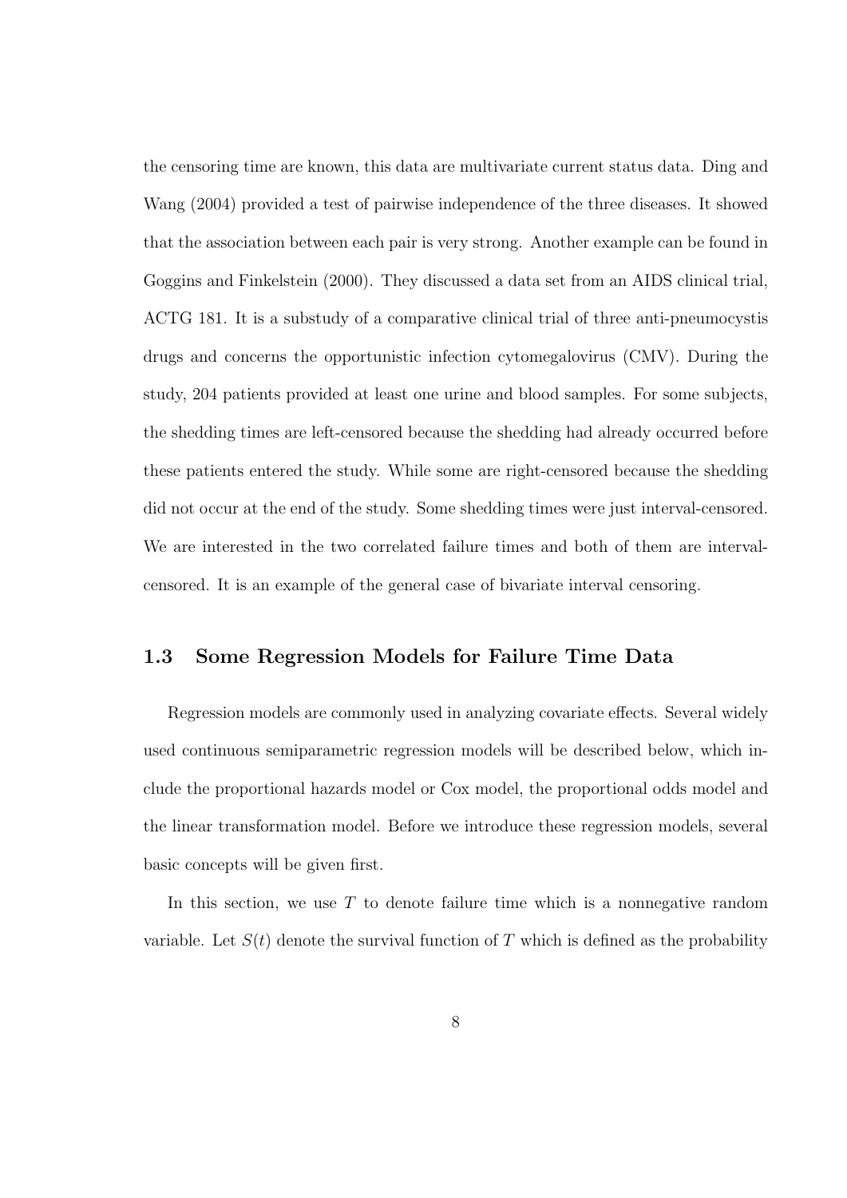the censoring time are known, this data are multivariate current status data. Ding and Wang (2004) provided a test of pairwise independence of the three diseases. It showed that the association between each pair is very strong. Another example can be found in Goggins and Finkelstein (2000). They discussed a data set from an AIDS clinical trial, ACTG 181. It is a substudy of a comparative clinical trial of three anti-pneumocystis drugs and concerns the opportunistic infection cytomegalovirus (CMV). During the study, 204 patients provided at least one urine and blood samples. For some subjects, the shedding times are left-censored because the shedding had already occurred before these patients entered the study. While some are right-censored because the shedding did not occur at the end of the study. Some shedding times were just interval-censored. We are interested in the two correlated failure times and both of them are interval-censored. It is an example of the general case of bivariate interval censoring.

## 1.3 Some Regression Models for Failure Time Data

Regression models are commonly used in analyzing covariate effects. Several widely used continuous semiparametric regression models will be described below, which include the proportional hazards model or Cox model, the proportional odds model and the linear transformation model. Before we introduce these regression models, several basic concepts will be given first.

In this section, we use $T$ to denote failure time which is a nonnegative random variable. Let $S(t)$ denote the survival function of $T$ which is defined as the probability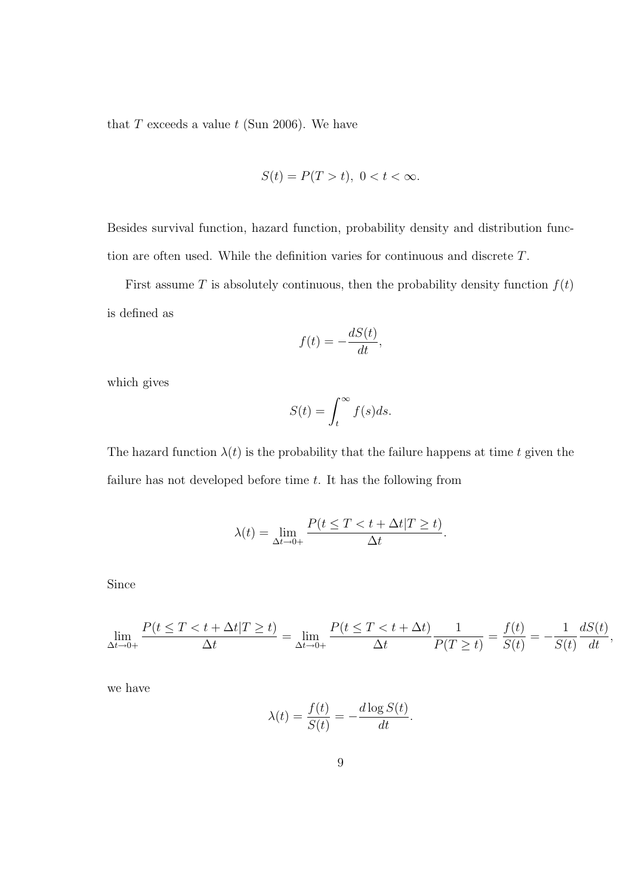that $T$ exceeds a value $t$ (Sun 2006). We have

$$S(t) = P(T > t),\ 0 < t < \infty.$$

Besides survival function, hazard function, probability density and distribution function are often used. While the definition varies for continuous and discrete $T$.

First assume $T$ is absolutely continuous, then the probability density function $f(t)$ is defined as

$$f(t) = -\frac{dS(t)}{dt},$$

which gives

$$S(t) = \int_t^\infty f(s)ds.$$

The hazard function $\lambda(t)$ is the probability that the failure happens at time $t$ given the failure has not developed before time $t$. It has the following from

$$\lambda(t) = \lim_{\Delta t \to 0+} \frac{P(t \leq T < t + \Delta t | T \geq t)}{\Delta t}.$$

Since

$$\lim_{\Delta t \to 0+} \frac{P(t \leq T < t + \Delta t | T \geq t)}{\Delta t} = \lim_{\Delta t \to 0+} \frac{P(t \leq T < t + \Delta t)}{\Delta t} \frac{1}{P(T \geq t)} = \frac{f(t)}{S(t)} = -\frac{1}{S(t)} \frac{dS(t)}{dt},$$

we have

$$\lambda(t) = \frac{f(t)}{S(t)} = -\frac{d \log S(t)}{dt}.$$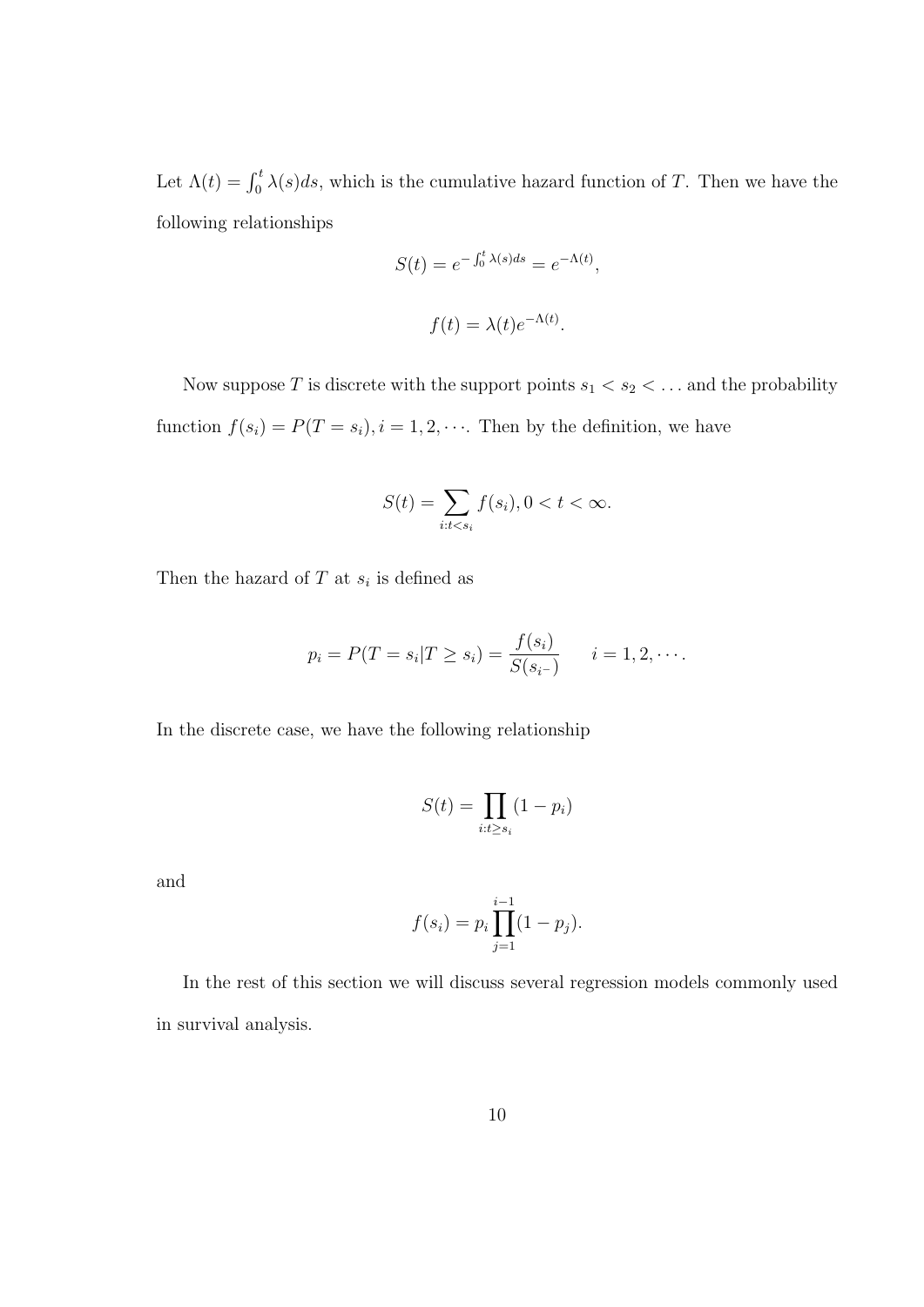Let $\Lambda(t) = \int_0^t \lambda(s)ds$, which is the cumulative hazard function of $T$. Then we have the following relationships

$$S(t) = e^{-\int_0^t \lambda(s)ds} = e^{-\Lambda(t)},$$

$$f(t) = \lambda(t)e^{-\Lambda(t)}.$$

Now suppose $T$ is discrete with the support points $s_1 < s_2 < \ldots$ and the probability function $f(s_i) = P(T = s_i), i = 1, 2, \cdots$. Then by the definition, we have

$$S(t) = \sum_{i:t<s_i} f(s_i), 0 < t < \infty.$$

Then the hazard of $T$ at $s_i$ is defined as

$$p_i = P(T = s_i | T \geq s_i) = \frac{f(s_i)}{S(s_{i^-})} \qquad i = 1, 2, \cdots.$$

In the discrete case, we have the following relationship

$$S(t) = \prod_{i:t \geq s_i} (1 - p_i)$$

and

$$f(s_i) = p_i \prod_{j=1}^{i-1} (1 - p_j).$$

In the rest of this section we will discuss several regression models commonly used in survival analysis.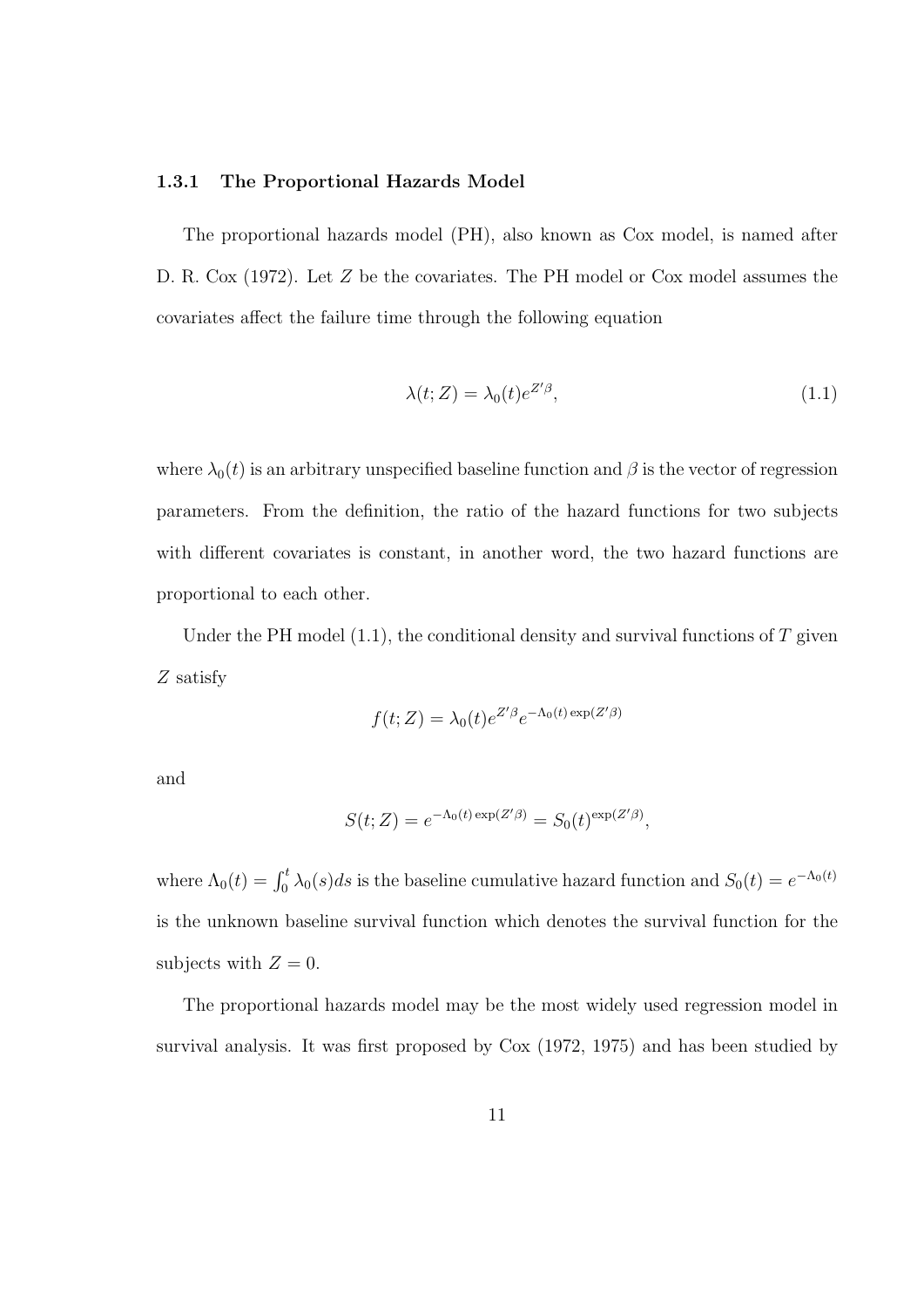### 1.3.1 The Proportional Hazards Model

The proportional hazards model (PH), also known as Cox model, is named after D. R. Cox (1972). Let $Z$ be the covariates. The PH model or Cox model assumes the covariates affect the failure time through the following equation

$$\lambda(t; Z) = \lambda_0(t) e^{Z'\beta}, \tag{1.1}$$

where $\lambda_0(t)$ is an arbitrary unspecified baseline function and $\beta$ is the vector of regression parameters. From the definition, the ratio of the hazard functions for two subjects with different covariates is constant, in another word, the two hazard functions are proportional to each other.

Under the PH model (1.1), the conditional density and survival functions of $T$ given $Z$ satisfy

$$f(t; Z) = \lambda_0(t) e^{Z'\beta} e^{-\Lambda_0(t)\exp(Z'\beta)}$$

and

$$S(t; Z) = e^{-\Lambda_0(t)\exp(Z'\beta)} = S_0(t)^{\exp(Z'\beta)},$$

where $\Lambda_0(t) = \int_0^t \lambda_0(s) ds$ is the baseline cumulative hazard function and $S_0(t) = e^{-\Lambda_0(t)}$ is the unknown baseline survival function which denotes the survival function for the subjects with $Z = 0$.

The proportional hazards model may be the most widely used regression model in survival analysis. It was first proposed by Cox (1972, 1975) and has been studied by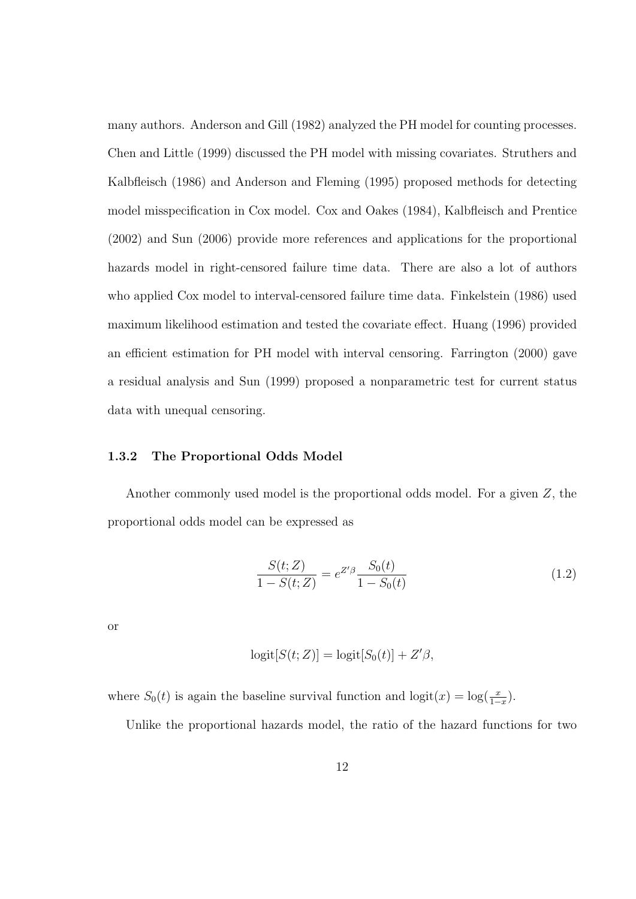many authors. Anderson and Gill (1982) analyzed the PH model for counting processes. Chen and Little (1999) discussed the PH model with missing covariates. Struthers and Kalbfleisch (1986) and Anderson and Fleming (1995) proposed methods for detecting model misspecification in Cox model. Cox and Oakes (1984), Kalbfleisch and Prentice (2002) and Sun (2006) provide more references and applications for the proportional hazards model in right-censored failure time data. There are also a lot of authors who applied Cox model to interval-censored failure time data. Finkelstein (1986) used maximum likelihood estimation and tested the covariate effect. Huang (1996) provided an efficient estimation for PH model with interval censoring. Farrington (2000) gave a residual analysis and Sun (1999) proposed a nonparametric test for current status data with unequal censoring.

### 1.3.2 The Proportional Odds Model

Another commonly used model is the proportional odds model. For a given $Z$, the proportional odds model can be expressed as

$$\frac{S(t;Z)}{1-S(t;Z)} = e^{Z'\beta}\frac{S_0(t)}{1-S_0(t)} \tag{1.2}$$

or

$$\text{logit}[S(t;Z)] = \text{logit}[S_0(t)] + Z'\beta,$$

where $S_0(t)$ is again the baseline survival function and $\text{logit}(x) = \log(\frac{x}{1-x})$.

Unlike the proportional hazards model, the ratio of the hazard functions for two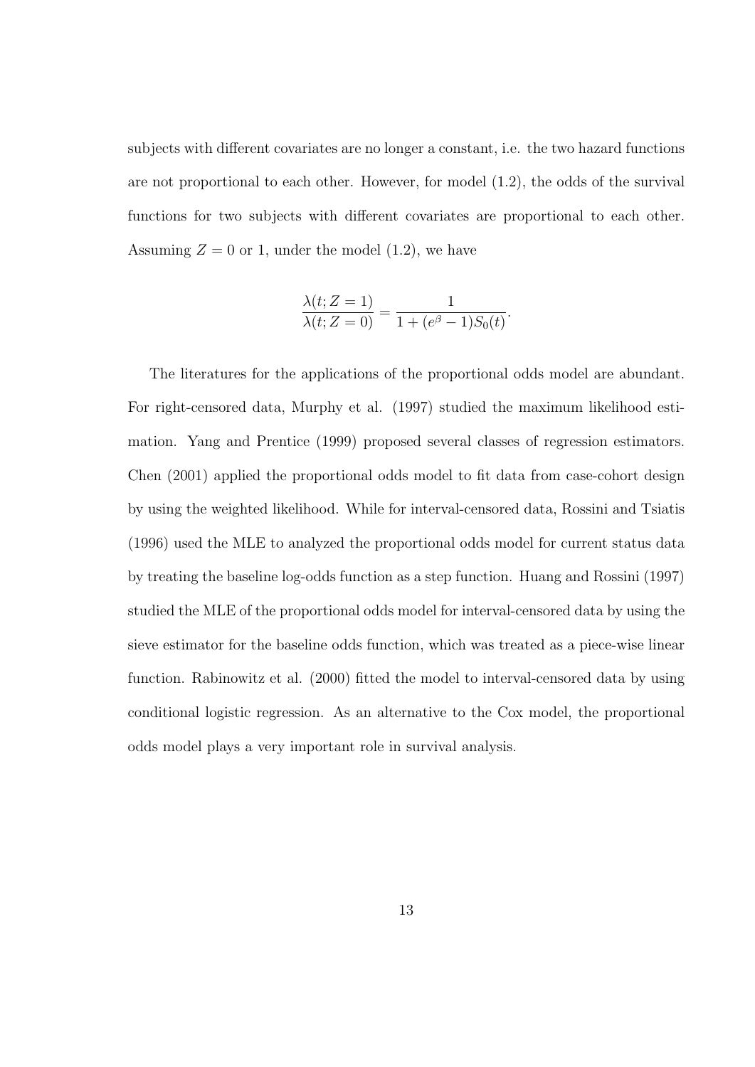subjects with different covariates are no longer a constant, i.e. the two hazard functions are not proportional to each other. However, for model (1.2), the odds of the survival functions for two subjects with different covariates are proportional to each other. Assuming $Z = 0$ or 1, under the model (1.2), we have

$$\frac{\lambda(t; Z = 1)}{\lambda(t; Z = 0)} = \frac{1}{1 + (e^{\beta} - 1)S_0(t)}.$$

The literatures for the applications of the proportional odds model are abundant. For right-censored data, Murphy et al. (1997) studied the maximum likelihood estimation. Yang and Prentice (1999) proposed several classes of regression estimators. Chen (2001) applied the proportional odds model to fit data from case-cohort design by using the weighted likelihood. While for interval-censored data, Rossini and Tsiatis (1996) used the MLE to analyzed the proportional odds model for current status data by treating the baseline log-odds function as a step function. Huang and Rossini (1997) studied the MLE of the proportional odds model for interval-censored data by using the sieve estimator for the baseline odds function, which was treated as a piece-wise linear function. Rabinowitz et al. (2000) fitted the model to interval-censored data by using conditional logistic regression. As an alternative to the Cox model, the proportional odds model plays a very important role in survival analysis.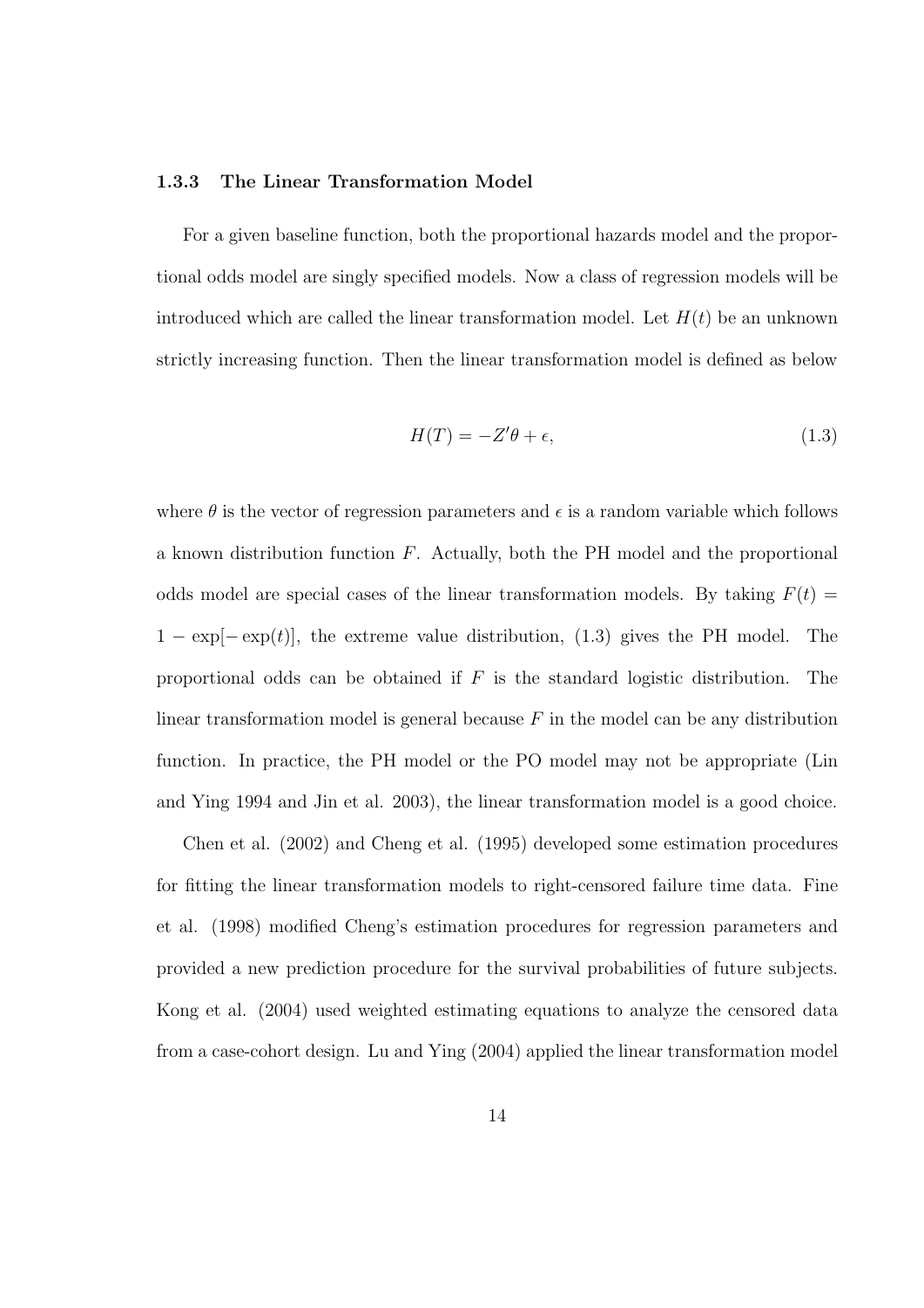### 1.3.3 The Linear Transformation Model

For a given baseline function, both the proportional hazards model and the proportional odds model are singly specified models. Now a class of regression models will be introduced which are called the linear transformation model. Let $H(t)$ be an unknown strictly increasing function. Then the linear transformation model is defined as below

$$H(T) = -Z'\theta + \epsilon, \tag{1.3}$$

where $\theta$ is the vector of regression parameters and $\epsilon$ is a random variable which follows a known distribution function $F$. Actually, both the PH model and the proportional odds model are special cases of the linear transformation models. By taking $F(t) = 1 - \exp[-\exp(t)]$, the extreme value distribution, (1.3) gives the PH model. The proportional odds can be obtained if $F$ is the standard logistic distribution. The linear transformation model is general because $F$ in the model can be any distribution function. In practice, the PH model or the PO model may not be appropriate (Lin and Ying 1994 and Jin et al. 2003), the linear transformation model is a good choice.

Chen et al. (2002) and Cheng et al. (1995) developed some estimation procedures for fitting the linear transformation models to right-censored failure time data. Fine et al. (1998) modified Cheng's estimation procedures for regression parameters and provided a new prediction procedure for the survival probabilities of future subjects. Kong et al. (2004) used weighted estimating equations to analyze the censored data from a case-cohort design. Lu and Ying (2004) applied the linear transformation model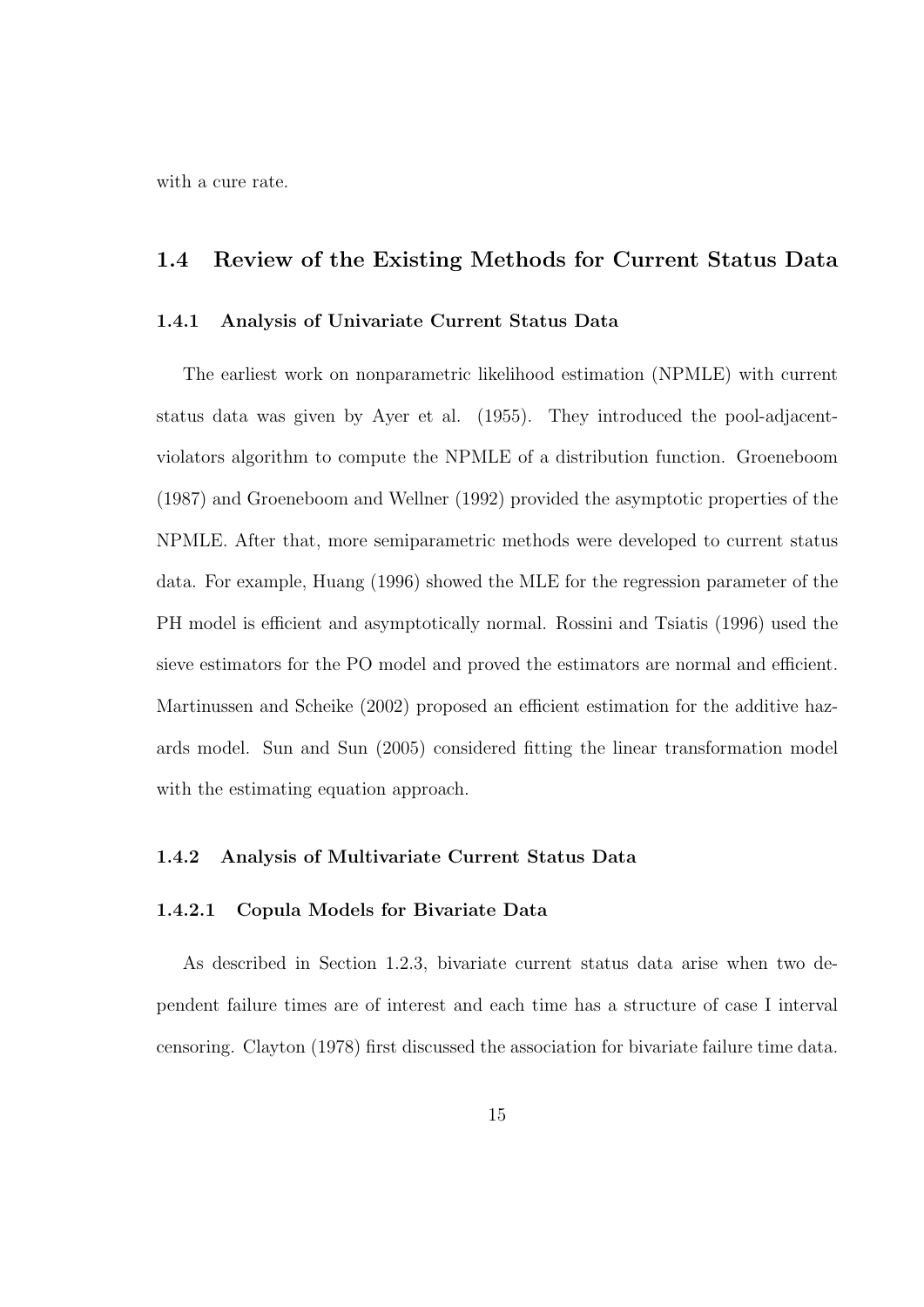with a cure rate.

## 1.4 Review of the Existing Methods for Current Status Data

### 1.4.1 Analysis of Univariate Current Status Data

The earliest work on nonparametric likelihood estimation (NPMLE) with current status data was given by Ayer et al. (1955). They introduced the pool-adjacent-violators algorithm to compute the NPMLE of a distribution function. Groeneboom (1987) and Groeneboom and Wellner (1992) provided the asymptotic properties of the NPMLE. After that, more semiparametric methods were developed to current status data. For example, Huang (1996) showed the MLE for the regression parameter of the PH model is efficient and asymptotically normal. Rossini and Tsiatis (1996) used the sieve estimators for the PO model and proved the estimators are normal and efficient. Martinussen and Scheike (2002) proposed an efficient estimation for the additive hazards model. Sun and Sun (2005) considered fitting the linear transformation model with the estimating equation approach.

### 1.4.2 Analysis of Multivariate Current Status Data

#### 1.4.2.1 Copula Models for Bivariate Data

As described in Section 1.2.3, bivariate current status data arise when two dependent failure times are of interest and each time has a structure of case I interval censoring. Clayton (1978) first discussed the association for bivariate failure time data.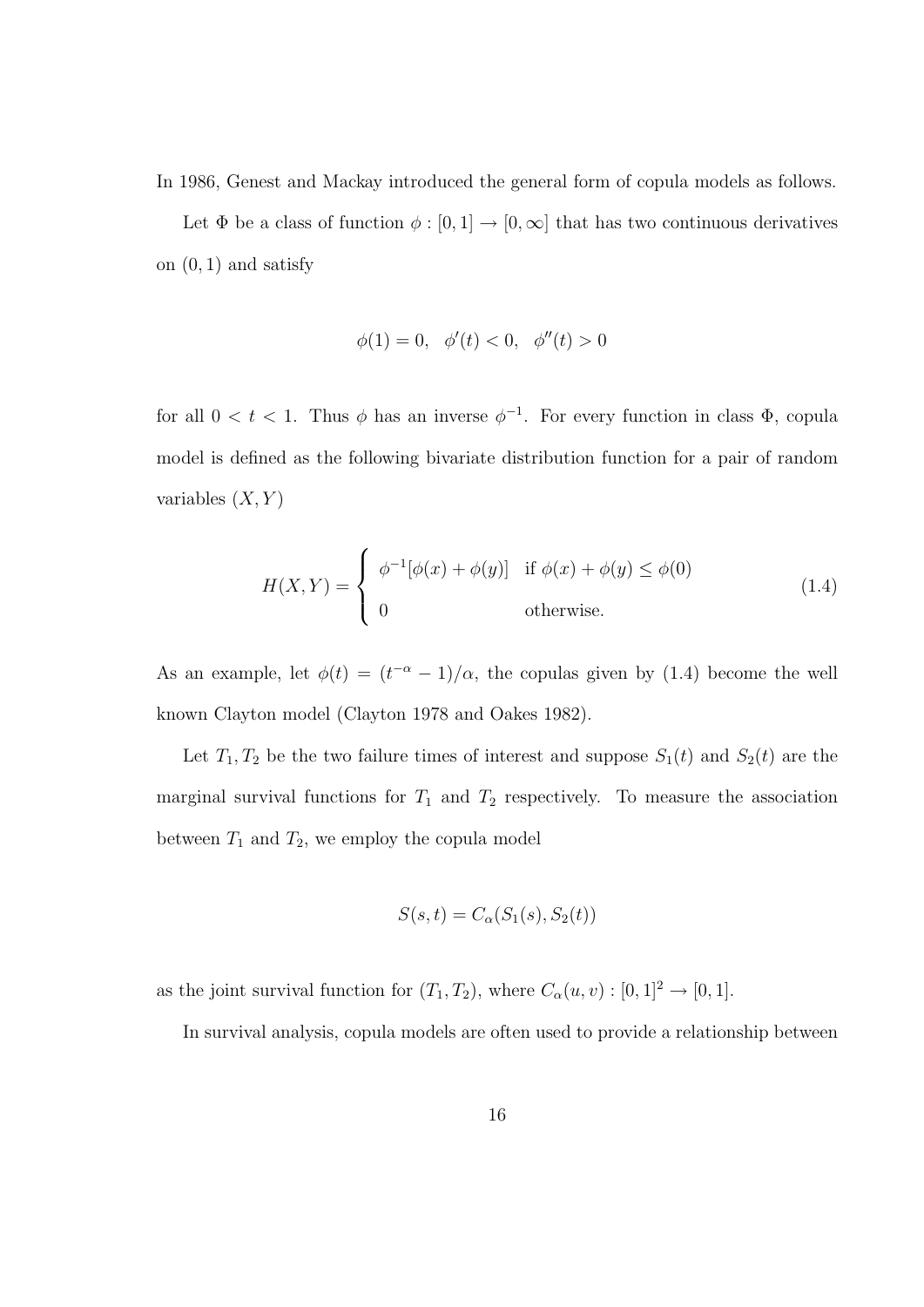In 1986, Genest and Mackay introduced the general form of copula models as follows.

Let $\Phi$ be a class of function $\phi : [0,1] \rightarrow [0,\infty]$ that has two continuous derivatives on $(0,1)$ and satisfy

$$\phi(1) = 0, \quad \phi'(t) < 0, \quad \phi''(t) > 0$$

for all $0 < t < 1$. Thus $\phi$ has an inverse $\phi^{-1}$. For every function in class $\Phi$, copula model is defined as the following bivariate distribution function for a pair of random variables $(X, Y)$

$$H(X,Y) = \begin{cases} \phi^{-1}[\phi(x) + \phi(y)] & \text{if } \phi(x) + \phi(y) \leq \phi(0) \\ 0 & \text{otherwise.} \end{cases} \tag{1.4}$$

As an example, let $\phi(t) = (t^{-\alpha} - 1)/\alpha$, the copulas given by (1.4) become the well known Clayton model (Clayton 1978 and Oakes 1982).

Let $T_1, T_2$ be the two failure times of interest and suppose $S_1(t)$ and $S_2(t)$ are the marginal survival functions for $T_1$ and $T_2$ respectively. To measure the association between $T_1$ and $T_2$, we employ the copula model

$$S(s,t) = C_\alpha(S_1(s), S_2(t))$$

as the joint survival function for $(T_1, T_2)$, where $C_\alpha(u,v) : [0,1]^2 \rightarrow [0,1]$.

In survival analysis, copula models are often used to provide a relationship between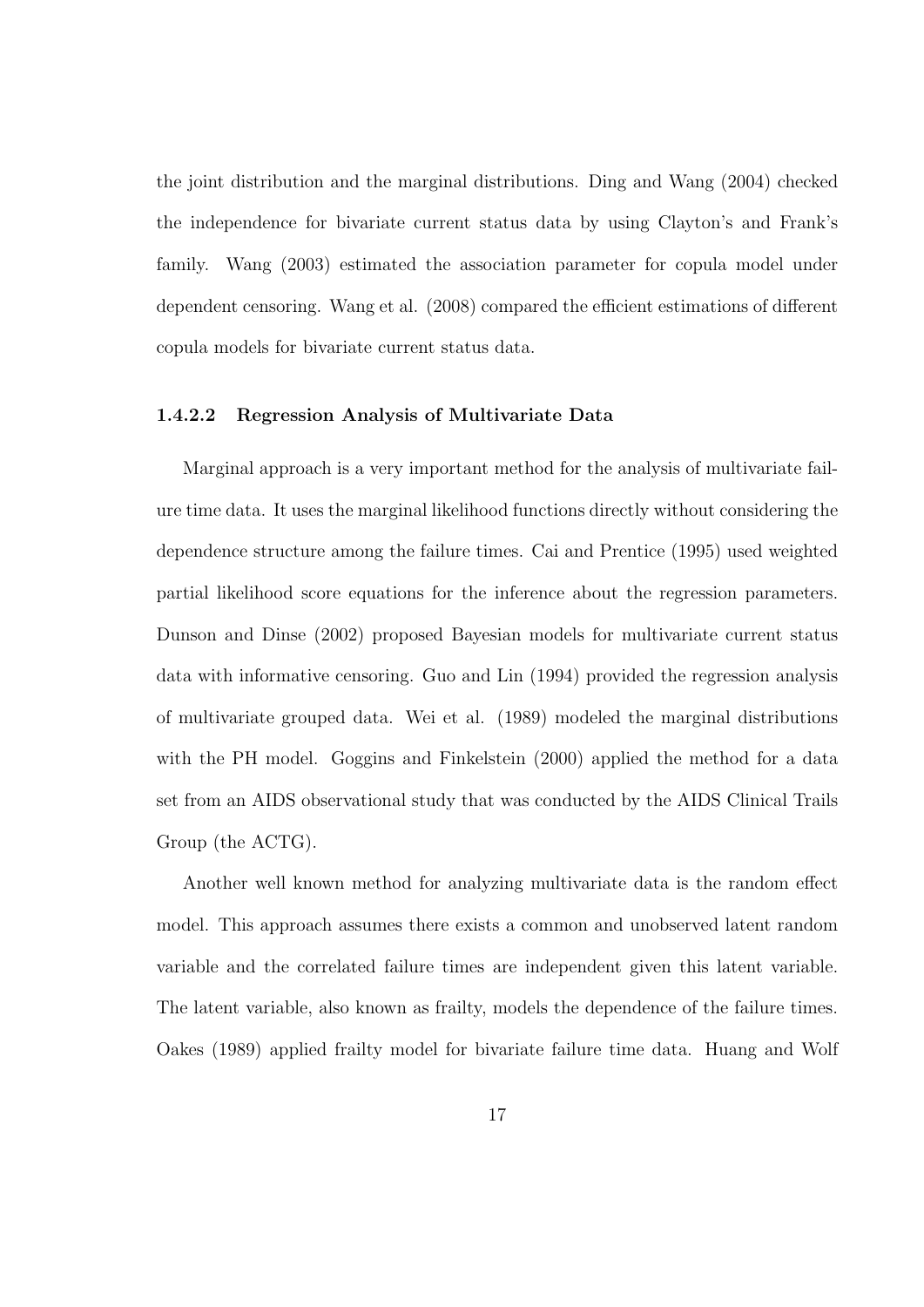the joint distribution and the marginal distributions. Ding and Wang (2004) checked the independence for bivariate current status data by using Clayton's and Frank's family. Wang (2003) estimated the association parameter for copula model under dependent censoring. Wang et al. (2008) compared the efficient estimations of different copula models for bivariate current status data.

#### 1.4.2.2 Regression Analysis of Multivariate Data

Marginal approach is a very important method for the analysis of multivariate failure time data. It uses the marginal likelihood functions directly without considering the dependence structure among the failure times. Cai and Prentice (1995) used weighted partial likelihood score equations for the inference about the regression parameters. Dunson and Dinse (2002) proposed Bayesian models for multivariate current status data with informative censoring. Guo and Lin (1994) provided the regression analysis of multivariate grouped data. Wei et al. (1989) modeled the marginal distributions with the PH model. Goggins and Finkelstein (2000) applied the method for a data set from an AIDS observational study that was conducted by the AIDS Clinical Trails Group (the ACTG).

Another well known method for analyzing multivariate data is the random effect model. This approach assumes there exists a common and unobserved latent random variable and the correlated failure times are independent given this latent variable. The latent variable, also known as frailty, models the dependence of the failure times. Oakes (1989) applied frailty model for bivariate failure time data. Huang and Wolf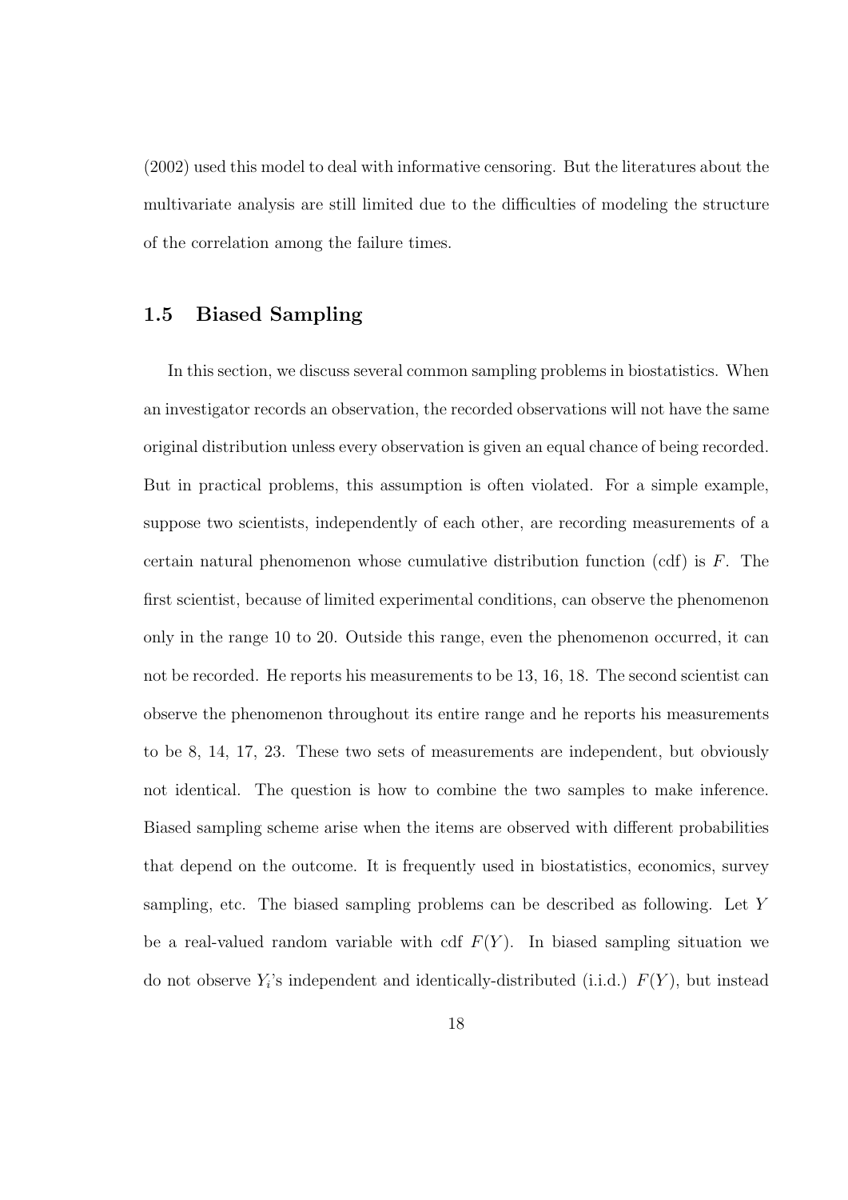(2002) used this model to deal with informative censoring. But the literatures about the multivariate analysis are still limited due to the difficulties of modeling the structure of the correlation among the failure times.

## 1.5 Biased Sampling

In this section, we discuss several common sampling problems in biostatistics. When an investigator records an observation, the recorded observations will not have the same original distribution unless every observation is given an equal chance of being recorded. But in practical problems, this assumption is often violated. For a simple example, suppose two scientists, independently of each other, are recording measurements of a certain natural phenomenon whose cumulative distribution function (cdf) is $F$. The first scientist, because of limited experimental conditions, can observe the phenomenon only in the range 10 to 20. Outside this range, even the phenomenon occurred, it can not be recorded. He reports his measurements to be 13, 16, 18. The second scientist can observe the phenomenon throughout its entire range and he reports his measurements to be 8, 14, 17, 23. These two sets of measurements are independent, but obviously not identical. The question is how to combine the two samples to make inference. Biased sampling scheme arise when the items are observed with different probabilities that depend on the outcome. It is frequently used in biostatistics, economics, survey sampling, etc. The biased sampling problems can be described as following. Let $Y$ be a real-valued random variable with cdf $F(Y)$. In biased sampling situation we do not observe $Y_i$'s independent and identically-distributed (i.i.d.) $F(Y)$, but instead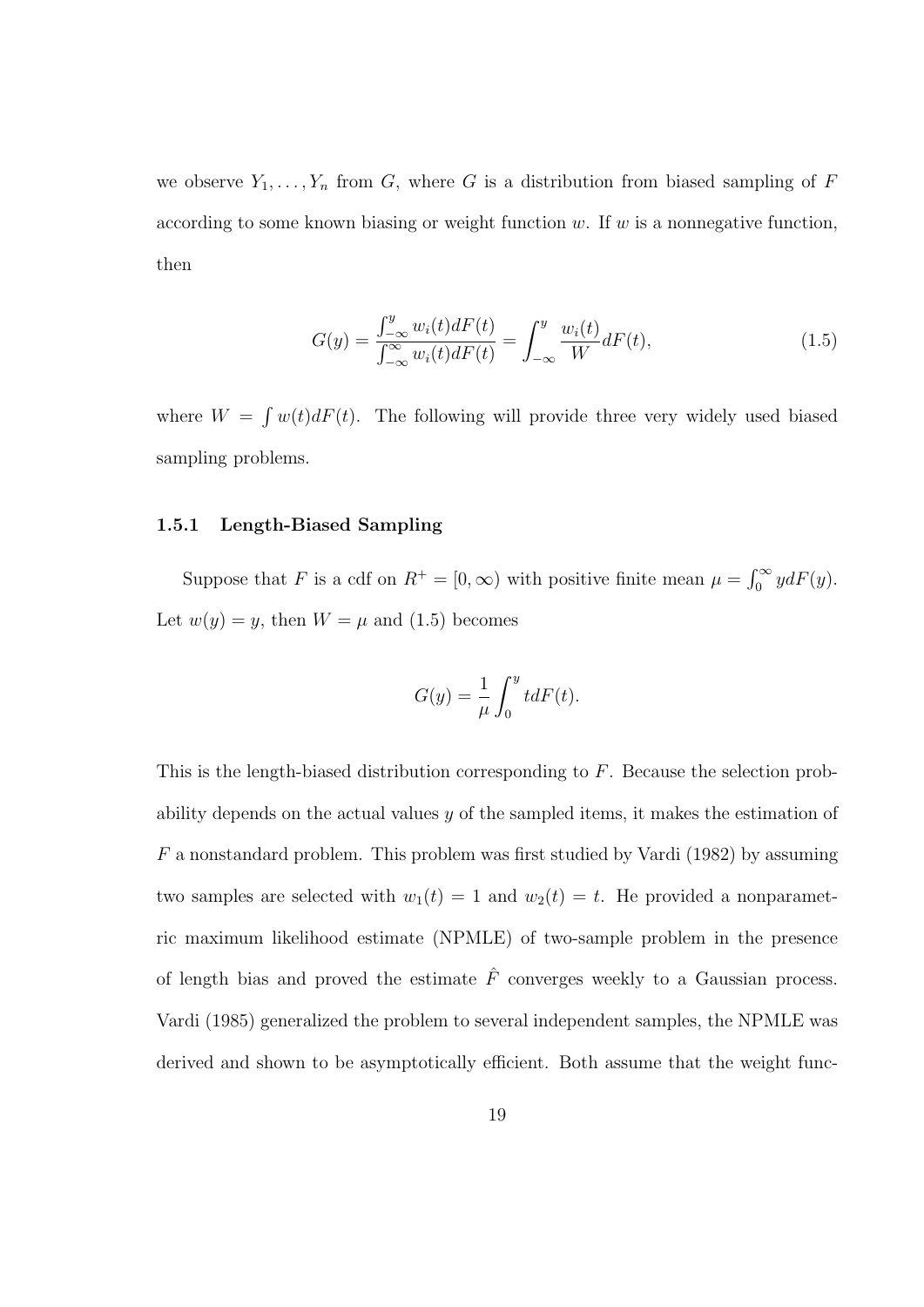we observe $Y_1, \ldots, Y_n$ from $G$, where $G$ is a distribution from biased sampling of $F$ according to some known biasing or weight function $w$. If $w$ is a nonnegative function, then

$$G(y) = \frac{\int_{-\infty}^{y} w_i(t)dF(t)}{\int_{-\infty}^{\infty} w_i(t)dF(t)} = \int_{-\infty}^{y} \frac{w_i(t)}{W} dF(t), \tag{1.5}$$

where $W = \int w(t)dF(t)$. The following will provide three very widely used biased sampling problems.

### 1.5.1 Length-Biased Sampling

Suppose that $F$ is a cdf on $R^+ = [0, \infty)$ with positive finite mean $\mu = \int_0^\infty y dF(y)$. Let $w(y) = y$, then $W = \mu$ and (1.5) becomes

$$G(y) = \frac{1}{\mu} \int_0^y t dF(t).$$

This is the length-biased distribution corresponding to $F$. Because the selection probability depends on the actual values $y$ of the sampled items, it makes the estimation of $F$ a nonstandard problem. This problem was first studied by Vardi (1982) by assuming two samples are selected with $w_1(t) = 1$ and $w_2(t) = t$. He provided a nonparametric maximum likelihood estimate (NPMLE) of two-sample problem in the presence of length bias and proved the estimate $\hat{F}$ converges weekly to a Gaussian process. Vardi (1985) generalized the problem to several independent samples, the NPMLE was derived and shown to be asymptotically efficient. Both assume that the weight func-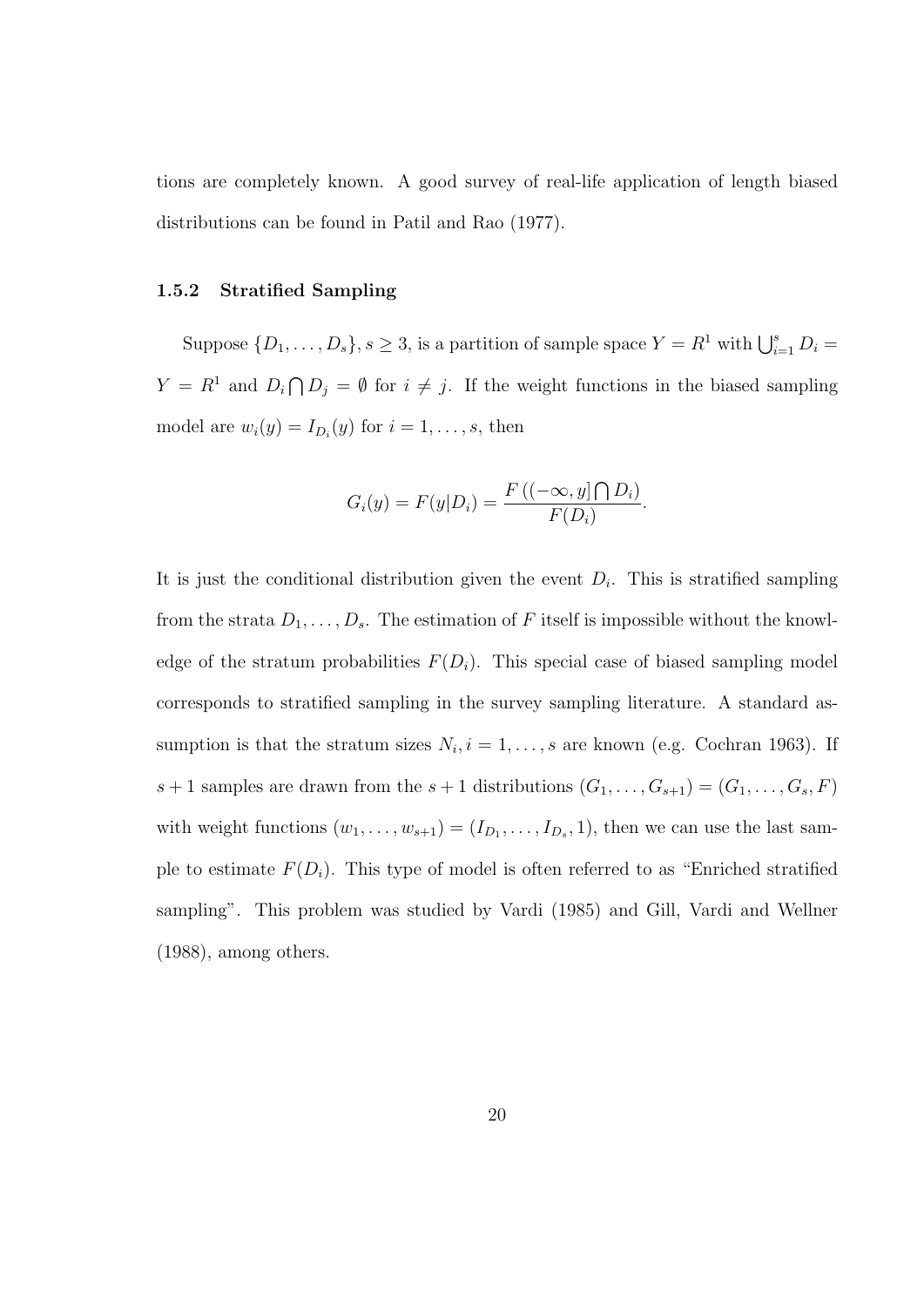tions are completely known. A good survey of real-life application of length biased distributions can be found in Patil and Rao (1977).

### 1.5.2 Stratified Sampling

Suppose $\{D_1, \ldots, D_s\}$, $s \geq 3$, is a partition of sample space $Y = R^1$ with $\bigcup_{i=1}^{s} D_i = Y = R^1$ and $D_i \bigcap D_j = \emptyset$ for $i \neq j$. If the weight functions in the biased sampling model are $w_i(y) = I_{D_i}(y)$ for $i = 1, \ldots, s$, then

$$G_i(y) = F(y|D_i) = \frac{F\left((-\infty, y] \bigcap D_i\right)}{F(D_i)}.$$

It is just the conditional distribution given the event $D_i$. This is stratified sampling from the strata $D_1, \ldots, D_s$. The estimation of $F$ itself is impossible without the knowledge of the stratum probabilities $F(D_i)$. This special case of biased sampling model corresponds to stratified sampling in the survey sampling literature. A standard assumption is that the stratum sizes $N_i, i = 1, \ldots, s$ are known (e.g. Cochran 1963). If $s+1$ samples are drawn from the $s+1$ distributions $(G_1, \ldots, G_{s+1}) = (G_1, \ldots, G_s, F)$ with weight functions $(w_1, \ldots, w_{s+1}) = (I_{D_1}, \ldots, I_{D_s}, 1)$, then we can use the last sample to estimate $F(D_i)$. This type of model is often referred to as "Enriched stratified sampling". This problem was studied by Vardi (1985) and Gill, Vardi and Wellner (1988), among others.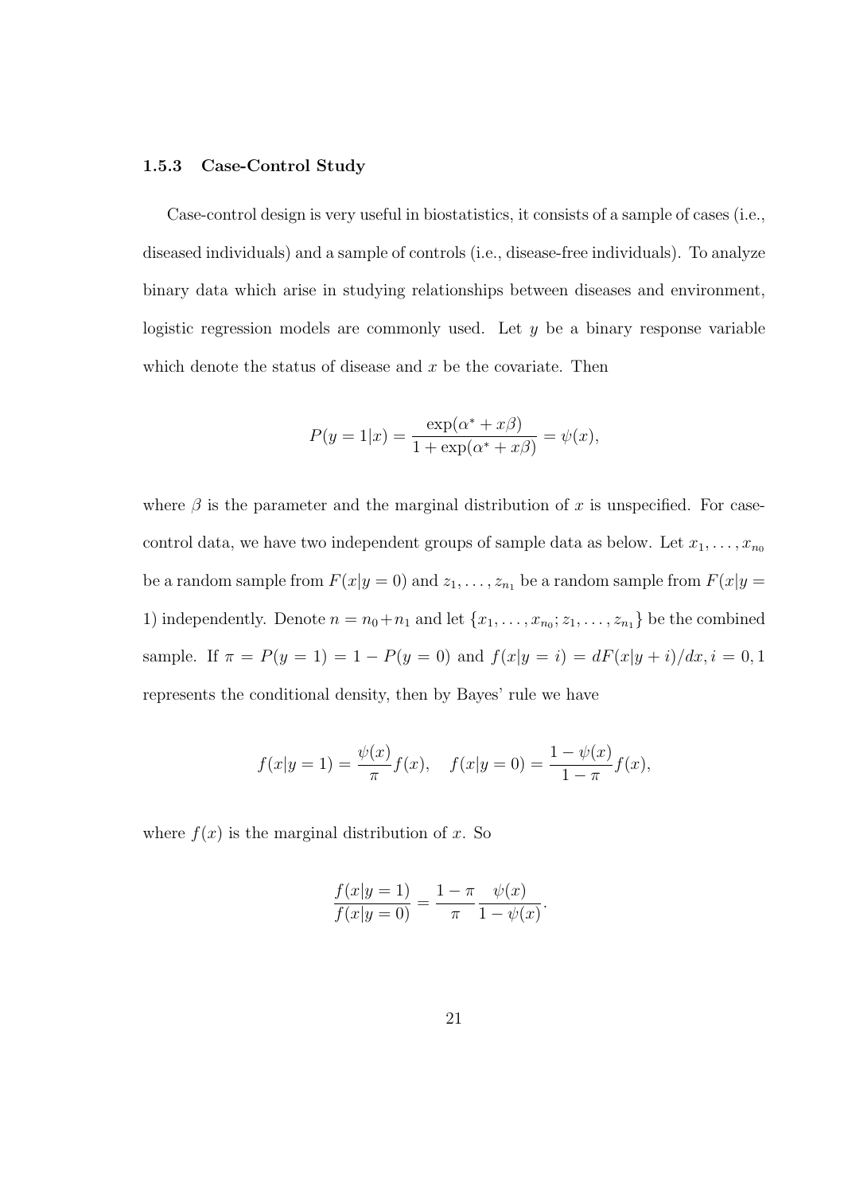### 1.5.3 Case-Control Study

Case-control design is very useful in biostatistics, it consists of a sample of cases (i.e., diseased individuals) and a sample of controls (i.e., disease-free individuals). To analyze binary data which arise in studying relationships between diseases and environment, logistic regression models are commonly used. Let $y$ be a binary response variable which denote the status of disease and $x$ be the covariate. Then

$$P(y=1|x) = \frac{\exp(\alpha^* + x\beta)}{1+\exp(\alpha^* + x\beta)} = \psi(x),$$

where $\beta$ is the parameter and the marginal distribution of $x$ is unspecified. For case-control data, we have two independent groups of sample data as below. Let $x_1, \ldots, x_{n_0}$ be a random sample from $F(x|y=0)$ and $z_1, \ldots, z_{n_1}$ be a random sample from $F(x|y=1)$ independently. Denote $n = n_0 + n_1$ and let $\{x_1, \ldots, x_{n_0}; z_1, \ldots, z_{n_1}\}$ be the combined sample. If $\pi = P(y=1) = 1 - P(y=0)$ and $f(x|y=i) = dF(x|y+i)/dx, i = 0, 1$ represents the conditional density, then by Bayes' rule we have

$$f(x|y=1) = \frac{\psi(x)}{\pi} f(x), \quad f(x|y=0) = \frac{1-\psi(x)}{1-\pi} f(x),$$

where $f(x)$ is the marginal distribution of $x$. So

$$\frac{f(x|y=1)}{f(x|y=0)} = \frac{1-\pi}{\pi} \frac{\psi(x)}{1-\psi(x)}.$$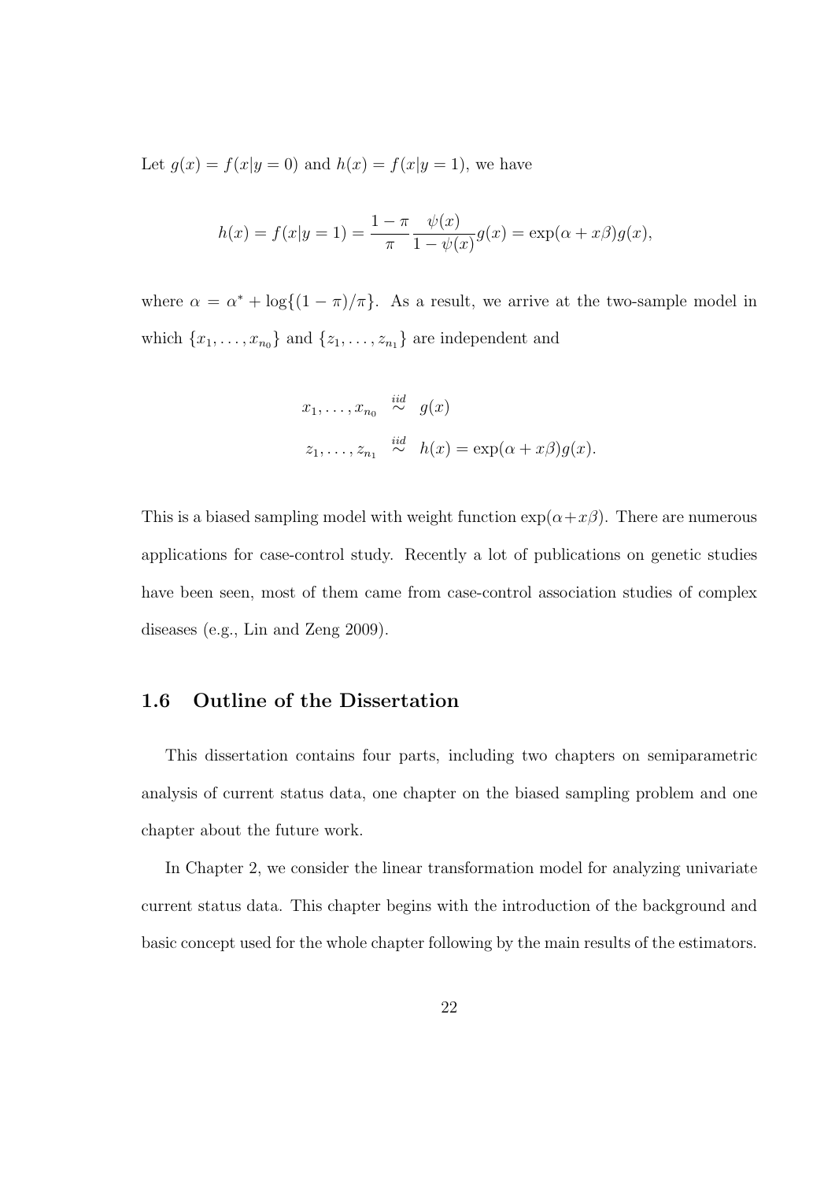Let $g(x) = f(x|y = 0)$ and $h(x) = f(x|y = 1)$, we have

$$h(x) = f(x|y = 1) = \frac{1 - \pi}{\pi} \frac{\psi(x)}{1 - \psi(x)} g(x) = \exp(\alpha + x\beta) g(x),$$

where $\alpha = \alpha^* + \log\{(1 - \pi)/\pi\}$. As a result, we arrive at the two-sample model in which $\{x_1, \ldots, x_{n_0}\}$ and $\{z_1, \ldots, z_{n_1}\}$ are independent and

$$\begin{aligned}
x_1, \ldots, x_{n_0} &\stackrel{iid}{\sim} g(x) \\
z_1, \ldots, z_{n_1} &\stackrel{iid}{\sim} h(x) = \exp(\alpha + x\beta) g(x).
\end{aligned}$$

This is a biased sampling model with weight function $\exp(\alpha + x\beta)$. There are numerous applications for case-control study. Recently a lot of publications on genetic studies have been seen, most of them came from case-control association studies of complex diseases (e.g., Lin and Zeng 2009).

## 1.6 Outline of the Dissertation

This dissertation contains four parts, including two chapters on semiparametric analysis of current status data, one chapter on the biased sampling problem and one chapter about the future work.

In Chapter 2, we consider the linear transformation model for analyzing univariate current status data. This chapter begins with the introduction of the background and basic concept used for the whole chapter following by the main results of the estimators.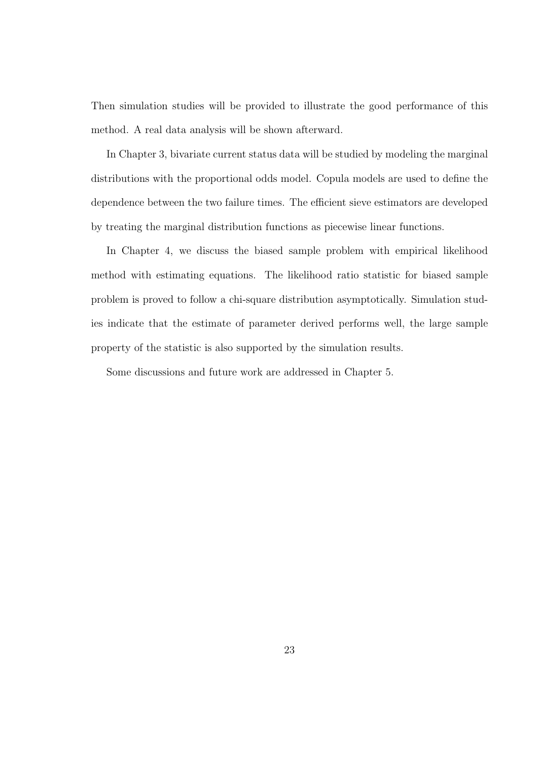Then simulation studies will be provided to illustrate the good performance of this method. A real data analysis will be shown afterward.

In Chapter 3, bivariate current status data will be studied by modeling the marginal distributions with the proportional odds model. Copula models are used to define the dependence between the two failure times. The efficient sieve estimators are developed by treating the marginal distribution functions as piecewise linear functions.

In Chapter 4, we discuss the biased sample problem with empirical likelihood method with estimating equations. The likelihood ratio statistic for biased sample problem is proved to follow a chi-square distribution asymptotically. Simulation studies indicate that the estimate of parameter derived performs well, the large sample property of the statistic is also supported by the simulation results.

Some discussions and future work are addressed in Chapter 5.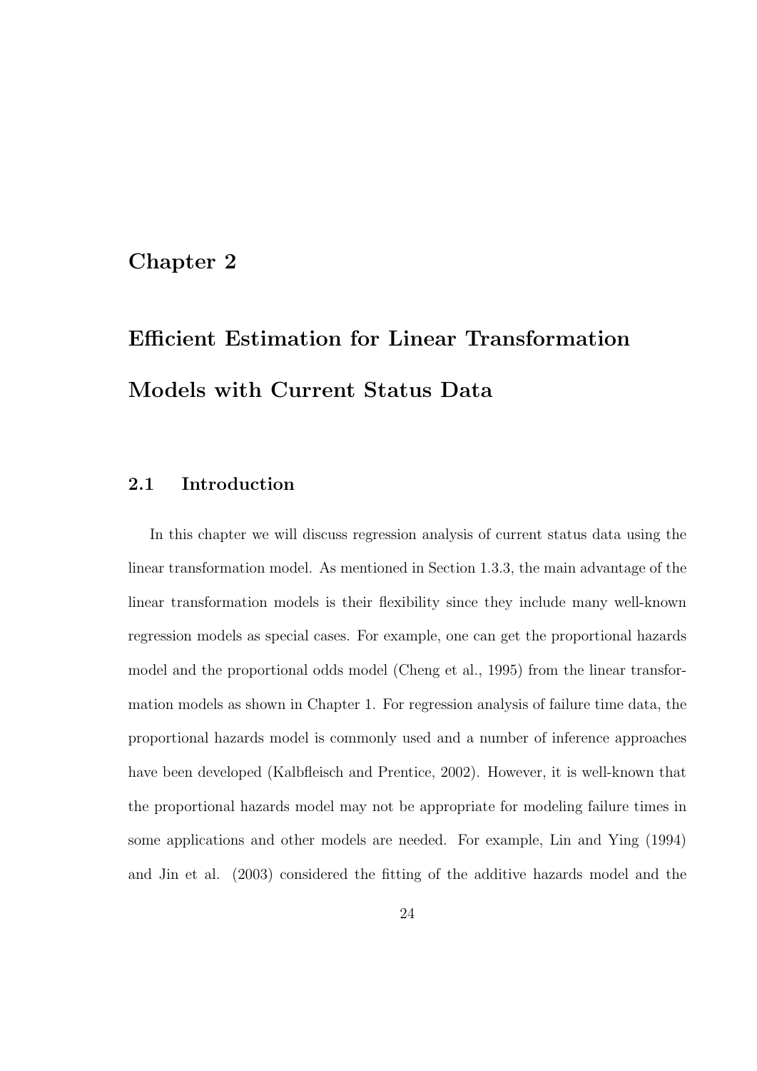# Chapter 2

# Efficient Estimation for Linear Transformation Models with Current Status Data

## 2.1 Introduction

In this chapter we will discuss regression analysis of current status data using the linear transformation model. As mentioned in Section 1.3.3, the main advantage of the linear transformation models is their flexibility since they include many well-known regression models as special cases. For example, one can get the proportional hazards model and the proportional odds model (Cheng et al., 1995) from the linear transformation models as shown in Chapter 1. For regression analysis of failure time data, the proportional hazards model is commonly used and a number of inference approaches have been developed (Kalbfleisch and Prentice, 2002). However, it is well-known that the proportional hazards model may not be appropriate for modeling failure times in some applications and other models are needed. For example, Lin and Ying (1994) and Jin et al. (2003) considered the fitting of the additive hazards model and the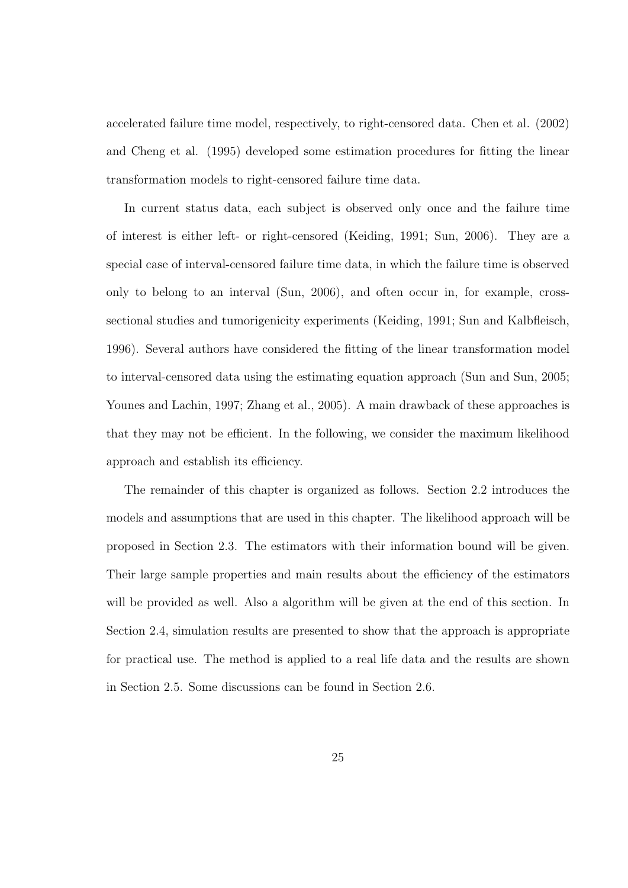accelerated failure time model, respectively, to right-censored data. Chen et al. (2002) and Cheng et al. (1995) developed some estimation procedures for fitting the linear transformation models to right-censored failure time data.

In current status data, each subject is observed only once and the failure time of interest is either left- or right-censored (Keiding, 1991; Sun, 2006). They are a special case of interval-censored failure time data, in which the failure time is observed only to belong to an interval (Sun, 2006), and often occur in, for example, cross-sectional studies and tumorigenicity experiments (Keiding, 1991; Sun and Kalbfleisch, 1996). Several authors have considered the fitting of the linear transformation model to interval-censored data using the estimating equation approach (Sun and Sun, 2005; Younes and Lachin, 1997; Zhang et al., 2005). A main drawback of these approaches is that they may not be efficient. In the following, we consider the maximum likelihood approach and establish its efficiency.

The remainder of this chapter is organized as follows. Section 2.2 introduces the models and assumptions that are used in this chapter. The likelihood approach will be proposed in Section 2.3. The estimators with their information bound will be given. Their large sample properties and main results about the efficiency of the estimators will be provided as well. Also a algorithm will be given at the end of this section. In Section 2.4, simulation results are presented to show that the approach is appropriate for practical use. The method is applied to a real life data and the results are shown in Section 2.5. Some discussions can be found in Section 2.6.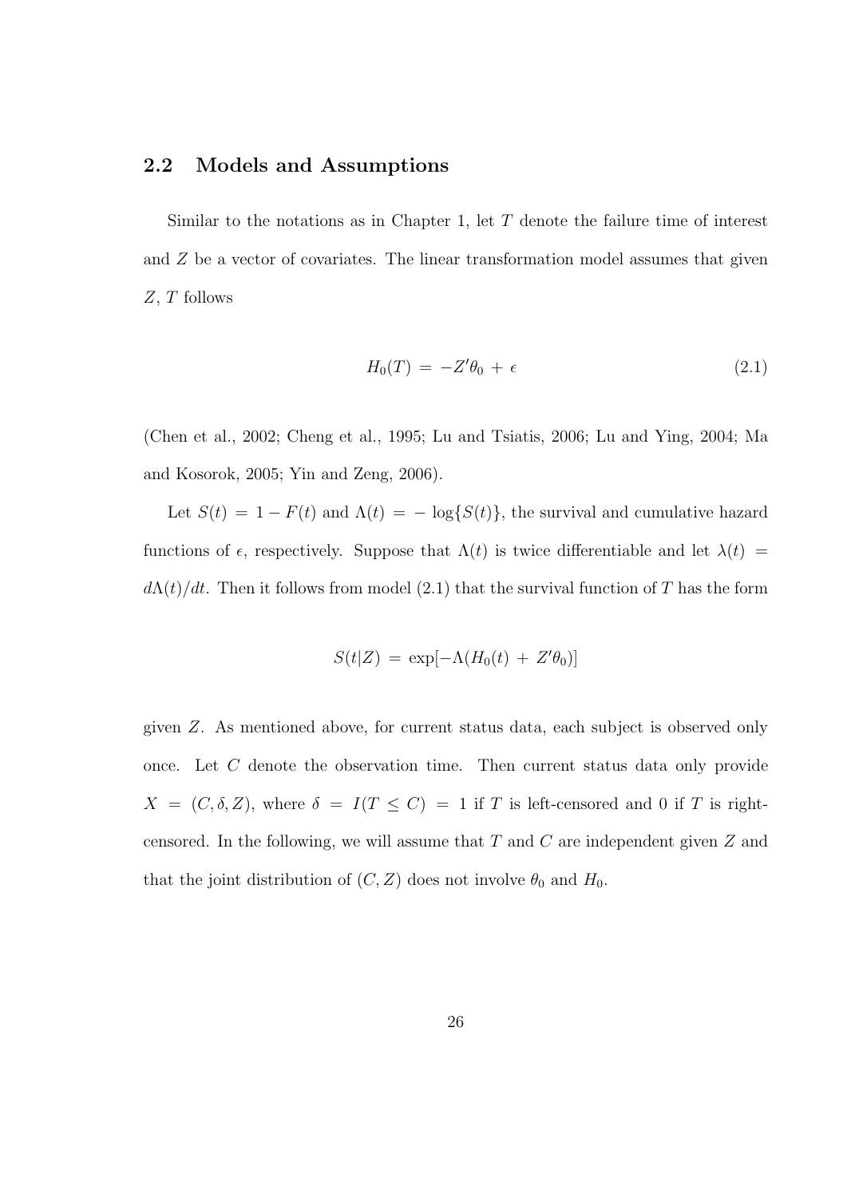## 2.2 Models and Assumptions

Similar to the notations as in Chapter 1, let $T$ denote the failure time of interest and $Z$ be a vector of covariates. The linear transformation model assumes that given $Z$, $T$ follows

$$H_0(T) = -Z'\theta_0 + \epsilon \tag{2.1}$$

(Chen et al., 2002; Cheng et al., 1995; Lu and Tsiatis, 2006; Lu and Ying, 2004; Ma and Kosorok, 2005; Yin and Zeng, 2006).

Let $S(t) = 1 - F(t)$ and $\Lambda(t) = -\log\{S(t)\}$, the survival and cumulative hazard functions of $\epsilon$, respectively. Suppose that $\Lambda(t)$ is twice differentiable and let $\lambda(t) = d\Lambda(t)/dt$. Then it follows from model (2.1) that the survival function of $T$ has the form

$$S(t|Z) = \exp[-\Lambda(H_0(t) + Z'\theta_0)]$$

given $Z$. As mentioned above, for current status data, each subject is observed only once. Let $C$ denote the observation time. Then current status data only provide $X = (C, \delta, Z)$, where $\delta = I(T \leq C) = 1$ if $T$ is left-censored and 0 if $T$ is right-censored. In the following, we will assume that $T$ and $C$ are independent given $Z$ and that the joint distribution of $(C, Z)$ does not involve $\theta_0$ and $H_0$.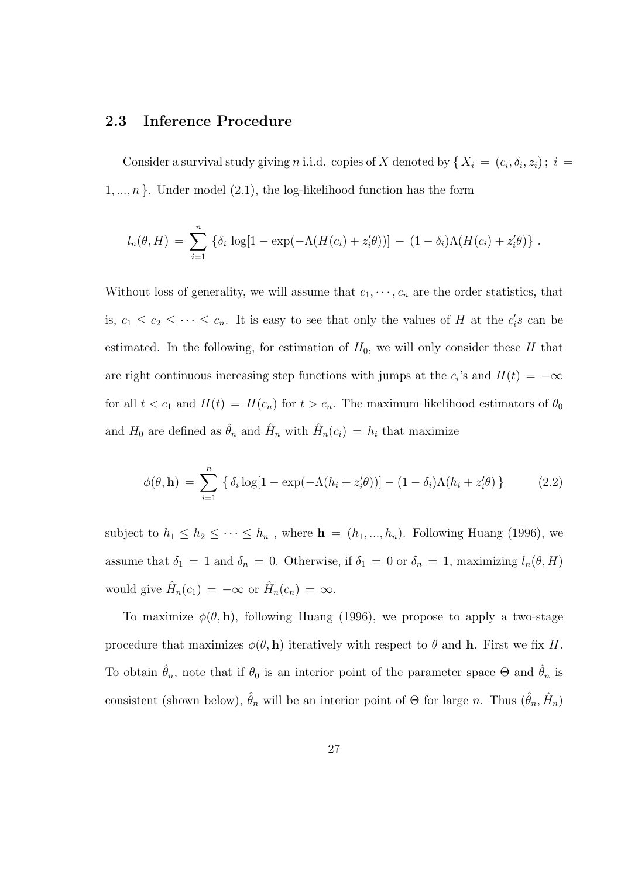## 2.3 Inference Procedure

Consider a survival study giving $n$ i.i.d. copies of $X$ denoted by $\{ X_i = (c_i, \delta_i, z_i) \, ; \; i = 1, ..., n \}$. Under model (2.1), the log-likelihood function has the form

$$l_n(\theta, H) = \sum_{i=1}^{n} \{ \delta_i \log[1 - \exp(-\Lambda(H(c_i) + z_i'\theta))] - (1 - \delta_i)\Lambda(H(c_i) + z_i'\theta) \} .$$

Without loss of generality, we will assume that $c_1, \cdots, c_n$ are the order statistics, that is, $c_1 \le c_2 \le \cdots \le c_n$. It is easy to see that only the values of $H$ at the $c_i's$ can be estimated. In the following, for estimation of $H_0$, we will only consider these $H$ that are right continuous increasing step functions with jumps at the $c_i$'s and $H(t) = -\infty$ for all $t < c_1$ and $H(t) = H(c_n)$ for $t > c_n$. The maximum likelihood estimators of $\theta_0$ and $H_0$ are defined as $\hat{\theta}_n$ and $\hat{H}_n$ with $\hat{H}_n(c_i) = h_i$ that maximize

$$\phi(\theta, \mathbf{h}) = \sum_{i=1}^{n} \{ \delta_i \log[1 - \exp(-\Lambda(h_i + z_i'\theta))] - (1 - \delta_i)\Lambda(h_i + z_i'\theta) \} \tag{2.2}$$

subject to $h_1 \le h_2 \le \cdots \le h_n$ , where $\mathbf{h} = (h_1, ..., h_n)$. Following Huang (1996), we assume that $\delta_1 = 1$ and $\delta_n = 0$. Otherwise, if $\delta_1 = 0$ or $\delta_n = 1$, maximizing $l_n(\theta, H)$ would give $\hat{H}_n(c_1) = -\infty$ or $\hat{H}_n(c_n) = \infty$.

To maximize $\phi(\theta, \mathbf{h})$, following Huang (1996), we propose to apply a two-stage procedure that maximizes $\phi(\theta, \mathbf{h})$ iteratively with respect to $\theta$ and $\mathbf{h}$. First we fix $H$. To obtain $\hat{\theta}_n$, note that if $\theta_0$ is an interior point of the parameter space $\Theta$ and $\hat{\theta}_n$ is consistent (shown below), $\hat{\theta}_n$ will be an interior point of $\Theta$ for large $n$. Thus $(\hat{\theta}_n, \hat{H}_n)$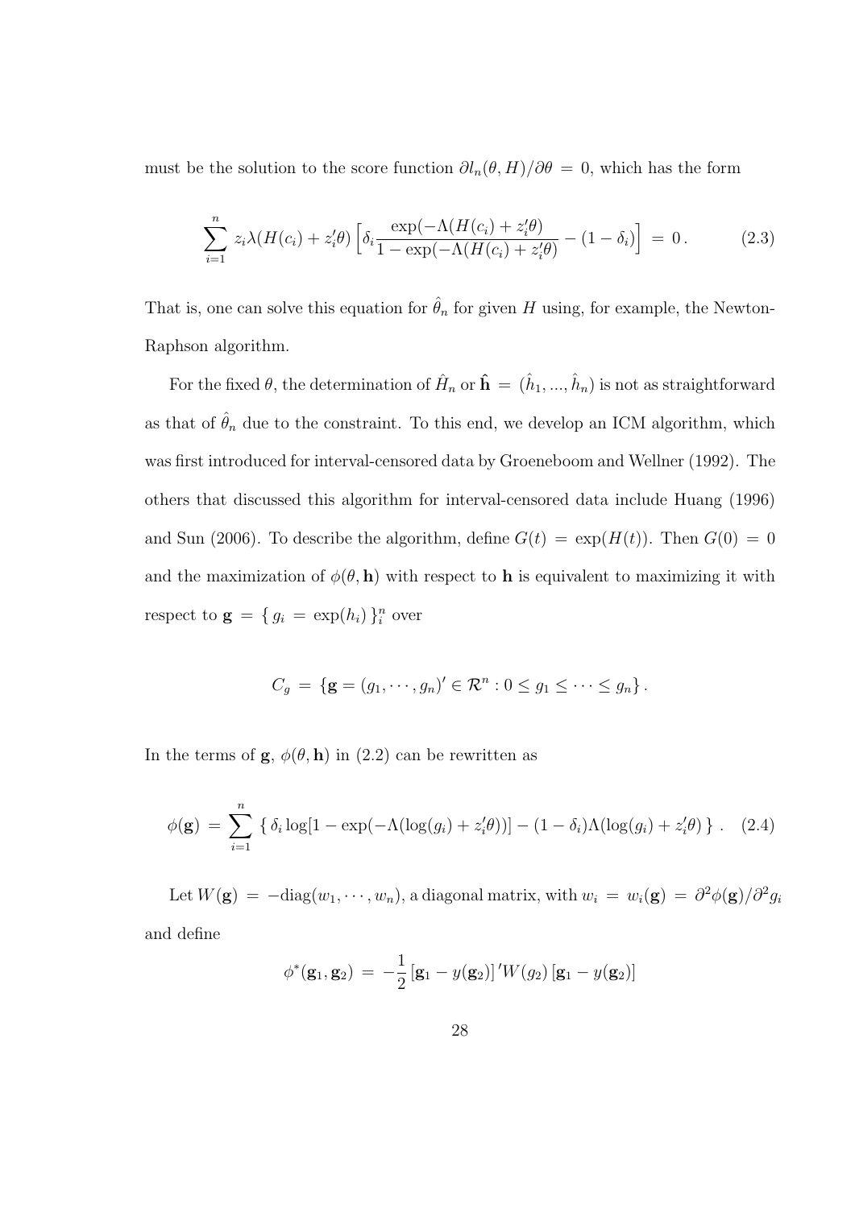must be the solution to the score function $\partial l_n(\theta, H)/\partial\theta = 0$, which has the form

$$\sum_{i=1}^{n} z_i \lambda(H(c_i) + z_i'\theta) \left[ \delta_i \frac{\exp(-\Lambda(H(c_i) + z_i'\theta)}{1 - \exp(-\Lambda(H(c_i) + z_i'\theta)} - (1 - \delta_i) \right] = 0 \,. \tag{2.3}$$

That is, one can solve this equation for $\hat{\theta}_n$ for given $H$ using, for example, the Newton-Raphson algorithm.

For the fixed $\theta$, the determination of $\hat{H}_n$ or $\hat{\mathbf{h}} = (\hat{h}_1, ..., \hat{h}_n)$ is not as straightforward as that of $\hat{\theta}_n$ due to the constraint. To this end, we develop an ICM algorithm, which was first introduced for interval-censored data by Groeneboom and Wellner (1992). The others that discussed this algorithm for interval-censored data include Huang (1996) and Sun (2006). To describe the algorithm, define $G(t) = \exp(H(t))$. Then $G(0) = 0$ and the maximization of $\phi(\theta, \mathbf{h})$ with respect to $\mathbf{h}$ is equivalent to maximizing it with respect to $\mathbf{g} = \{ g_i = \exp(h_i) \}_i^n$ over

$$C_g = \{ \mathbf{g} = (g_1, \cdots, g_n)' \in \mathcal{R}^n : 0 \leq g_1 \leq \cdots \leq g_n \} \,.$$

In the terms of $\mathbf{g}$, $\phi(\theta, \mathbf{h})$ in (2.2) can be rewritten as

$$\phi(\mathbf{g}) = \sum_{i=1}^{n} \{ \delta_i \log[1 - \exp(-\Lambda(\log(g_i) + z_i'\theta))] - (1 - \delta_i)\Lambda(\log(g_i) + z_i'\theta) \} \,. \tag{2.4}$$

Let $W(\mathbf{g}) = -\text{diag}(w_1, \cdots, w_n)$, a diagonal matrix, with $w_i = w_i(\mathbf{g}) = \partial^2\phi(\mathbf{g})/\partial^2 g_i$ and define

$$\phi^*(\mathbf{g}_1, \mathbf{g}_2) = -\frac{1}{2} [\mathbf{g}_1 - y(\mathbf{g}_2)]' W(g_2) [\mathbf{g}_1 - y(\mathbf{g}_2)]$$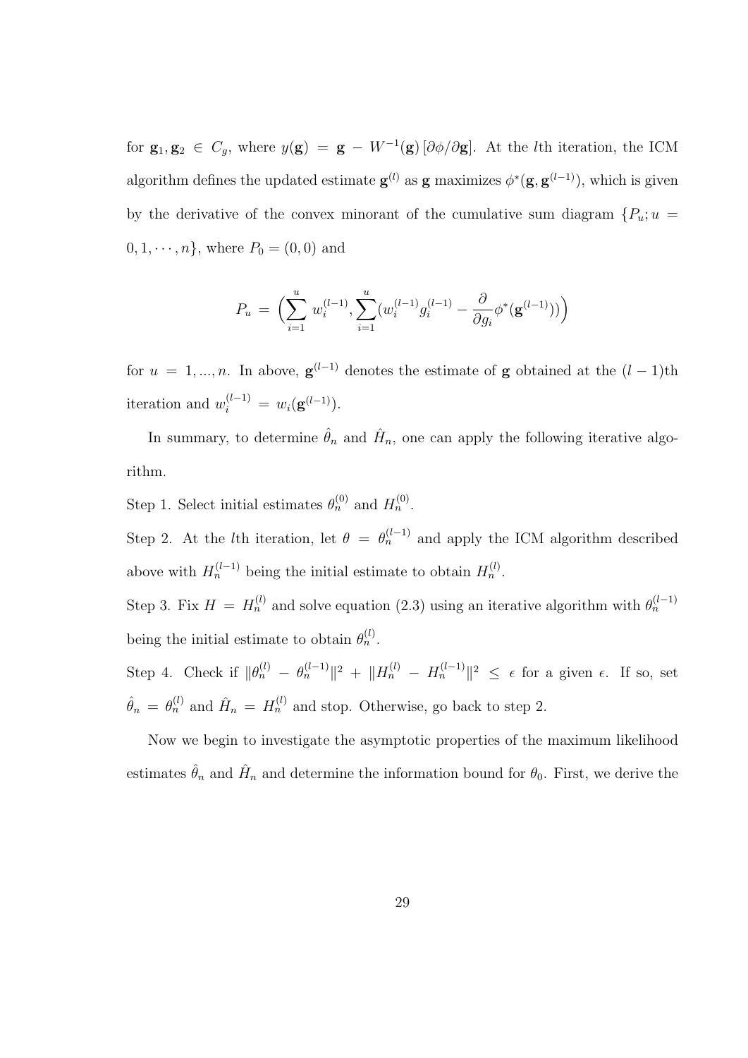for $\mathbf{g}_1, \mathbf{g}_2 \in C_g$, where $y(\mathbf{g}) = \mathbf{g} - W^{-1}(\mathbf{g})\,[\partial\phi/\partial\mathbf{g}]$. At the $l$th iteration, the ICM algorithm defines the updated estimate $\mathbf{g}^{(l)}$ as $\mathbf{g}$ maximizes $\phi^*(\mathbf{g}, \mathbf{g}^{(l-1)})$, which is given by the derivative of the convex minorant of the cumulative sum diagram $\{P_u; u = 0, 1, \cdots, n\}$, where $P_0 = (0, 0)$ and

$$P_u = \Big( \sum_{i=1}^{u} w_i^{(l-1)}, \sum_{i=1}^{u} (w_i^{(l-1)} g_i^{(l-1)} - \frac{\partial}{\partial g_i} \phi^*(\mathbf{g}^{(l-1)})) \Big)$$

for $u = 1, ..., n$. In above, $\mathbf{g}^{(l-1)}$ denotes the estimate of $\mathbf{g}$ obtained at the $(l-1)$th iteration and $w_i^{(l-1)} = w_i(\mathbf{g}^{(l-1)})$.

In summary, to determine $\hat{\theta}_n$ and $\hat{H}_n$, one can apply the following iterative algorithm.

Step 1. Select initial estimates $\theta_n^{(0)}$ and $H_n^{(0)}$.

Step 2. At the $l$th iteration, let $\theta = \theta_n^{(l-1)}$ and apply the ICM algorithm described above with $H_n^{(l-1)}$ being the initial estimate to obtain $H_n^{(l)}$.

Step 3. Fix $H = H_n^{(l)}$ and solve equation (2.3) using an iterative algorithm with $\theta_n^{(l-1)}$ being the initial estimate to obtain $\theta_n^{(l)}$.

Step 4. Check if $\|\theta_n^{(l)} - \theta_n^{(l-1)}\|^2 + \|H_n^{(l)} - H_n^{(l-1)}\|^2 \le \epsilon$ for a given $\epsilon$. If so, set $\hat{\theta}_n = \theta_n^{(l)}$ and $\hat{H}_n = H_n^{(l)}$ and stop. Otherwise, go back to step 2.

Now we begin to investigate the asymptotic properties of the maximum likelihood estimates $\hat{\theta}_n$ and $\hat{H}_n$ and determine the information bound for $\theta_0$. First, we derive the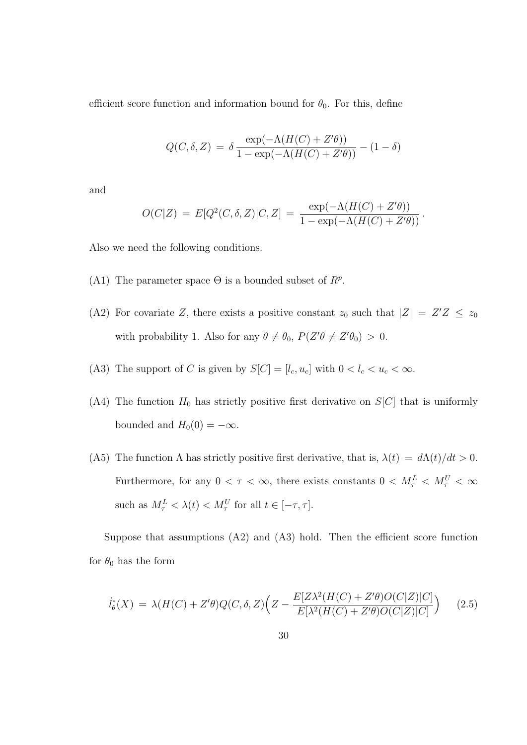efficient score function and information bound for $\theta_0$. For this, define

$$Q(C, \delta, Z) \,=\, \delta \,\frac{\exp(-\Lambda(H(C) + Z'\theta))}{1 - \exp(-\Lambda(H(C) + Z'\theta))} - (1 - \delta)$$

and

$$O(C|Z) \,=\, E[Q^2(C, \delta, Z)|C, Z] \,=\, \frac{\exp(-\Lambda(H(C) + Z'\theta))}{1 - \exp(-\Lambda(H(C) + Z'\theta))}\,.$$

Also we need the following conditions.

(A1) The parameter space $\Theta$ is a bounded subset of $R^p$.

(A2) For covariate $Z$, there exists a positive constant $z_0$ such that $|Z| \,=\, Z'Z \,\leq\, z_0$ with probability 1. Also for any $\theta \neq \theta_0$, $P(Z'\theta \neq Z'\theta_0) \,>\, 0$.

(A3) The support of $C$ is given by $S[C] = [l_c, u_c]$ with $0 < l_c < u_c < \infty$.

(A4) The function $H_0$ has strictly positive first derivative on $S[C]$ that is uniformly bounded and $H_0(0) = -\infty$.

(A5) The function $\Lambda$ has strictly positive first derivative, that is, $\lambda(t) \,=\, d\Lambda(t)/dt > 0$. Furthermore, for any $0 < \tau < \infty$, there exists constants $0 < M_\tau^L < M_\tau^U < \infty$ such as $M_\tau^L < \lambda(t) < M_\tau^U$ for all $t \in [-\tau, \tau]$.

Suppose that assumptions (A2) and (A3) hold. Then the efficient score function for $\theta_0$ has the form

$$\dot{l}_\theta^*(X) \,=\, \lambda(H(C) + Z'\theta)Q(C, \delta, Z)\Big(Z - \frac{E[Z\lambda^2(H(C) + Z'\theta)O(C|Z)|C]}{E[\lambda^2(H(C) + Z'\theta)O(C|Z)|C]}\Big) \qquad (2.5)$$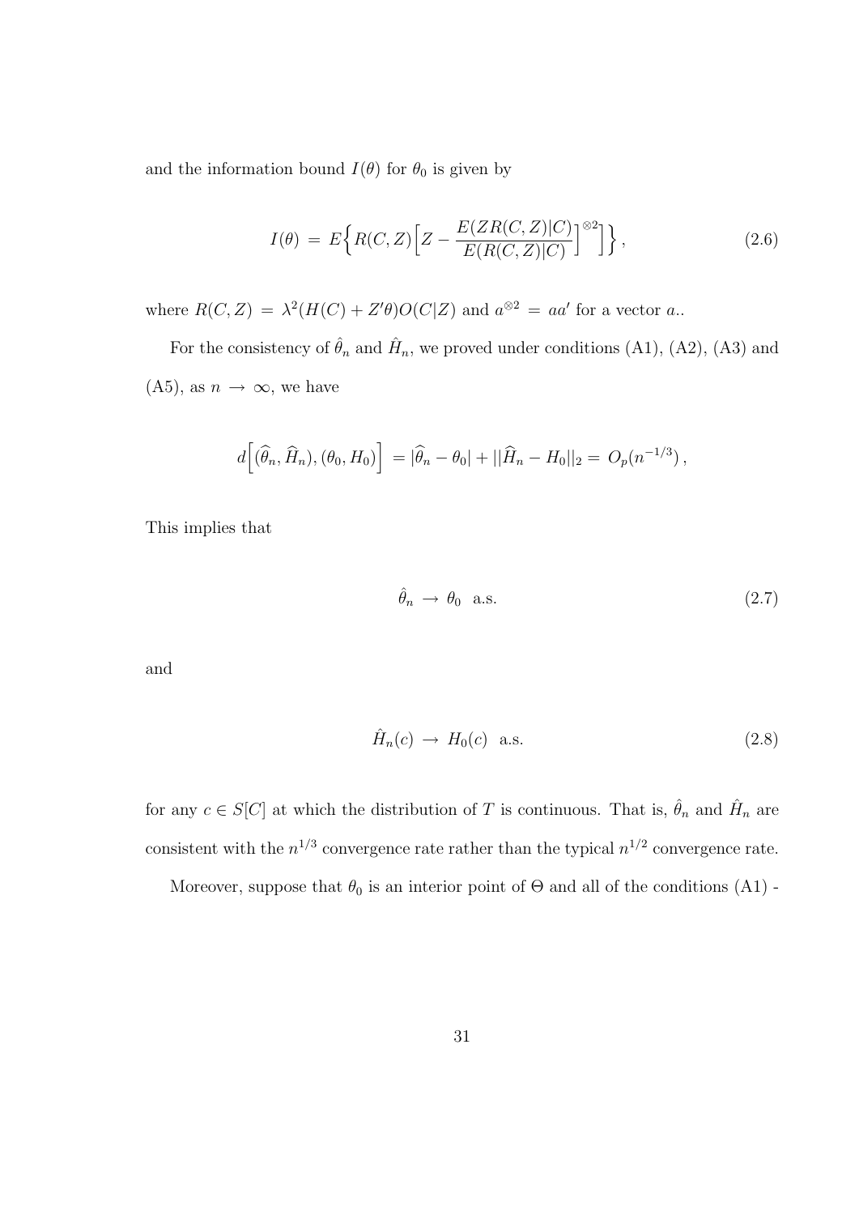and the information bound $I(\theta)$ for $\theta_0$ is given by

$$I(\theta) \;=\; E\Big\{R(C,Z)\Big[Z - \frac{E(ZR(C,Z)|C)}{E(R(C,Z)|C)}\Big]^{\otimes 2}\Big]\Big\}\,, \tag{2.6}$$

where $R(C,Z) \;=\; \lambda^2(H(C) + Z'\theta)O(C|Z)$ and $a^{\otimes 2} \;=\; aa'$ for a vector $a$..

For the consistency of $\hat{\theta}_n$ and $\hat{H}_n$, we proved under conditions (A1), (A2), (A3) and (A5), as $n \to \infty$, we have

$$d\Big[(\widehat{\theta}_n, \widehat{H}_n), (\theta_0, H_0)\Big] \;= |\widehat{\theta}_n - \theta_0| + ||\widehat{H}_n - H_0||_2 = \; O_p(n^{-1/3})\,,$$

This implies that

$$\hat{\theta}_n \;\to\; \theta_0 \;\text{ a.s.} \tag{2.7}$$

and

$$\hat{H}_n(c) \;\to\; H_0(c) \;\text{ a.s.} \tag{2.8}$$

for any $c \in S[C]$ at which the distribution of $T$ is continuous. That is, $\hat{\theta}_n$ and $\hat{H}_n$ are consistent with the $n^{1/3}$ convergence rate rather than the typical $n^{1/2}$ convergence rate.

Moreover, suppose that $\theta_0$ is an interior point of $\Theta$ and all of the conditions (A1) -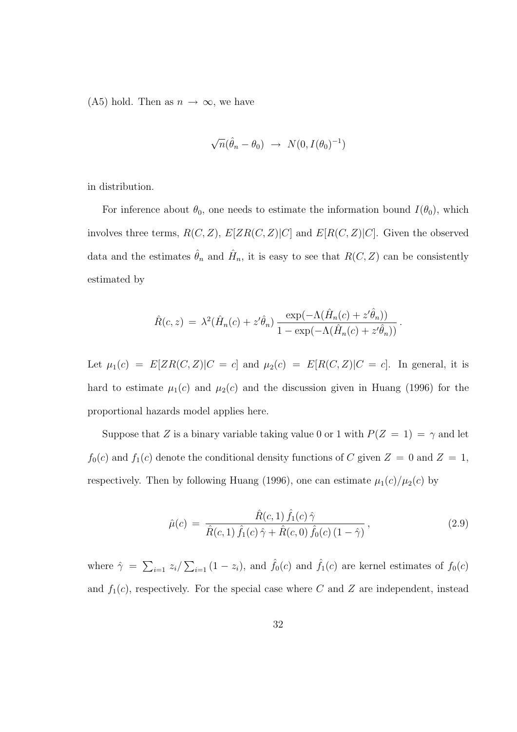(A5) hold. Then as $n \to \infty$, we have

$$\sqrt{n}(\hat{\theta}_n - \theta_0) \;\to\; N(0, I(\theta_0)^{-1})$$

in distribution.

For inference about $\theta_0$, one needs to estimate the information bound $I(\theta_0)$, which involves three terms, $R(C, Z)$, $E[ZR(C, Z)|C]$ and $E[R(C, Z)|C]$. Given the observed data and the estimates $\hat{\theta}_n$ and $\hat{H}_n$, it is easy to see that $R(C, Z)$ can be consistently estimated by

$$\hat{R}(c, z) \;=\; \lambda^2(\hat{H}_n(c) + z'\hat{\theta}_n)\, \frac{\exp(-\Lambda(\hat{H}_n(c) + z'\hat{\theta}_n))}{1 - \exp(-\Lambda(\hat{H}_n(c) + z'\hat{\theta}_n))}\,.$$

Let $\mu_1(c) = E[ZR(C, Z)|C = c]$ and $\mu_2(c) = E[R(C, Z)|C = c]$. In general, it is hard to estimate $\mu_1(c)$ and $\mu_2(c)$ and the discussion given in Huang (1996) for the proportional hazards model applies here.

Suppose that $Z$ is a binary variable taking value 0 or 1 with $P(Z = 1) = \gamma$ and let $f_0(c)$ and $f_1(c)$ denote the conditional density functions of $C$ given $Z = 0$ and $Z = 1$, respectively. Then by following Huang (1996), one can estimate $\mu_1(c)/\mu_2(c)$ by

$$\hat{\mu}(c) \;=\; \frac{\hat{R}(c, 1)\, \hat{f}_1(c)\, \hat{\gamma}}{\hat{R}(c, 1)\, \hat{f}_1(c)\, \hat{\gamma} + \hat{R}(c, 0)\, \hat{f}_0(c)\, (1 - \hat{\gamma})}\,, \tag{2.9}$$

where $\hat{\gamma} = \sum_{i=1} z_i / \sum_{i=1} (1 - z_i)$, and $\hat{f}_0(c)$ and $\hat{f}_1(c)$ are kernel estimates of $f_0(c)$ and $f_1(c)$, respectively. For the special case where $C$ and $Z$ are independent, instead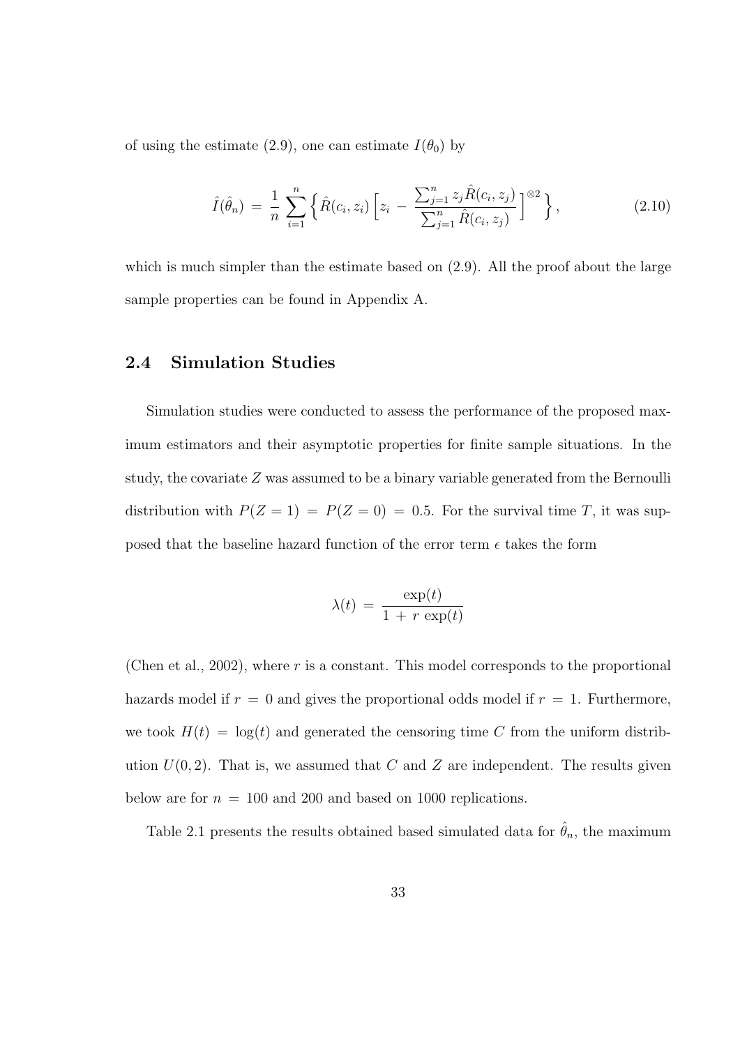of using the estimate (2.9), one can estimate $I(\theta_0)$ by

$$\hat{I}(\hat{\theta}_n) \,=\, \frac{1}{n} \sum_{i=1}^{n} \Big\{ \hat{R}(c_i, z_i) \Big[ z_i \,-\, \frac{\sum_{j=1}^{n} z_j \hat{R}(c_i, z_j)}{\sum_{j=1}^{n} \hat{R}(c_i, z_j)} \Big]^{\otimes 2} \Big\}, \tag{2.10}$$

which is much simpler than the estimate based on (2.9). All the proof about the large sample properties can be found in Appendix A.

## 2.4 Simulation Studies

Simulation studies were conducted to assess the performance of the proposed maximum estimators and their asymptotic properties for finite sample situations. In the study, the covariate $Z$ was assumed to be a binary variable generated from the Bernoulli distribution with $P(Z = 1) = P(Z = 0) = 0.5$. For the survival time $T$, it was supposed that the baseline hazard function of the error term $\epsilon$ takes the form

$$\lambda(t) \,=\, \frac{\exp(t)}{1 \,+\, r\, \exp(t)}$$

(Chen et al., 2002), where $r$ is a constant. This model corresponds to the proportional hazards model if $r = 0$ and gives the proportional odds model if $r = 1$. Furthermore, we took $H(t) = \log(t)$ and generated the censoring time $C$ from the uniform distribution $U(0, 2)$. That is, we assumed that $C$ and $Z$ are independent. The results given below are for $n = 100$ and 200 and based on 1000 replications.

Table 2.1 presents the results obtained based simulated data for $\hat{\theta}_n$, the maximum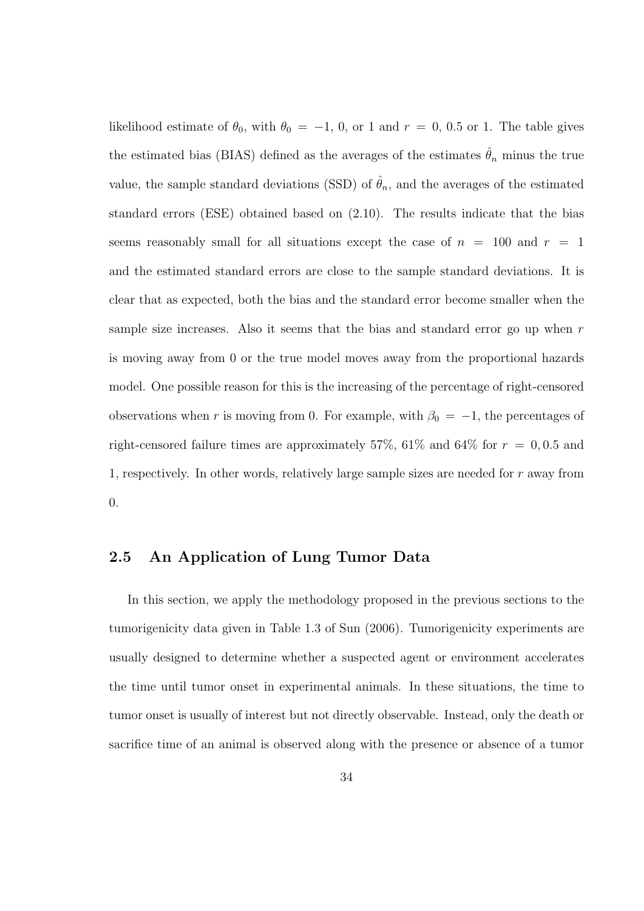likelihood estimate of $\theta_0$, with $\theta_0 = -1$, 0, or 1 and $r = 0$, 0.5 or 1. The table gives the estimated bias (BIAS) defined as the averages of the estimates $\hat{\theta}_n$ minus the true value, the sample standard deviations (SSD) of $\hat{\theta}_n$, and the averages of the estimated standard errors (ESE) obtained based on (2.10). The results indicate that the bias seems reasonably small for all situations except the case of $n = 100$ and $r = 1$ and the estimated standard errors are close to the sample standard deviations. It is clear that as expected, both the bias and the standard error become smaller when the sample size increases. Also it seems that the bias and standard error go up when $r$ is moving away from 0 or the true model moves away from the proportional hazards model. One possible reason for this is the increasing of the percentage of right-censored observations when $r$ is moving from 0. For example, with $\beta_0 = -1$, the percentages of right-censored failure times are approximately 57%, 61% and 64% for $r = 0, 0.5$ and 1, respectively. In other words, relatively large sample sizes are needed for $r$ away from 0.

## 2.5 An Application of Lung Tumor Data

In this section, we apply the methodology proposed in the previous sections to the tumorigenicity data given in Table 1.3 of Sun (2006). Tumorigenicity experiments are usually designed to determine whether a suspected agent or environment accelerates the time until tumor onset in experimental animals. In these situations, the time to tumor onset is usually of interest but not directly observable. Instead, only the death or sacrifice time of an animal is observed along with the presence or absence of a tumor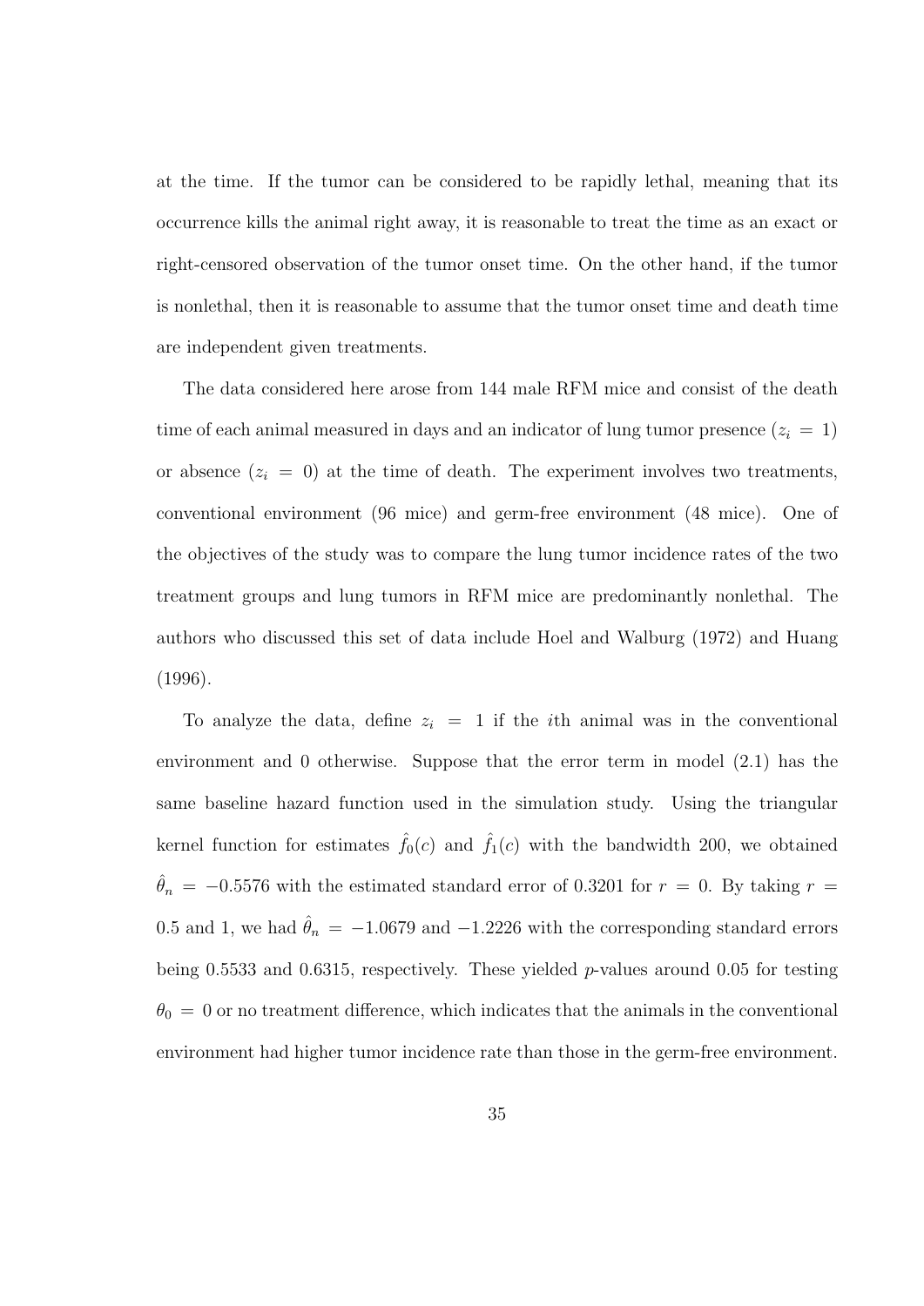at the time. If the tumor can be considered to be rapidly lethal, meaning that its occurrence kills the animal right away, it is reasonable to treat the time as an exact or right-censored observation of the tumor onset time. On the other hand, if the tumor is nonlethal, then it is reasonable to assume that the tumor onset time and death time are independent given treatments.

The data considered here arose from 144 male RFM mice and consist of the death time of each animal measured in days and an indicator of lung tumor presence ($z_i = 1$) or absence ($z_i = 0$) at the time of death. The experiment involves two treatments, conventional environment (96 mice) and germ-free environment (48 mice). One of the objectives of the study was to compare the lung tumor incidence rates of the two treatment groups and lung tumors in RFM mice are predominantly nonlethal. The authors who discussed this set of data include Hoel and Walburg (1972) and Huang (1996).

To analyze the data, define $z_i = 1$ if the $i$th animal was in the conventional environment and 0 otherwise. Suppose that the error term in model (2.1) has the same baseline hazard function used in the simulation study. Using the triangular kernel function for estimates $\hat{f}_0(c)$ and $\hat{f}_1(c)$ with the bandwidth 200, we obtained $\hat{\theta}_n = -0.5576$ with the estimated standard error of 0.3201 for $r = 0$. By taking $r = 0.5$ and 1, we had $\hat{\theta}_n = -1.0679$ and $-1.2226$ with the corresponding standard errors being 0.5533 and 0.6315, respectively. These yielded $p$-values around 0.05 for testing $\theta_0 = 0$ or no treatment difference, which indicates that the animals in the conventional environment had higher tumor incidence rate than those in the germ-free environment.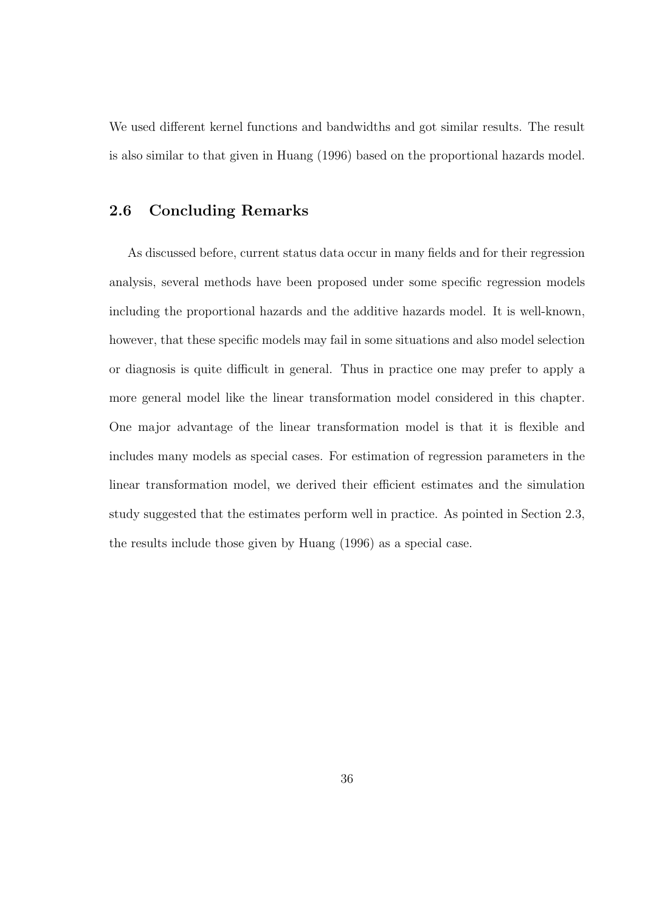We used different kernel functions and bandwidths and got similar results. The result is also similar to that given in Huang (1996) based on the proportional hazards model.

## 2.6 Concluding Remarks

As discussed before, current status data occur in many fields and for their regression analysis, several methods have been proposed under some specific regression models including the proportional hazards and the additive hazards model. It is well-known, however, that these specific models may fail in some situations and also model selection or diagnosis is quite difficult in general. Thus in practice one may prefer to apply a more general model like the linear transformation model considered in this chapter. One major advantage of the linear transformation model is that it is flexible and includes many models as special cases. For estimation of regression parameters in the linear transformation model, we derived their efficient estimates and the simulation study suggested that the estimates perform well in practice. As pointed in Section 2.3, the results include those given by Huang (1996) as a special case.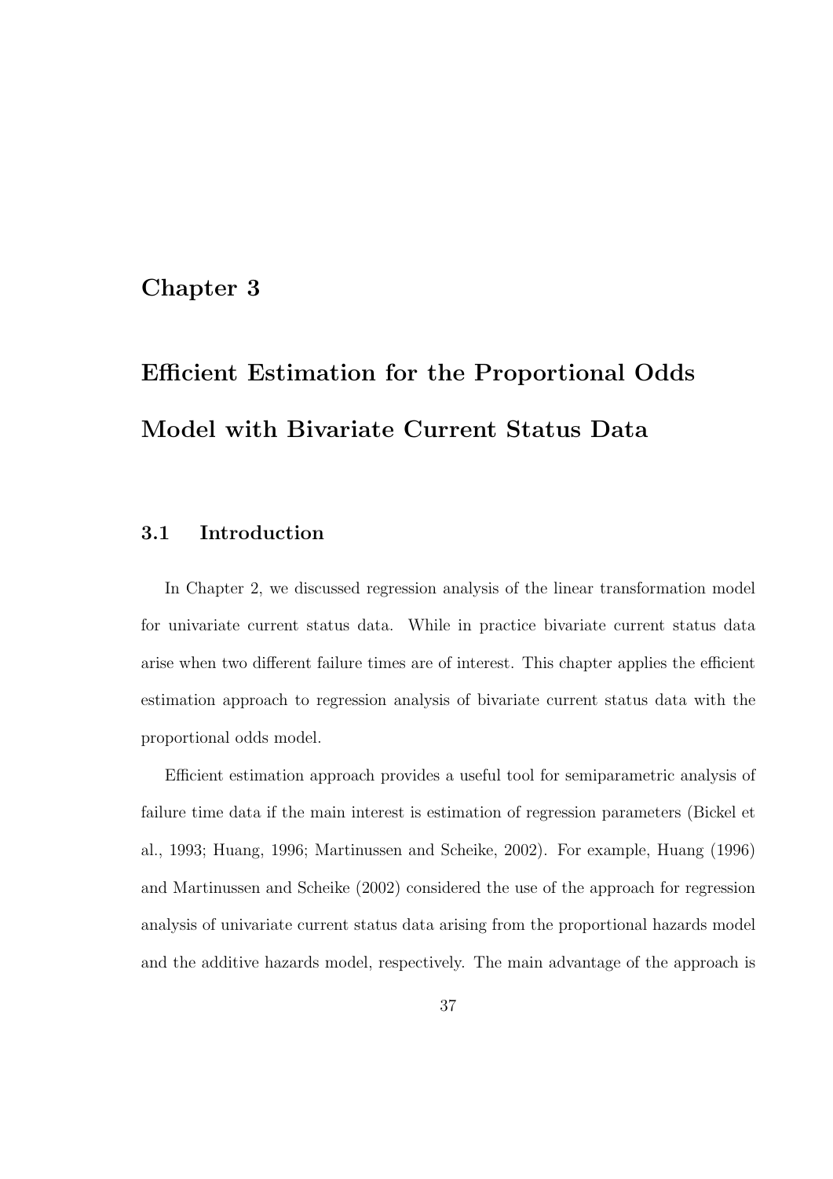# Chapter 3

# Efficient Estimation for the Proportional Odds Model with Bivariate Current Status Data

## 3.1 Introduction

In Chapter 2, we discussed regression analysis of the linear transformation model for univariate current status data. While in practice bivariate current status data arise when two different failure times are of interest. This chapter applies the efficient estimation approach to regression analysis of bivariate current status data with the proportional odds model.

Efficient estimation approach provides a useful tool for semiparametric analysis of failure time data if the main interest is estimation of regression parameters (Bickel et al., 1993; Huang, 1996; Martinussen and Scheike, 2002). For example, Huang (1996) and Martinussen and Scheike (2002) considered the use of the approach for regression analysis of univariate current status data arising from the proportional hazards model and the additive hazards model, respectively. The main advantage of the approach is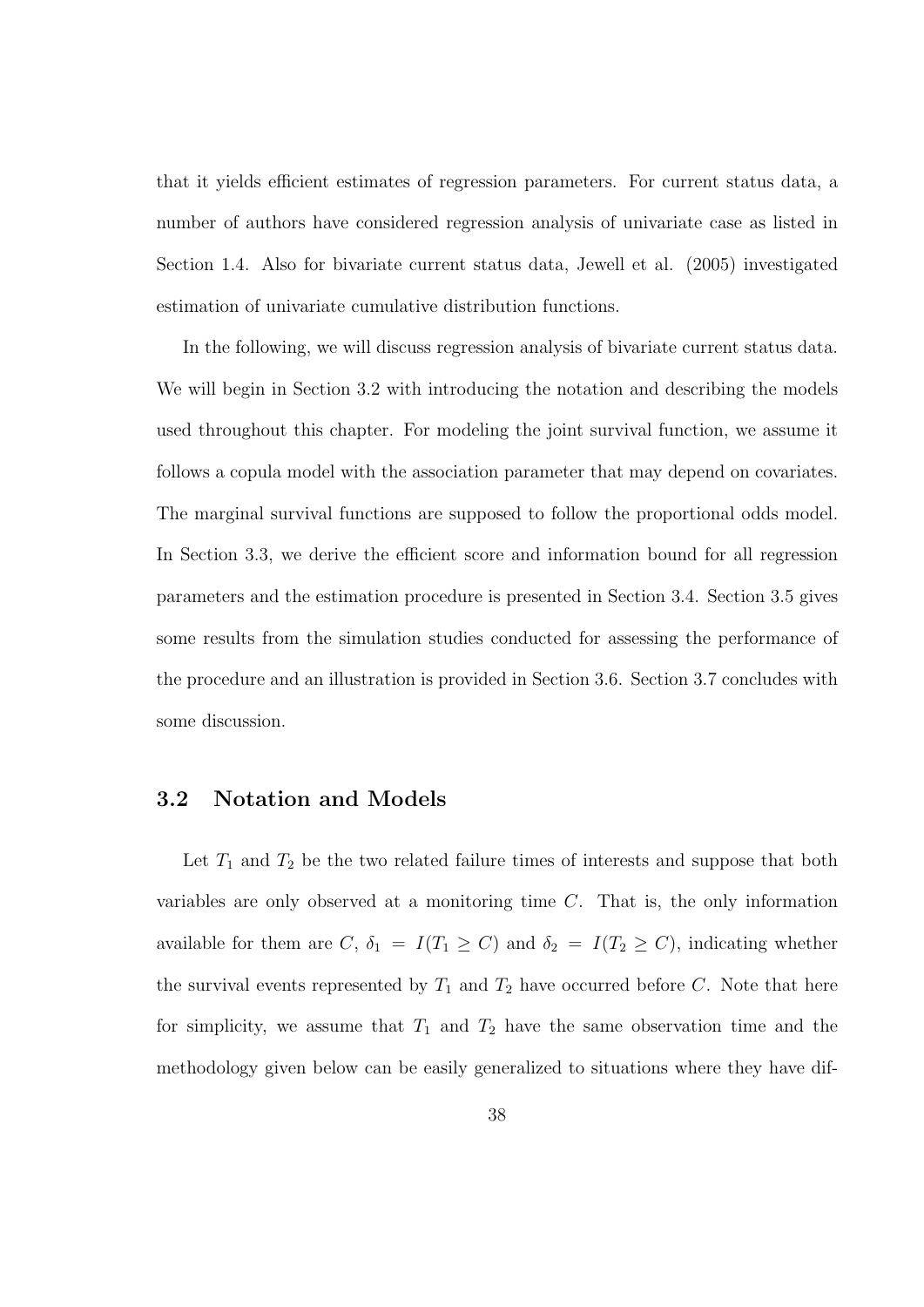that it yields efficient estimates of regression parameters. For current status data, a number of authors have considered regression analysis of univariate case as listed in Section 1.4. Also for bivariate current status data, Jewell et al. (2005) investigated estimation of univariate cumulative distribution functions.

In the following, we will discuss regression analysis of bivariate current status data. We will begin in Section 3.2 with introducing the notation and describing the models used throughout this chapter. For modeling the joint survival function, we assume it follows a copula model with the association parameter that may depend on covariates. The marginal survival functions are supposed to follow the proportional odds model. In Section 3.3, we derive the efficient score and information bound for all regression parameters and the estimation procedure is presented in Section 3.4. Section 3.5 gives some results from the simulation studies conducted for assessing the performance of the procedure and an illustration is provided in Section 3.6. Section 3.7 concludes with some discussion.

## 3.2 Notation and Models

Let $T_1$ and $T_2$ be the two related failure times of interests and suppose that both variables are only observed at a monitoring time $C$. That is, the only information available for them are $C$, $\delta_1 = I(T_1 \geq C)$ and $\delta_2 = I(T_2 \geq C)$, indicating whether the survival events represented by $T_1$ and $T_2$ have occurred before $C$. Note that here for simplicity, we assume that $T_1$ and $T_2$ have the same observation time and the methodology given below can be easily generalized to situations where they have dif-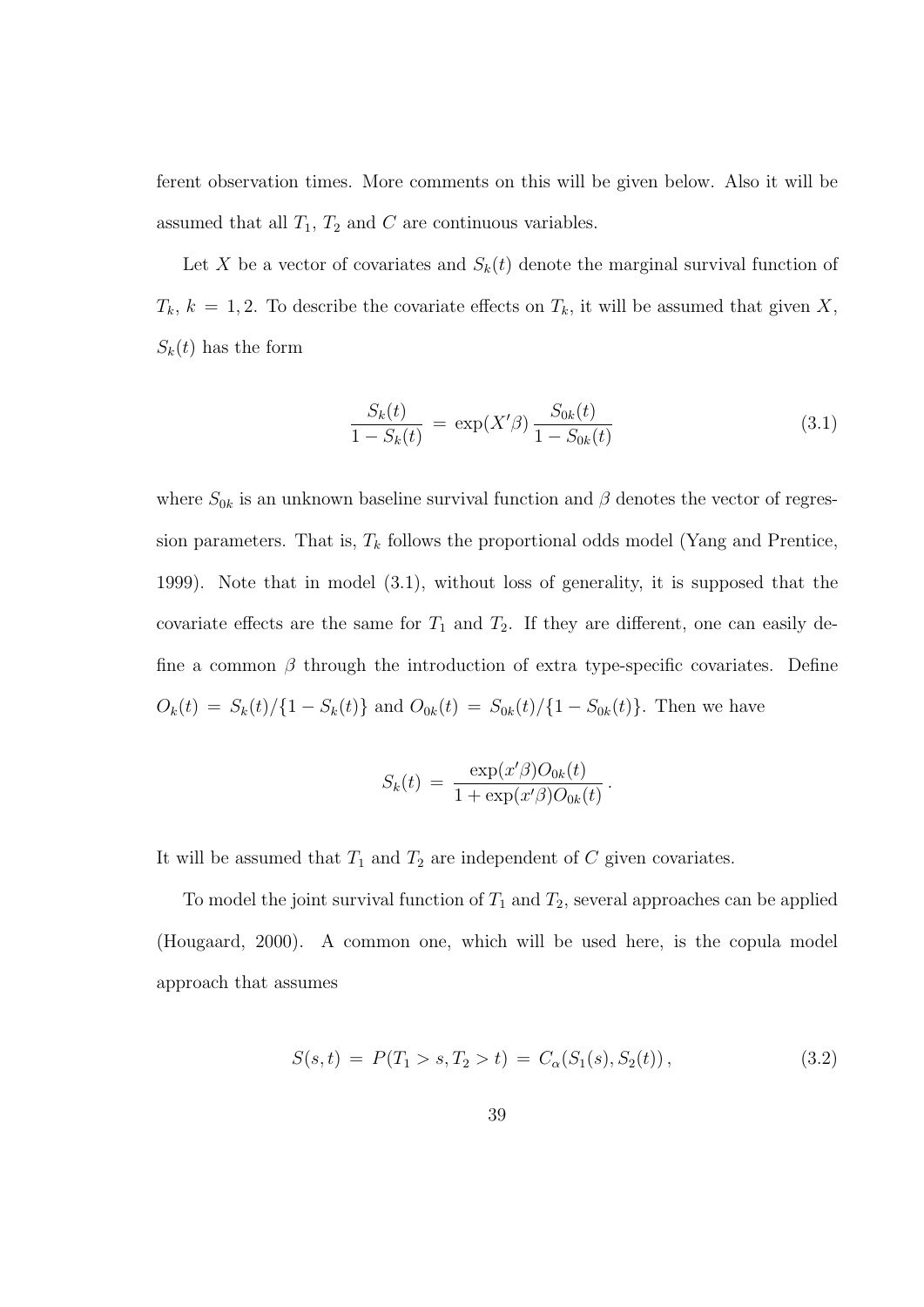ferent observation times. More comments on this will be given below. Also it will be assumed that all $T_1$, $T_2$ and $C$ are continuous variables.

Let $X$ be a vector of covariates and $S_k(t)$ denote the marginal survival function of $T_k$, $k = 1, 2$. To describe the covariate effects on $T_k$, it will be assumed that given $X$, $S_k(t)$ has the form

$$\frac{S_k(t)}{1 - S_k(t)} = \exp(X'\beta) \frac{S_{0k}(t)}{1 - S_{0k}(t)} \tag{3.1}$$

where $S_{0k}$ is an unknown baseline survival function and $\beta$ denotes the vector of regression parameters. That is, $T_k$ follows the proportional odds model (Yang and Prentice, 1999). Note that in model (3.1), without loss of generality, it is supposed that the covariate effects are the same for $T_1$ and $T_2$. If they are different, one can easily define a common $\beta$ through the introduction of extra type-specific covariates. Define $O_k(t) = S_k(t)/\{1 - S_k(t)\}$ and $O_{0k}(t) = S_{0k}(t)/\{1 - S_{0k}(t)\}$. Then we have

$$S_k(t) = \frac{\exp(x'\beta) O_{0k}(t)}{1 + \exp(x'\beta) O_{0k}(t)} .$$

It will be assumed that $T_1$ and $T_2$ are independent of $C$ given covariates.

To model the joint survival function of $T_1$ and $T_2$, several approaches can be applied (Hougaard, 2000). A common one, which will be used here, is the copula model approach that assumes

$$S(s, t) = P(T_1 > s, T_2 > t) = C_\alpha(S_1(s), S_2(t)) , \tag{3.2}$$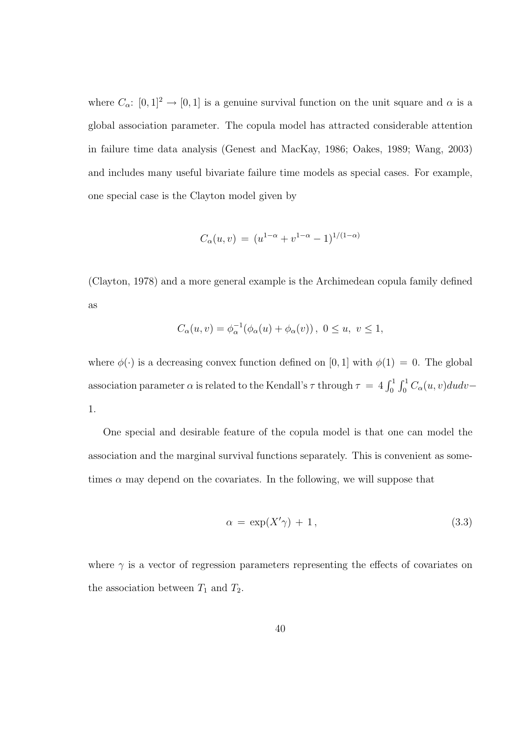where $C_\alpha$: $[0,1]^2 \to [0,1]$ is a genuine survival function on the unit square and $\alpha$ is a global association parameter. The copula model has attracted considerable attention in failure time data analysis (Genest and MacKay, 1986; Oakes, 1989; Wang, 2003) and includes many useful bivariate failure time models as special cases. For example, one special case is the Clayton model given by

$$C_\alpha(u,v) \,=\, (u^{1-\alpha} + v^{1-\alpha} - 1)^{1/(1-\alpha)}$$

(Clayton, 1978) and a more general example is the Archimedean copula family defined as

$$C_\alpha(u,v) = \phi_\alpha^{-1}(\phi_\alpha(u) + \phi_\alpha(v))\,,\ 0 \le u,\ v \le 1,$$

where $\phi(\cdot)$ is a decreasing convex function defined on $[0,1]$ with $\phi(1) = 0$. The global association parameter $\alpha$ is related to the Kendall's $\tau$ through $\tau \,=\, 4\int_0^1 \int_0^1 C_\alpha(u,v)dudv - 1$.

One special and desirable feature of the copula model is that one can model the association and the marginal survival functions separately. This is convenient as sometimes $\alpha$ may depend on the covariates. In the following, we will suppose that

$$\alpha \,=\, \exp(X'\gamma) \,+\, 1\,, \tag{3.3}$$

where $\gamma$ is a vector of regression parameters representing the effects of covariates on the association between $T_1$ and $T_2$.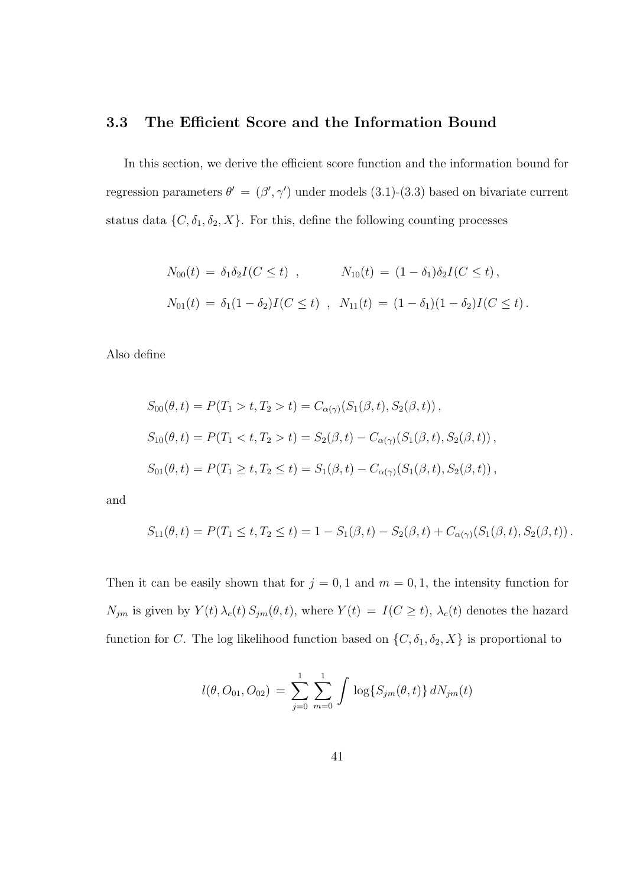### 3.3 The Efficient Score and the Information Bound

In this section, we derive the efficient score function and the information bound for regression parameters $\theta' = (\beta', \gamma')$ under models (3.1)-(3.3) based on bivariate current status data $\{C, \delta_1, \delta_2, X\}$. For this, define the following counting processes

$$N_{00}(t) = \delta_1\delta_2 I(C \leq t) \;, \qquad N_{10}(t) = (1-\delta_1)\delta_2 I(C \leq t) \,,$$

$$N_{01}(t) = \delta_1(1-\delta_2) I(C \leq t) \;, \;\; N_{11}(t) = (1-\delta_1)(1-\delta_2) I(C \leq t) \,.$$

Also define

$$S_{00}(\theta, t) = P(T_1 > t, T_2 > t) = C_{\alpha(\gamma)}(S_1(\beta, t), S_2(\beta, t)) \,,$$

$$S_{10}(\theta, t) = P(T_1 < t, T_2 > t) = S_2(\beta, t) - C_{\alpha(\gamma)}(S_1(\beta, t), S_2(\beta, t)) \,,$$

$$S_{01}(\theta, t) = P(T_1 \geq t, T_2 \leq t) = S_1(\beta, t) - C_{\alpha(\gamma)}(S_1(\beta, t), S_2(\beta, t)) \,,$$

and

$$S_{11}(\theta, t) = P(T_1 \leq t, T_2 \leq t) = 1 - S_1(\beta, t) - S_2(\beta, t) + C_{\alpha(\gamma)}(S_1(\beta, t), S_2(\beta, t)) \,.$$

Then it can be easily shown that for $j = 0, 1$ and $m = 0, 1$, the intensity function for $N_{jm}$ is given by $Y(t)\,\lambda_c(t)\,S_{jm}(\theta, t)$, where $Y(t) = I(C \geq t)$, $\lambda_c(t)$ denotes the hazard function for $C$. The log likelihood function based on $\{C, \delta_1, \delta_2, X\}$ is proportional to

$$l(\theta, O_{01}, O_{02}) = \sum_{j=0}^{1} \sum_{m=0}^{1} \int \log\{S_{jm}(\theta, t)\}\, dN_{jm}(t)$$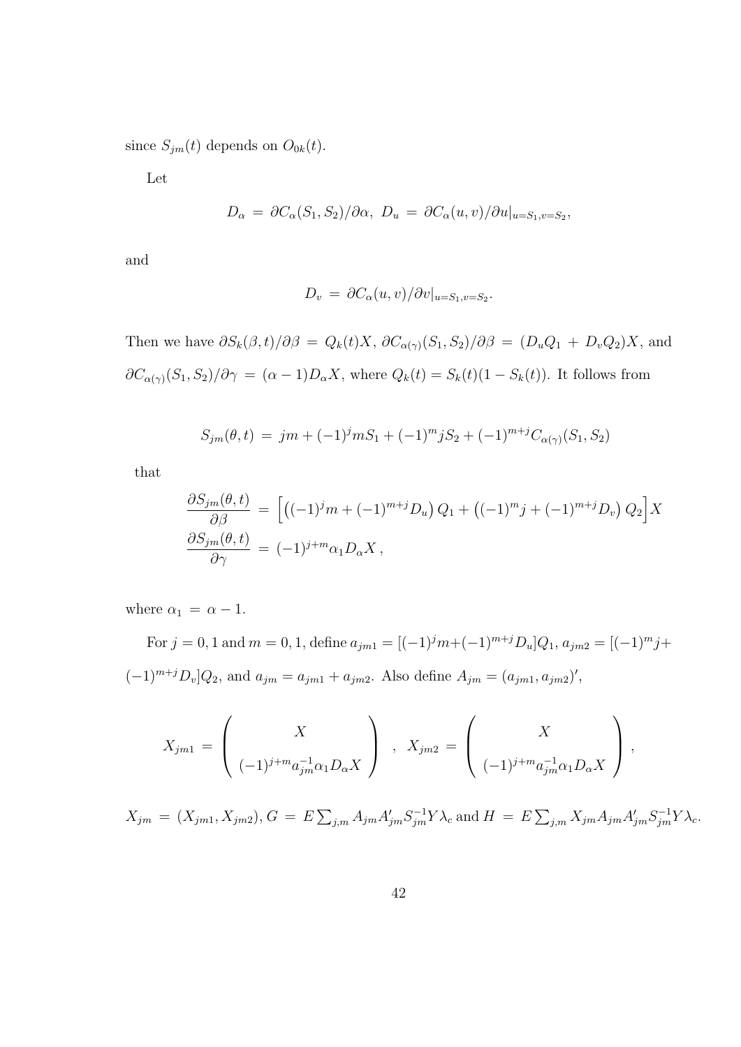since $S_{jm}(t)$ depends on $O_{0k}(t)$.

Let

$$D_\alpha \,=\, \partial C_\alpha(S_1, S_2)/\partial \alpha,\ D_u \,=\, \partial C_\alpha(u, v)/\partial u|_{u=S_1, v=S_2},$$

and

$$D_v \,=\, \partial C_\alpha(u, v)/\partial v|_{u=S_1, v=S_2}.$$

Then we have $\partial S_k(\beta, t)/\partial \beta \,=\, Q_k(t)X$, $\partial C_{\alpha(\gamma)}(S_1, S_2)/\partial \beta \,=\, (D_u Q_1 \,+\, D_v Q_2)X$, and $\partial C_{\alpha(\gamma)}(S_1, S_2)/\partial \gamma \,=\, (\alpha - 1)D_\alpha X$, where $Q_k(t) = S_k(t)(1 - S_k(t))$. It follows from

$$S_{jm}(\theta, t) \,=\, jm + (-1)^j m S_1 + (-1)^m j S_2 + (-1)^{m+j} C_{\alpha(\gamma)}(S_1, S_2)$$

that

$$\begin{aligned}
\frac{\partial S_{jm}(\theta, t)}{\partial \beta} \,&=\, \Big[\big((-1)^j m + (-1)^{m+j} D_u\big) Q_1 + \big((-1)^m j + (-1)^{m+j} D_v\big) Q_2\Big] X \\
\frac{\partial S_{jm}(\theta, t)}{\partial \gamma} \,&=\, (-1)^{j+m} \alpha_1 D_\alpha X\,,
\end{aligned}$$

where $\alpha_1 \,=\, \alpha - 1$.

For $j = 0, 1$ and $m = 0, 1$, define $a_{jm1} = [(-1)^j m + (-1)^{m+j} D_u] Q_1$, $a_{jm2} = [(-1)^m j + (-1)^{m+j} D_v] Q_2$, and $a_{jm} = a_{jm1} + a_{jm2}$. Also define $A_{jm} = (a_{jm1}, a_{jm2})'$,

$$X_{jm1} \,=\, \left( \begin{array}{c} X \\ (-1)^{j+m} a_{jm}^{-1} \alpha_1 D_\alpha X \end{array} \right) \ \ , \ \ X_{jm2} \,=\, \left( \begin{array}{c} X \\ (-1)^{j+m} a_{jm}^{-1} \alpha_1 D_\alpha X \end{array} \right),$$

$X_{jm} \,=\, (X_{jm1}, X_{jm2})$, $G \,=\, E \sum_{j,m} A_{jm} A'_{jm} S_{jm}^{-1} Y \lambda_c$ and $H \,=\, E \sum_{j,m} X_{jm} A_{jm} A'_{jm} S_{jm}^{-1} Y \lambda_c$.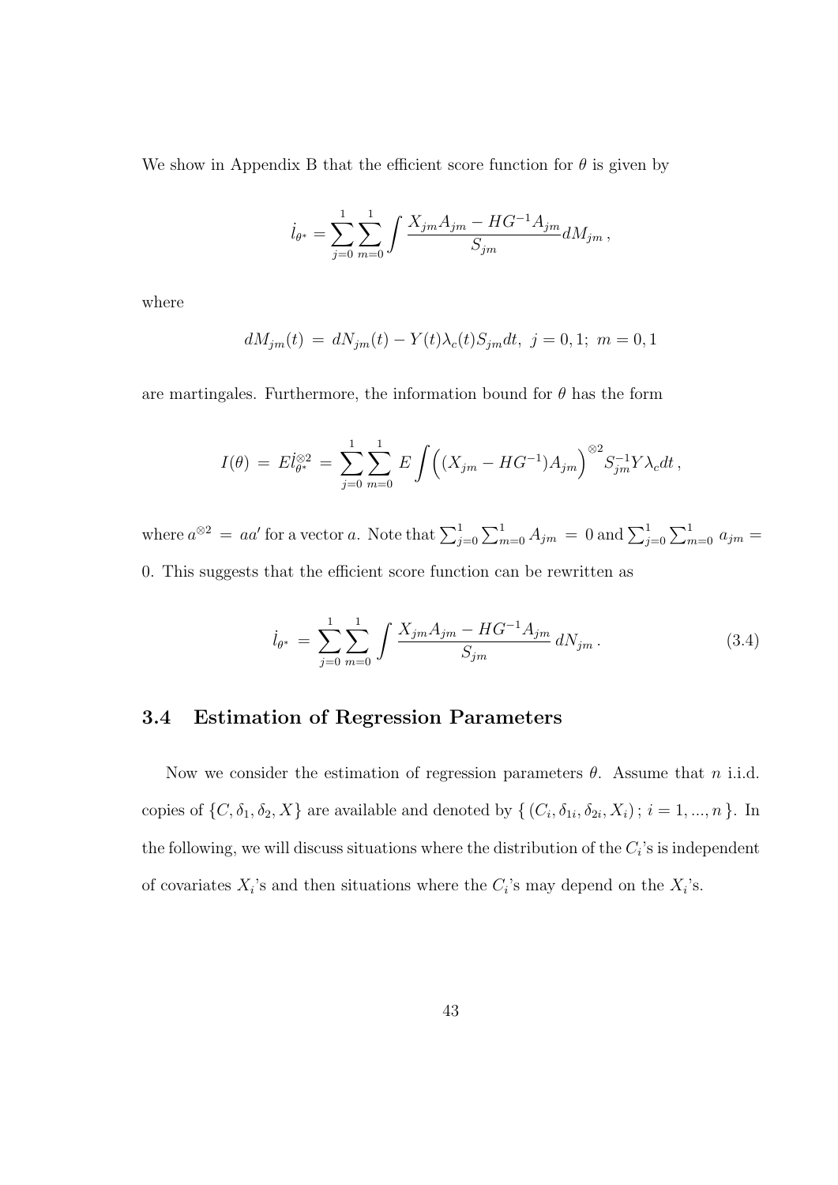We show in Appendix B that the efficient score function for $\theta$ is given by

$$\dot{l}_{\theta^*} = \sum_{j=0}^{1} \sum_{m=0}^{1} \int \frac{X_{jm} A_{jm} - HG^{-1} A_{jm}}{S_{jm}} dM_{jm} \,,$$

where

$$dM_{jm}(t) \,=\, dN_{jm}(t) - Y(t)\lambda_c(t) S_{jm} dt, \;\; j = 0, 1; \;\; m = 0, 1$$

are martingales. Furthermore, the information bound for $\theta$ has the form

$$I(\theta) \,=\, E\dot{l}_{\theta^*}^{\otimes 2} \,=\, \sum_{j=0}^{1} \sum_{m=0}^{1} E \int \Big( (X_{jm} - HG^{-1}) A_{jm} \Big)^{\otimes 2} S_{jm}^{-1} Y \lambda_c dt \,,$$

where $a^{\otimes 2} \,=\, aa'$ for a vector $a$. Note that $\sum_{j=0}^{1} \sum_{m=0}^{1} A_{jm} \,=\, 0$ and $\sum_{j=0}^{1} \sum_{m=0}^{1} a_{jm} = 0$. This suggests that the efficient score function can be rewritten as

$$\dot{l}_{\theta^*} \,=\, \sum_{j=0}^{1} \sum_{m=0}^{1} \int \frac{X_{jm} A_{jm} - HG^{-1} A_{jm}}{S_{jm}} \, dN_{jm} \,. \tag{3.4}$$

### 3.4 Estimation of Regression Parameters

Now we consider the estimation of regression parameters $\theta$. Assume that $n$ i.i.d. copies of $\{C, \delta_1, \delta_2, X\}$ are available and denoted by $\{ \, (C_i, \delta_{1i}, \delta_{2i}, X_i) \, ; \, i = 1, ..., n \, \}$. In the following, we will discuss situations where the distribution of the $C_i$'s is independent of covariates $X_i$'s and then situations where the $C_i$'s may depend on the $X_i$'s.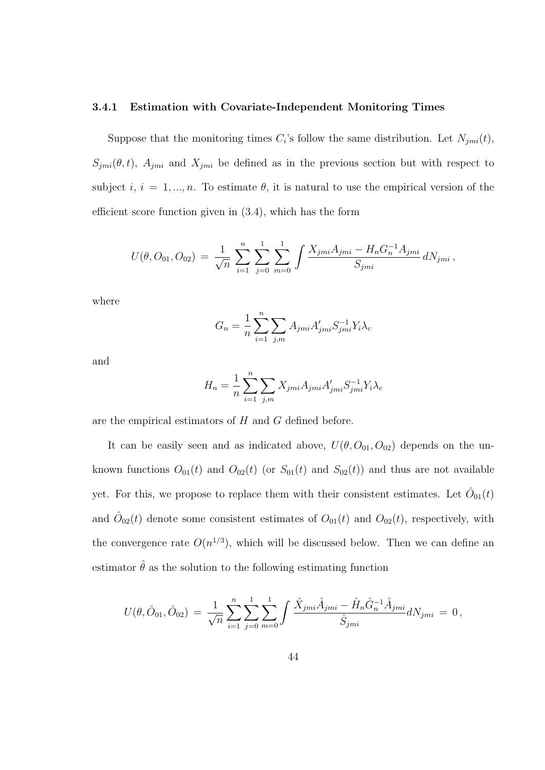### 3.4.1 Estimation with Covariate-Independent Monitoring Times

Suppose that the monitoring times $C_i$'s follow the same distribution. Let $N_{jmi}(t)$, $S_{jmi}(\theta, t)$, $A_{jmi}$ and $X_{jmi}$ be defined as in the previous section but with respect to subject $i$, $i = 1, ..., n$. To estimate $\theta$, it is natural to use the empirical version of the efficient score function given in (3.4), which has the form

$$U(\theta, O_{01}, O_{02}) \,=\, \frac{1}{\sqrt{n}} \sum_{i=1}^{n} \sum_{j=0}^{1} \sum_{m=0}^{1} \int \frac{X_{jmi} A_{jmi} - H_n G_n^{-1} A_{jmi}}{S_{jmi}} \, dN_{jmi} \,,$$

where

$$G_n = \frac{1}{n} \sum_{i=1}^{n} \sum_{j,m} A_{jmi} A'_{jmi} S_{jmi}^{-1} Y_i \lambda_c$$

and

$$H_n = \frac{1}{n} \sum_{i=1}^{n} \sum_{j,m} X_{jmi} A_{jmi} A'_{jmi} S_{jmi}^{-1} Y_i \lambda_c$$

are the empirical estimators of $H$ and $G$ defined before.

It can be easily seen and as indicated above, $U(\theta, O_{01}, O_{02})$ depends on the unknown functions $O_{01}(t)$ and $O_{02}(t)$ (or $S_{01}(t)$ and $S_{02}(t)$) and thus are not available yet. For this, we propose to replace them with their consistent estimates. Let $\hat{O}_{01}(t)$ and $\hat{O}_{02}(t)$ denote some consistent estimates of $O_{01}(t)$ and $O_{02}(t)$, respectively, with the convergence rate $O(n^{1/3})$, which will be discussed below. Then we can define an estimator $\hat{\theta}$ as the solution to the following estimating function

$$U(\theta, \hat{O}_{01}, \hat{O}_{02}) \,=\, \frac{1}{\sqrt{n}} \sum_{i=1}^{n} \sum_{j=0}^{1} \sum_{m=0}^{1} \int \frac{\hat{X}_{jmi} \hat{A}_{jmi} - \hat{H}_n \hat{G}_n^{-1} \hat{A}_{jmi}}{\hat{S}_{jmi}} dN_{jmi} \,=\, 0 \,,$$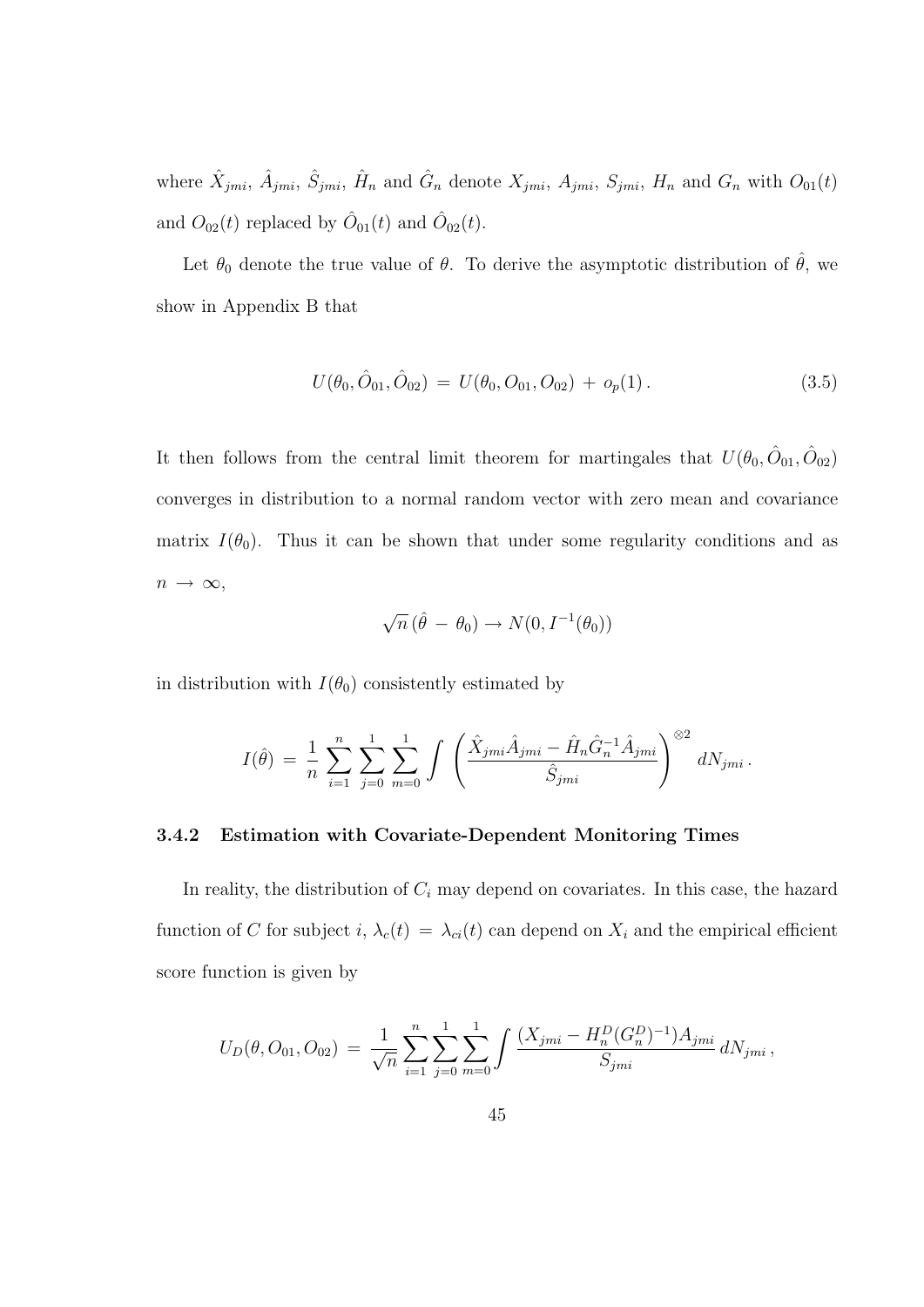where $\hat{X}_{jmi}$, $\hat{A}_{jmi}$, $\hat{S}_{jmi}$, $\hat{H}_n$ and $\hat{G}_n$ denote $X_{jmi}$, $A_{jmi}$, $S_{jmi}$, $H_n$ and $G_n$ with $O_{01}(t)$ and $O_{02}(t)$ replaced by $\hat{O}_{01}(t)$ and $\hat{O}_{02}(t)$.

Let $\theta_0$ denote the true value of $\theta$. To derive the asymptotic distribution of $\hat{\theta}$, we show in Appendix B that

$$U(\theta_0, \hat{O}_{01}, \hat{O}_{02}) \,=\, U(\theta_0, O_{01}, O_{02}) \,+\, o_p(1)\,. \tag{3.5}$$

It then follows from the central limit theorem for martingales that $U(\theta_0, \hat{O}_{01}, \hat{O}_{02})$ converges in distribution to a normal random vector with zero mean and covariance matrix $I(\theta_0)$. Thus it can be shown that under some regularity conditions and as $n \to \infty$,

$$\sqrt{n}\,(\hat{\theta} \,-\, \theta_0) \to N(0, I^{-1}(\theta_0))$$

in distribution with $I(\theta_0)$ consistently estimated by

$$I(\hat{\theta}) \,=\, \frac{1}{n}\sum_{i=1}^{n}\sum_{j=0}^{1}\sum_{m=0}^{1}\int \left(\frac{\hat{X}_{jmi}\hat{A}_{jmi} - \hat{H}_n\hat{G}_n^{-1}\hat{A}_{jmi}}{\hat{S}_{jmi}}\right)^{\otimes 2} dN_{jmi}\,.$$

### 3.4.2 Estimation with Covariate-Dependent Monitoring Times

In reality, the distribution of $C_i$ may depend on covariates. In this case, the hazard function of $C$ for subject $i$, $\lambda_c(t) \,=\, \lambda_{ci}(t)$ can depend on $X_i$ and the empirical efficient score function is given by

$$U_D(\theta, O_{01}, O_{02}) \,=\, \frac{1}{\sqrt{n}}\sum_{i=1}^{n}\sum_{j=0}^{1}\sum_{m=0}^{1}\int \frac{(X_{jmi} - H_n^D(G_n^D)^{-1})A_{jmi}}{S_{jmi}}\,dN_{jmi}\,,$$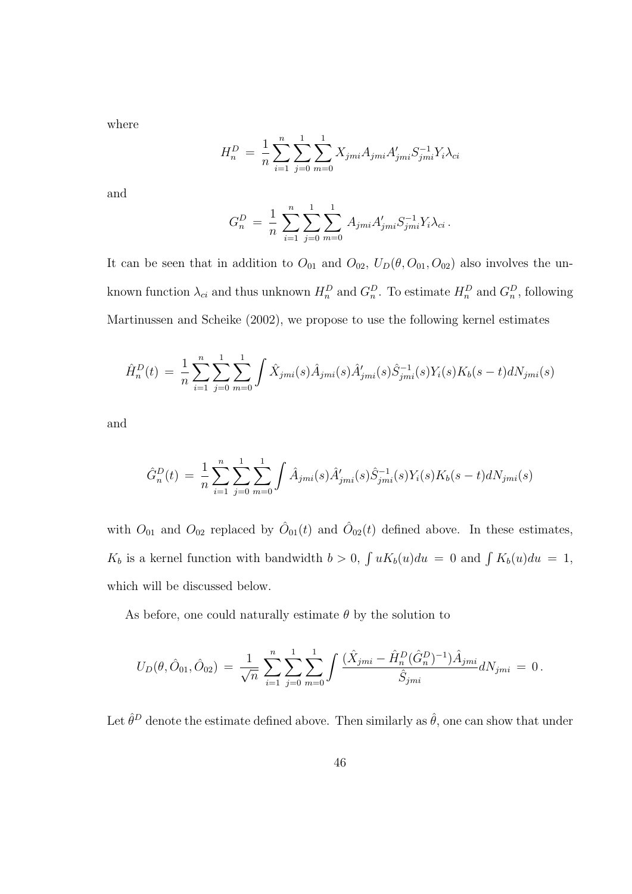where

$$H_n^D = \frac{1}{n} \sum_{i=1}^n \sum_{j=0}^1 \sum_{m=0}^1 X_{jmi} A_{jmi} A'_{jmi} S_{jmi}^{-1} Y_i \lambda_{ci}$$

and

$$G_n^D = \frac{1}{n} \sum_{i=1}^n \sum_{j=0}^1 \sum_{m=0}^1 A_{jmi} A'_{jmi} S_{jmi}^{-1} Y_i \lambda_{ci} .$$

It can be seen that in addition to $O_{01}$ and $O_{02}$, $U_D(\theta, O_{01}, O_{02})$ also involves the unknown function $\lambda_{ci}$ and thus unknown $H_n^D$ and $G_n^D$. To estimate $H_n^D$ and $G_n^D$, following Martinussen and Scheike (2002), we propose to use the following kernel estimates

$$\hat{H}_n^D(t) = \frac{1}{n} \sum_{i=1}^n \sum_{j=0}^1 \sum_{m=0}^1 \int \hat{X}_{jmi}(s) \hat{A}_{jmi}(s) \hat{A}'_{jmi}(s) \hat{S}_{jmi}^{-1}(s) Y_i(s) K_b(s-t) dN_{jmi}(s)$$

and

$$\hat{G}_n^D(t) = \frac{1}{n} \sum_{i=1}^n \sum_{j=0}^1 \sum_{m=0}^1 \int \hat{A}_{jmi}(s) \hat{A}'_{jmi}(s) \hat{S}_{jmi}^{-1}(s) Y_i(s) K_b(s-t) dN_{jmi}(s)$$

with $O_{01}$ and $O_{02}$ replaced by $\hat{O}_{01}(t)$ and $\hat{O}_{02}(t)$ defined above. In these estimates, $K_b$ is a kernel function with bandwidth $b > 0$, $\int u K_b(u) du = 0$ and $\int K_b(u) du = 1$, which will be discussed below.

As before, one could naturally estimate $\theta$ by the solution to

$$U_D(\theta, \hat{O}_{01}, \hat{O}_{02}) = \frac{1}{\sqrt{n}} \sum_{i=1}^n \sum_{j=0}^1 \sum_{m=0}^1 \int \frac{(\hat{X}_{jmi} - \hat{H}_n^D (\hat{G}_n^D)^{-1}) \hat{A}_{jmi}}{\hat{S}_{jmi}} dN_{jmi} = 0 .$$

Let $\hat{\theta}^D$ denote the estimate defined above. Then similarly as $\hat{\theta}$, one can show that under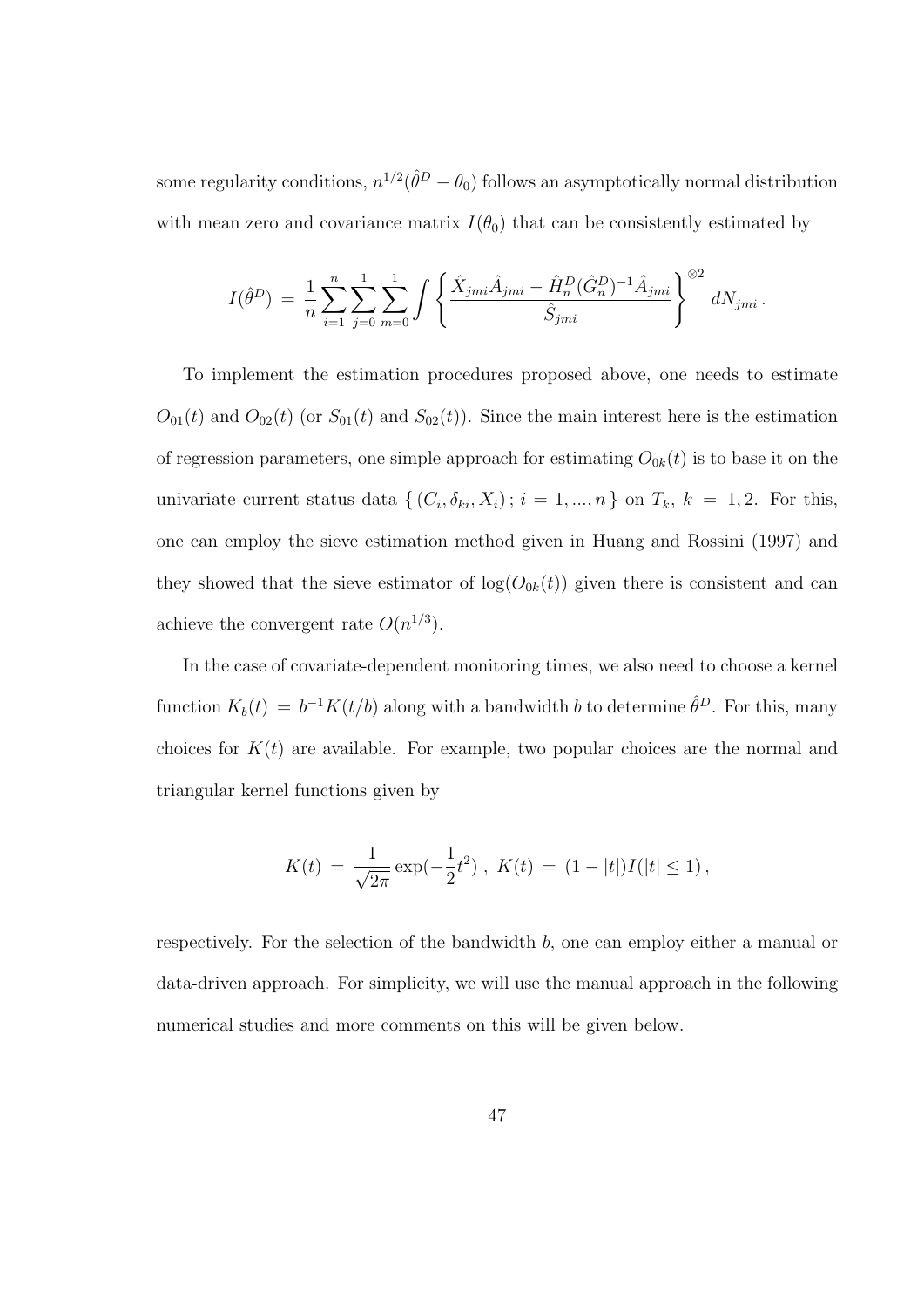some regularity conditions, $n^{1/2}(\hat{\theta}^D - \theta_0)$ follows an asymptotically normal distribution with mean zero and covariance matrix $I(\theta_0)$ that can be consistently estimated by

$$I(\hat{\theta}^D) \,=\, \frac{1}{n}\sum_{i=1}^{n}\sum_{j=0}^{1}\sum_{m=0}^{1}\int \left\{ \frac{\hat{X}_{jmi}\hat{A}_{jmi} - \hat{H}_n^D(\hat{G}_n^D)^{-1}\hat{A}_{jmi}}{\hat{S}_{jmi}} \right\}^{\otimes 2} dN_{jmi}\,.$$

To implement the estimation procedures proposed above, one needs to estimate $O_{01}(t)$ and $O_{02}(t)$ (or $S_{01}(t)$ and $S_{02}(t)$). Since the main interest here is the estimation of regression parameters, one simple approach for estimating $O_{0k}(t)$ is to base it on the univariate current status data $\{\,(C_i, \delta_{ki}, X_i)\,;\, i = 1, ..., n\,\}$ on $T_k$, $k = 1, 2$. For this, one can employ the sieve estimation method given in Huang and Rossini (1997) and they showed that the sieve estimator of $\log(O_{0k}(t))$ given there is consistent and can achieve the convergent rate $O(n^{1/3})$.

In the case of covariate-dependent monitoring times, we also need to choose a kernel function $K_b(t) \,=\, b^{-1}K(t/b)$ along with a bandwidth $b$ to determine $\hat{\theta}^D$. For this, many choices for $K(t)$ are available. For example, two popular choices are the normal and triangular kernel functions given by

$$K(t) \,=\, \frac{1}{\sqrt{2\pi}}\exp(-\frac{1}{2}t^2)\;,\; K(t) \,=\, (1-|t|)I(|t| \leq 1)\,,$$

respectively. For the selection of the bandwidth $b$, one can employ either a manual or data-driven approach. For simplicity, we will use the manual approach in the following numerical studies and more comments on this will be given below.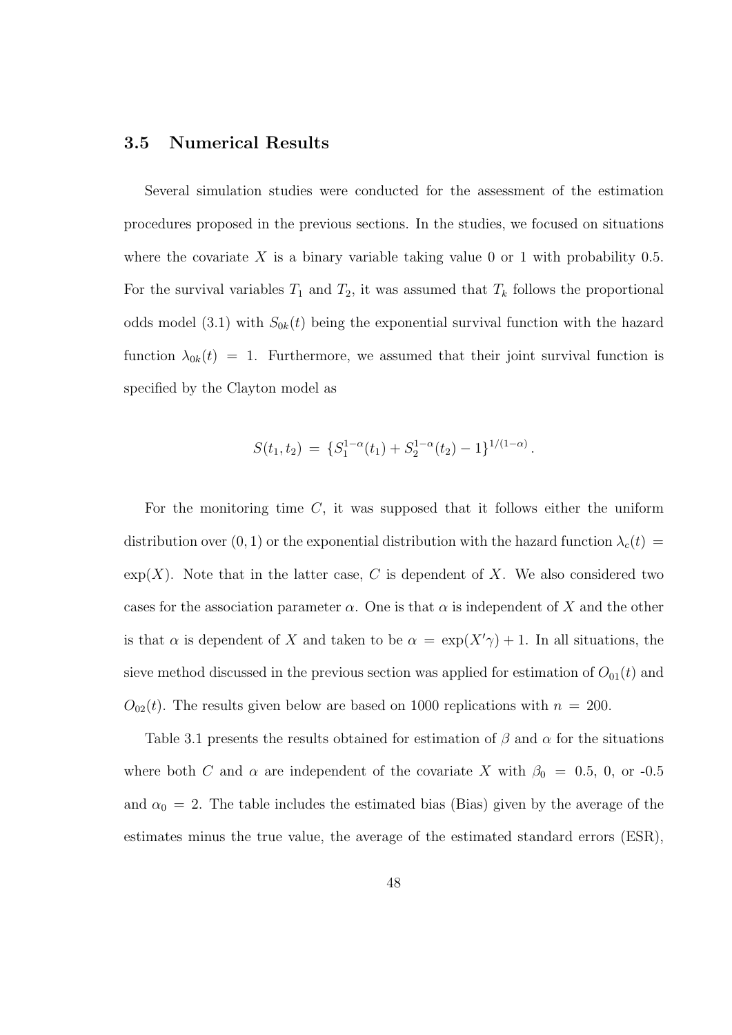### 3.5 Numerical Results

Several simulation studies were conducted for the assessment of the estimation procedures proposed in the previous sections. In the studies, we focused on situations where the covariate $X$ is a binary variable taking value 0 or 1 with probability 0.5. For the survival variables $T_1$ and $T_2$, it was assumed that $T_k$ follows the proportional odds model (3.1) with $S_{0k}(t)$ being the exponential survival function with the hazard function $\lambda_{0k}(t) = 1$. Furthermore, we assumed that their joint survival function is specified by the Clayton model as

$$S(t_1, t_2) = \{S_1^{1-\alpha}(t_1) + S_2^{1-\alpha}(t_2) - 1\}^{1/(1-\alpha)}.$$

For the monitoring time $C$, it was supposed that it follows either the uniform distribution over $(0, 1)$ or the exponential distribution with the hazard function $\lambda_c(t) = \exp(X)$. Note that in the latter case, $C$ is dependent of $X$. We also considered two cases for the association parameter $\alpha$. One is that $\alpha$ is independent of $X$ and the other is that $\alpha$ is dependent of $X$ and taken to be $\alpha = \exp(X'\gamma) + 1$. In all situations, the sieve method discussed in the previous section was applied for estimation of $O_{01}(t)$ and $O_{02}(t)$. The results given below are based on 1000 replications with $n = 200$.

Table 3.1 presents the results obtained for estimation of $\beta$ and $\alpha$ for the situations where both $C$ and $\alpha$ are independent of the covariate $X$ with $\beta_0 = 0.5$, 0, or -0.5 and $\alpha_0 = 2$. The table includes the estimated bias (Bias) given by the average of the estimates minus the true value, the average of the estimated standard errors (ESR),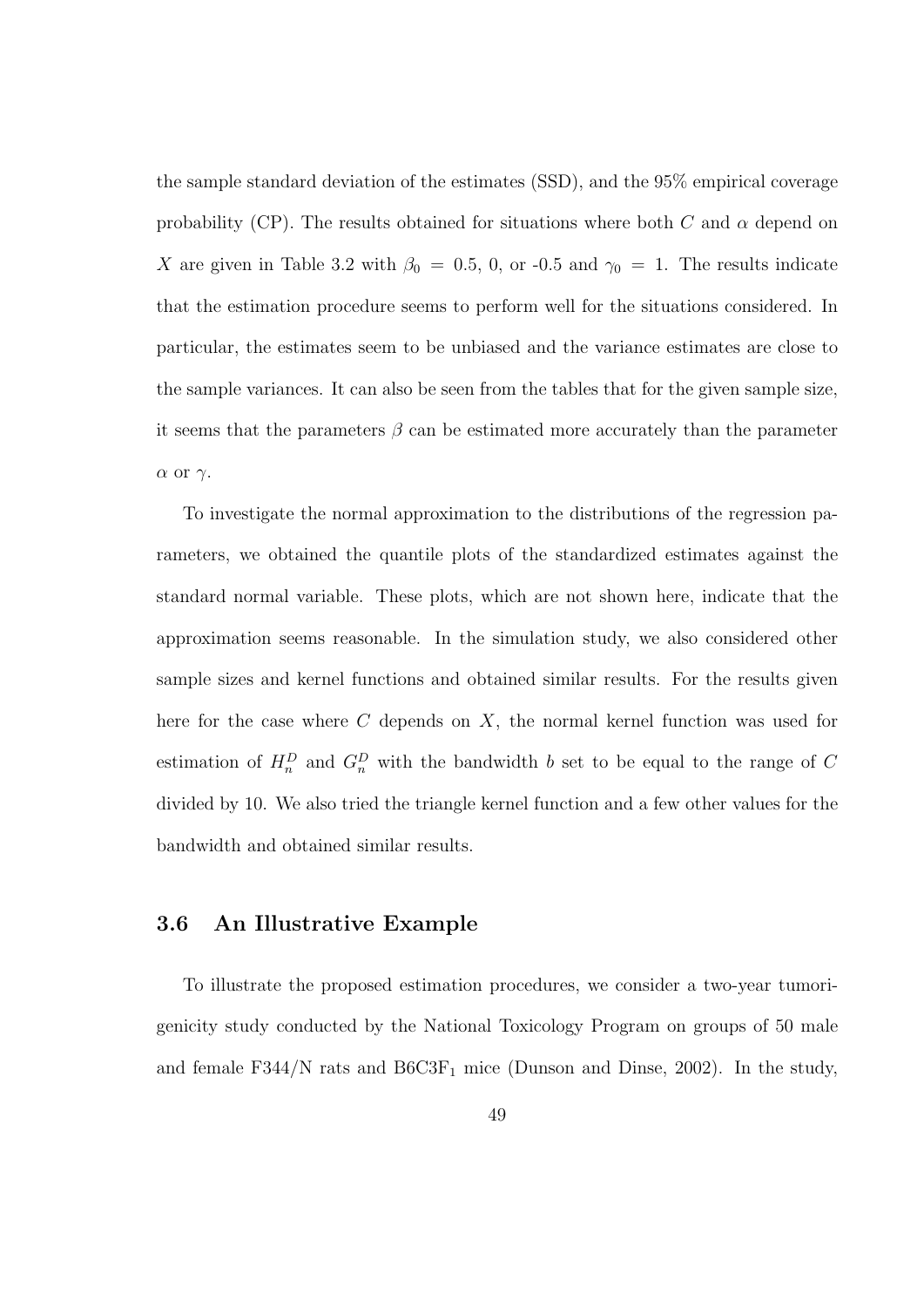the sample standard deviation of the estimates (SSD), and the 95% empirical coverage probability (CP). The results obtained for situations where both $C$ and $\alpha$ depend on $X$ are given in Table 3.2 with $\beta_0 = 0.5$, 0, or -0.5 and $\gamma_0 = 1$. The results indicate that the estimation procedure seems to perform well for the situations considered. In particular, the estimates seem to be unbiased and the variance estimates are close to the sample variances. It can also be seen from the tables that for the given sample size, it seems that the parameters $\beta$ can be estimated more accurately than the parameter $\alpha$ or $\gamma$.

To investigate the normal approximation to the distributions of the regression parameters, we obtained the quantile plots of the standardized estimates against the standard normal variable. These plots, which are not shown here, indicate that the approximation seems reasonable. In the simulation study, we also considered other sample sizes and kernel functions and obtained similar results. For the results given here for the case where $C$ depends on $X$, the normal kernel function was used for estimation of $H_n^D$ and $G_n^D$ with the bandwidth $b$ set to be equal to the range of $C$ divided by 10. We also tried the triangle kernel function and a few other values for the bandwidth and obtained similar results.

## 3.6 An Illustrative Example

To illustrate the proposed estimation procedures, we consider a two-year tumorigenicity study conducted by the National Toxicology Program on groups of 50 male and female F344/N rats and $B6C3F_1$ mice (Dunson and Dinse, 2002). In the study,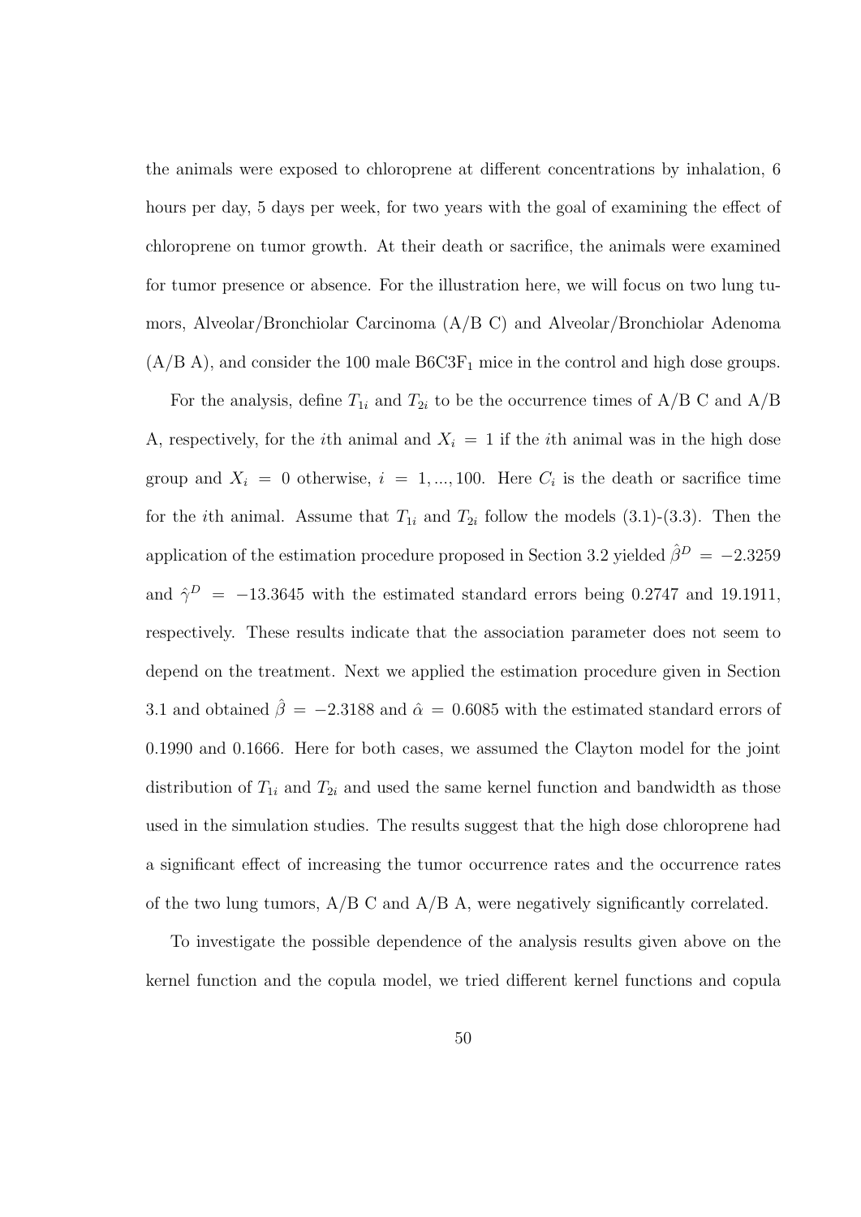the animals were exposed to chloroprene at different concentrations by inhalation, 6 hours per day, 5 days per week, for two years with the goal of examining the effect of chloroprene on tumor growth. At their death or sacrifice, the animals were examined for tumor presence or absence. For the illustration here, we will focus on two lung tumors, Alveolar/Bronchiolar Carcinoma (A/B C) and Alveolar/Bronchiolar Adenoma (A/B A), and consider the 100 male $B6C3F_1$ mice in the control and high dose groups.

For the analysis, define $T_{1i}$ and $T_{2i}$ to be the occurrence times of A/B C and A/B A, respectively, for the $i$th animal and $X_i = 1$ if the $i$th animal was in the high dose group and $X_i = 0$ otherwise, $i = 1, ..., 100$. Here $C_i$ is the death or sacrifice time for the $i$th animal. Assume that $T_{1i}$ and $T_{2i}$ follow the models (3.1)-(3.3). Then the application of the estimation procedure proposed in Section 3.2 yielded $\hat{\beta}^D = -2.3259$ and $\hat{\gamma}^D = -13.3645$ with the estimated standard errors being 0.2747 and 19.1911, respectively. These results indicate that the association parameter does not seem to depend on the treatment. Next we applied the estimation procedure given in Section 3.1 and obtained $\hat{\beta} = -2.3188$ and $\hat{\alpha} = 0.6085$ with the estimated standard errors of 0.1990 and 0.1666. Here for both cases, we assumed the Clayton model for the joint distribution of $T_{1i}$ and $T_{2i}$ and used the same kernel function and bandwidth as those used in the simulation studies. The results suggest that the high dose chloroprene had a significant effect of increasing the tumor occurrence rates and the occurrence rates of the two lung tumors, A/B C and A/B A, were negatively significantly correlated.

To investigate the possible dependence of the analysis results given above on the kernel function and the copula model, we tried different kernel functions and copula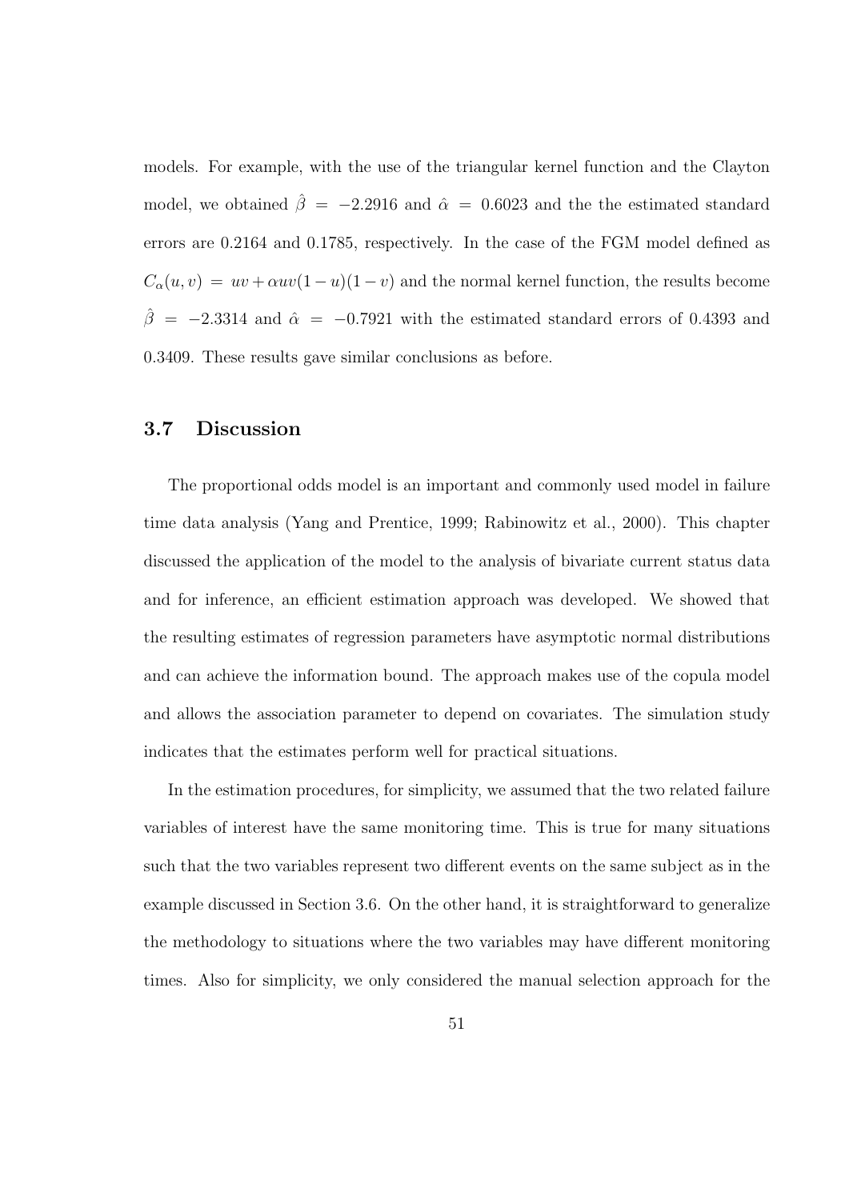models. For example, with the use of the triangular kernel function and the Clayton model, we obtained $\hat{\beta} = -2.2916$ and $\hat{\alpha} = 0.6023$ and the the estimated standard errors are 0.2164 and 0.1785, respectively. In the case of the FGM model defined as $C_\alpha(u, v) = uv + \alpha uv(1-u)(1-v)$ and the normal kernel function, the results become $\hat{\beta} = -2.3314$ and $\hat{\alpha} = -0.7921$ with the estimated standard errors of 0.4393 and 0.3409. These results gave similar conclusions as before.

## 3.7 Discussion

The proportional odds model is an important and commonly used model in failure time data analysis (Yang and Prentice, 1999; Rabinowitz et al., 2000). This chapter discussed the application of the model to the analysis of bivariate current status data and for inference, an efficient estimation approach was developed. We showed that the resulting estimates of regression parameters have asymptotic normal distributions and can achieve the information bound. The approach makes use of the copula model and allows the association parameter to depend on covariates. The simulation study indicates that the estimates perform well for practical situations.

In the estimation procedures, for simplicity, we assumed that the two related failure variables of interest have the same monitoring time. This is true for many situations such that the two variables represent two different events on the same subject as in the example discussed in Section 3.6. On the other hand, it is straightforward to generalize the methodology to situations where the two variables may have different monitoring times. Also for simplicity, we only considered the manual selection approach for the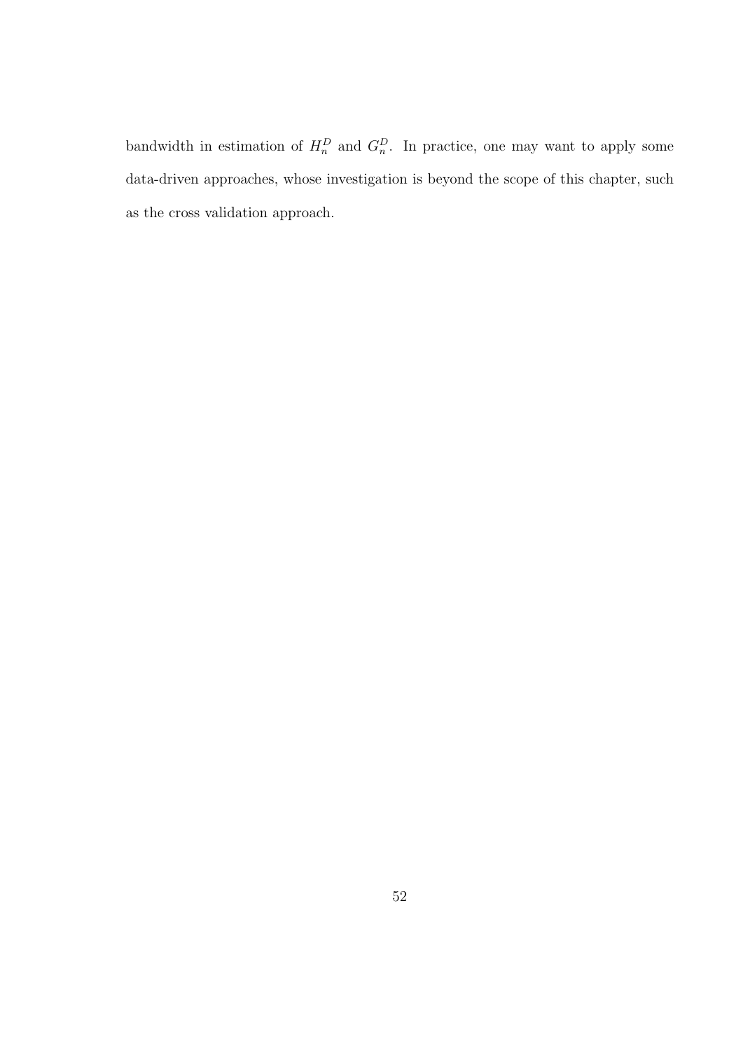bandwidth in estimation of $H_n^D$ and $G_n^D$. In practice, one may want to apply some data-driven approaches, whose investigation is beyond the scope of this chapter, such as the cross validation approach.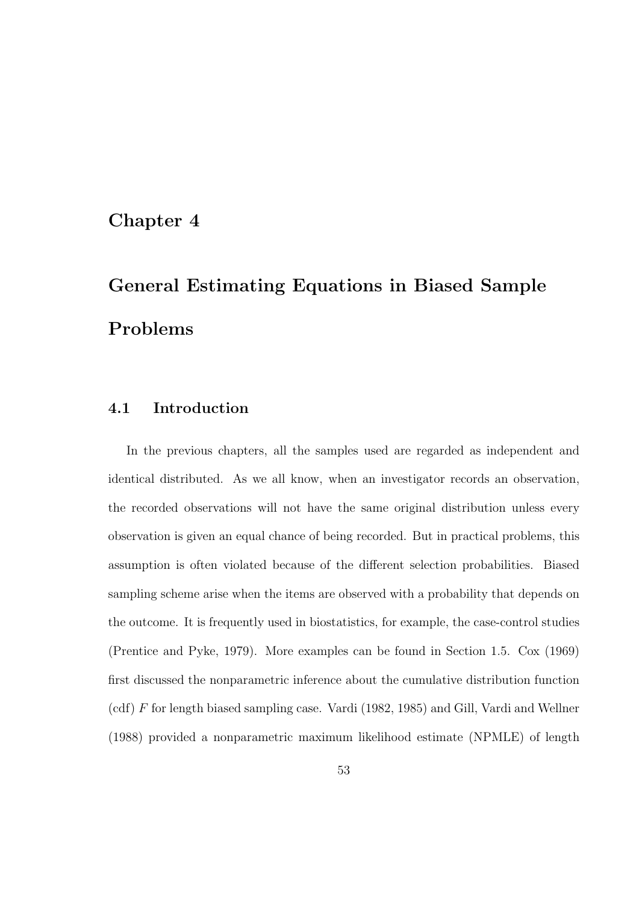# Chapter 4

# General Estimating Equations in Biased Sample Problems

## 4.1 Introduction

In the previous chapters, all the samples used are regarded as independent and identical distributed. As we all know, when an investigator records an observation, the recorded observations will not have the same original distribution unless every observation is given an equal chance of being recorded. But in practical problems, this assumption is often violated because of the different selection probabilities. Biased sampling scheme arise when the items are observed with a probability that depends on the outcome. It is frequently used in biostatistics, for example, the case-control studies (Prentice and Pyke, 1979). More examples can be found in Section 1.5. Cox (1969) first discussed the nonparametric inference about the cumulative distribution function (cdf) $F$ for length biased sampling case. Vardi (1982, 1985) and Gill, Vardi and Wellner (1988) provided a nonparametric maximum likelihood estimate (NPMLE) of length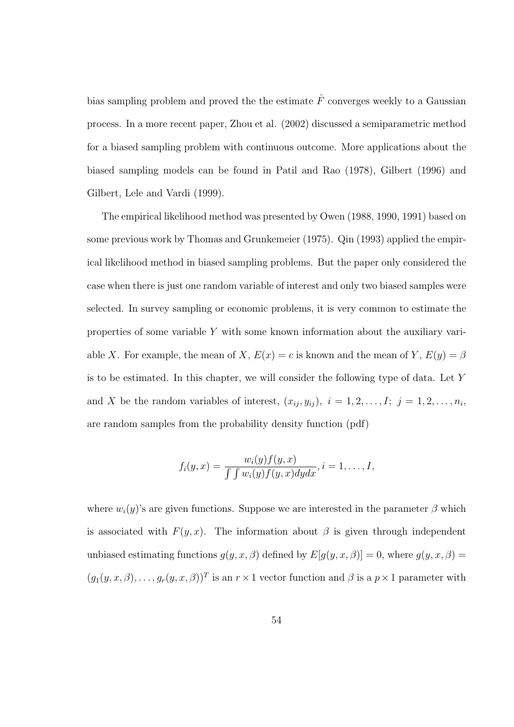bias sampling problem and proved the the estimate $\hat{F}$ converges weekly to a Gaussian process. In a more recent paper, Zhou et al. (2002) discussed a semiparametric method for a biased sampling problem with continuous outcome. More applications about the biased sampling models can be found in Patil and Rao (1978), Gilbert (1996) and Gilbert, Lele and Vardi (1999).

The empirical likelihood method was presented by Owen (1988, 1990, 1991) based on some previous work by Thomas and Grunkemeier (1975). Qin (1993) applied the empirical likelihood method in biased sampling problems. But the paper only considered the case when there is just one random variable of interest and only two biased samples were selected. In survey sampling or economic problems, it is very common to estimate the properties of some variable $Y$ with some known information about the auxiliary variable $X$. For example, the mean of $X$, $E(x) = c$ is known and the mean of $Y$, $E(y) = \beta$ is to be estimated. In this chapter, we will consider the following type of data. Let $Y$ and $X$ be the random variables of interest, $(x_{ij}, y_{ij}),\ i = 1, 2, \ldots, I;\ j = 1, 2, \ldots, n_i$, are random samples from the probability density function (pdf)

$$f_i(y, x) = \frac{w_i(y) f(y, x)}{\int \int w_i(y) f(y, x) dy dx}, i = 1, \ldots, I,$$

where $w_i(y)$'s are given functions. Suppose we are interested in the parameter $\beta$ which is associated with $F(y, x)$. The information about $\beta$ is given through independent unbiased estimating functions $g(y, x, \beta)$ defined by $E[g(y, x, \beta)] = 0$, where $g(y, x, \beta) = (g_1(y, x, \beta), \ldots, g_r(y, x, \beta))^T$ is an $r \times 1$ vector function and $\beta$ is a $p \times 1$ parameter with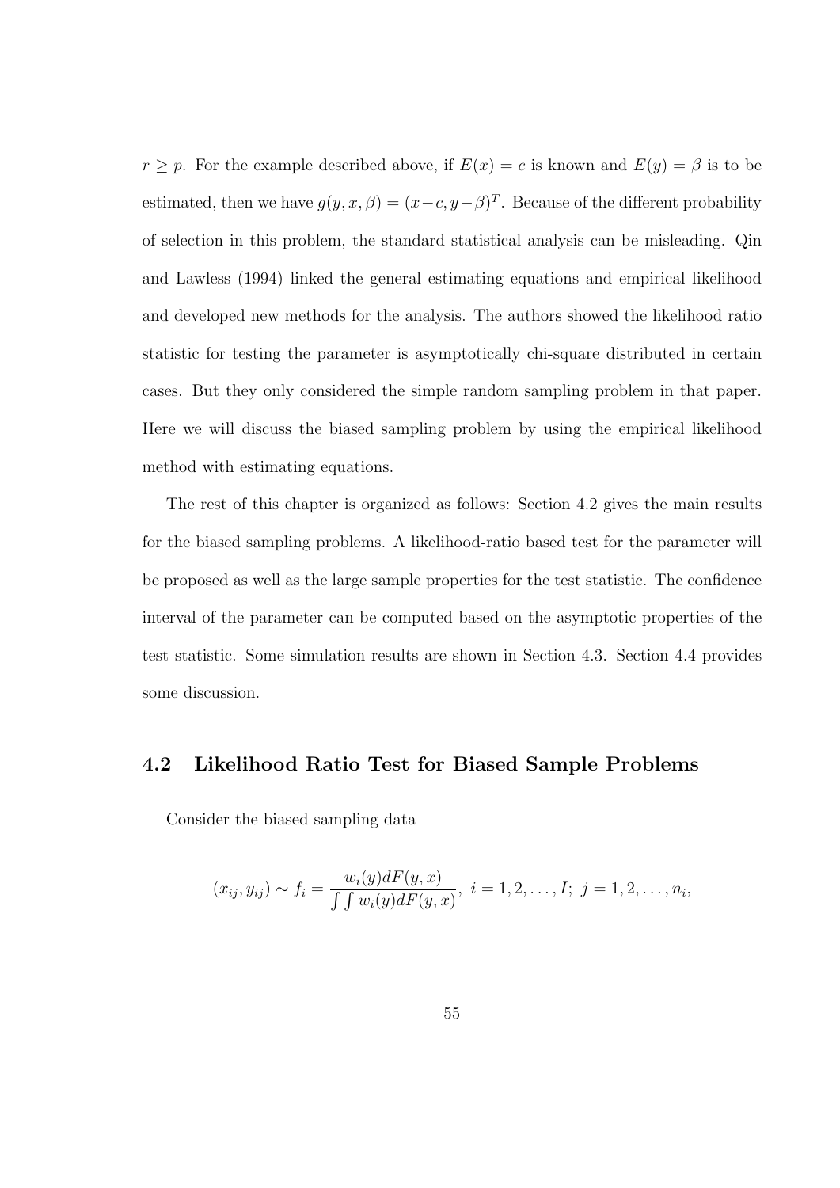$r \geq p$. For the example described above, if $E(x) = c$ is known and $E(y) = \beta$ is to be estimated, then we have $g(y, x, \beta) = (x - c, y - \beta)^T$. Because of the different probability of selection in this problem, the standard statistical analysis can be misleading. Qin and Lawless (1994) linked the general estimating equations and empirical likelihood and developed new methods for the analysis. The authors showed the likelihood ratio statistic for testing the parameter is asymptotically chi-square distributed in certain cases. But they only considered the simple random sampling problem in that paper. Here we will discuss the biased sampling problem by using the empirical likelihood method with estimating equations.

The rest of this chapter is organized as follows: Section 4.2 gives the main results for the biased sampling problems. A likelihood-ratio based test for the parameter will be proposed as well as the large sample properties for the test statistic. The confidence interval of the parameter can be computed based on the asymptotic properties of the test statistic. Some simulation results are shown in Section 4.3. Section 4.4 provides some discussion.

## 4.2 Likelihood Ratio Test for Biased Sample Problems

Consider the biased sampling data

$$(x_{ij}, y_{ij}) \sim f_i = \frac{w_i(y)dF(y,x)}{\int\int w_i(y)dF(y,x)}, \ i = 1, 2, \ldots, I; \ j = 1, 2, \ldots, n_i,$$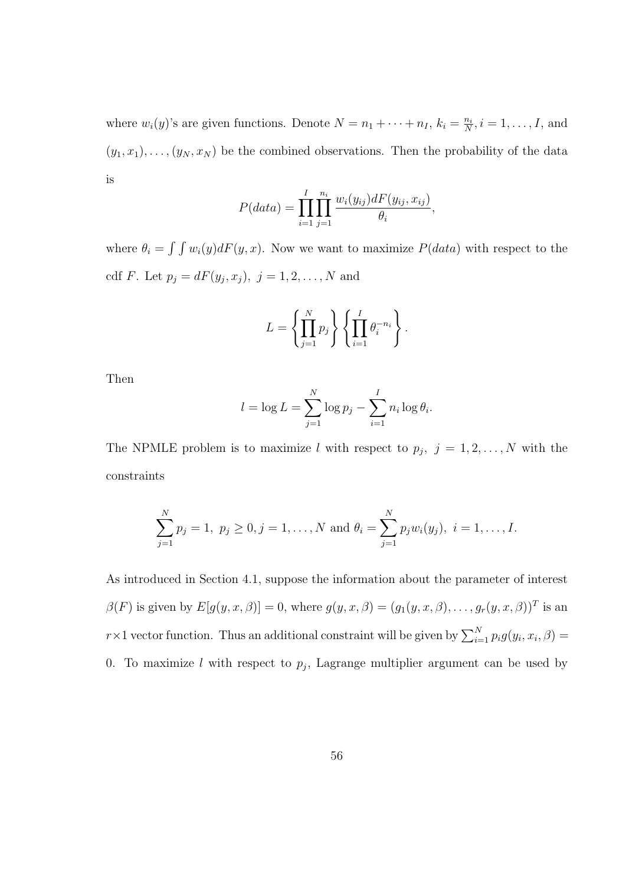where $w_i(y)$'s are given functions. Denote $N = n_1 + \cdots + n_I$, $k_i = \frac{n_i}{N}, i = 1, \ldots, I$, and $(y_1, x_1), \ldots, (y_N, x_N)$ be the combined observations. Then the probability of the data is

$$P(data) = \prod_{i=1}^{I} \prod_{j=1}^{n_i} \frac{w_i(y_{ij}) dF(y_{ij}, x_{ij})}{\theta_i},$$

where $\theta_i = \int \int w_i(y) dF(y, x)$. Now we want to maximize $P(data)$ with respect to the cdf $F$. Let $p_j = dF(y_j, x_j),\ j = 1, 2, \ldots, N$ and

$$L = \left\{ \prod_{j=1}^{N} p_j \right\} \left\{ \prod_{i=1}^{I} \theta_i^{-n_i} \right\}.$$

Then

$$l = \log L = \sum_{j=1}^{N} \log p_j - \sum_{i=1}^{I} n_i \log \theta_i.$$

The NPMLE problem is to maximize $l$ with respect to $p_j,\ j = 1, 2, \ldots, N$ with the constraints

$$\sum_{j=1}^{N} p_j = 1,\ p_j \geq 0, j = 1, \ldots, N \text{ and } \theta_i = \sum_{j=1}^{N} p_j w_i(y_j),\ i = 1, \ldots, I.$$

As introduced in Section 4.1, suppose the information about the parameter of interest $\beta(F)$ is given by $E[g(y, x, \beta)] = 0$, where $g(y, x, \beta) = (g_1(y, x, \beta), \ldots, g_r(y, x, \beta))^T$ is an $r \times 1$ vector function. Thus an additional constraint will be given by $\sum_{i=1}^{N} p_i g(y_i, x_i, \beta) = 0$. To maximize $l$ with respect to $p_j$, Lagrange multiplier argument can be used by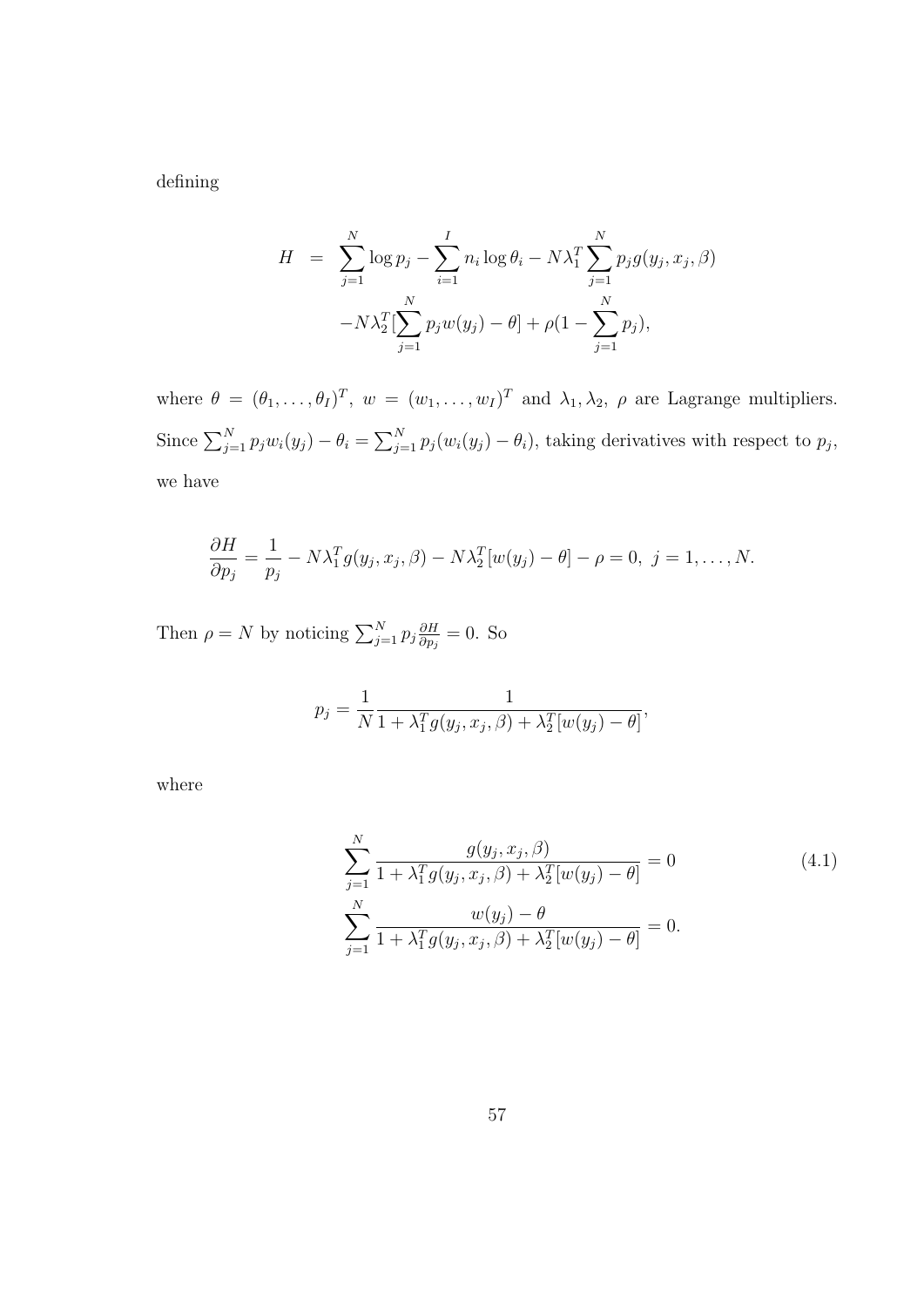defining

$$
\begin{aligned}
H &= \sum_{j=1}^{N} \log p_j - \sum_{i=1}^{I} n_i \log \theta_i - N\lambda_1^T \sum_{j=1}^{N} p_j g(y_j, x_j, \beta) \\
&\quad - N\lambda_2^T [\sum_{j=1}^{N} p_j w(y_j) - \theta] + \rho(1 - \sum_{j=1}^{N} p_j),
\end{aligned}
$$

where $\theta = (\theta_1, \ldots, \theta_I)^T$, $w = (w_1, \ldots, w_I)^T$ and $\lambda_1, \lambda_2$, $\rho$ are Lagrange multipliers. Since $\sum_{j=1}^{N} p_j w_i(y_j) - \theta_i = \sum_{j=1}^{N} p_j (w_i(y_j) - \theta_i)$, taking derivatives with respect to $p_j$, we have

$$
\frac{\partial H}{\partial p_j} = \frac{1}{p_j} - N\lambda_1^T g(y_j, x_j, \beta) - N\lambda_2^T [w(y_j) - \theta] - \rho = 0, \ j = 1, \ldots, N.
$$

Then $\rho = N$ by noticing $\sum_{j=1}^{N} p_j \frac{\partial H}{\partial p_j} = 0$. So

$$
p_j = \frac{1}{N} \frac{1}{1 + \lambda_1^T g(y_j, x_j, \beta) + \lambda_2^T [w(y_j) - \theta]},
$$

where

$$
\begin{aligned}
\sum_{j=1}^{N} \frac{g(y_j, x_j, \beta)}{1 + \lambda_1^T g(y_j, x_j, \beta) + \lambda_2^T [w(y_j) - \theta]} &= 0 \\
\sum_{j=1}^{N} \frac{w(y_j) - \theta}{1 + \lambda_1^T g(y_j, x_j, \beta) + \lambda_2^T [w(y_j) - \theta]} &= 0.
\end{aligned} \tag{4.1}
$$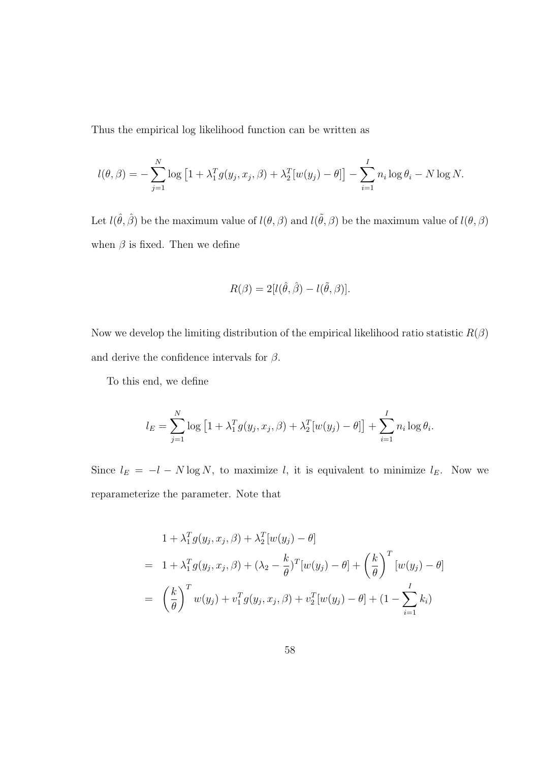Thus the empirical log likelihood function can be written as

$$l(\theta, \beta) = -\sum_{j=1}^{N} \log\left[1 + \lambda_1^T g(y_j, x_j, \beta) + \lambda_2^T [w(y_j) - \theta]\right] - \sum_{i=1}^{I} n_i \log \theta_i - N \log N.$$

Let $l(\hat{\theta}, \hat{\beta})$ be the maximum value of $l(\theta, \beta)$ and $l(\tilde{\theta}, \beta)$ be the maximum value of $l(\theta, \beta)$ when $\beta$ is fixed. Then we define

$$R(\beta) = 2[l(\hat{\theta}, \hat{\beta}) - l(\tilde{\theta}, \beta)].$$

Now we develop the limiting distribution of the empirical likelihood ratio statistic $R(\beta)$ and derive the confidence intervals for $\beta$.

To this end, we define

$$l_E = \sum_{j=1}^{N} \log\left[1 + \lambda_1^T g(y_j, x_j, \beta) + \lambda_2^T [w(y_j) - \theta]\right] + \sum_{i=1}^{I} n_i \log \theta_i.$$

Since $l_E = -l - N \log N$, to maximize $l$, it is equivalent to minimize $l_E$. Now we reparameterize the parameter. Note that

$$\begin{aligned}
& 1 + \lambda_1^T g(y_j, x_j, \beta) + \lambda_2^T [w(y_j) - \theta] \\
= \; & 1 + \lambda_1^T g(y_j, x_j, \beta) + (\lambda_2 - \frac{k}{\theta})^T [w(y_j) - \theta] + \left(\frac{k}{\theta}\right)^T [w(y_j) - \theta] \\
= \; & \left(\frac{k}{\theta}\right)^T w(y_j) + v_1^T g(y_j, x_j, \beta) + v_2^T [w(y_j) - \theta] + (1 - \sum_{i=1}^{I} k_i)
\end{aligned}$$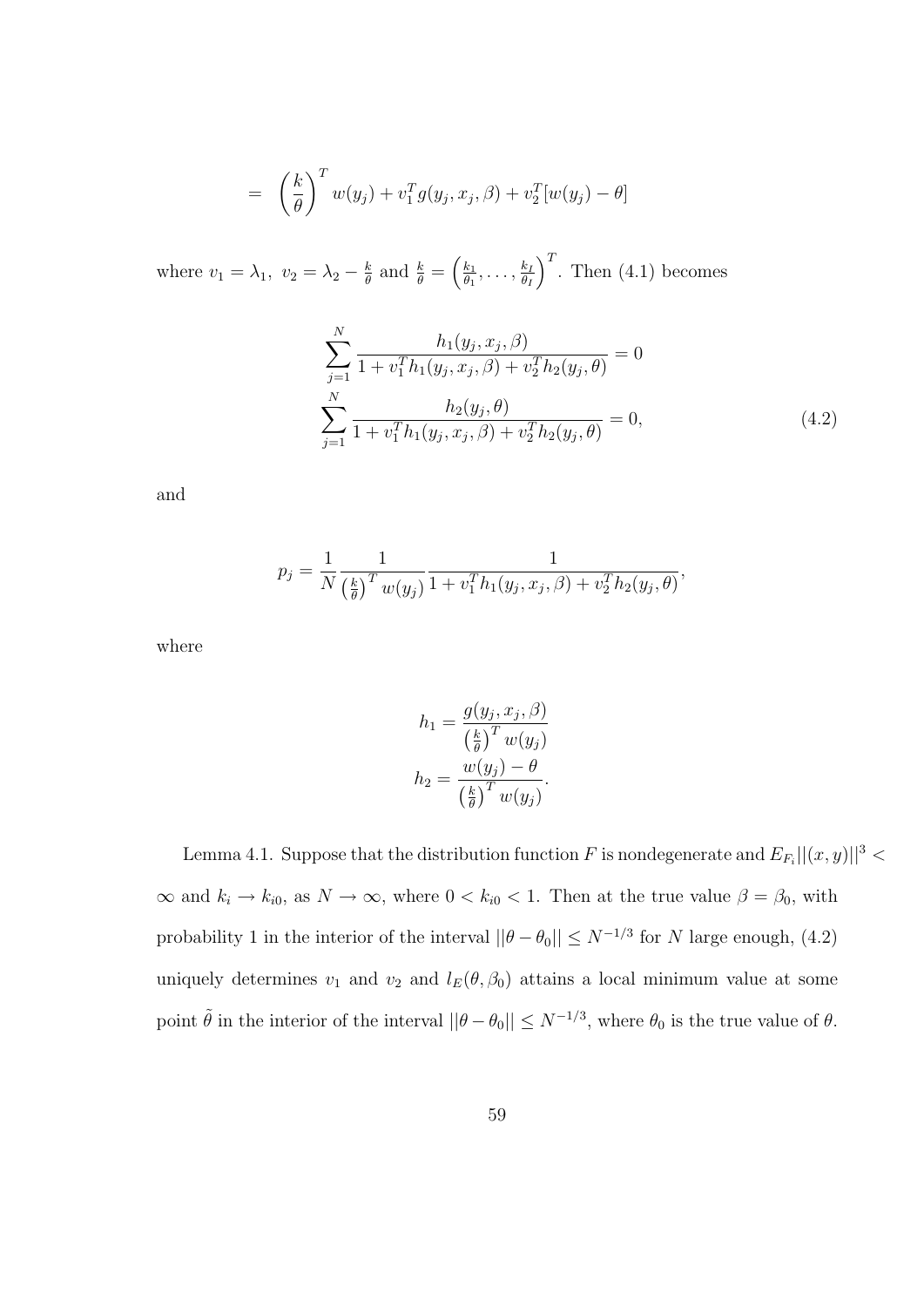$$= \left(\frac{k}{\theta}\right)^T w(y_j) + v_1^T g(y_j, x_j, \beta) + v_2^T [w(y_j) - \theta]$$

where $v_1 = \lambda_1$, $v_2 = \lambda_2 - \frac{k}{\theta}$ and $\frac{k}{\theta} = \left(\frac{k_1}{\theta_1}, \ldots, \frac{k_I}{\theta_I}\right)^T$. Then (4.1) becomes

$$\begin{aligned}
\sum_{j=1}^{N} \frac{h_1(y_j, x_j, \beta)}{1 + v_1^T h_1(y_j, x_j, \beta) + v_2^T h_2(y_j, \theta)} &= 0 \\
\sum_{j=1}^{N} \frac{h_2(y_j, \theta)}{1 + v_1^T h_1(y_j, x_j, \beta) + v_2^T h_2(y_j, \theta)} &= 0,
\end{aligned} \tag{4.2}$$

and

$$p_j = \frac{1}{N} \frac{1}{\left(\frac{k}{\theta}\right)^T w(y_j)} \frac{1}{1 + v_1^T h_1(y_j, x_j, \beta) + v_2^T h_2(y_j, \theta)},$$

where

$$\begin{aligned}
h_1 &= \frac{g(y_j, x_j, \beta)}{\left(\frac{k}{\theta}\right)^T w(y_j)} \\
h_2 &= \frac{w(y_j) - \theta}{\left(\frac{k}{\theta}\right)^T w(y_j)}.
\end{aligned}$$

Lemma 4.1. Suppose that the distribution function $F$ is nondegenerate and $E_{F_i}||(x, y)||^3 < \infty$ and $k_i \to k_{i0}$, as $N \to \infty$, where $0 < k_{i0} < 1$. Then at the true value $\beta = \beta_0$, with probability 1 in the interior of the interval $||\theta - \theta_0|| \leq N^{-1/3}$ for $N$ large enough, (4.2) uniquely determines $v_1$ and $v_2$ and $l_E(\theta, \beta_0)$ attains a local minimum value at some point $\tilde{\theta}$ in the interior of the interval $||\theta - \theta_0|| \leq N^{-1/3}$, where $\theta_0$ is the true value of $\theta$.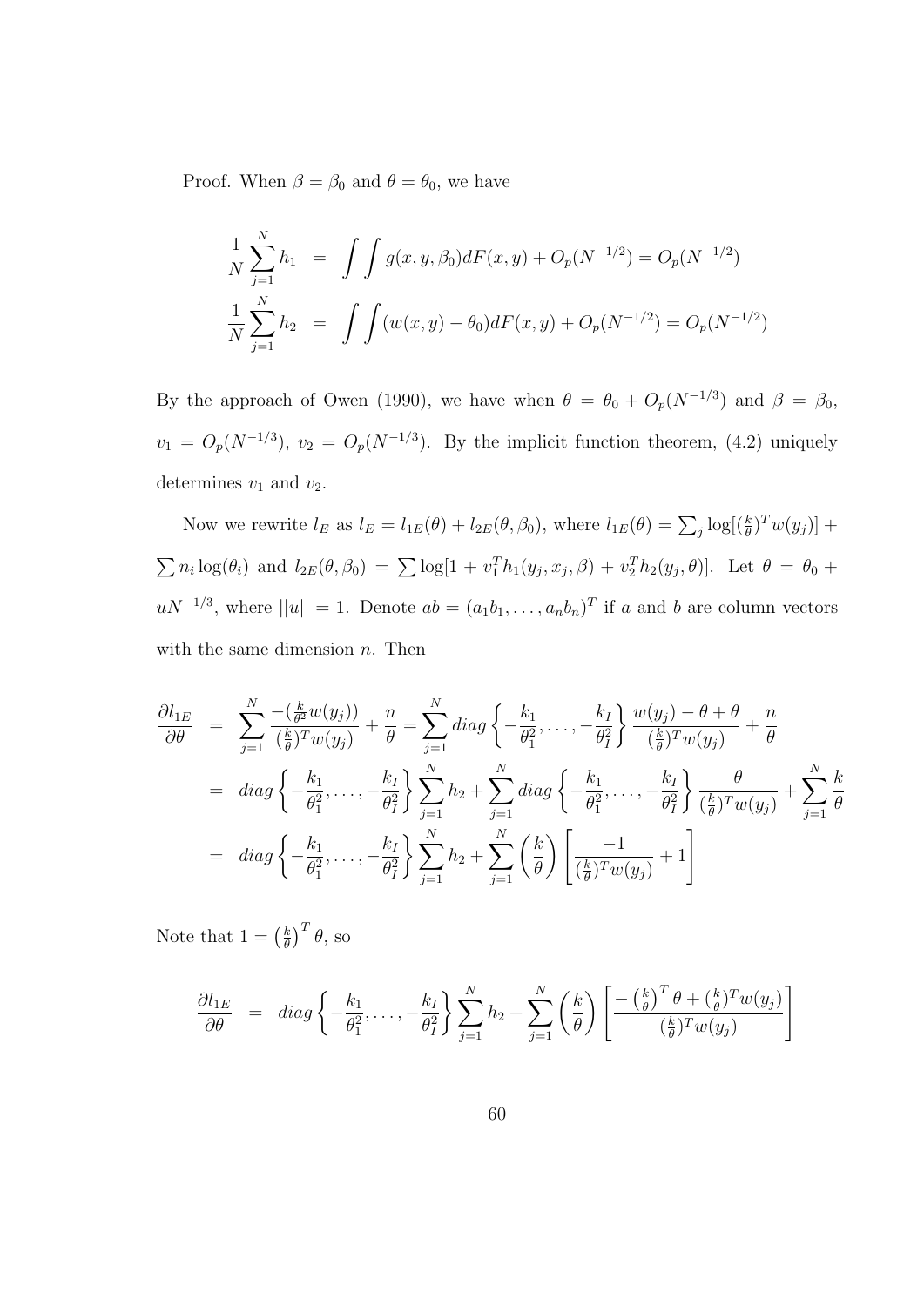Proof. When $\beta = \beta_0$ and $\theta = \theta_0$, we have

$$
\begin{aligned}
\frac{1}{N}\sum_{j=1}^{N} h_1 &= \int\int g(x, y, \beta_0) dF(x, y) + O_p(N^{-1/2}) = O_p(N^{-1/2}) \\
\frac{1}{N}\sum_{j=1}^{N} h_2 &= \int\int (w(x, y) - \theta_0) dF(x, y) + O_p(N^{-1/2}) = O_p(N^{-1/2})
\end{aligned}
$$

By the approach of Owen (1990), we have when $\theta = \theta_0 + O_p(N^{-1/3})$ and $\beta = \beta_0$, $v_1 = O_p(N^{-1/3})$, $v_2 = O_p(N^{-1/3})$. By the implicit function theorem, (4.2) uniquely determines $v_1$ and $v_2$.

Now we rewrite $l_E$ as $l_E = l_{1E}(\theta) + l_{2E}(\theta, \beta_0)$, where $l_{1E}(\theta) = \sum_j \log[(\frac{k}{\theta})^T w(y_j)] + \sum n_i \log(\theta_i)$ and $l_{2E}(\theta, \beta_0) = \sum \log[1 + v_1^T h_1(y_j, x_j, \beta) + v_2^T h_2(y_j, \theta)]$. Let $\theta = \theta_0 + uN^{-1/3}$, where $||u|| = 1$. Denote $ab = (a_1 b_1, \ldots, a_n b_n)^T$ if $a$ and $b$ are column vectors with the same dimension $n$. Then

$$
\begin{aligned}
\frac{\partial l_{1E}}{\partial \theta} &= \sum_{j=1}^{N} \frac{-(\frac{k}{\theta^2} w(y_j))}{(\frac{k}{\theta})^T w(y_j)} + \frac{n}{\theta} = \sum_{j=1}^{N} diag\left\{-\frac{k_1}{\theta_1^2}, \ldots, -\frac{k_I}{\theta_I^2}\right\} \frac{w(y_j) - \theta + \theta}{(\frac{k}{\theta})^T w(y_j)} + \frac{n}{\theta} \\
&= diag\left\{-\frac{k_1}{\theta_1^2}, \ldots, -\frac{k_I}{\theta_I^2}\right\} \sum_{j=1}^{N} h_2 + \sum_{j=1}^{N} diag\left\{-\frac{k_1}{\theta_1^2}, \ldots, -\frac{k_I}{\theta_I^2}\right\} \frac{\theta}{(\frac{k}{\theta})^T w(y_j)} + \sum_{j=1}^{N} \frac{k}{\theta} \\
&= diag\left\{-\frac{k_1}{\theta_1^2}, \ldots, -\frac{k_I}{\theta_I^2}\right\} \sum_{j=1}^{N} h_2 + \sum_{j=1}^{N} \left(\frac{k}{\theta}\right) \left[\frac{-1}{(\frac{k}{\theta})^T w(y_j)} + 1\right]
\end{aligned}
$$

Note that $1 = \left(\frac{k}{\theta}\right)^T \theta$, so

$$
\frac{\partial l_{1E}}{\partial \theta} = diag\left\{-\frac{k_1}{\theta_1^2}, \ldots, -\frac{k_I}{\theta_I^2}\right\} \sum_{j=1}^{N} h_2 + \sum_{j=1}^{N} \left(\frac{k}{\theta}\right) \left[\frac{-\left(\frac{k}{\theta}\right)^T \theta + (\frac{k}{\theta})^T w(y_j)}{(\frac{k}{\theta})^T w(y_j)}\right]
$$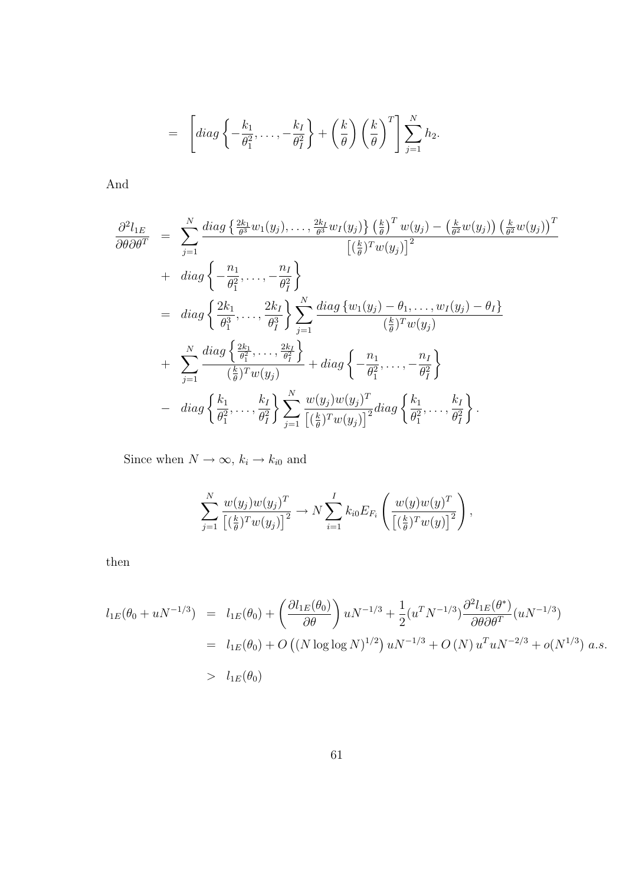$$= \left[ diag\left\{ -\frac{k_1}{\theta_1^2}, \ldots, -\frac{k_I}{\theta_I^2} \right\} + \left(\frac{k}{\theta}\right)\left(\frac{k}{\theta}\right)^T \right] \sum_{j=1}^{N} h_2.$$

And

$$\begin{aligned}
\frac{\partial^2 l_{1E}}{\partial\theta\partial\theta^T} &= \sum_{j=1}^{N} \frac{diag\left\{\frac{2k_1}{\theta^3}w_1(y_j), \ldots, \frac{2k_I}{\theta^3}w_I(y_j)\right\}\left(\frac{k}{\theta}\right)^T w(y_j) - \left(\frac{k}{\theta^2}w(y_j)\right)\left(\frac{k}{\theta^2}w(y_j)\right)^T}{\left[(\frac{k}{\theta})^T w(y_j)\right]^2} \\
&+ \; diag\left\{-\frac{n_1}{\theta_1^2}, \ldots, -\frac{n_I}{\theta_I^2}\right\} \\
&= diag\left\{\frac{2k_1}{\theta_1^3}, \ldots, \frac{2k_I}{\theta_I^3}\right\} \sum_{j=1}^{N} \frac{diag\left\{w_1(y_j) - \theta_1, \ldots, w_I(y_j) - \theta_I\right\}}{(\frac{k}{\theta})^T w(y_j)} \\
&+ \; \sum_{j=1}^{N} \frac{diag\left\{\frac{2k_1}{\theta_1^2}, \ldots, \frac{2k_I}{\theta_I^2}\right\}}{(\frac{k}{\theta})^T w(y_j)} + diag\left\{-\frac{n_1}{\theta_1^2}, \ldots, -\frac{n_I}{\theta_I^2}\right\} \\
&- \; diag\left\{\frac{k_1}{\theta_1^2}, \ldots, \frac{k_I}{\theta_I^2}\right\} \sum_{j=1}^{N} \frac{w(y_j)w(y_j)^T}{\left[(\frac{k}{\theta})^T w(y_j)\right]^2} diag\left\{\frac{k_1}{\theta_1^2}, \ldots, \frac{k_I}{\theta_I^2}\right\}.
\end{aligned}$$

Since when $N \to \infty$, $k_i \to k_{i0}$ and

$$\sum_{j=1}^{N} \frac{w(y_j)w(y_j)^T}{\left[(\frac{k}{\theta})^T w(y_j)\right]^2} \to N \sum_{i=1}^{I} k_{i0} E_{F_i}\left(\frac{w(y)w(y)^T}{\left[(\frac{k}{\theta})^T w(y)\right]^2}\right),$$

then

$$\begin{aligned}
l_{1E}(\theta_0 + uN^{-1/3}) &= l_{1E}(\theta_0) + \left(\frac{\partial l_{1E}(\theta_0)}{\partial\theta}\right) uN^{-1/3} + \frac{1}{2}(u^T N^{-1/3}) \frac{\partial^2 l_{1E}(\theta^*)}{\partial\theta\partial\theta^T}(uN^{-1/3}) \\
&= l_{1E}(\theta_0) + O\left((N \log\log N)^{1/2}\right) uN^{-1/3} + O\left(N\right) u^T u N^{-2/3} + o(N^{1/3}) \; a.s. \\
&> l_{1E}(\theta_0)
\end{aligned}$$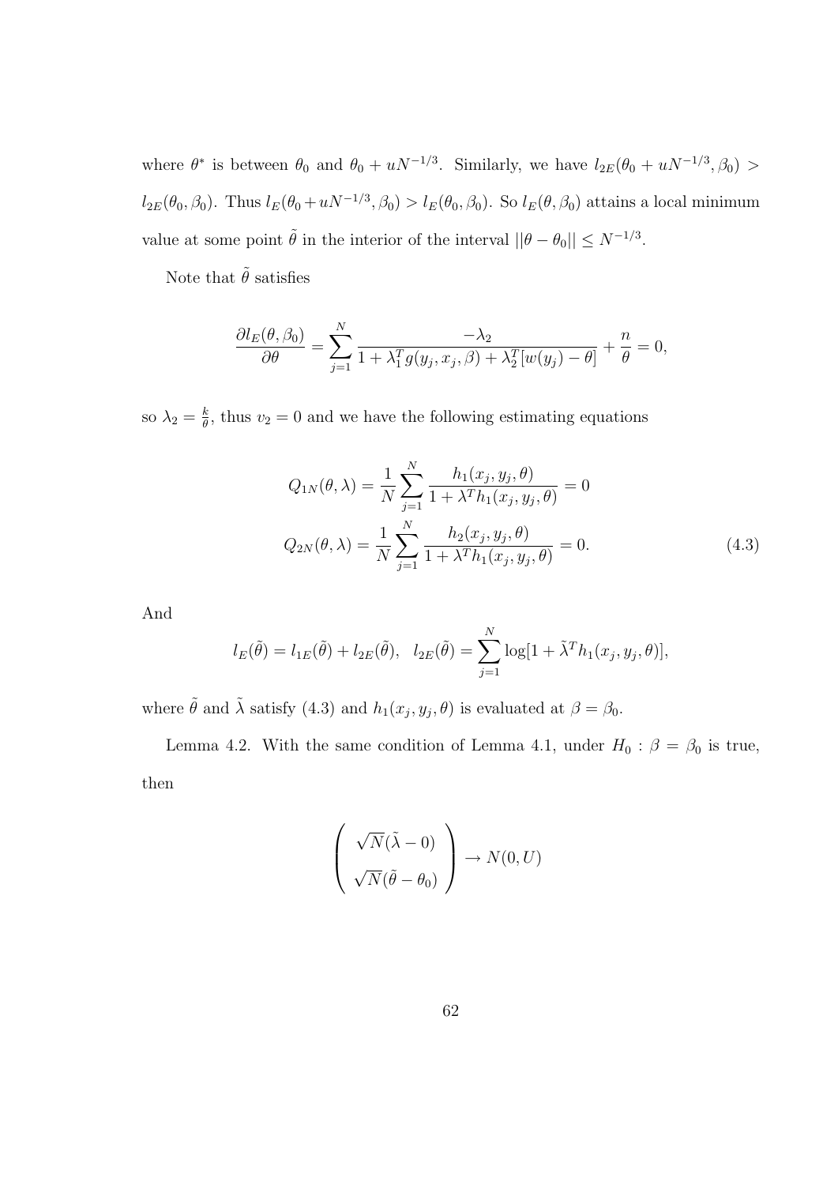where $\theta^*$ is between $\theta_0$ and $\theta_0 + uN^{-1/3}$. Similarly, we have $l_{2E}(\theta_0 + uN^{-1/3}, \beta_0) > l_{2E}(\theta_0, \beta_0)$. Thus $l_E(\theta_0 + uN^{-1/3}, \beta_0) > l_E(\theta_0, \beta_0)$. So $l_E(\theta, \beta_0)$ attains a local minimum value at some point $\tilde{\theta}$ in the interior of the interval $||\theta - \theta_0|| \leq N^{-1/3}$.

Note that $\tilde{\theta}$ satisfies

$$\frac{\partial l_E(\theta, \beta_0)}{\partial \theta} = \sum_{j=1}^{N} \frac{-\lambda_2}{1 + \lambda_1^T g(y_j, x_j, \beta) + \lambda_2^T [w(y_j) - \theta]} + \frac{n}{\theta} = 0,$$

so $\lambda_2 = \frac{k}{\theta}$, thus $v_2 = 0$ and we have the following estimating equations

$$\begin{aligned} Q_{1N}(\theta, \lambda) &= \frac{1}{N} \sum_{j=1}^{N} \frac{h_1(x_j, y_j, \theta)}{1 + \lambda^T h_1(x_j, y_j, \theta)} = 0 \\ Q_{2N}(\theta, \lambda) &= \frac{1}{N} \sum_{j=1}^{N} \frac{h_2(x_j, y_j, \theta)}{1 + \lambda^T h_1(x_j, y_j, \theta)} = 0. \end{aligned} \tag{4.3}$$

And

$$l_E(\tilde{\theta}) = l_{1E}(\tilde{\theta}) + l_{2E}(\tilde{\theta}), \quad l_{2E}(\tilde{\theta}) = \sum_{j=1}^{N} \log[1 + \tilde{\lambda}^T h_1(x_j, y_j, \theta)],$$

where $\tilde{\theta}$ and $\tilde{\lambda}$ satisfy (4.3) and $h_1(x_j, y_j, \theta)$ is evaluated at $\beta = \beta_0$.

Lemma 4.2. With the same condition of Lemma 4.1, under $H_0 : \beta = \beta_0$ is true, then

$$\begin{pmatrix} \sqrt{N}(\tilde{\lambda} - 0) \\ \sqrt{N}(\tilde{\theta} - \theta_0) \end{pmatrix} \rightarrow N(0, U)$$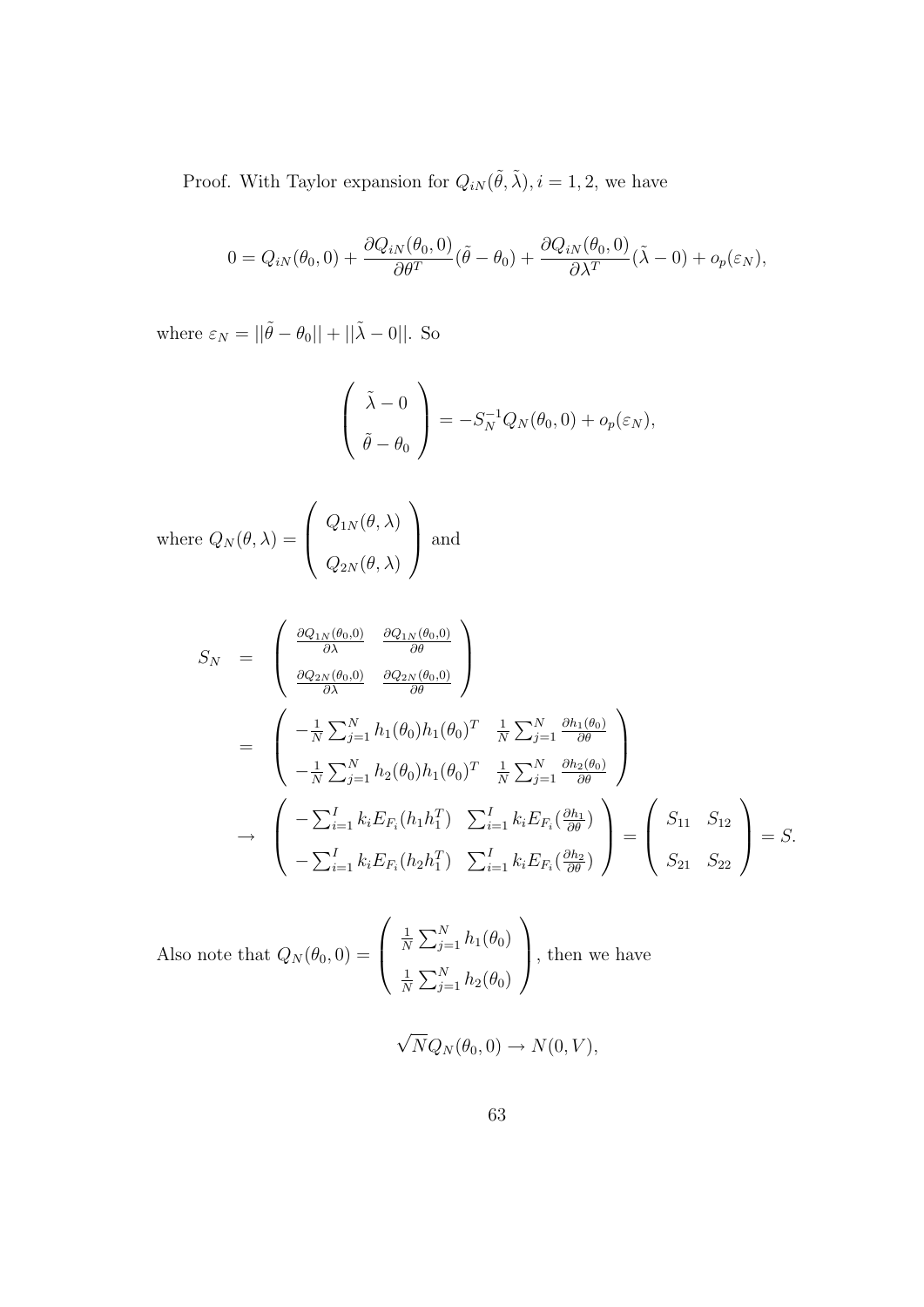Proof. With Taylor expansion for $Q_{iN}(\tilde{\theta}, \tilde{\lambda}), i = 1, 2$, we have

$$0 = Q_{iN}(\theta_0, 0) + \frac{\partial Q_{iN}(\theta_0, 0)}{\partial \theta^T}(\tilde{\theta} - \theta_0) + \frac{\partial Q_{iN}(\theta_0, 0)}{\partial \lambda^T}(\tilde{\lambda} - 0) + o_p(\varepsilon_N),$$

where $\varepsilon_N = ||\tilde{\theta} - \theta_0|| + ||\tilde{\lambda} - 0||$. So

$$\begin{pmatrix} \tilde{\lambda} - 0 \\ \tilde{\theta} - \theta_0 \end{pmatrix} = -S_N^{-1} Q_N(\theta_0, 0) + o_p(\varepsilon_N),$$

where $Q_N(\theta, \lambda) = \begin{pmatrix} Q_{1N}(\theta, \lambda) \\ Q_{2N}(\theta, \lambda) \end{pmatrix}$ and

$$\begin{aligned}
S_N &= \begin{pmatrix} \frac{\partial Q_{1N}(\theta_0, 0)}{\partial \lambda} & \frac{\partial Q_{1N}(\theta_0, 0)}{\partial \theta} \\ \frac{\partial Q_{2N}(\theta_0, 0)}{\partial \lambda} & \frac{\partial Q_{2N}(\theta_0, 0)}{\partial \theta} \end{pmatrix} \\
&= \begin{pmatrix} -\frac{1}{N}\sum_{j=1}^N h_1(\theta_0) h_1(\theta_0)^T & \frac{1}{N}\sum_{j=1}^N \frac{\partial h_1(\theta_0)}{\partial \theta} \\ -\frac{1}{N}\sum_{j=1}^N h_2(\theta_0) h_1(\theta_0)^T & \frac{1}{N}\sum_{j=1}^N \frac{\partial h_2(\theta_0)}{\partial \theta} \end{pmatrix} \\
&\to \begin{pmatrix} -\sum_{i=1}^I k_i E_{F_i}(h_1 h_1^T) & \sum_{i=1}^I k_i E_{F_i}(\frac{\partial h_1}{\partial \theta}) \\ -\sum_{i=1}^I k_i E_{F_i}(h_2 h_1^T) & \sum_{i=1}^I k_i E_{F_i}(\frac{\partial h_2}{\partial \theta}) \end{pmatrix} = \begin{pmatrix} S_{11} & S_{12} \\ S_{21} & S_{22} \end{pmatrix} = S.
\end{aligned}$$

Also note that $Q_N(\theta_0, 0) = \begin{pmatrix} \frac{1}{N}\sum_{j=1}^N h_1(\theta_0) \\ \frac{1}{N}\sum_{j=1}^N h_2(\theta_0) \end{pmatrix}$, then we have

$$\sqrt{N} Q_N(\theta_0, 0) \to N(0, V),$$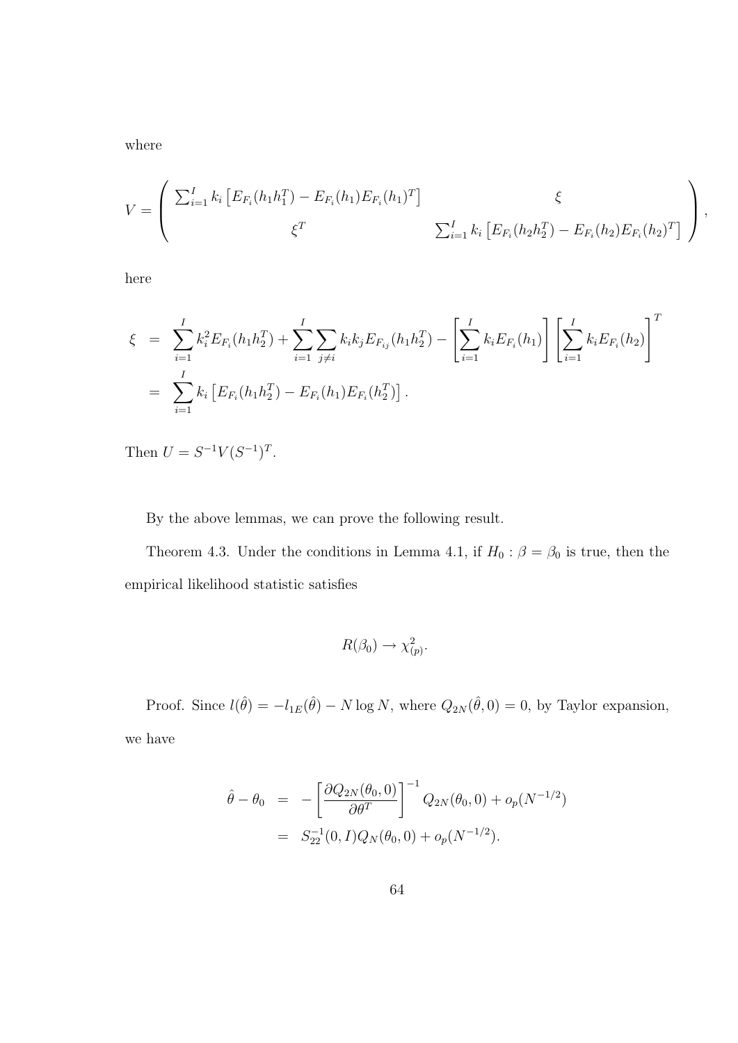where

$$
V = \left( \begin{array}{cc} \sum_{i=1}^{I} k_i \left[ E_{F_i}(h_1 h_1^T) - E_{F_i}(h_1) E_{F_i}(h_1)^T \right] & \xi \\ \xi^T & \sum_{i=1}^{I} k_i \left[ E_{F_i}(h_2 h_2^T) - E_{F_i}(h_2) E_{F_i}(h_2)^T \right] \end{array} \right),
$$

here

$$
\begin{aligned}
\xi &= \sum_{i=1}^{I} k_i^2 E_{F_i}(h_1 h_2^T) + \sum_{i=1}^{I} \sum_{j \neq i} k_i k_j E_{F_{ij}}(h_1 h_2^T) - \left[ \sum_{i=1}^{I} k_i E_{F_i}(h_1) \right] \left[ \sum_{i=1}^{I} k_i E_{F_i}(h_2) \right]^T \\
&= \sum_{i=1}^{I} k_i \left[ E_{F_i}(h_1 h_2^T) - E_{F_i}(h_1) E_{F_i}(h_2^T) \right].
\end{aligned}
$$

Then $U = S^{-1} V (S^{-1})^T$.

By the above lemmas, we can prove the following result.

Theorem 4.3. Under the conditions in Lemma 4.1, if $H_0 : \beta = \beta_0$ is true, then the empirical likelihood statistic satisfies

$$
R(\beta_0) \rightarrow \chi^2_{(p)}.
$$

Proof. Since $l(\hat{\theta}) = -l_{1E}(\hat{\theta}) - N \log N$, where $Q_{2N}(\hat{\theta}, 0) = 0$, by Taylor expansion, we have

$$
\begin{aligned}
\hat{\theta} - \theta_0 &= - \left[ \frac{\partial Q_{2N}(\theta_0, 0)}{\partial \theta^T} \right]^{-1} Q_{2N}(\theta_0, 0) + o_p(N^{-1/2}) \\
&= S_{22}^{-1} (0, I) Q_N(\theta_0, 0) + o_p(N^{-1/2}).
\end{aligned}
$$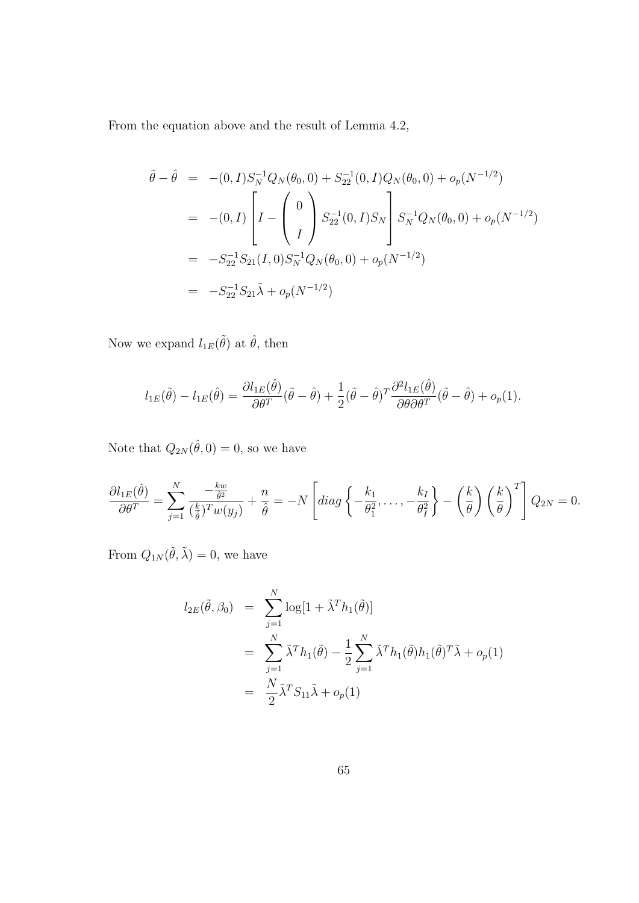From the equation above and the result of Lemma 4.2,

$$
\begin{aligned}
\tilde{\theta} - \hat{\theta} &= -(0, I)S_N^{-1}Q_N(\theta_0, 0) + S_{22}^{-1}(0, I)Q_N(\theta_0, 0) + o_p(N^{-1/2}) \\
&= -(0, I)\left[ I - \begin{pmatrix} 0 \\ I \end{pmatrix} S_{22}^{-1}(0, I)S_N \right] S_N^{-1}Q_N(\theta_0, 0) + o_p(N^{-1/2}) \\
&= -S_{22}^{-1}S_{21}(I, 0)S_N^{-1}Q_N(\theta_0, 0) + o_p(N^{-1/2}) \\
&= -S_{22}^{-1}S_{21}\tilde{\lambda} + o_p(N^{-1/2})
\end{aligned}
$$

Now we expand $l_{1E}(\tilde{\theta})$ at $\hat{\theta}$, then

$$
l_{1E}(\tilde{\theta}) - l_{1E}(\hat{\theta}) = \frac{\partial l_{1E}(\hat{\theta})}{\partial \theta^T}(\tilde{\theta} - \hat{\theta}) + \frac{1}{2}(\tilde{\theta} - \hat{\theta})^T \frac{\partial^2 l_{1E}(\hat{\theta})}{\partial \theta \partial \theta^T}(\tilde{\theta} - \hat{\theta}) + o_p(1).
$$

Note that $Q_{2N}(\hat{\theta}, 0) = 0$, so we have

$$
\frac{\partial l_{1E}(\hat{\theta})}{\partial \theta^T} = \sum_{j=1}^{N} \frac{-\frac{kw}{\hat{\theta}^2}}{(\frac{k}{\hat{\theta}})^T w(y_j)} + \frac{n}{\hat{\theta}} = -N\left[ diag\left\{ -\frac{k_1}{\theta_1^2}, \ldots, -\frac{k_I}{\theta_I^2} \right\} - \left(\frac{k}{\theta}\right)\left(\frac{k}{\theta}\right)^T \right] Q_{2N} = 0.
$$

From $Q_{1N}(\tilde{\theta}, \tilde{\lambda}) = 0$, we have

$$
\begin{aligned}
l_{2E}(\tilde{\theta}, \beta_0) &= \sum_{j=1}^{N} \log[1 + \tilde{\lambda}^T h_1(\tilde{\theta})] \\
&= \sum_{j=1}^{N} \tilde{\lambda}^T h_1(\tilde{\theta}) - \frac{1}{2}\sum_{j=1}^{N} \tilde{\lambda}^T h_1(\tilde{\theta}) h_1(\tilde{\theta})^T \tilde{\lambda} + o_p(1) \\
&= \frac{N}{2}\tilde{\lambda}^T S_{11}\tilde{\lambda} + o_p(1)
\end{aligned}
$$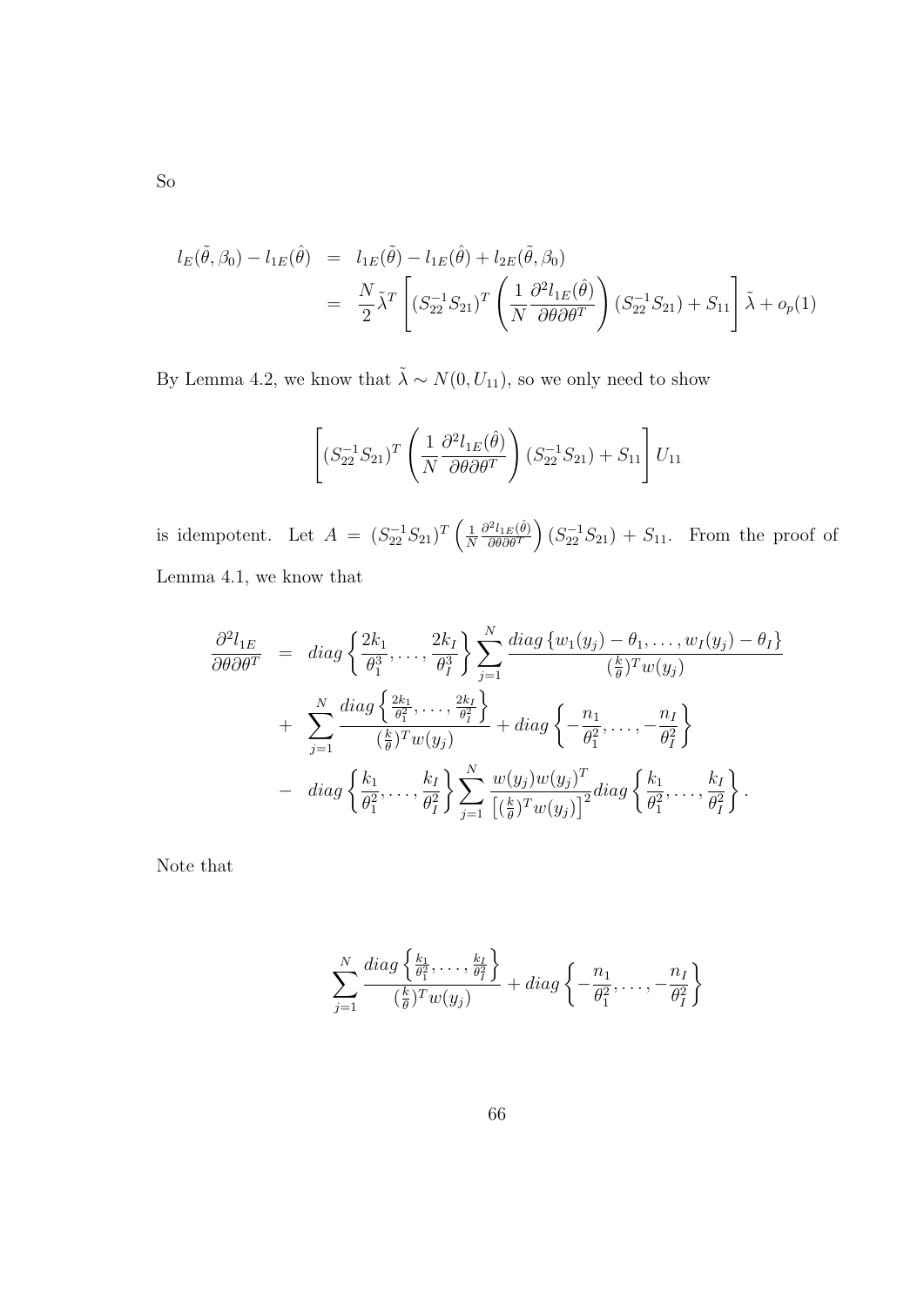So

$$
\begin{aligned}
l_E(\tilde{\theta}, \beta_0) - l_{1E}(\hat{\theta}) &= l_{1E}(\tilde{\theta}) - l_{1E}(\hat{\theta}) + l_{2E}(\tilde{\theta}, \beta_0) \\
&= \frac{N}{2} \tilde{\lambda}^T \left[ (S_{22}^{-1} S_{21})^T \left( \frac{1}{N} \frac{\partial^2 l_{1E}(\hat{\theta})}{\partial \theta \partial \theta^T} \right) (S_{22}^{-1} S_{21}) + S_{11} \right] \tilde{\lambda} + o_p(1)
\end{aligned}
$$

By Lemma 4.2, we know that $\tilde{\lambda} \sim N(0, U_{11})$, so we only need to show

$$
\left[ (S_{22}^{-1} S_{21})^T \left( \frac{1}{N} \frac{\partial^2 l_{1E}(\hat{\theta})}{\partial \theta \partial \theta^T} \right) (S_{22}^{-1} S_{21}) + S_{11} \right] U_{11}
$$

is idempotent. Let $A = (S_{22}^{-1} S_{21})^T \left( \frac{1}{N} \frac{\partial^2 l_{1E}(\hat{\theta})}{\partial \theta \partial \theta^T} \right) (S_{22}^{-1} S_{21}) + S_{11}$. From the proof of Lemma 4.1, we know that

$$
\begin{aligned}
\frac{\partial^2 l_{1E}}{\partial \theta \partial \theta^T} &= diag \left\{ \frac{2k_1}{\theta_1^3}, \ldots, \frac{2k_I}{\theta_I^3} \right\} \sum_{j=1}^{N} \frac{diag \left\{ w_1(y_j) - \theta_1, \ldots, w_I(y_j) - \theta_I \right\}}{(\frac{k}{\theta})^T w(y_j)} \\
&+ \sum_{j=1}^{N} \frac{diag \left\{ \frac{2k_1}{\theta_1^2}, \ldots, \frac{2k_I}{\theta_I^2} \right\}}{(\frac{k}{\theta})^T w(y_j)} + diag \left\{ -\frac{n_1}{\theta_1^2}, \ldots, -\frac{n_I}{\theta_I^2} \right\} \\
&- diag \left\{ \frac{k_1}{\theta_1^2}, \ldots, \frac{k_I}{\theta_I^2} \right\} \sum_{j=1}^{N} \frac{w(y_j) w(y_j)^T}{\left[ (\frac{k}{\theta})^T w(y_j) \right]^2} diag \left\{ \frac{k_1}{\theta_1^2}, \ldots, \frac{k_I}{\theta_I^2} \right\}.
\end{aligned}
$$

Note that

$$
\sum_{j=1}^{N} \frac{diag \left\{ \frac{k_1}{\theta_1^2}, \ldots, \frac{k_I}{\theta_I^2} \right\}}{(\frac{k}{\theta})^T w(y_j)} + diag \left\{ -\frac{n_1}{\theta_1^2}, \ldots, -\frac{n_I}{\theta_I^2} \right\}
$$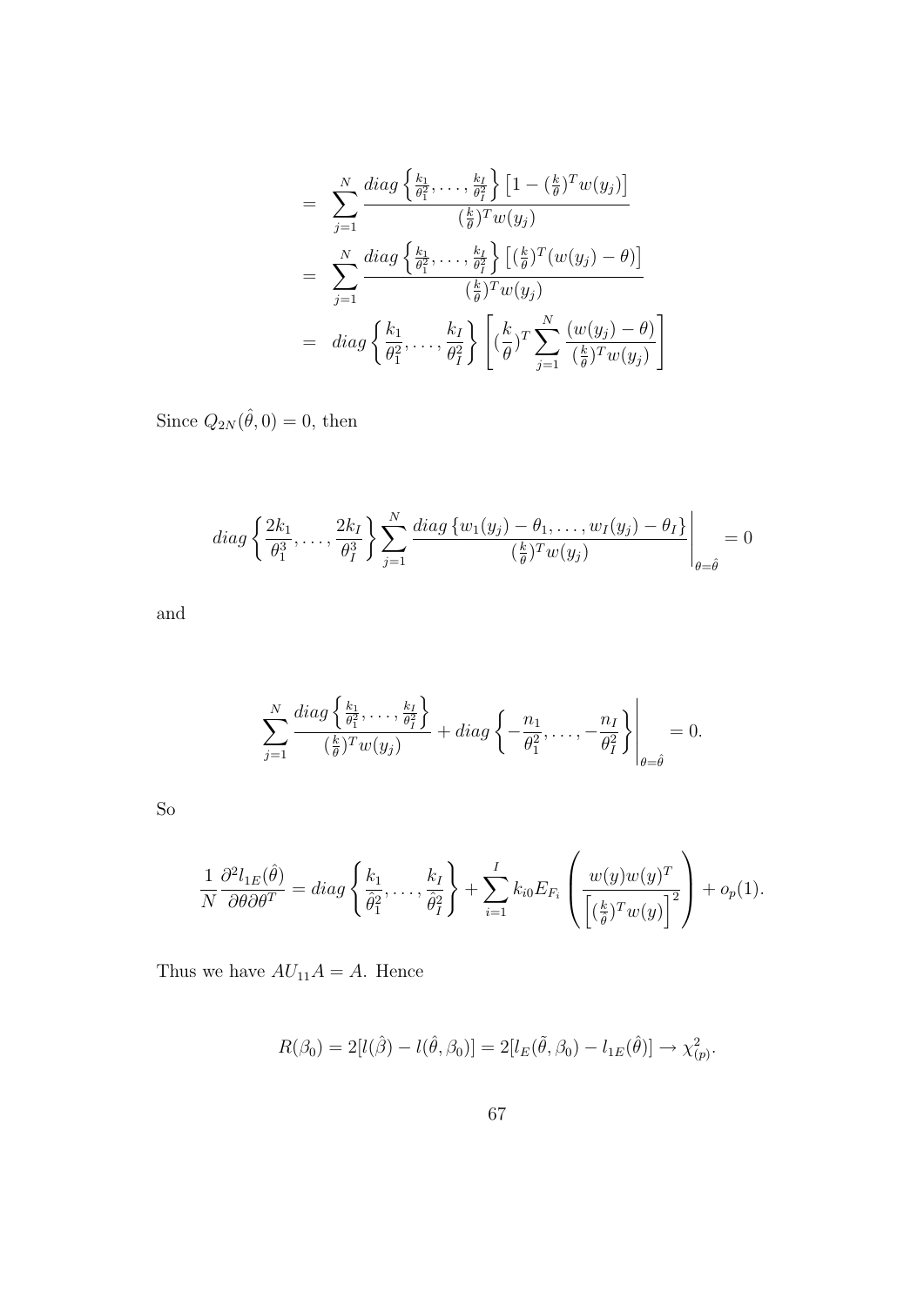$$
\begin{aligned}
&= \sum_{j=1}^{N} \frac{diag\left\{\frac{k_1}{\theta_1^2}, \ldots, \frac{k_I}{\theta_I^2}\right\}\left[1 - (\frac{k}{\theta})^T w(y_j)\right]}{(\frac{k}{\theta})^T w(y_j)} \\
&= \sum_{j=1}^{N} \frac{diag\left\{\frac{k_1}{\theta_1^2}, \ldots, \frac{k_I}{\theta_I^2}\right\}\left[(\frac{k}{\theta})^T (w(y_j) - \theta)\right]}{(\frac{k}{\theta})^T w(y_j)} \\
&= diag\left\{\frac{k_1}{\theta_1^2}, \ldots, \frac{k_I}{\theta_I^2}\right\}\left[(\frac{k}{\theta})^T \sum_{j=1}^{N} \frac{(w(y_j) - \theta)}{(\frac{k}{\theta})^T w(y_j)}\right]
\end{aligned}
$$

Since $Q_{2N}(\hat{\theta}, 0) = 0$, then

$$
diag\left\{\frac{2k_1}{\theta_1^3}, \ldots, \frac{2k_I}{\theta_I^3}\right\} \sum_{j=1}^{N} \frac{diag\left\{w_1(y_j) - \theta_1, \ldots, w_I(y_j) - \theta_I\right\}}{(\frac{k}{\theta})^T w(y_j)}\Bigg|_{\theta=\hat{\theta}} = 0
$$

and

$$
\sum_{j=1}^{N} \frac{diag\left\{\frac{k_1}{\theta_1^2}, \ldots, \frac{k_I}{\theta_I^2}\right\}}{(\frac{k}{\theta})^T w(y_j)} + diag\left\{-\frac{n_1}{\theta_1^2}, \ldots, -\frac{n_I}{\theta_I^2}\right\}\Bigg|_{\theta=\hat{\theta}} = 0.
$$

So

$$
\frac{1}{N}\frac{\partial^2 l_{1E}(\hat{\theta})}{\partial\theta\partial\theta^T} = diag\left\{\frac{k_1}{\hat{\theta}_1^2}, \ldots, \frac{k_I}{\hat{\theta}_I^2}\right\} + \sum_{i=1}^{I} k_{i0} E_{F_i}\left(\frac{w(y)w(y)^T}{\left[(\frac{k}{\theta})^T w(y)\right]^2}\right) + o_p(1).
$$

Thus we have $AU_{11}A = A$. Hence

$$
R(\beta_0) = 2[l(\hat{\beta}) - l(\hat{\theta}, \beta_0)] = 2[l_E(\tilde{\theta}, \beta_0) - l_{1E}(\hat{\theta})] \rightarrow \chi^2_{(p)}.
$$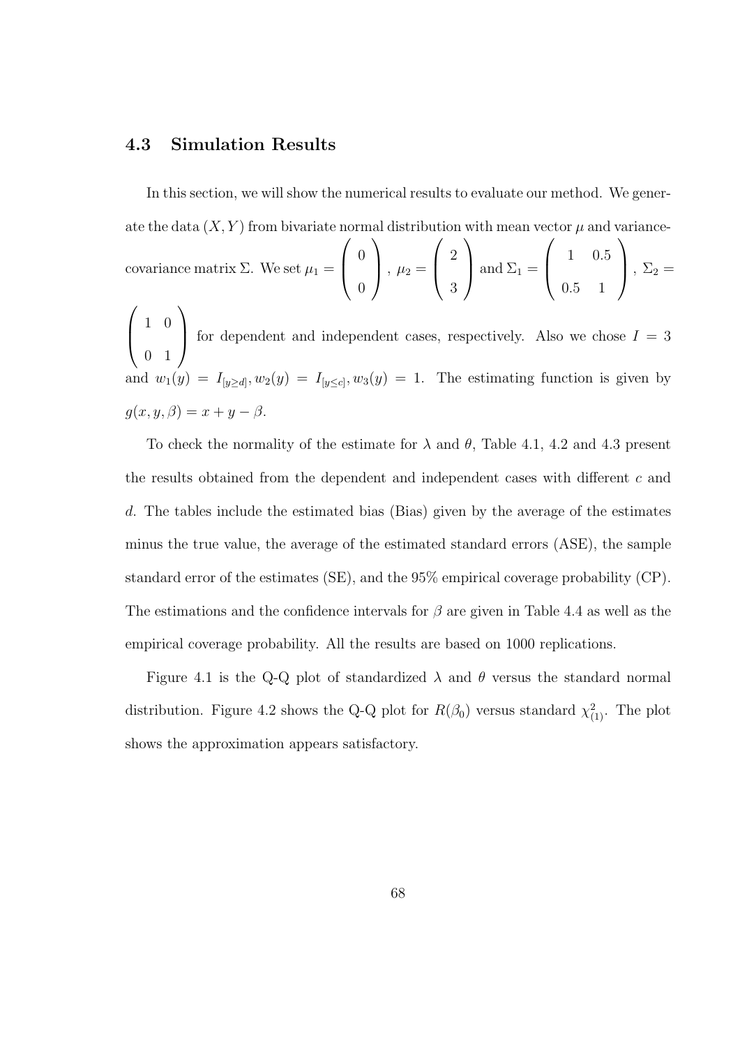### 4.3 Simulation Results

In this section, we will show the numerical results to evaluate our method. We generate the data $(X, Y)$ from bivariate normal distribution with mean vector $\mu$ and variance-covariance matrix $\Sigma$. We set $\mu_1 = \begin{pmatrix} 0 \\ 0 \end{pmatrix}$, $\mu_2 = \begin{pmatrix} 2 \\ 3 \end{pmatrix}$ and $\Sigma_1 = \begin{pmatrix} 1 & 0.5 \\ 0.5 & 1 \end{pmatrix}$, $\Sigma_2 = \begin{pmatrix} 1 & 0 \\ 0 & 1 \end{pmatrix}$ for dependent and independent cases, respectively. Also we chose $I = 3$ and $w_1(y) = I_{[y \geq d]}, w_2(y) = I_{[y \leq c]}, w_3(y) = 1$. The estimating function is given by $g(x, y, \beta) = x + y - \beta$.

To check the normality of the estimate for $\lambda$ and $\theta$, Table 4.1, 4.2 and 4.3 present the results obtained from the dependent and independent cases with different $c$ and $d$. The tables include the estimated bias (Bias) given by the average of the estimates minus the true value, the average of the estimated standard errors (ASE), the sample standard error of the estimates (SE), and the 95% empirical coverage probability (CP). The estimations and the confidence intervals for $\beta$ are given in Table 4.4 as well as the empirical coverage probability. All the results are based on 1000 replications.

Figure 4.1 is the Q-Q plot of standardized $\lambda$ and $\theta$ versus the standard normal distribution. Figure 4.2 shows the Q-Q plot for $R(\beta_0)$ versus standard $\chi^2_{(1)}$. The plot shows the approximation appears satisfactory.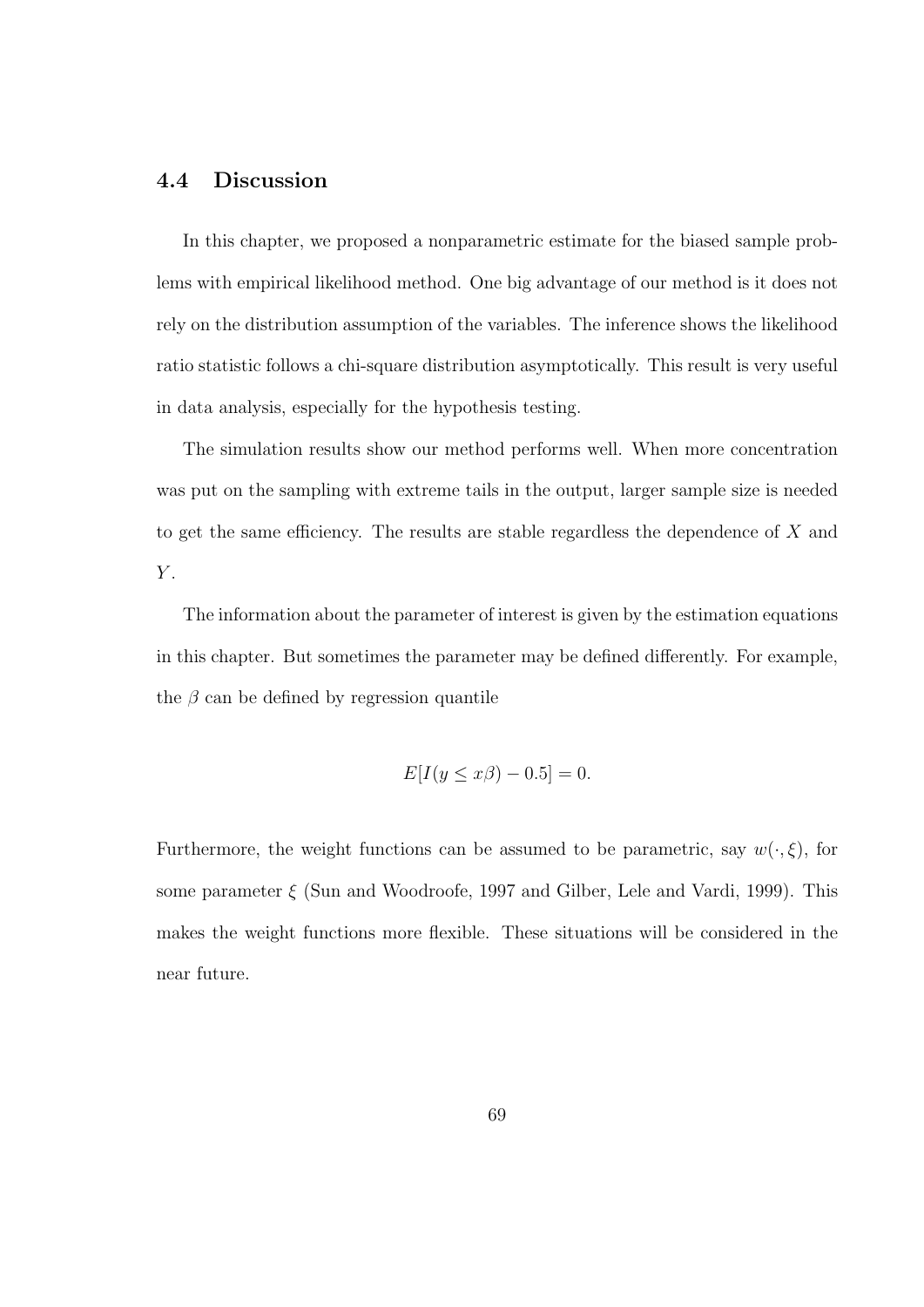## 4.4 Discussion

In this chapter, we proposed a nonparametric estimate for the biased sample problems with empirical likelihood method. One big advantage of our method is it does not rely on the distribution assumption of the variables. The inference shows the likelihood ratio statistic follows a chi-square distribution asymptotically. This result is very useful in data analysis, especially for the hypothesis testing.

The simulation results show our method performs well. When more concentration was put on the sampling with extreme tails in the output, larger sample size is needed to get the same efficiency. The results are stable regardless the dependence of $X$ and $Y$.

The information about the parameter of interest is given by the estimation equations in this chapter. But sometimes the parameter may be defined differently. For example, the $\beta$ can be defined by regression quantile

$$E[I(y \leq x\beta) - 0.5] = 0.$$

Furthermore, the weight functions can be assumed to be parametric, say $w(\cdot, \xi)$, for some parameter $\xi$ (Sun and Woodroofe, 1997 and Gilber, Lele and Vardi, 1999). This makes the weight functions more flexible. These situations will be considered in the near future.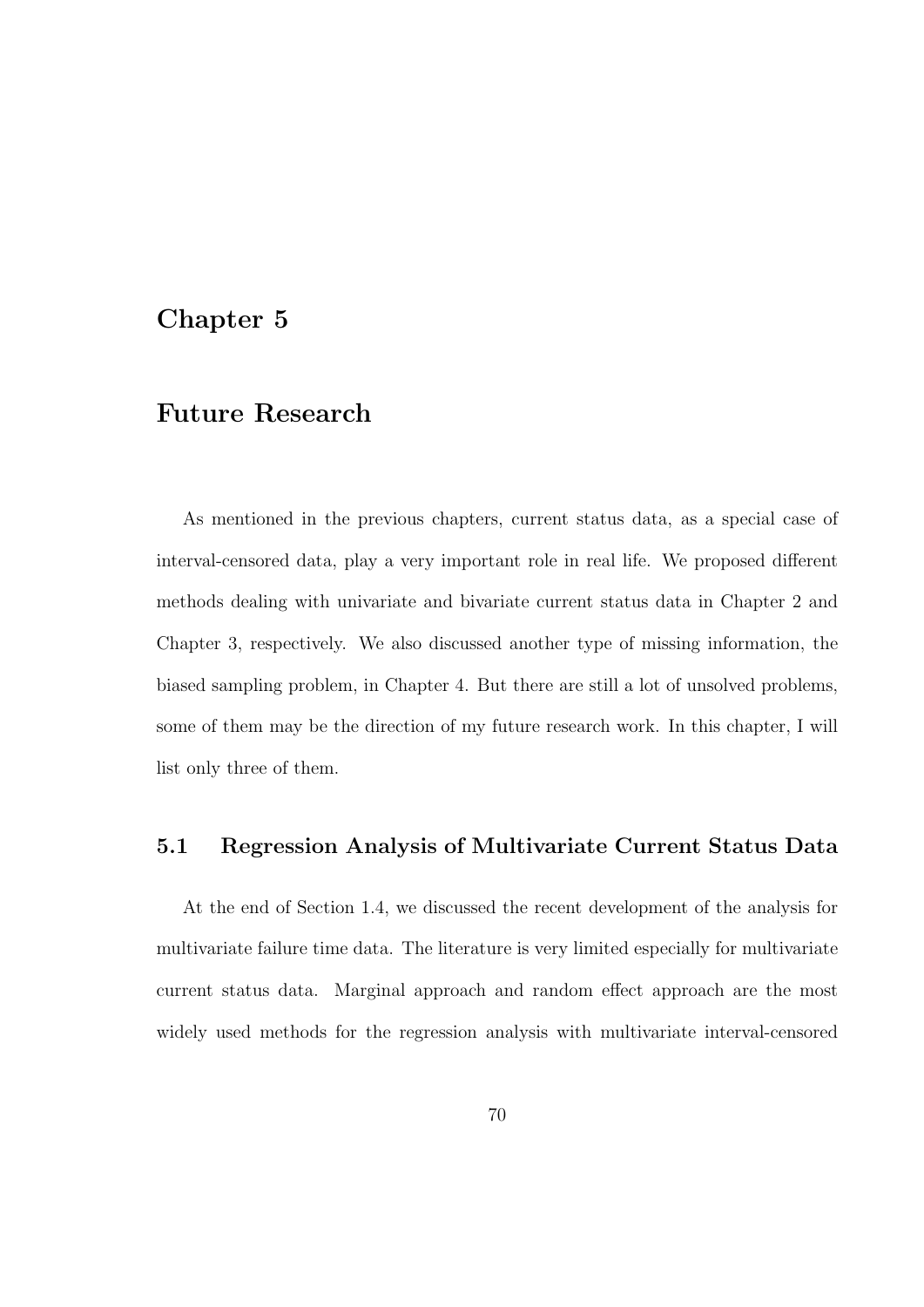# Chapter 5

# Future Research

As mentioned in the previous chapters, current status data, as a special case of interval-censored data, play a very important role in real life. We proposed different methods dealing with univariate and bivariate current status data in Chapter 2 and Chapter 3, respectively. We also discussed another type of missing information, the biased sampling problem, in Chapter 4. But there are still a lot of unsolved problems, some of them may be the direction of my future research work. In this chapter, I will list only three of them.

## 5.1 Regression Analysis of Multivariate Current Status Data

At the end of Section 1.4, we discussed the recent development of the analysis for multivariate failure time data. The literature is very limited especially for multivariate current status data. Marginal approach and random effect approach are the most widely used methods for the regression analysis with multivariate interval-censored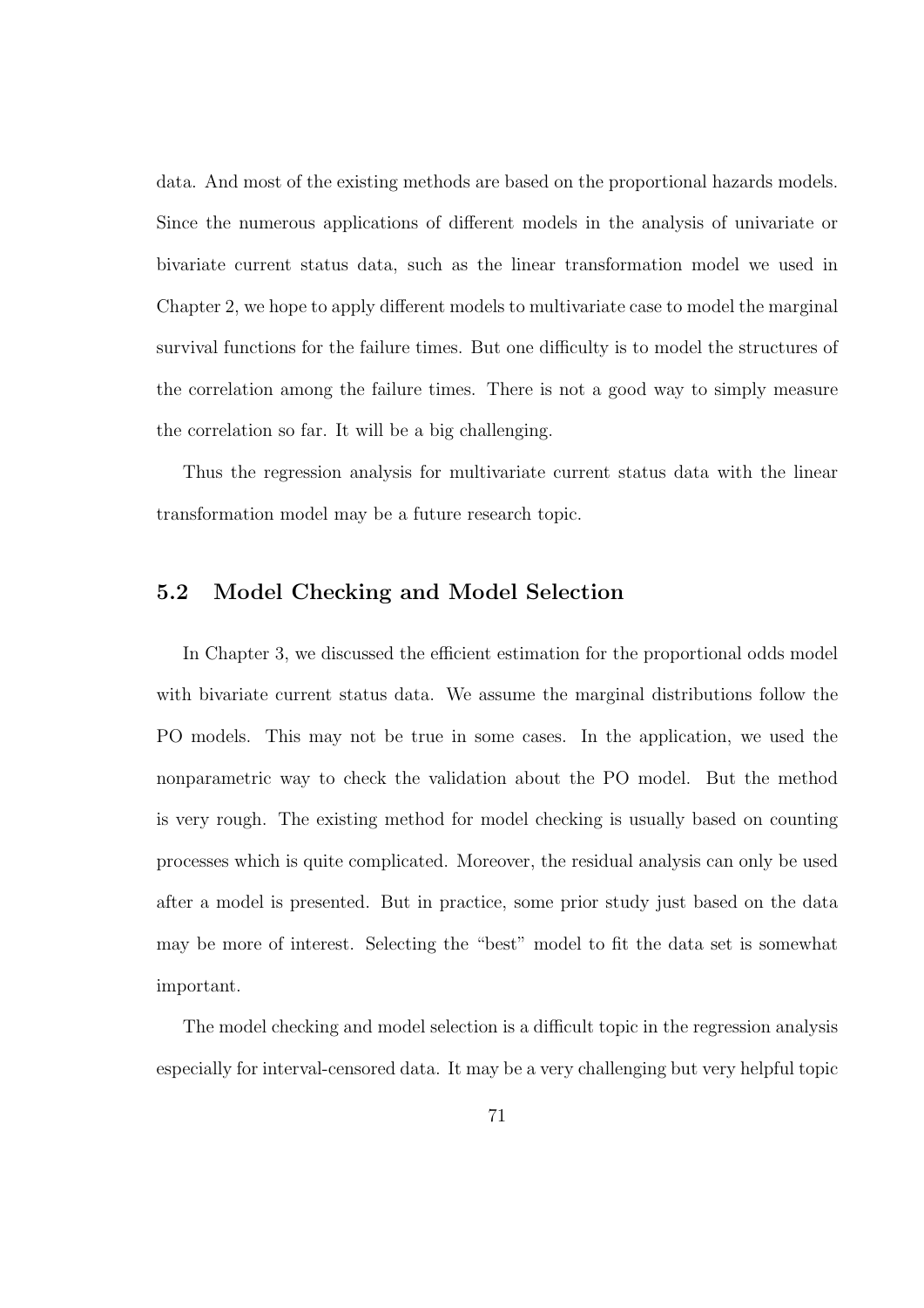data. And most of the existing methods are based on the proportional hazards models. Since the numerous applications of different models in the analysis of univariate or bivariate current status data, such as the linear transformation model we used in Chapter 2, we hope to apply different models to multivariate case to model the marginal survival functions for the failure times. But one difficulty is to model the structures of the correlation among the failure times. There is not a good way to simply measure the correlation so far. It will be a big challenging.

Thus the regression analysis for multivariate current status data with the linear transformation model may be a future research topic.

## 5.2 Model Checking and Model Selection

In Chapter 3, we discussed the efficient estimation for the proportional odds model with bivariate current status data. We assume the marginal distributions follow the PO models. This may not be true in some cases. In the application, we used the nonparametric way to check the validation about the PO model. But the method is very rough. The existing method for model checking is usually based on counting processes which is quite complicated. Moreover, the residual analysis can only be used after a model is presented. But in practice, some prior study just based on the data may be more of interest. Selecting the "best" model to fit the data set is somewhat important.

The model checking and model selection is a difficult topic in the regression analysis especially for interval-censored data. It may be a very challenging but very helpful topic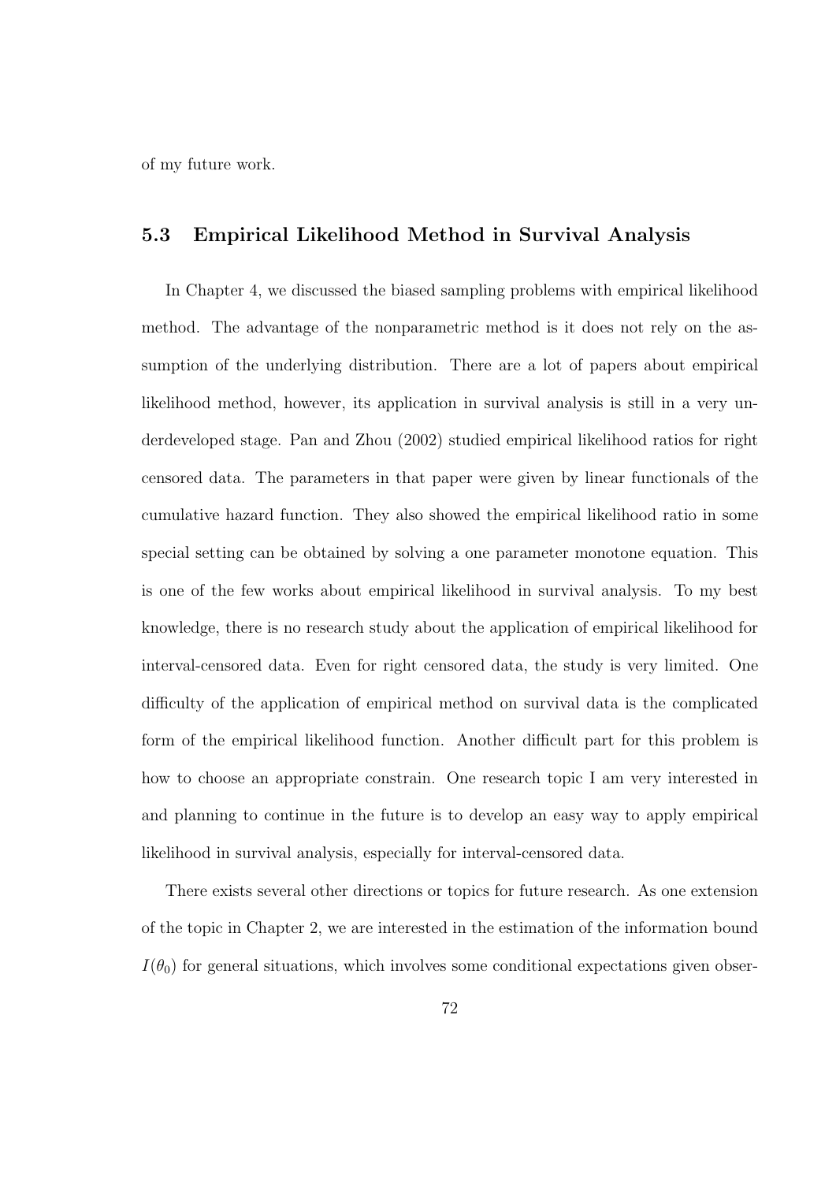of my future work.

## 5.3 Empirical Likelihood Method in Survival Analysis

In Chapter 4, we discussed the biased sampling problems with empirical likelihood method. The advantage of the nonparametric method is it does not rely on the assumption of the underlying distribution. There are a lot of papers about empirical likelihood method, however, its application in survival analysis is still in a very underdeveloped stage. Pan and Zhou (2002) studied empirical likelihood ratios for right censored data. The parameters in that paper were given by linear functionals of the cumulative hazard function. They also showed the empirical likelihood ratio in some special setting can be obtained by solving a one parameter monotone equation. This is one of the few works about empirical likelihood in survival analysis. To my best knowledge, there is no research study about the application of empirical likelihood for interval-censored data. Even for right censored data, the study is very limited. One difficulty of the application of empirical method on survival data is the complicated form of the empirical likelihood function. Another difficult part for this problem is how to choose an appropriate constrain. One research topic I am very interested in and planning to continue in the future is to develop an easy way to apply empirical likelihood in survival analysis, especially for interval-censored data.

There exists several other directions or topics for future research. As one extension of the topic in Chapter 2, we are interested in the estimation of the information bound $I(\theta_0)$ for general situations, which involves some conditional expectations given obser-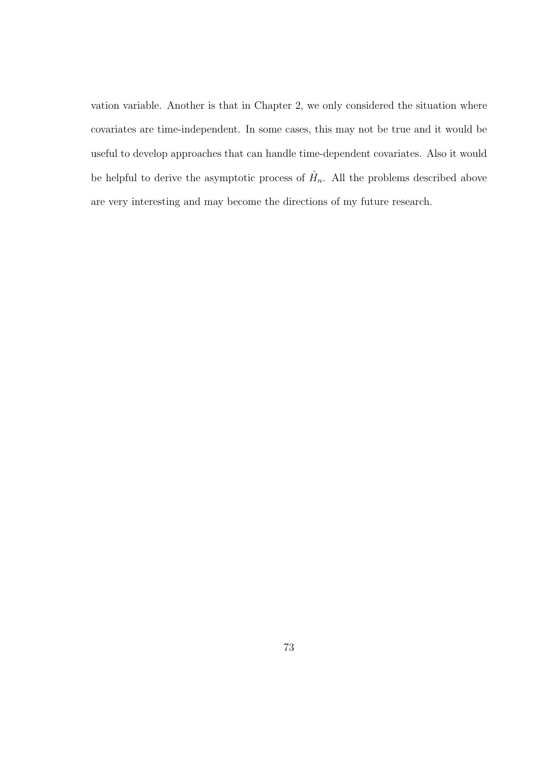vation variable. Another is that in Chapter 2, we only considered the situation where covariates are time-independent. In some cases, this may not be true and it would be useful to develop approaches that can handle time-dependent covariates. Also it would be helpful to derive the asymptotic process of $\hat{H}_n$. All the problems described above are very interesting and may become the directions of my future research.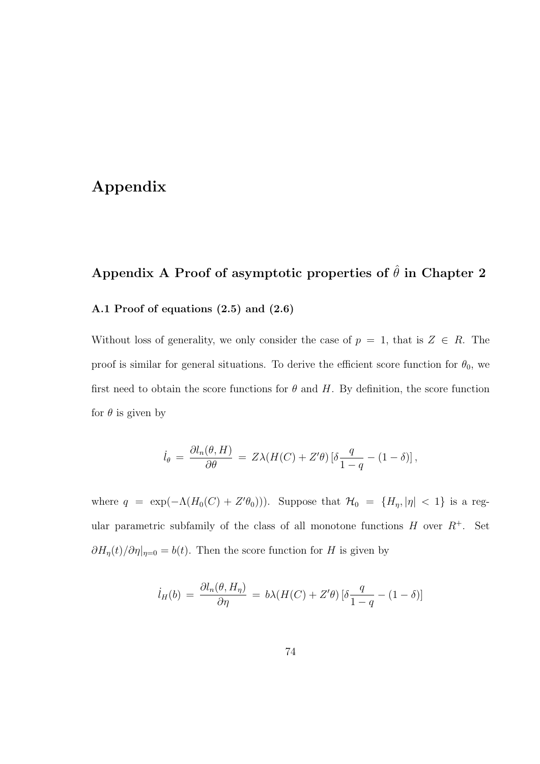# Appendix

## Appendix A Proof of asymptotic properties of $\hat{\theta}$ in Chapter 2

### A.1 Proof of equations (2.5) and (2.6)

Without loss of generality, we only consider the case of $p = 1$, that is $Z \in R$. The proof is similar for general situations. To derive the efficient score function for $\theta_0$, we first need to obtain the score functions for $\theta$ and $H$. By definition, the score function for $\theta$ is given by

$$\dot{l}_\theta = \frac{\partial l_n(\theta, H)}{\partial \theta} = Z\lambda(H(C) + Z'\theta)\,[\delta \frac{q}{1-q} - (1-\delta)]\,,$$

where $q = \exp(-\Lambda(H_0(C) + Z'\theta_0)))$. Suppose that $\mathcal{H}_0 = \{H_\eta, |\eta| < 1\}$ is a regular parametric subfamily of the class of all monotone functions $H$ over $R^+$. Set $\partial H_\eta(t)/\partial \eta|_{\eta=0} = b(t)$. Then the score function for $H$ is given by

$$\dot{l}_H(b) = \frac{\partial l_n(\theta, H_\eta)}{\partial \eta} = b\lambda(H(C) + Z'\theta)\,[\delta \frac{q}{1-q} - (1-\delta)]$$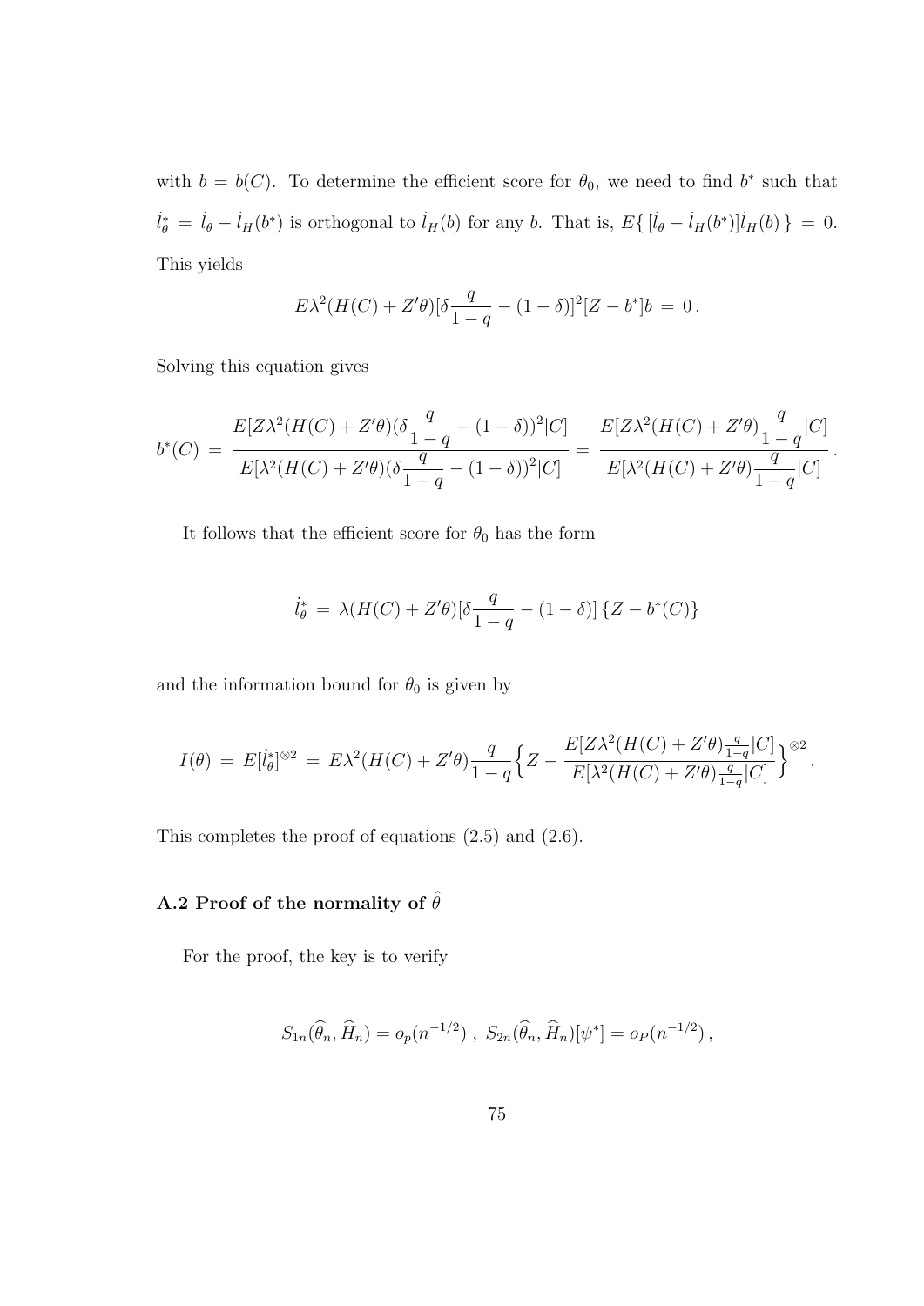with $b = b(C)$. To determine the efficient score for $\theta_0$, we need to find $b^*$ such that $\dot{l}_\theta^* = \dot{l}_\theta - \dot{l}_H(b^*)$ is orthogonal to $\dot{l}_H(b)$ for any $b$. That is, $E\{ [\dot{l}_\theta - \dot{l}_H(b^*)]\dot{l}_H(b) \} = 0$. This yields

$$E\lambda^2(H(C) + Z'\theta)[\delta \frac{q}{1-q} - (1-\delta)]^2[Z - b^*]b \,=\, 0\,.$$

Solving this equation gives

$$b^*(C) \,=\, \frac{E[Z\lambda^2(H(C) + Z'\theta)(\delta \dfrac{q}{1-q} - (1-\delta))^2|C]}{E[\lambda^2(H(C) + Z'\theta)(\delta \dfrac{q}{1-q} - (1-\delta))^2|C]} \,=\, \frac{E[Z\lambda^2(H(C) + Z'\theta)\dfrac{q}{1-q}|C]}{E[\lambda^2(H(C) + Z'\theta)\dfrac{q}{1-q}|C]}\,.$$

It follows that the efficient score for $\theta_0$ has the form

$$\dot{l}_\theta^* \,=\, \lambda(H(C) + Z'\theta)[\delta \frac{q}{1-q} - (1-\delta)]\,\{Z - b^*(C)\}$$

and the information bound for $\theta_0$ is given by

$$I(\theta) \,=\, E[\dot{l}_\theta^*]^{\otimes 2} \,=\, E\lambda^2(H(C) + Z'\theta)\frac{q}{1-q}\Big\{Z - \frac{E[Z\lambda^2(H(C) + Z'\theta)\frac{q}{1-q}|C]}{E[\lambda^2(H(C) + Z'\theta)\frac{q}{1-q}|C]}\Big\}^{\otimes 2}.$$

This completes the proof of equations (2.5) and (2.6).

## A.2 Proof of the normality of $\hat{\theta}$

For the proof, the key is to verify

$$S_{1n}(\widehat{\theta}_n, \widehat{H}_n) = o_p(n^{-1/2})\ ,\ S_{2n}(\widehat{\theta}_n, \widehat{H}_n)[\psi^*] = o_P(n^{-1/2})\,,$$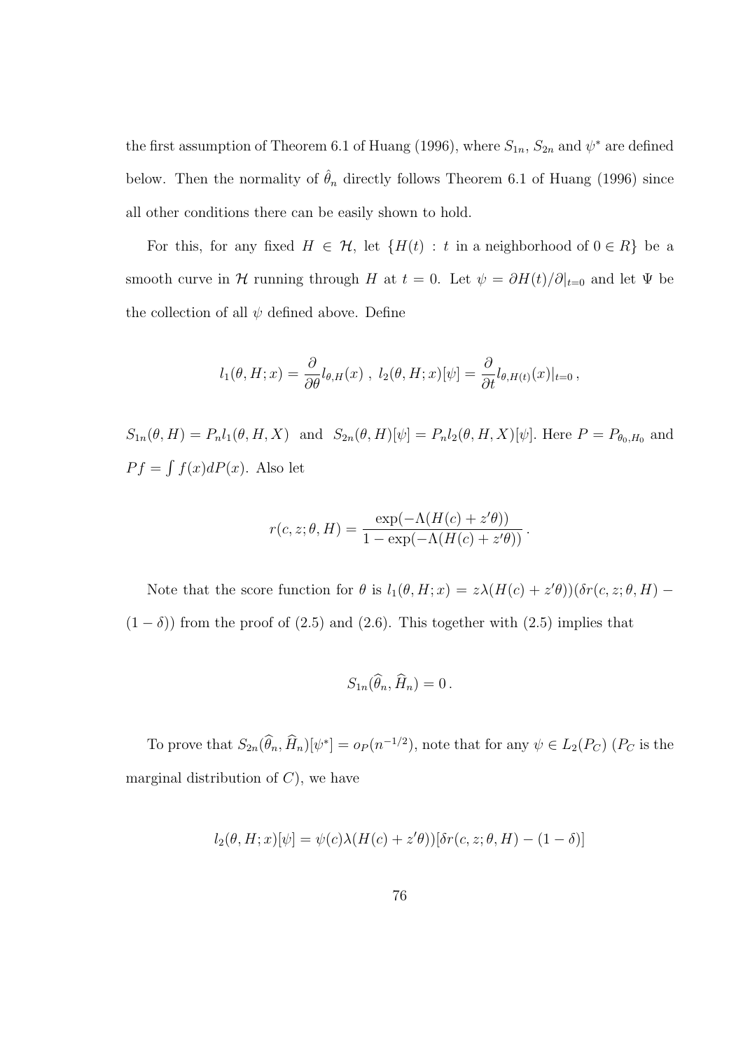the first assumption of Theorem 6.1 of Huang (1996), where $S_{1n}$, $S_{2n}$ and $\psi^*$ are defined below. Then the normality of $\hat{\theta}_n$ directly follows Theorem 6.1 of Huang (1996) since all other conditions there can be easily shown to hold.

For this, for any fixed $H \in \mathcal{H}$, let $\{H(t) : t$ in a neighborhood of $0 \in R\}$ be a smooth curve in $\mathcal{H}$ running through $H$ at $t = 0$. Let $\psi = \partial H(t)/\partial|_{t=0}$ and let $\Psi$ be the collection of all $\psi$ defined above. Define

$$l_1(\theta, H; x) = \frac{\partial}{\partial \theta} l_{\theta,H}(x) \ , \ l_2(\theta, H; x)[\psi] = \frac{\partial}{\partial t} l_{\theta,H(t)}(x)|_{t=0} \, ,$$

$S_{1n}(\theta, H) = P_n l_1(\theta, H, X)$ and $S_{2n}(\theta, H)[\psi] = P_n l_2(\theta, H, X)[\psi]$. Here $P = P_{\theta_0, H_0}$ and $Pf = \int f(x) dP(x)$. Also let

$$r(c, z; \theta, H) = \frac{\exp(-\Lambda(H(c) + z'\theta))}{1 - \exp(-\Lambda(H(c) + z'\theta))} \, .$$

Note that the score function for $\theta$ is $l_1(\theta, H; x) = z\lambda(H(c) + z'\theta))(\delta r(c, z; \theta, H) - (1 - \delta))$ from the proof of (2.5) and (2.6). This together with (2.5) implies that

$$S_{1n}(\widehat{\theta}_n, \widehat{H}_n) = 0 \, .$$

To prove that $S_{2n}(\widehat{\theta}_n, \widehat{H}_n)[\psi^*] = o_P(n^{-1/2})$, note that for any $\psi \in L_2(P_C)$ ($P_C$ is the marginal distribution of $C$), we have

$$l_2(\theta, H; x)[\psi] = \psi(c)\lambda(H(c) + z'\theta))[\delta r(c, z; \theta, H) - (1 - \delta)]$$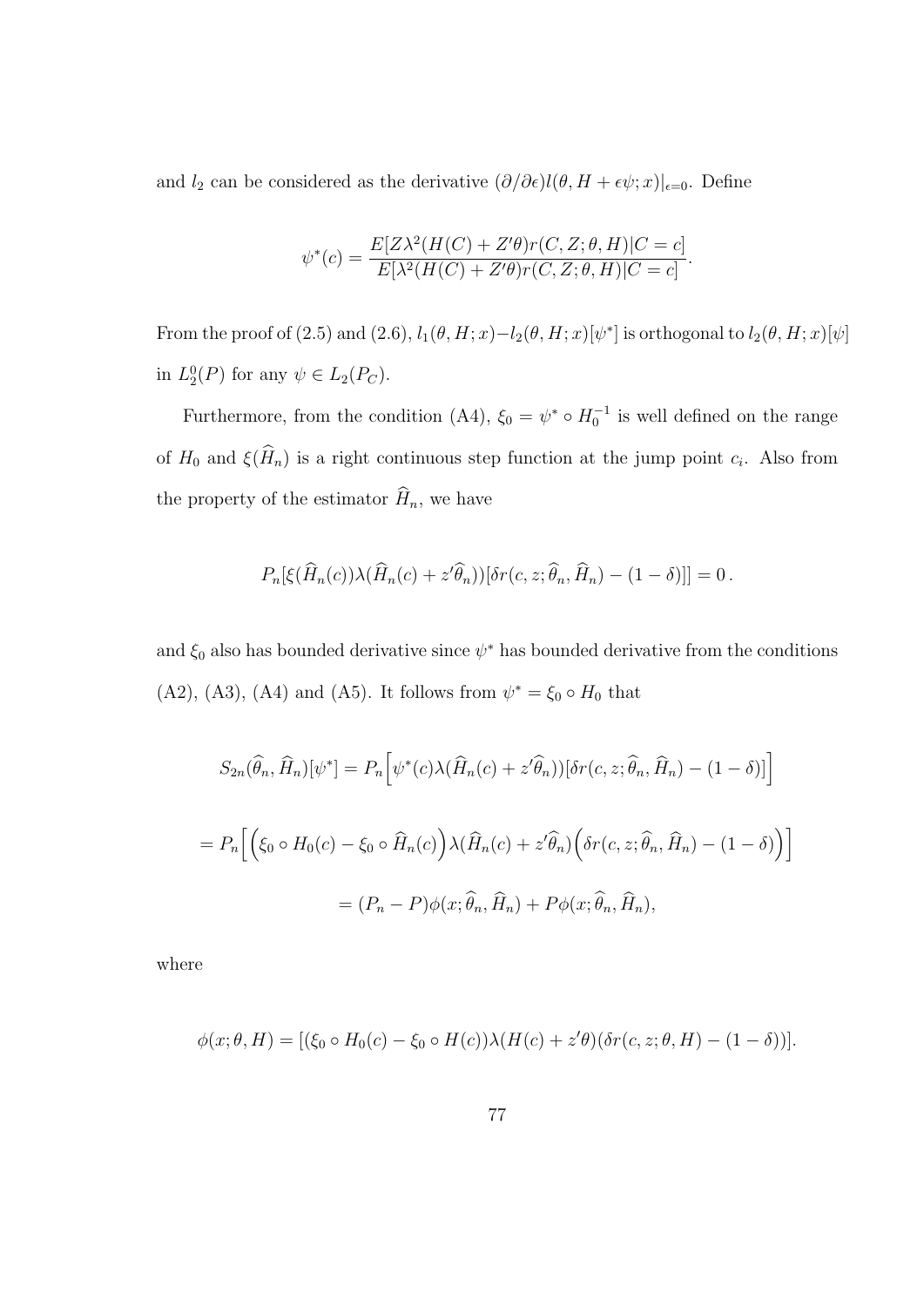and $l_2$ can be considered as the derivative $(\partial/\partial\epsilon) l(\theta, H + \epsilon\psi; x)|_{\epsilon=0}$. Define

$$\psi^*(c) = \frac{E[Z\lambda^2(H(C) + Z'\theta) r(C, Z; \theta, H)|C = c]}{E[\lambda^2(H(C) + Z'\theta) r(C, Z; \theta, H)|C = c]}.$$

From the proof of (2.5) and (2.6), $l_1(\theta, H; x) - l_2(\theta, H; x)[\psi^*]$ is orthogonal to $l_2(\theta, H; x)[\psi]$ in $L_2^0(P)$ for any $\psi \in L_2(P_C)$.

Furthermore, from the condition (A4), $\xi_0 = \psi^* \circ H_0^{-1}$ is well defined on the range of $H_0$ and $\xi(\widehat{H}_n)$ is a right continuous step function at the jump point $c_i$. Also from the property of the estimator $\widehat{H}_n$, we have

$$P_n[\xi(\widehat{H}_n(c))\lambda(\widehat{H}_n(c) + z'\widehat{\theta}_n))[\delta r(c, z; \widehat{\theta}_n, \widehat{H}_n) - (1 - \delta)]] = 0\,.$$

and $\xi_0$ also has bounded derivative since $\psi^*$ has bounded derivative from the conditions (A2), (A3), (A4) and (A5). It follows from $\psi^* = \xi_0 \circ H_0$ that

$$S_{2n}(\widehat{\theta}_n, \widehat{H}_n)[\psi^*] = P_n\Big[\psi^*(c)\lambda(\widehat{H}_n(c) + z'\widehat{\theta}_n))[\delta r(c, z; \widehat{\theta}_n, \widehat{H}_n) - (1 - \delta)]\Big]$$

$$= P_n\Big[\Big(\xi_0 \circ H_0(c) - \xi_0 \circ \widehat{H}_n(c)\Big)\lambda(\widehat{H}_n(c) + z'\widehat{\theta}_n)\Big(\delta r(c, z; \widehat{\theta}_n, \widehat{H}_n) - (1 - \delta)\Big)\Big]$$

$$= (P_n - P)\phi(x; \widehat{\theta}_n, \widehat{H}_n) + P\phi(x; \widehat{\theta}_n, \widehat{H}_n),$$

where

$$\phi(x; \theta, H) = [(\xi_0 \circ H_0(c) - \xi_0 \circ H(c))\lambda(H(c) + z'\theta)(\delta r(c, z; \theta, H) - (1 - \delta))].$$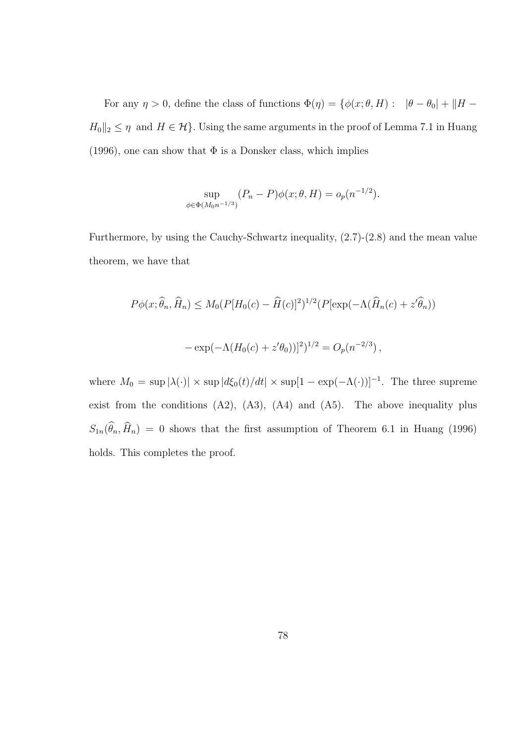For any $\eta > 0$, define the class of functions $\Phi(\eta) = \{\phi(x;\theta,H) : \ |\theta - \theta_0| + \|H - H_0\|_2 \leq \eta$ and $H \in \mathcal{H}\}$. Using the same arguments in the proof of Lemma 7.1 in Huang (1996), one can show that $\Phi$ is a Donsker class, which implies

$$\sup_{\phi \in \Phi(M_0 n^{-1/3})} (P_n - P)\phi(x;\theta,H) = o_p(n^{-1/2}).$$

Furthermore, by using the Cauchy-Schwartz inequality, (2.7)-(2.8) and the mean value theorem, we have that

$$P\phi(x;\widehat{\theta}_n,\widehat{H}_n) \leq M_0(P[H_0(c) - \widehat{H}(c)]^2)^{1/2}(P[\exp(-\Lambda(\widehat{H}_n(c) + z'\widehat{\theta}_n))$$

$$- \exp(-\Lambda(H_0(c) + z'\theta_0))]^2)^{1/2} = O_p(n^{-2/3}),$$

where $M_0 = \sup|\lambda(\cdot)| \times \sup|d\xi_0(t)/dt| \times \sup[1 - \exp(-\Lambda(\cdot))]^{-1}$. The three supreme exist from the conditions (A2), (A3), (A4) and (A5). The above inequality plus $S_{1n}(\widehat{\theta}_n, \widehat{H}_n) = 0$ shows that the first assumption of Theorem 6.1 in Huang (1996) holds. This completes the proof.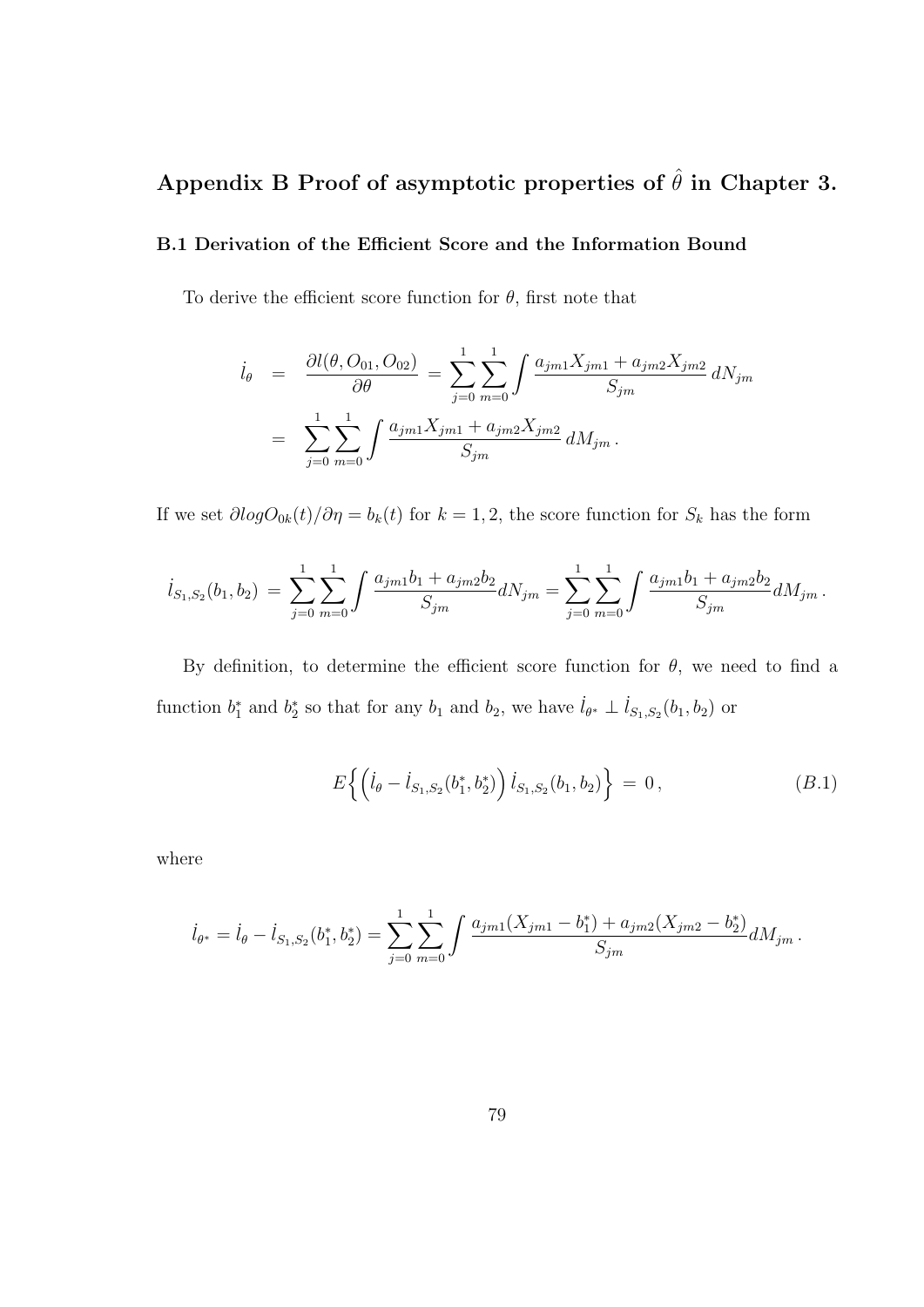# Appendix B Proof of asymptotic properties of $\hat{\theta}$ in Chapter 3.

## B.1 Derivation of the Efficient Score and the Information Bound

To derive the efficient score function for $\theta$, first note that

$$
\begin{aligned}
\dot{l}_\theta &= \frac{\partial l(\theta, O_{01}, O_{02})}{\partial \theta} = \sum_{j=0}^{1} \sum_{m=0}^{1} \int \frac{a_{jm1} X_{jm1} + a_{jm2} X_{jm2}}{S_{jm}} \, dN_{jm} \\
&= \sum_{j=0}^{1} \sum_{m=0}^{1} \int \frac{a_{jm1} X_{jm1} + a_{jm2} X_{jm2}}{S_{jm}} \, dM_{jm} \, .
\end{aligned}
$$

If we set $\partial log O_{0k}(t)/\partial \eta = b_k(t)$ for $k = 1, 2$, the score function for $S_k$ has the form

$$
\dot{l}_{S_1, S_2}(b_1, b_2) = \sum_{j=0}^{1} \sum_{m=0}^{1} \int \frac{a_{jm1} b_1 + a_{jm2} b_2}{S_{jm}} dN_{jm} = \sum_{j=0}^{1} \sum_{m=0}^{1} \int \frac{a_{jm1} b_1 + a_{jm2} b_2}{S_{jm}} dM_{jm} \, .
$$

By definition, to determine the efficient score function for $\theta$, we need to find a function $b_1^*$ and $b_2^*$ so that for any $b_1$ and $b_2$, we have $\dot{l}_{\theta^*} \perp \dot{l}_{S_1,S_2}(b_1, b_2)$ or

$$
E\Big\{ \Big( \dot{l}_\theta - \dot{l}_{S_1,S_2}(b_1^*, b_2^*) \Big) \, \dot{l}_{S_1,S_2}(b_1, b_2) \Big\} = 0 \, , \tag{B.1}
$$

where

$$
\dot{l}_{\theta^*} = \dot{l}_\theta - \dot{l}_{S_1,S_2}(b_1^*, b_2^*) = \sum_{j=0}^{1} \sum_{m=0}^{1} \int \frac{a_{jm1}(X_{jm1} - b_1^*) + a_{jm2}(X_{jm2} - b_2^*)}{S_{jm}} dM_{jm} \, .
$$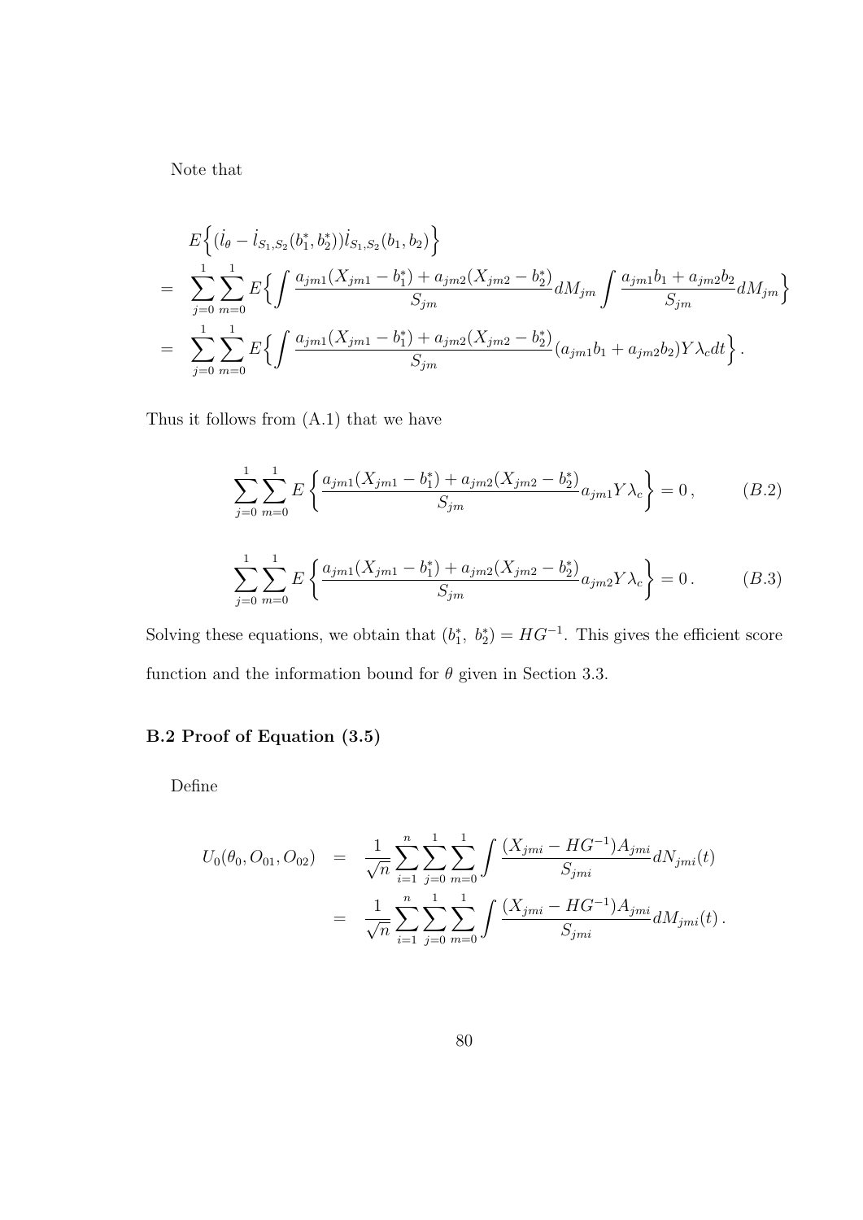Note that

$$
\begin{aligned}
& E\Big\{(\dot{l}_\theta - \dot{l}_{S_1,S_2}(b_1^*, b_2^*))\dot{l}_{S_1,S_2}(b_1, b_2)\Big\} \\
= & \sum_{j=0}^{1}\sum_{m=0}^{1} E\Big\{\int \frac{a_{jm1}(X_{jm1} - b_1^*) + a_{jm2}(X_{jm2} - b_2^*)}{S_{jm}} dM_{jm} \int \frac{a_{jm1}b_1 + a_{jm2}b_2}{S_{jm}} dM_{jm}\Big\} \\
= & \sum_{j=0}^{1}\sum_{m=0}^{1} E\Big\{\int \frac{a_{jm1}(X_{jm1} - b_1^*) + a_{jm2}(X_{jm2} - b_2^*)}{S_{jm}} (a_{jm1}b_1 + a_{jm2}b_2) Y\lambda_c dt\Big\}.
\end{aligned}
$$

Thus it follows from (A.1) that we have

$$
\sum_{j=0}^{1}\sum_{m=0}^{1} E\left\{\frac{a_{jm1}(X_{jm1} - b_1^*) + a_{jm2}(X_{jm2} - b_2^*)}{S_{jm}} a_{jm1} Y\lambda_c\right\} = 0\,, \qquad (B.2)
$$

$$
\sum_{j=0}^{1}\sum_{m=0}^{1} E\left\{\frac{a_{jm1}(X_{jm1} - b_1^*) + a_{jm2}(X_{jm2} - b_2^*)}{S_{jm}} a_{jm2} Y\lambda_c\right\} = 0\,. \qquad (B.3)
$$

Solving these equations, we obtain that $(b_1^*,\ b_2^*) = HG^{-1}$. This gives the efficient score function and the information bound for $\theta$ given in Section 3.3.

### B.2 Proof of Equation (3.5)

Define

$$
\begin{aligned}
U_0(\theta_0, O_{01}, O_{02}) &= \frac{1}{\sqrt{n}}\sum_{i=1}^{n}\sum_{j=0}^{1}\sum_{m=0}^{1} \int \frac{(X_{jmi} - HG^{-1})A_{jmi}}{S_{jmi}} dN_{jmi}(t) \\
&= \frac{1}{\sqrt{n}}\sum_{i=1}^{n}\sum_{j=0}^{1}\sum_{m=0}^{1} \int \frac{(X_{jmi} - HG^{-1})A_{jmi}}{S_{jmi}} dM_{jmi}(t)\,.
\end{aligned}
$$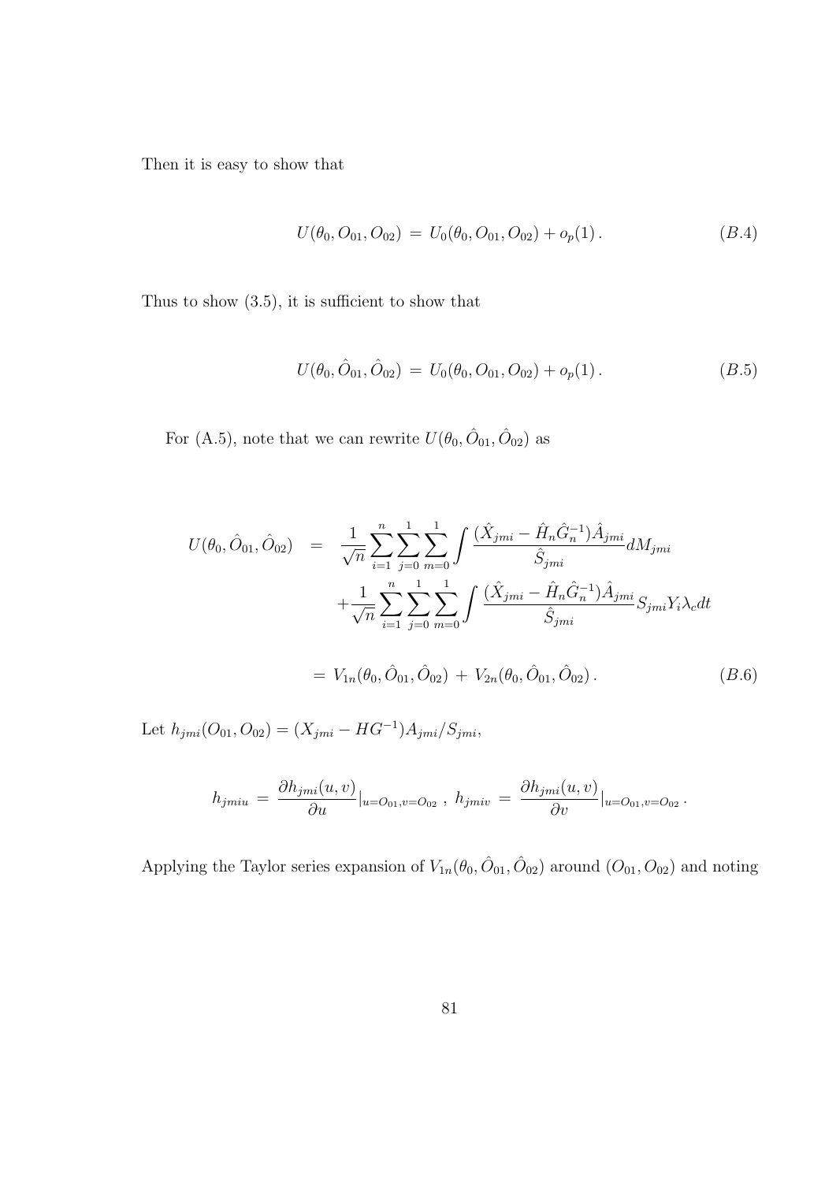Then it is easy to show that

$$U(\theta_0, O_{01}, O_{02}) \,=\, U_0(\theta_0, O_{01}, O_{02}) + o_p(1)\,. \tag{B.4}$$

Thus to show (3.5), it is sufficient to show that

$$U(\theta_0, \hat{O}_{01}, \hat{O}_{02}) \,=\, U_0(\theta_0, O_{01}, O_{02}) + o_p(1)\,. \tag{B.5}$$

For (A.5), note that we can rewrite $U(\theta_0, \hat{O}_{01}, \hat{O}_{02})$ as

$$\begin{aligned}
U(\theta_0, \hat{O}_{01}, \hat{O}_{02}) \;&=\; \frac{1}{\sqrt{n}} \sum_{i=1}^{n} \sum_{j=0}^{1} \sum_{m=0}^{1} \int \frac{(\hat{X}_{jmi} - \hat{H}_n \hat{G}_n^{-1}) \hat{A}_{jmi}}{\hat{S}_{jmi}} dM_{jmi} \\
&\quad + \frac{1}{\sqrt{n}} \sum_{i=1}^{n} \sum_{j=0}^{1} \sum_{m=0}^{1} \int \frac{(\hat{X}_{jmi} - \hat{H}_n \hat{G}_n^{-1}) \hat{A}_{jmi}}{\hat{S}_{jmi}} S_{jmi} Y_i \lambda_c dt \\
&=\; V_{1n}(\theta_0, \hat{O}_{01}, \hat{O}_{02}) \,+\, V_{2n}(\theta_0, \hat{O}_{01}, \hat{O}_{02})\,.
\end{aligned} \tag{B.6}$$

Let $h_{jmi}(O_{01}, O_{02}) = (X_{jmi} - HG^{-1}) A_{jmi} / S_{jmi}$,

$$h_{jmiu} \,=\, \frac{\partial h_{jmi}(u,v)}{\partial u}|_{u=O_{01}, v=O_{02}}\;,\; h_{jmiv} \,=\, \frac{\partial h_{jmi}(u,v)}{\partial v}|_{u=O_{01}, v=O_{02}}\,.$$

Applying the Taylor series expansion of $V_{1n}(\theta_0, \hat{O}_{01}, \hat{O}_{02})$ around $(O_{01}, O_{02})$ and noting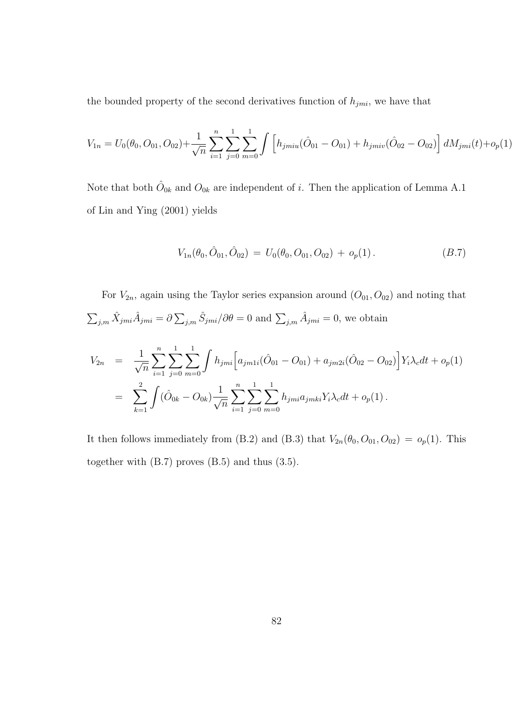the bounded property of the second derivatives function of $h_{jmi}$, we have that

$$V_{1n} = U_0(\theta_0, O_{01}, O_{02}) + \frac{1}{\sqrt{n}} \sum_{i=1}^{n} \sum_{j=0}^{1} \sum_{m=0}^{1} \int \Big[ h_{jmiu}(\hat{O}_{01} - O_{01}) + h_{jmiv}(\hat{O}_{02} - O_{02}) \Big] \, dM_{jmi}(t) + o_p(1)$$

Note that both $\hat{O}_{0k}$ and $O_{0k}$ are independent of $i$. Then the application of Lemma A.1 of Lin and Ying (2001) yields

$$V_{1n}(\theta_0, \hat{O}_{01}, \hat{O}_{02}) \, = \, U_0(\theta_0, O_{01}, O_{02}) \, + \, o_p(1) \, . \qquad (B.7)$$

For $V_{2n}$, again using the Taylor series expansion around $(O_{01}, O_{02})$ and noting that $\sum_{j,m} \hat{X}_{jmi} \hat{A}_{jmi} = \partial \sum_{j,m} \hat{S}_{jmi} / \partial \theta = 0$ and $\sum_{j,m} \hat{A}_{jmi} = 0$, we obtain

$$\begin{aligned} V_{2n} &= \frac{1}{\sqrt{n}} \sum_{i=1}^{n} \sum_{j=0}^{1} \sum_{m=0}^{1} \int h_{jmi} \Big[ a_{jm1i}(\hat{O}_{01} - O_{01}) + a_{jm2i}(\hat{O}_{02} - O_{02}) \Big] Y_i \lambda_c dt + o_p(1) \\ &= \sum_{k=1}^{2} \int (\hat{O}_{0k} - O_{0k}) \frac{1}{\sqrt{n}} \sum_{i=1}^{n} \sum_{j=0}^{1} \sum_{m=0}^{1} h_{jmi} a_{jmki} Y_i \lambda_c dt + o_p(1) \, . \end{aligned}$$

It then follows immediately from (B.2) and (B.3) that $V_{2n}(\theta_0, O_{01}, O_{02}) \, = \, o_p(1)$. This together with (B.7) proves (B.5) and thus (3.5).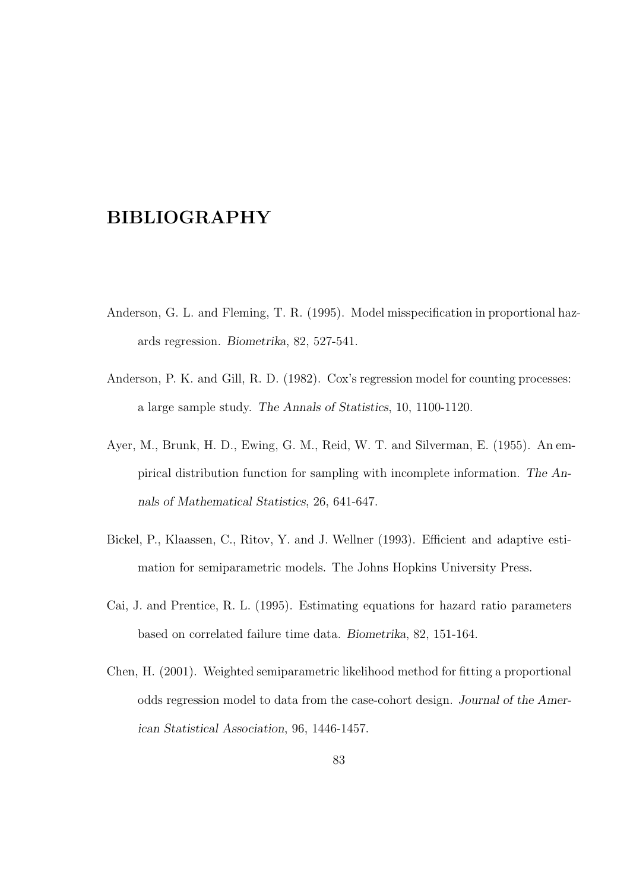# BIBLIOGRAPHY

Anderson, G. L. and Fleming, T. R. (1995). Model misspecification in proportional hazards regression. *Biometrika*, 82, 527-541.

Anderson, P. K. and Gill, R. D. (1982). Cox's regression model for counting processes: a large sample study. *The Annals of Statistics*, 10, 1100-1120.

Ayer, M., Brunk, H. D., Ewing, G. M., Reid, W. T. and Silverman, E. (1955). An empirical distribution function for sampling with incomplete information. *The Annals of Mathematical Statistics*, 26, 641-647.

Bickel, P., Klaassen, C., Ritov, Y. and J. Wellner (1993). Efficient and adaptive estimation for semiparametric models. The Johns Hopkins University Press.

Cai, J. and Prentice, R. L. (1995). Estimating equations for hazard ratio parameters based on correlated failure time data. *Biometrika*, 82, 151-164.

Chen, H. (2001). Weighted semiparametric likelihood method for fitting a proportional odds regression model to data from the case-cohort design. *Journal of the American Statistical Association*, 96, 1446-1457.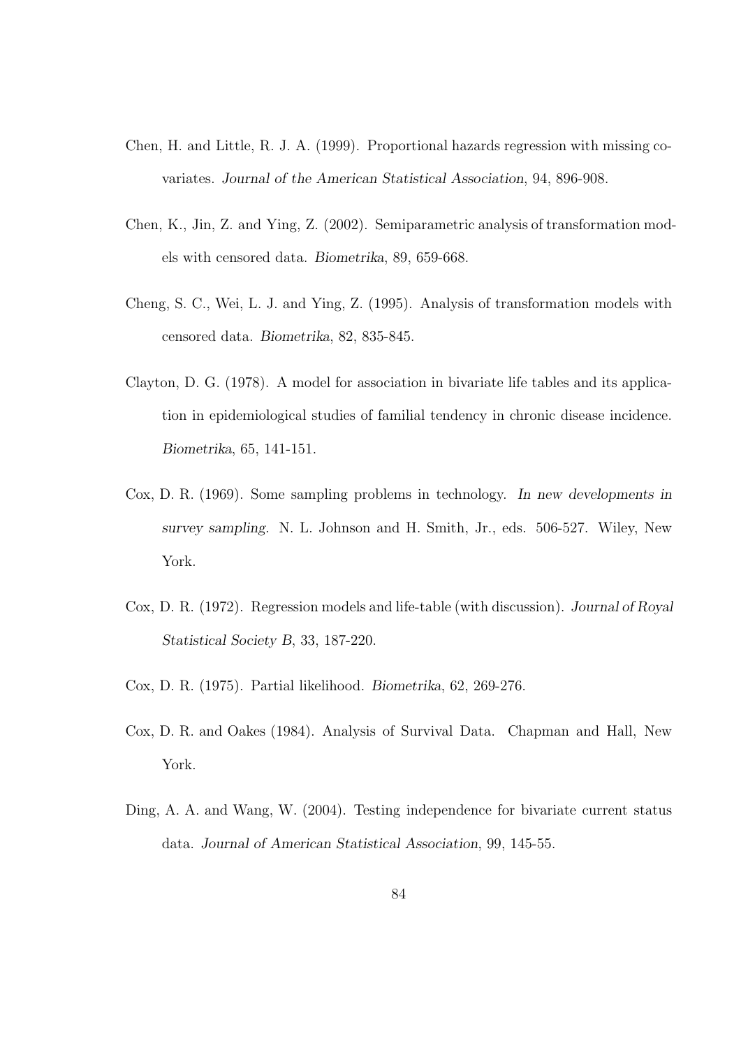Chen, H. and Little, R. J. A. (1999). Proportional hazards regression with missing covariates. *Journal of the American Statistical Association*, 94, 896-908.

Chen, K., Jin, Z. and Ying, Z. (2002). Semiparametric analysis of transformation models with censored data. *Biometrika*, 89, 659-668.

Cheng, S. C., Wei, L. J. and Ying, Z. (1995). Analysis of transformation models with censored data. *Biometrika*, 82, 835-845.

Clayton, D. G. (1978). A model for association in bivariate life tables and its application in epidemiological studies of familial tendency in chronic disease incidence. *Biometrika*, 65, 141-151.

Cox, D. R. (1969). Some sampling problems in technology. *In new developments in survey sampling*. N. L. Johnson and H. Smith, Jr., eds. 506-527. Wiley, New York.

Cox, D. R. (1972). Regression models and life-table (with discussion). *Journal of Royal Statistical Society B*, 33, 187-220.

Cox, D. R. (1975). Partial likelihood. *Biometrika*, 62, 269-276.

Cox, D. R. and Oakes (1984). Analysis of Survival Data. Chapman and Hall, New York.

Ding, A. A. and Wang, W. (2004). Testing independence for bivariate current status data. *Journal of American Statistical Association*, 99, 145-55.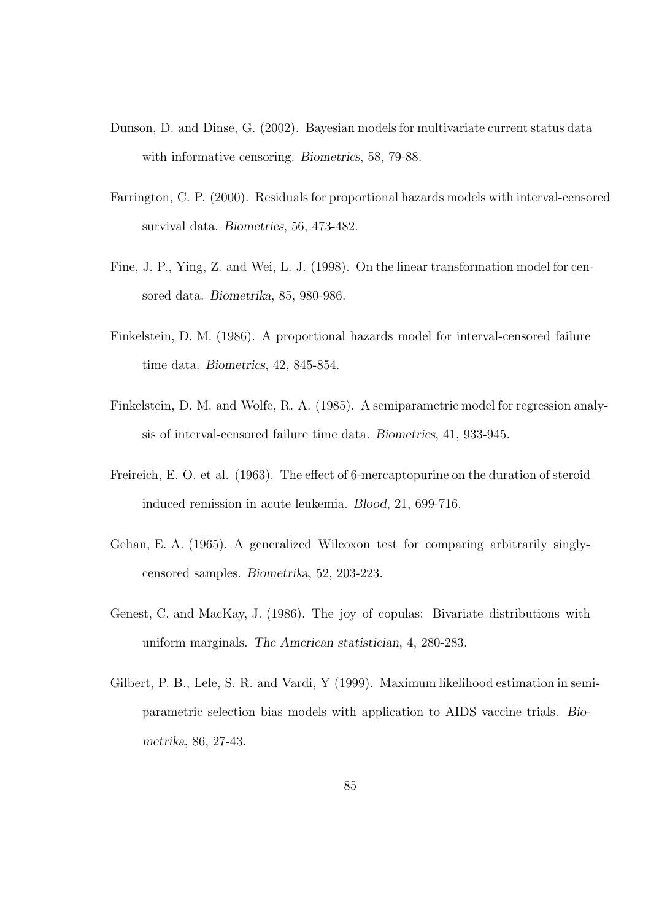Dunson, D. and Dinse, G. (2002). Bayesian models for multivariate current status data with informative censoring. *Biometrics*, 58, 79-88.

Farrington, C. P. (2000). Residuals for proportional hazards models with interval-censored survival data. *Biometrics*, 56, 473-482.

Fine, J. P., Ying, Z. and Wei, L. J. (1998). On the linear transformation model for censored data. *Biometrika*, 85, 980-986.

Finkelstein, D. M. (1986). A proportional hazards model for interval-censored failure time data. *Biometrics*, 42, 845-854.

Finkelstein, D. M. and Wolfe, R. A. (1985). A semiparametric model for regression analysis of interval-censored failure time data. *Biometrics*, 41, 933-945.

Freireich, E. O. et al. (1963). The effect of 6-mercaptopurine on the duration of steroid induced remission in acute leukemia. *Blood*, 21, 699-716.

Gehan, E. A. (1965). A generalized Wilcoxon test for comparing arbitrarily singly-censored samples. *Biometrika*, 52, 203-223.

Genest, C. and MacKay, J. (1986). The joy of copulas: Bivariate distributions with uniform marginals. *The American statistician*, 4, 280-283.

Gilbert, P. B., Lele, S. R. and Vardi, Y (1999). Maximum likelihood estimation in semiparametric selection bias models with application to AIDS vaccine trials. *Biometrika*, 86, 27-43.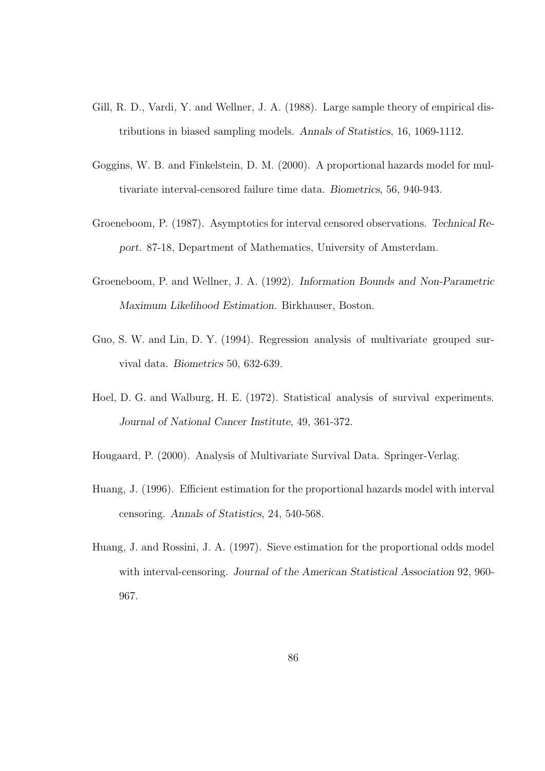Gill, R. D., Vardi, Y. and Wellner, J. A. (1988). Large sample theory of empirical distributions in biased sampling models. *Annals of Statistics*, 16, 1069-1112.

Goggins, W. B. and Finkelstein, D. M. (2000). A proportional hazards model for multivariate interval-censored failure time data. *Biometrics*, 56, 940-943.

Groeneboom, P. (1987). Asymptotics for interval censored observations. *Technical Report.* 87-18, Department of Mathematics, University of Amsterdam.

Groeneboom, P. and Wellner, J. A. (1992). *Information Bounds and Non-Parametric Maximum Likelihood Estimation.* Birkhauser, Boston.

Guo, S. W. and Lin, D. Y. (1994). Regression analysis of multivariate grouped survival data. *Biometrics* 50, 632-639.

Hoel, D. G. and Walburg, H. E. (1972). Statistical analysis of survival experiments. *Journal of National Cancer Institute*, 49, 361-372.

Hougaard, P. (2000). Analysis of Multivariate Survival Data. Springer-Verlag.

Huang, J. (1996). Efficient estimation for the proportional hazards model with interval censoring. *Annals of Statistics*, 24, 540-568.

Huang, J. and Rossini, J. A. (1997). Sieve estimation for the proportional odds model with interval-censoring. *Journal of the American Statistical Association* 92, 960-967.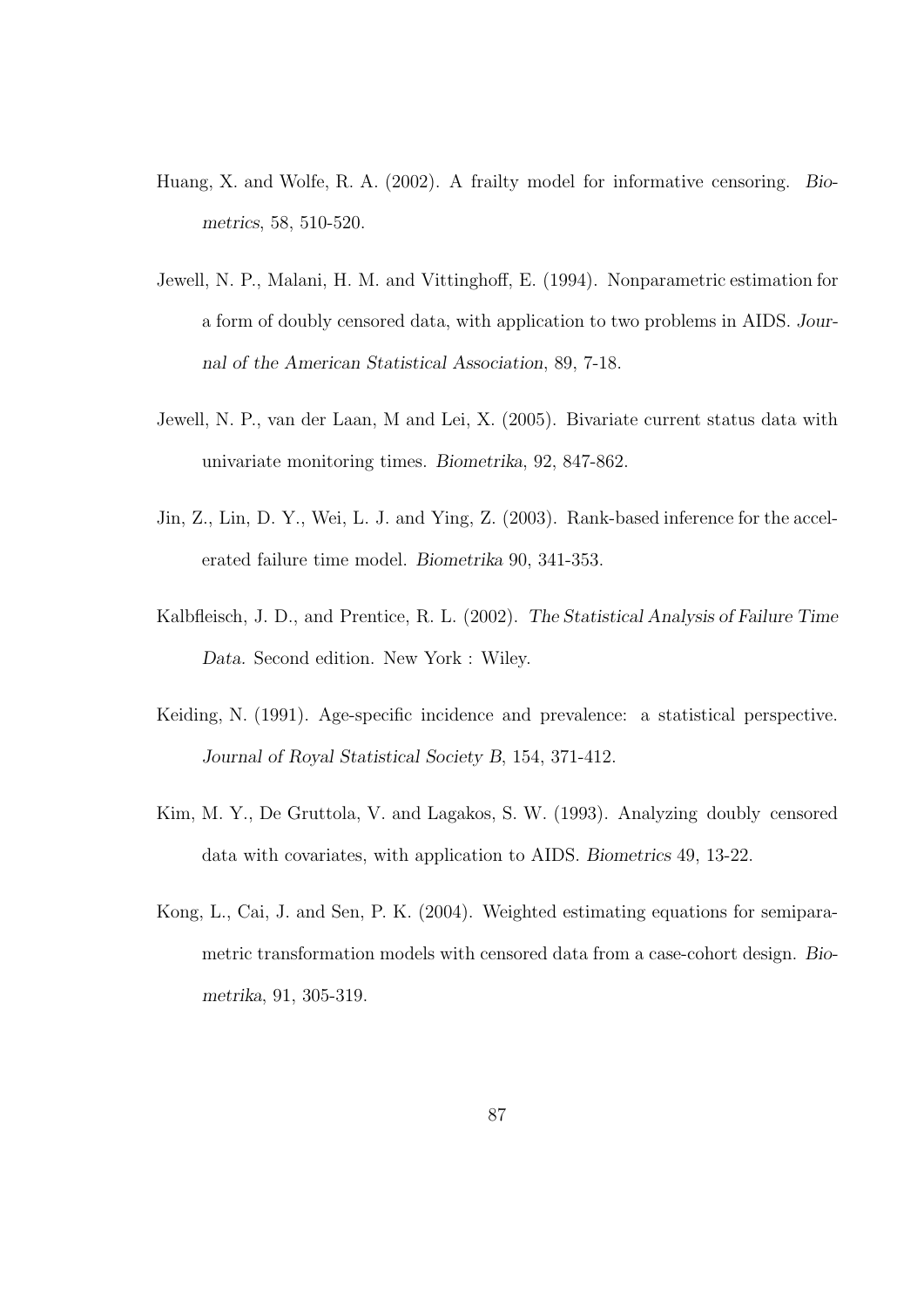Huang, X. and Wolfe, R. A. (2002). A frailty model for informative censoring. *Biometrics*, 58, 510-520.

Jewell, N. P., Malani, H. M. and Vittinghoff, E. (1994). Nonparametric estimation for a form of doubly censored data, with application to two problems in AIDS. *Journal of the American Statistical Association*, 89, 7-18.

Jewell, N. P., van der Laan, M and Lei, X. (2005). Bivariate current status data with univariate monitoring times. *Biometrika*, 92, 847-862.

Jin, Z., Lin, D. Y., Wei, L. J. and Ying, Z. (2003). Rank-based inference for the accelerated failure time model. *Biometrika* 90, 341-353.

Kalbfleisch, J. D., and Prentice, R. L. (2002). *The Statistical Analysis of Failure Time Data*. Second edition. New York : Wiley.

Keiding, N. (1991). Age-specific incidence and prevalence: a statistical perspective. *Journal of Royal Statistical Society B*, 154, 371-412.

Kim, M. Y., De Gruttola, V. and Lagakos, S. W. (1993). Analyzing doubly censored data with covariates, with application to AIDS. *Biometrics* 49, 13-22.

Kong, L., Cai, J. and Sen, P. K. (2004). Weighted estimating equations for semiparametric transformation models with censored data from a case-cohort design. *Biometrika*, 91, 305-319.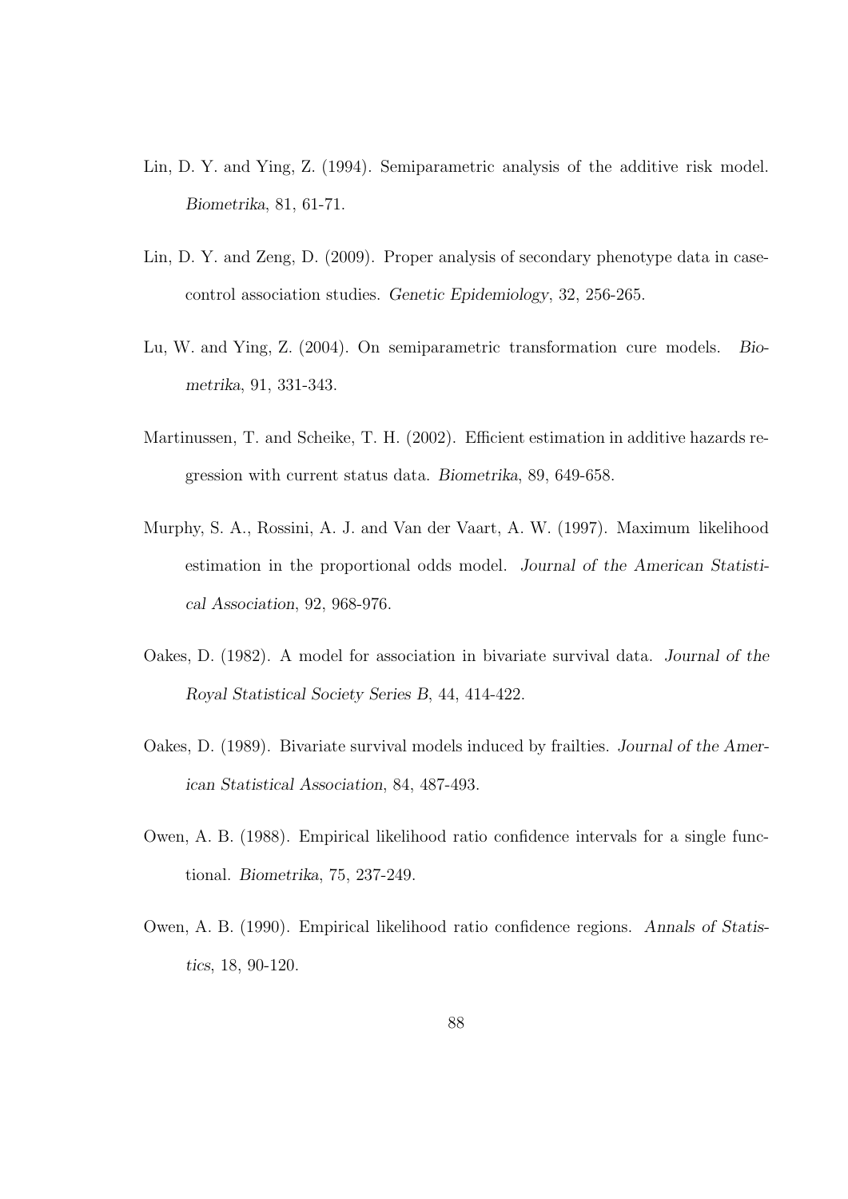Lin, D. Y. and Ying, Z. (1994). Semiparametric analysis of the additive risk model. *Biometrika*, 81, 61-71.

Lin, D. Y. and Zeng, D. (2009). Proper analysis of secondary phenotype data in case-control association studies. *Genetic Epidemiology*, 32, 256-265.

Lu, W. and Ying, Z. (2004). On semiparametric transformation cure models. *Biometrika*, 91, 331-343.

Martinussen, T. and Scheike, T. H. (2002). Efficient estimation in additive hazards regression with current status data. *Biometrika*, 89, 649-658.

Murphy, S. A., Rossini, A. J. and Van der Vaart, A. W. (1997). Maximum likelihood estimation in the proportional odds model. *Journal of the American Statistical Association*, 92, 968-976.

Oakes, D. (1982). A model for association in bivariate survival data. *Journal of the Royal Statistical Society Series B*, 44, 414-422.

Oakes, D. (1989). Bivariate survival models induced by frailties. *Journal of the American Statistical Association*, 84, 487-493.

Owen, A. B. (1988). Empirical likelihood ratio confidence intervals for a single functional. *Biometrika*, 75, 237-249.

Owen, A. B. (1990). Empirical likelihood ratio confidence regions. *Annals of Statistics*, 18, 90-120.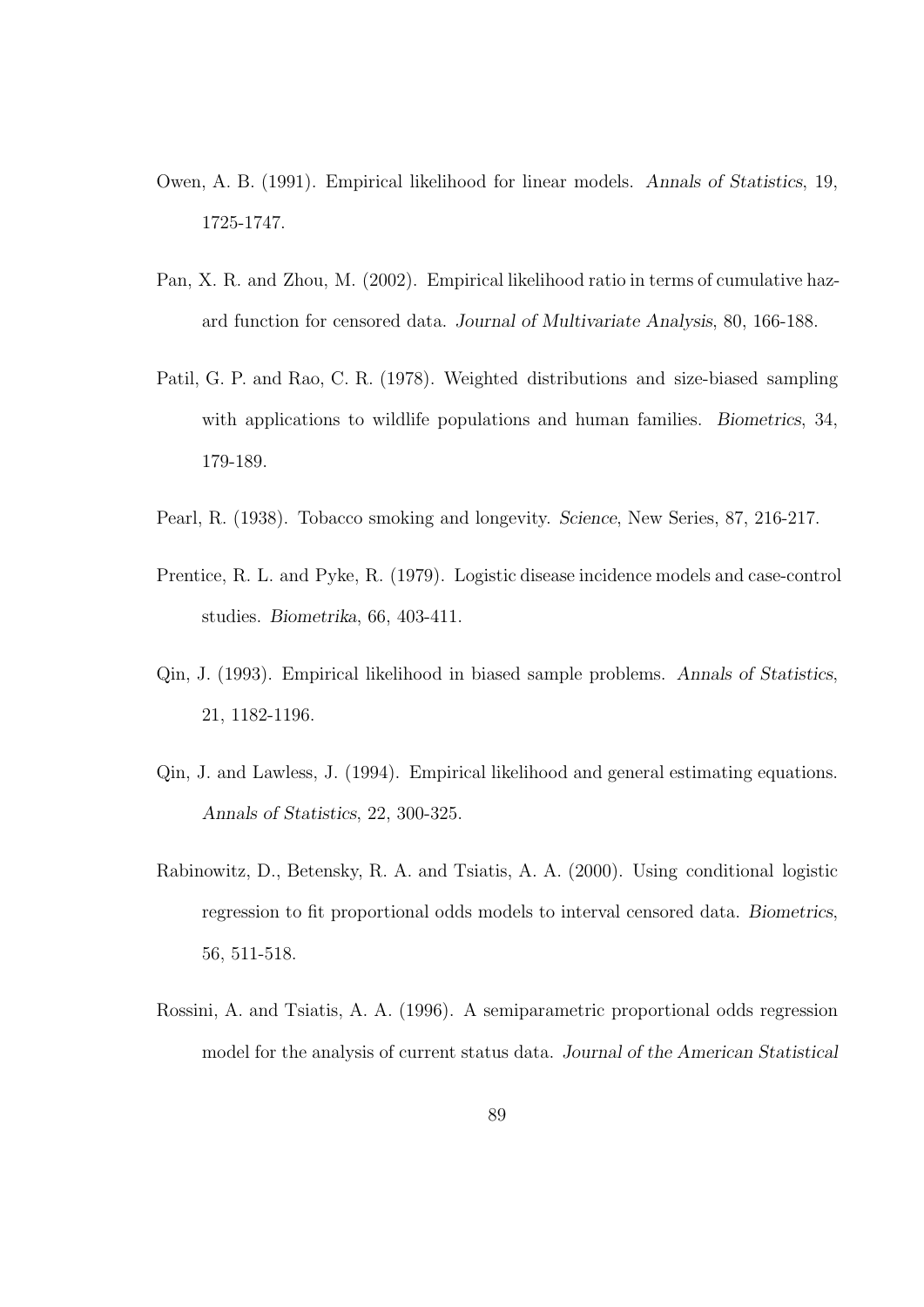Owen, A. B. (1991). Empirical likelihood for linear models. *Annals of Statistics*, 19, 1725-1747.

Pan, X. R. and Zhou, M. (2002). Empirical likelihood ratio in terms of cumulative hazard function for censored data. *Journal of Multivariate Analysis*, 80, 166-188.

Patil, G. P. and Rao, C. R. (1978). Weighted distributions and size-biased sampling with applications to wildlife populations and human families. *Biometrics*, 34, 179-189.

Pearl, R. (1938). Tobacco smoking and longevity. *Science*, New Series, 87, 216-217.

Prentice, R. L. and Pyke, R. (1979). Logistic disease incidence models and case-control studies. *Biometrika*, 66, 403-411.

Qin, J. (1993). Empirical likelihood in biased sample problems. *Annals of Statistics*, 21, 1182-1196.

Qin, J. and Lawless, J. (1994). Empirical likelihood and general estimating equations. *Annals of Statistics*, 22, 300-325.

Rabinowitz, D., Betensky, R. A. and Tsiatis, A. A. (2000). Using conditional logistic regression to fit proportional odds models to interval censored data. *Biometrics*, 56, 511-518.

Rossini, A. and Tsiatis, A. A. (1996). A semiparametric proportional odds regression model for the analysis of current status data. *Journal of the American Statistical*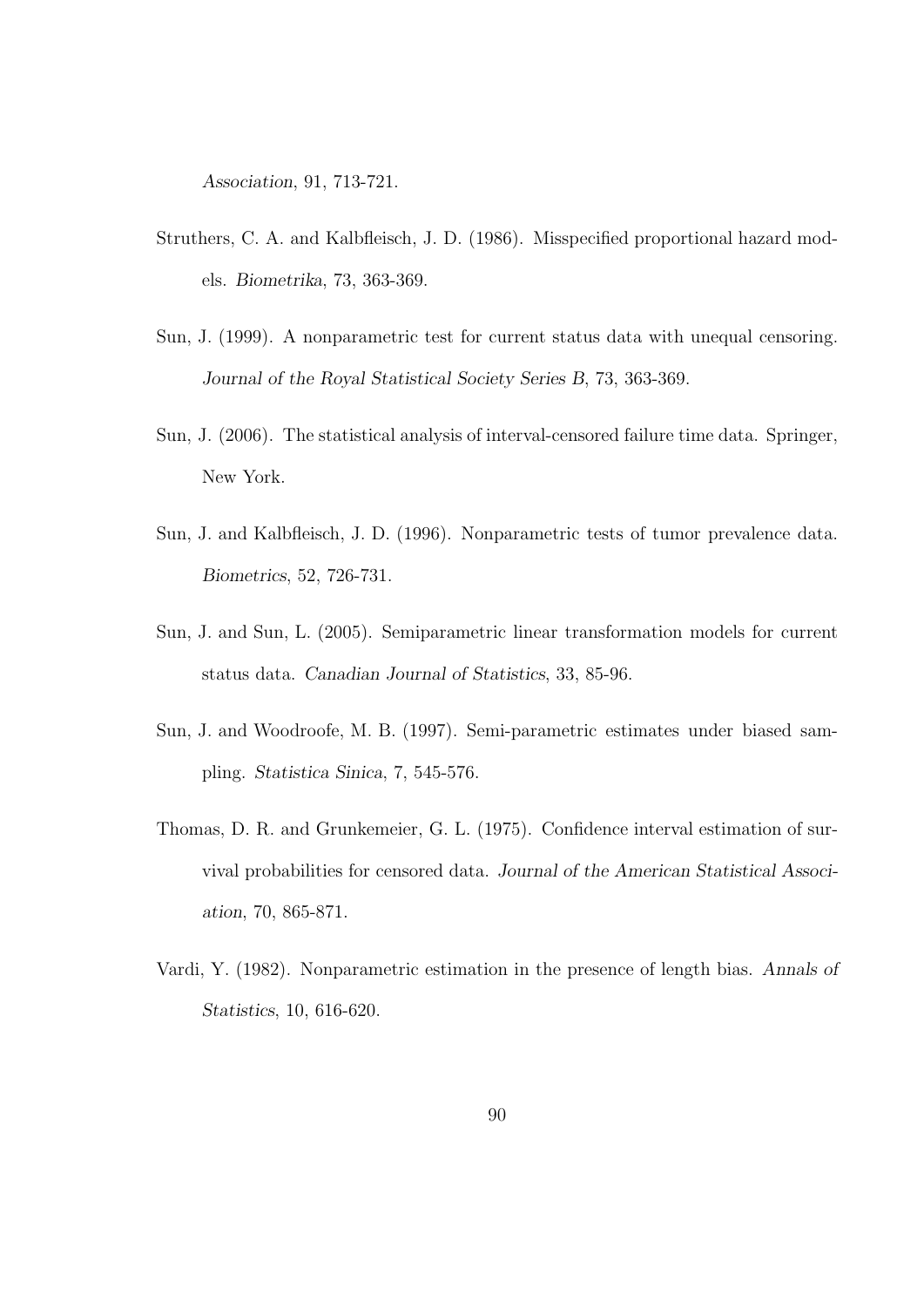*Association*, 91, 713-721.

Struthers, C. A. and Kalbfleisch, J. D. (1986). Misspecified proportional hazard models. *Biometrika*, 73, 363-369.

Sun, J. (1999). A nonparametric test for current status data with unequal censoring. *Journal of the Royal Statistical Society Series B*, 73, 363-369.

Sun, J. (2006). The statistical analysis of interval-censored failure time data. Springer, New York.

Sun, J. and Kalbfleisch, J. D. (1996). Nonparametric tests of tumor prevalence data. *Biometrics*, 52, 726-731.

Sun, J. and Sun, L. (2005). Semiparametric linear transformation models for current status data. *Canadian Journal of Statistics*, 33, 85-96.

Sun, J. and Woodroofe, M. B. (1997). Semi-parametric estimates under biased sampling. *Statistica Sinica*, 7, 545-576.

Thomas, D. R. and Grunkemeier, G. L. (1975). Confidence interval estimation of survival probabilities for censored data. *Journal of the American Statistical Association*, 70, 865-871.

Vardi, Y. (1982). Nonparametric estimation in the presence of length bias. *Annals of Statistics*, 10, 616-620.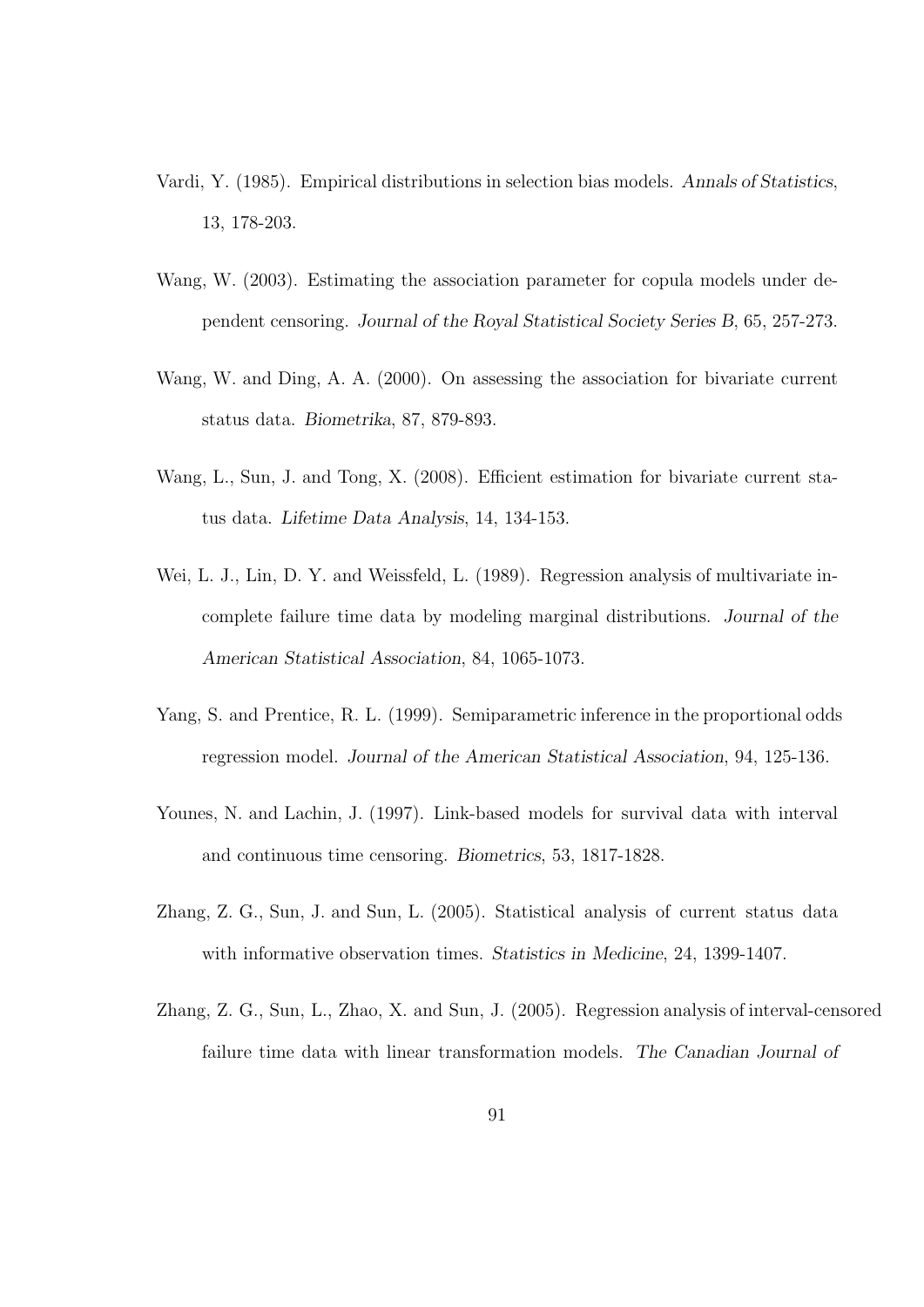Vardi, Y. (1985). Empirical distributions in selection bias models. *Annals of Statistics*, 13, 178-203.

Wang, W. (2003). Estimating the association parameter for copula models under dependent censoring. *Journal of the Royal Statistical Society Series B*, 65, 257-273.

Wang, W. and Ding, A. A. (2000). On assessing the association for bivariate current status data. *Biometrika*, 87, 879-893.

Wang, L., Sun, J. and Tong, X. (2008). Efficient estimation for bivariate current status data. *Lifetime Data Analysis*, 14, 134-153.

Wei, L. J., Lin, D. Y. and Weissfeld, L. (1989). Regression analysis of multivariate incomplete failure time data by modeling marginal distributions. *Journal of the American Statistical Association*, 84, 1065-1073.

Yang, S. and Prentice, R. L. (1999). Semiparametric inference in the proportional odds regression model. *Journal of the American Statistical Association*, 94, 125-136.

Younes, N. and Lachin, J. (1997). Link-based models for survival data with interval and continuous time censoring. *Biometrics*, 53, 1817-1828.

Zhang, Z. G., Sun, J. and Sun, L. (2005). Statistical analysis of current status data with informative observation times. *Statistics in Medicine*, 24, 1399-1407.

Zhang, Z. G., Sun, L., Zhao, X. and Sun, J. (2005). Regression analysis of interval-censored failure time data with linear transformation models. *The Canadian Journal of*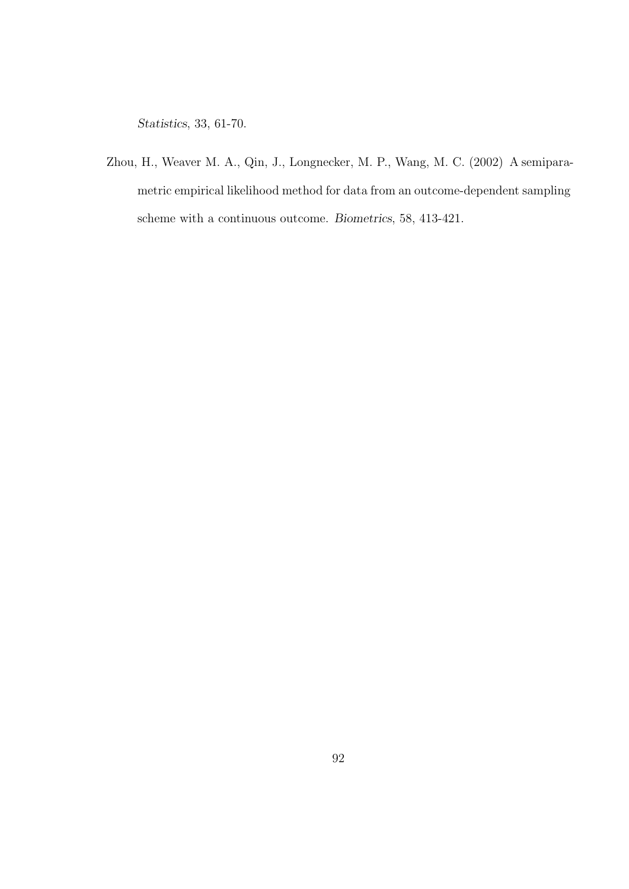*Statistics*, 33, 61-70.

Zhou, H., Weaver M. A., Qin, J., Longnecker, M. P., Wang, M. C. (2002) A semiparametric empirical likelihood method for data from an outcome-dependent sampling scheme with a continuous outcome. *Biometrics*, 58, 413-421.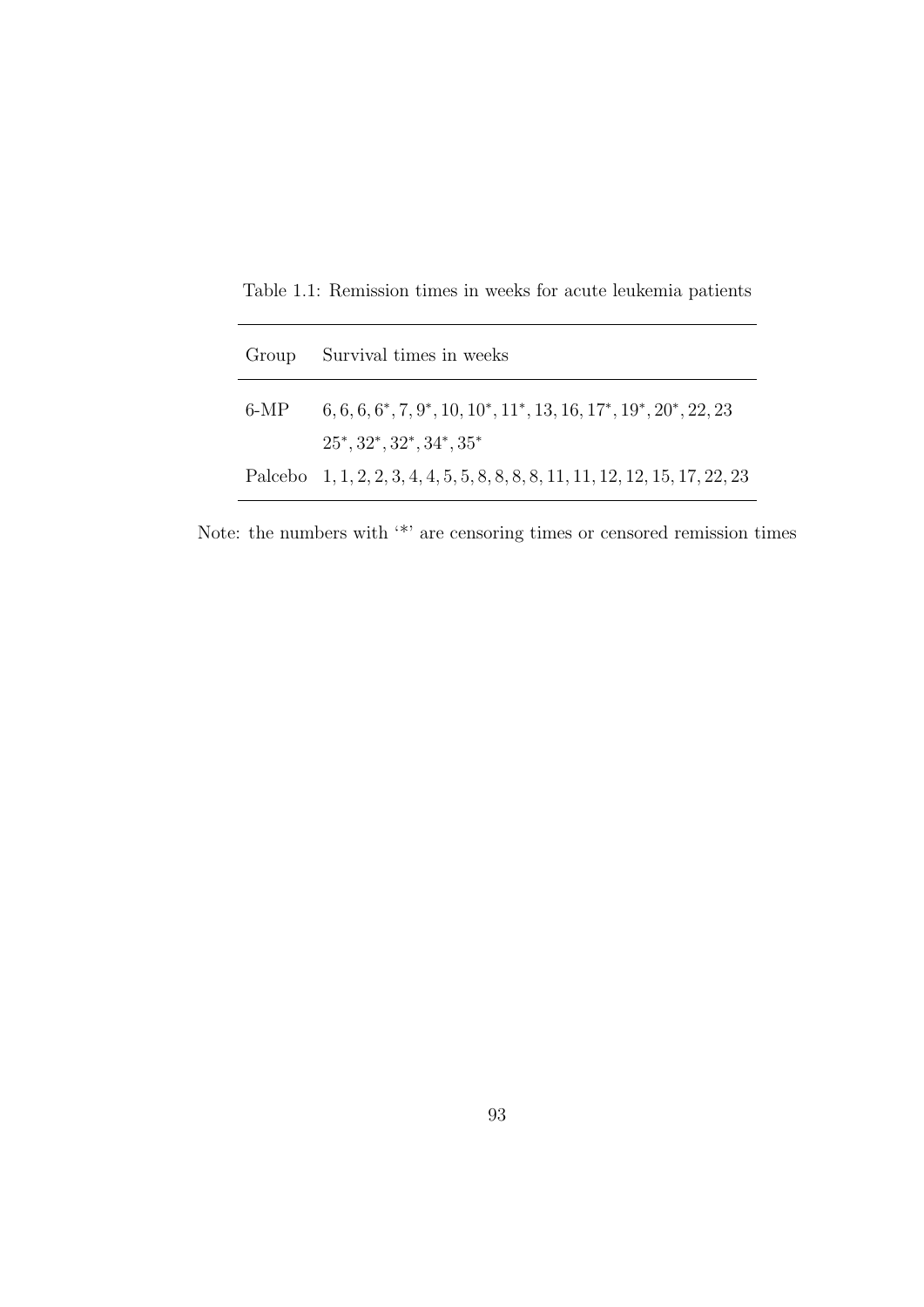Table 1.1: Remission times in weeks for acute leukemia patients

| Group | Survival times in weeks |
|---|---|
| 6-MP | $6, 6, 6, 6^*, 7, 9^*, 10, 10^*, 11^*, 13, 16, 17^*, 19^*, 20^*, 22, 23$ |
| | $25^*, 32^*, 32^*, 34^*, 35^*$ |
| Palcebo | $1, 1, 2, 2, 3, 4, 4, 5, 5, 8, 8, 8, 8, 11, 11, 12, 12, 15, 17, 22, 23$ |

Note: the numbers with '*' are censoring times or censored remission times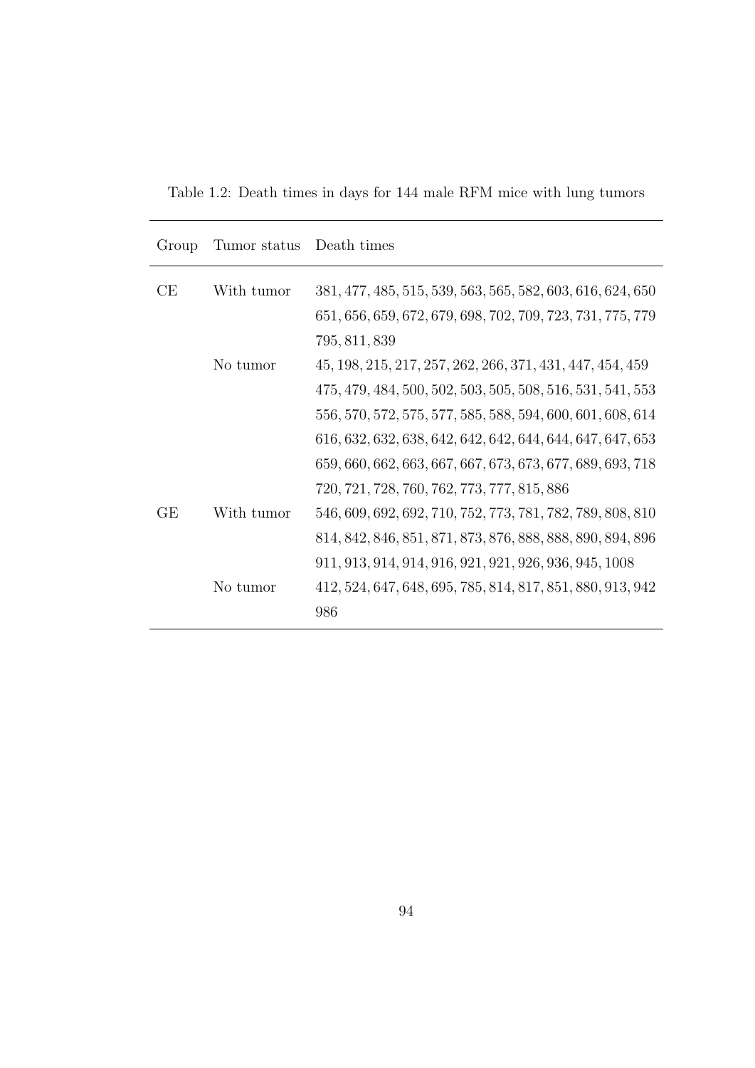Table 1.2: Death times in days for 144 male RFM mice with lung tumors

| Group | Tumor status | Death times |
|---|---|---|
| CE | With tumor | 381, 477, 485, 515, 539, 563, 565, 582, 603, 616, 624, 650 |
| | | 651, 656, 659, 672, 679, 698, 702, 709, 723, 731, 775, 779 |
| | | 795, 811, 839 |
| | No tumor | 45, 198, 215, 217, 257, 262, 266, 371, 431, 447, 454, 459 |
| | | 475, 479, 484, 500, 502, 503, 505, 508, 516, 531, 541, 553 |
| | | 556, 570, 572, 575, 577, 585, 588, 594, 600, 601, 608, 614 |
| | | 616, 632, 632, 638, 642, 642, 642, 644, 644, 647, 647, 653 |
| | | 659, 660, 662, 663, 667, 667, 673, 673, 677, 689, 693, 718 |
| | | 720, 721, 728, 760, 762, 773, 777, 815, 886 |
| GE | With tumor | 546, 609, 692, 692, 710, 752, 773, 781, 782, 789, 808, 810 |
| | | 814, 842, 846, 851, 871, 873, 876, 888, 888, 890, 894, 896 |
| | | 911, 913, 914, 914, 916, 921, 921, 926, 936, 945, 1008 |
| | No tumor | 412, 524, 647, 648, 695, 785, 814, 817, 851, 880, 913, 942 |
| | | 986 |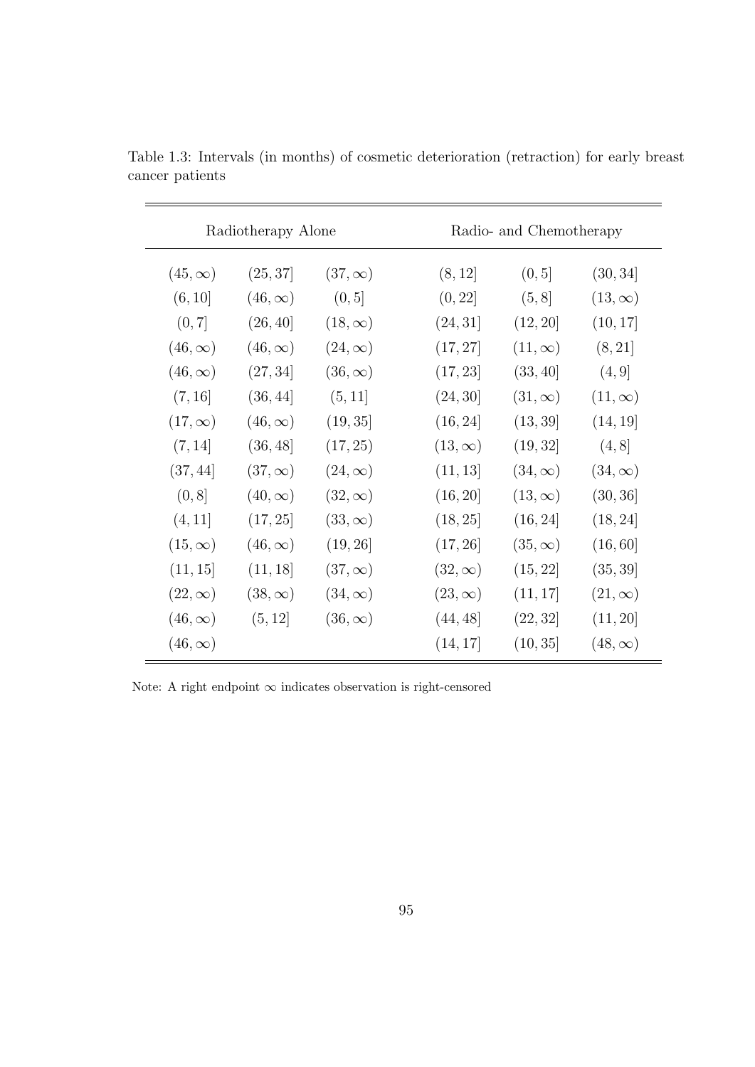Table 1.3: Intervals (in months) of cosmetic deterioration (retraction) for early breast cancer patients

| Radiotherapy Alone | | | Radio- and Chemotherapy | | |
|---|---|---|---|---|---|
| $(45, \infty)$ | $(25, 37]$ | $(37, \infty)$ | $(8, 12]$ | $(0, 5]$ | $(30, 34]$ |
| $(6, 10]$ | $(46, \infty)$ | $(0, 5]$ | $(0, 22]$ | $(5, 8]$ | $(13, \infty)$ |
| $(0, 7]$ | $(26, 40]$ | $(18, \infty)$ | $(24, 31]$ | $(12, 20]$ | $(10, 17]$ |
| $(46, \infty)$ | $(46, \infty)$ | $(24, \infty)$ | $(17, 27]$ | $(11, \infty)$ | $(8, 21]$ |
| $(46, \infty)$ | $(27, 34]$ | $(36, \infty)$ | $(17, 23]$ | $(33, 40]$ | $(4, 9]$ |
| $(7, 16]$ | $(36, 44]$ | $(5, 11]$ | $(24, 30]$ | $(31, \infty)$ | $(11, \infty)$ |
| $(17, \infty)$ | $(46, \infty)$ | $(19, 35]$ | $(16, 24]$ | $(13, 39]$ | $(14, 19]$ |
| $(7, 14]$ | $(36, 48]$ | $(17, 25]$ | $(13, \infty)$ | $(19, 32]$ | $(4, 8]$ |
| $(37, 44]$ | $(37, \infty)$ | $(24, \infty)$ | $(11, 13]$ | $(34, \infty)$ | $(34, \infty)$ |
| $(0, 8]$ | $(40, \infty)$ | $(32, \infty)$ | $(16, 20]$ | $(13, \infty)$ | $(30, 36]$ |
| $(4, 11]$ | $(17, 25]$ | $(33, \infty)$ | $(18, 25]$ | $(16, 24]$ | $(18, 24]$ |
| $(15, \infty)$ | $(46, \infty)$ | $(19, 26]$ | $(17, 26]$ | $(35, \infty)$ | $(16, 60]$ |
| $(11, 15]$ | $(11, 18]$ | $(37, \infty)$ | $(32, \infty)$ | $(15, 22]$ | $(35, 39]$ |
| $(22, \infty)$ | $(38, \infty)$ | $(34, \infty)$ | $(23, \infty)$ | $(11, 17]$ | $(21, \infty)$ |
| $(46, \infty)$ | $(5, 12]$ | $(36, \infty)$ | $(44, 48]$ | $(22, 32]$ | $(11, 20]$ |
| $(46, \infty)$ | | | $(14, 17]$ | $(10, 35]$ | $(48, \infty)$ |

Note: A right endpoint $\infty$ indicates observation is right-censored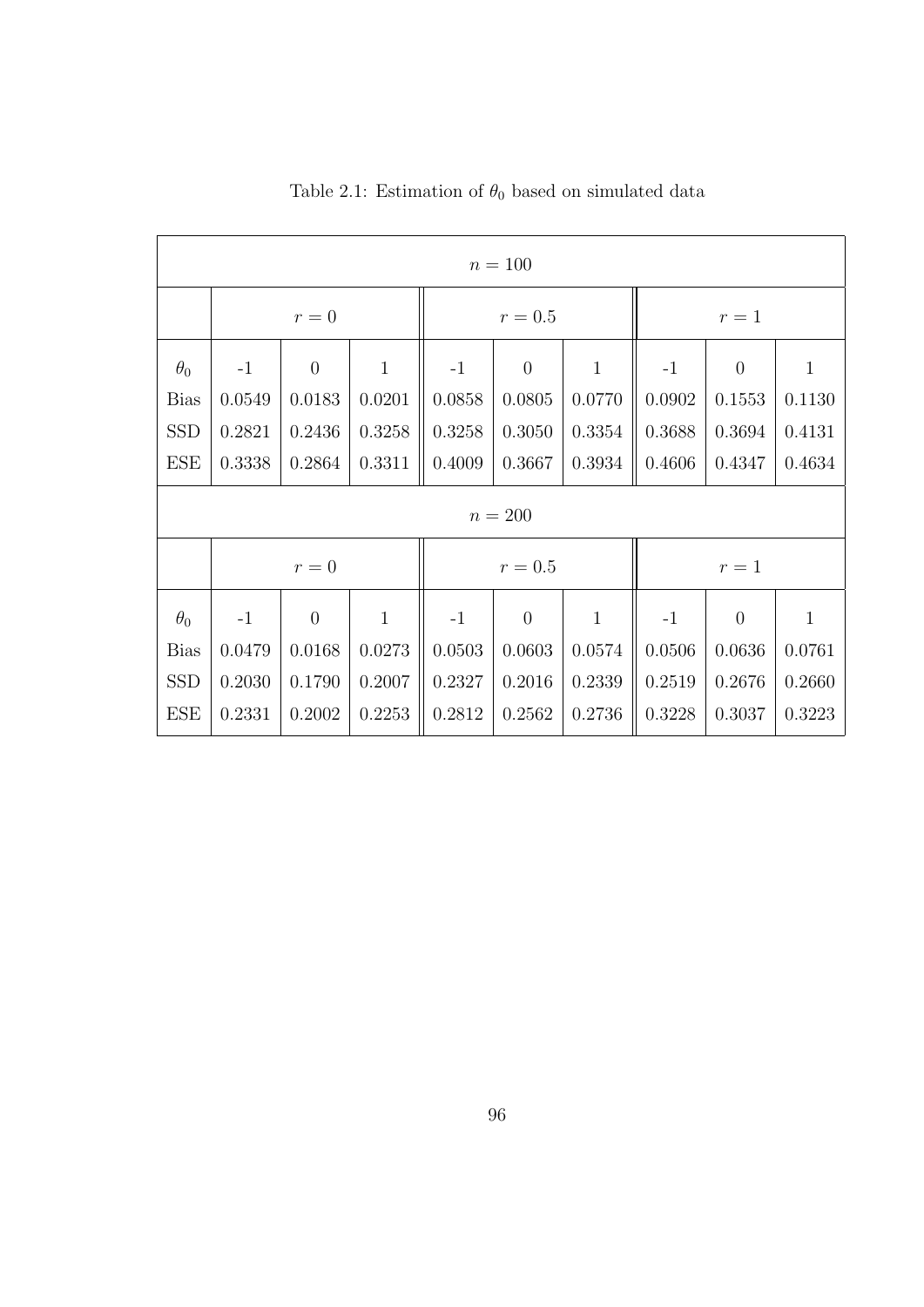Table 2.1: Estimation of $\theta_0$ based on simulated data

| $n = 100$ | | | | | | | | | |
|---|---|---|---|---|---|---|---|---|---|
| | $r = 0$ | | | $r = 0.5$ | | | $r = 1$ | | |
| $\theta_0$ | -1 | 0 | 1 | -1 | 0 | 1 | -1 | 0 | 1 |
| Bias | 0.0549 | 0.0183 | 0.0201 | 0.0858 | 0.0805 | 0.0770 | 0.0902 | 0.1553 | 0.1130 |
| SSD | 0.2821 | 0.2436 | 0.3258 | 0.3258 | 0.3050 | 0.3354 | 0.3688 | 0.3694 | 0.4131 |
| ESE | 0.3338 | 0.2864 | 0.3311 | 0.4009 | 0.3667 | 0.3934 | 0.4606 | 0.4347 | 0.4634 |
| $n = 200$ | | | | | | | | | |
| | $r = 0$ | | | $r = 0.5$ | | | $r = 1$ | | |
| $\theta_0$ | -1 | 0 | 1 | -1 | 0 | 1 | -1 | 0 | 1 |
| Bias | 0.0479 | 0.0168 | 0.0273 | 0.0503 | 0.0603 | 0.0574 | 0.0506 | 0.0636 | 0.0761 |
| SSD | 0.2030 | 0.1790 | 0.2007 | 0.2327 | 0.2016 | 0.2339 | 0.2519 | 0.2676 | 0.2660 |
| ESE | 0.2331 | 0.2002 | 0.2253 | 0.2812 | 0.2562 | 0.2736 | 0.3228 | 0.3037 | 0.3223 |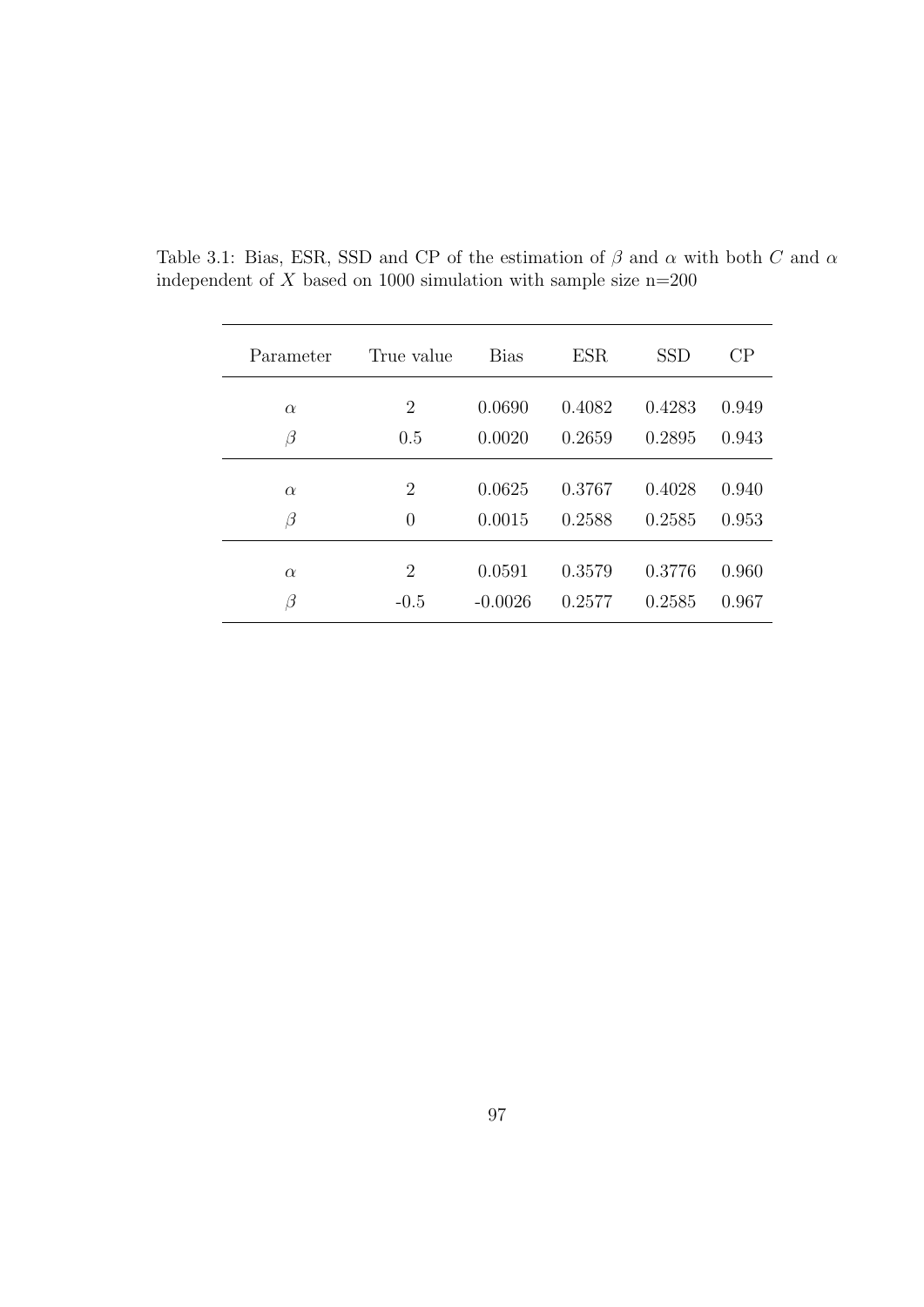Table 3.1: Bias, ESR, SSD and CP of the estimation of $\beta$ and $\alpha$ with both $C$ and $\alpha$ independent of $X$ based on 1000 simulation with sample size n=200

| Parameter | True value | Bias | ESR | SSD | CP |
|---|---|---|---|---|---|
| $\alpha$ | 2 | 0.0690 | 0.4082 | 0.4283 | 0.949 |
| $\beta$ | 0.5 | 0.0020 | 0.2659 | 0.2895 | 0.943 |
| $\alpha$ | 2 | 0.0625 | 0.3767 | 0.4028 | 0.940 |
| $\beta$ | 0 | 0.0015 | 0.2588 | 0.2585 | 0.953 |
| $\alpha$ | 2 | 0.0591 | 0.3579 | 0.3776 | 0.960 |
| $\beta$ | -0.5 | -0.0026 | 0.2577 | 0.2585 | 0.967 |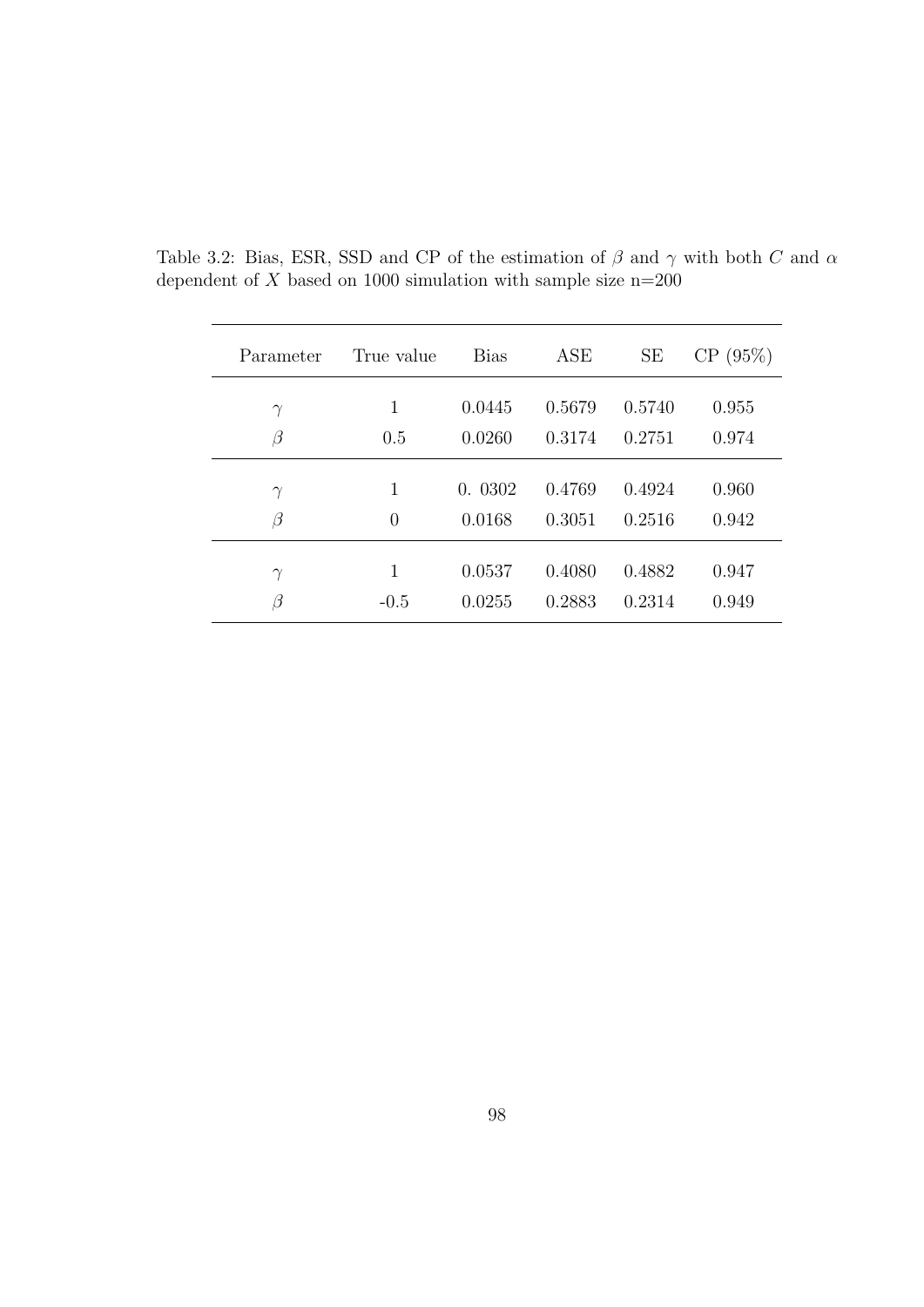Table 3.2: Bias, ESR, SSD and CP of the estimation of $\beta$ and $\gamma$ with both $C$ and $\alpha$ dependent of $X$ based on 1000 simulation with sample size n=200

| Parameter | True value | Bias | ASE | SE | CP (95%) |
|---|---|---|---|---|---|
| $\gamma$ | 1 | 0.0445 | 0.5679 | 0.5740 | 0.955 |
| $\beta$ | 0.5 | 0.0260 | 0.3174 | 0.2751 | 0.974 |
| $\gamma$ | 1 | 0. 0302 | 0.4769 | 0.4924 | 0.960 |
| $\beta$ | 0 | 0.0168 | 0.3051 | 0.2516 | 0.942 |
| $\gamma$ | 1 | 0.0537 | 0.4080 | 0.4882 | 0.947 |
| $\beta$ | -0.5 | 0.0255 | 0.2883 | 0.2314 | 0.949 |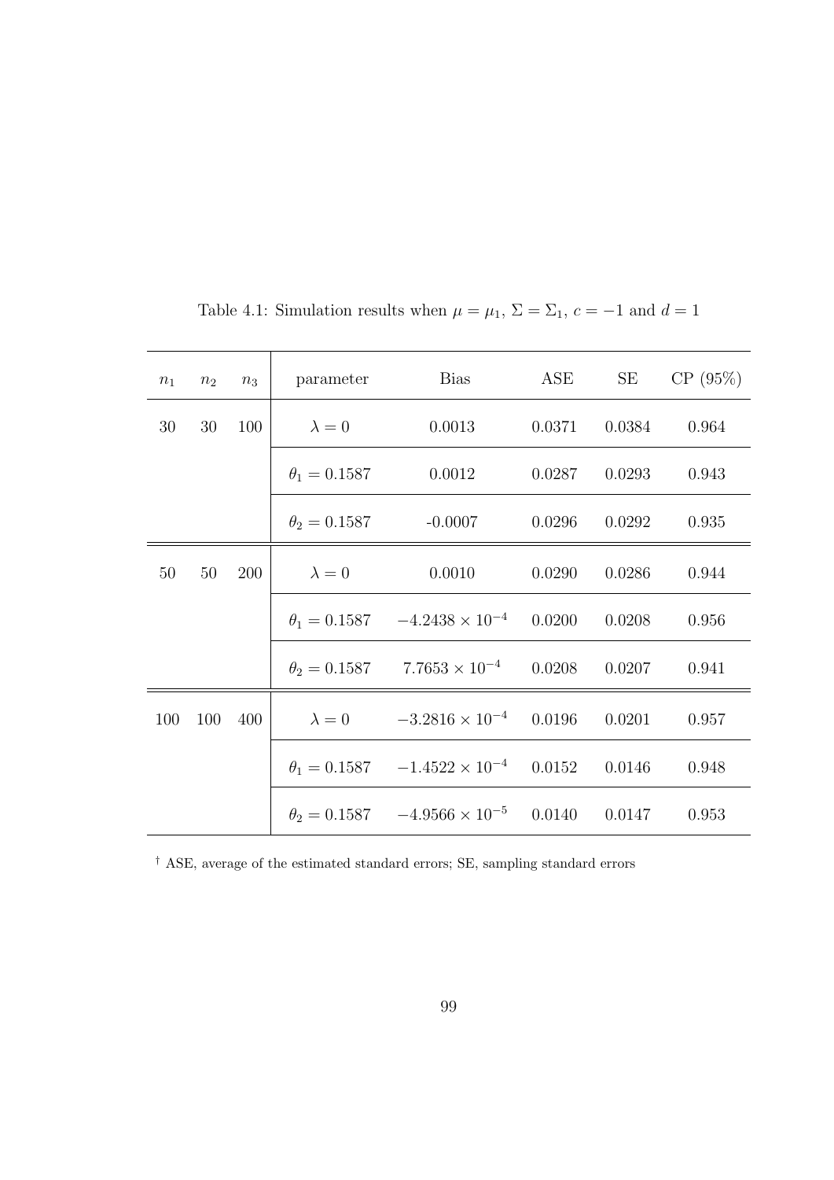Table 4.1: Simulation results when $\mu = \mu_1$, $\Sigma = \Sigma_1$, $c = -1$ and $d = 1$

| $n_1$ | $n_2$ | $n_3$ | parameter | Bias | ASE | SE | CP (95%) |
|---|---|---|---|---|---|---|---|
| 30 | 30 | 100 | $\lambda = 0$ | 0.0013 | 0.0371 | 0.0384 | 0.964 |
| | | | $\theta_1 = 0.1587$ | 0.0012 | 0.0287 | 0.0293 | 0.943 |
| | | | $\theta_2 = 0.1587$ | -0.0007 | 0.0296 | 0.0292 | 0.935 |
| 50 | 50 | 200 | $\lambda = 0$ | 0.0010 | 0.0290 | 0.0286 | 0.944 |
| | | | $\theta_1 = 0.1587$ | $-4.2438 \times 10^{-4}$ | 0.0200 | 0.0208 | 0.956 |
| | | | $\theta_2 = 0.1587$ | $7.7653 \times 10^{-4}$ | 0.0208 | 0.0207 | 0.941 |
| 100 | 100 | 400 | $\lambda = 0$ | $-3.2816 \times 10^{-4}$ | 0.0196 | 0.0201 | 0.957 |
| | | | $\theta_1 = 0.1587$ | $-1.4522 \times 10^{-4}$ | 0.0152 | 0.0146 | 0.948 |
| | | | $\theta_2 = 0.1587$ | $-4.9566 \times 10^{-5}$ | 0.0140 | 0.0147 | 0.953 |

† ASE, average of the estimated standard errors; SE, sampling standard errors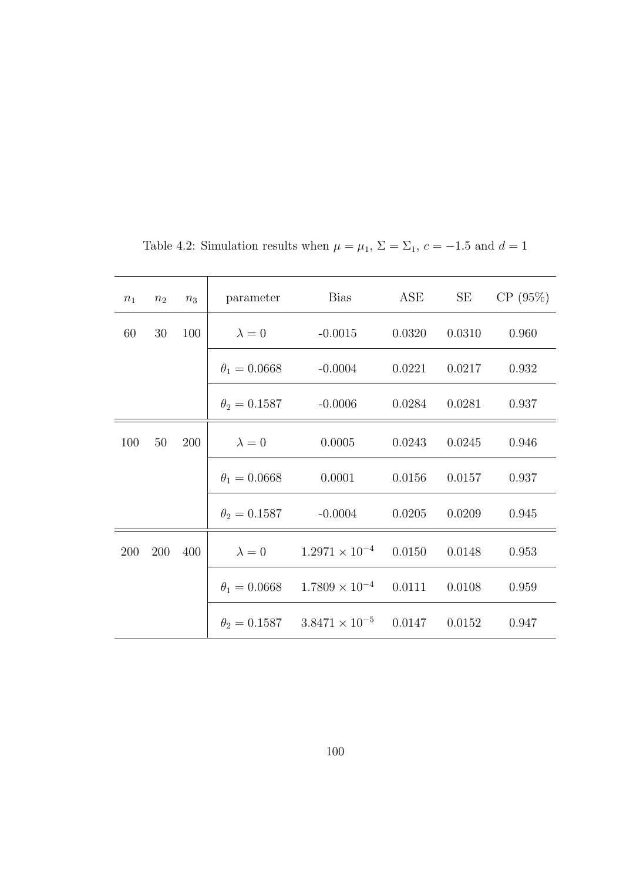Table 4.2: Simulation results when $\mu = \mu_1$, $\Sigma = \Sigma_1$, $c = -1.5$ and $d = 1$

| $n_1$ | $n_2$ | $n_3$ | parameter | Bias | ASE | SE | CP (95%) |
|---|---|---|---|---|---|---|---|
| 60 | 30 | 100 | $\lambda = 0$ | -0.0015 | 0.0320 | 0.0310 | 0.960 |
| | | | $\theta_1 = 0.0668$ | -0.0004 | 0.0221 | 0.0217 | 0.932 |
| | | | $\theta_2 = 0.1587$ | -0.0006 | 0.0284 | 0.0281 | 0.937 |
| 100 | 50 | 200 | $\lambda = 0$ | 0.0005 | 0.0243 | 0.0245 | 0.946 |
| | | | $\theta_1 = 0.0668$ | 0.0001 | 0.0156 | 0.0157 | 0.937 |
| | | | $\theta_2 = 0.1587$ | -0.0004 | 0.0205 | 0.0209 | 0.945 |
| 200 | 200 | 400 | $\lambda = 0$ | $1.2971 \times 10^{-4}$ | 0.0150 | 0.0148 | 0.953 |
| | | | $\theta_1 = 0.0668$ | $1.7809 \times 10^{-4}$ | 0.0111 | 0.0108 | 0.959 |
| | | | $\theta_2 = 0.1587$ | $3.8471 \times 10^{-5}$ | 0.0147 | 0.0152 | 0.947 |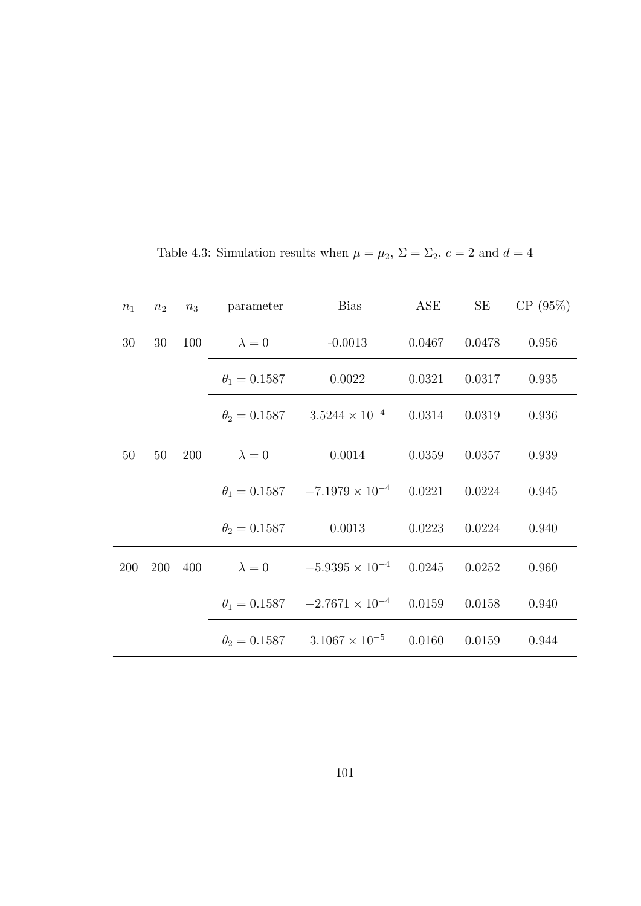Table 4.3: Simulation results when $\mu = \mu_2$, $\Sigma = \Sigma_2$, $c = 2$ and $d = 4$

| $n_1$ | $n_2$ | $n_3$ | parameter | Bias | ASE | SE | CP (95%) |
|---|---|---|---|---|---|---|---|
| 30 | 30 | 100 | $\lambda = 0$ | -0.0013 | 0.0467 | 0.0478 | 0.956 |
| | | | $\theta_1 = 0.1587$ | 0.0022 | 0.0321 | 0.0317 | 0.935 |
| | | | $\theta_2 = 0.1587$ | $3.5244 \times 10^{-4}$ | 0.0314 | 0.0319 | 0.936 |
| 50 | 50 | 200 | $\lambda = 0$ | 0.0014 | 0.0359 | 0.0357 | 0.939 |
| | | | $\theta_1 = 0.1587$ | $-7.1979 \times 10^{-4}$ | 0.0221 | 0.0224 | 0.945 |
| | | | $\theta_2 = 0.1587$ | 0.0013 | 0.0223 | 0.0224 | 0.940 |
| 200 | 200 | 400 | $\lambda = 0$ | $-5.9395 \times 10^{-4}$ | 0.0245 | 0.0252 | 0.960 |
| | | | $\theta_1 = 0.1587$ | $-2.7671 \times 10^{-4}$ | 0.0159 | 0.0158 | 0.940 |
| | | | $\theta_2 = 0.1587$ | $3.1067 \times 10^{-5}$ | 0.0160 | 0.0159 | 0.944 |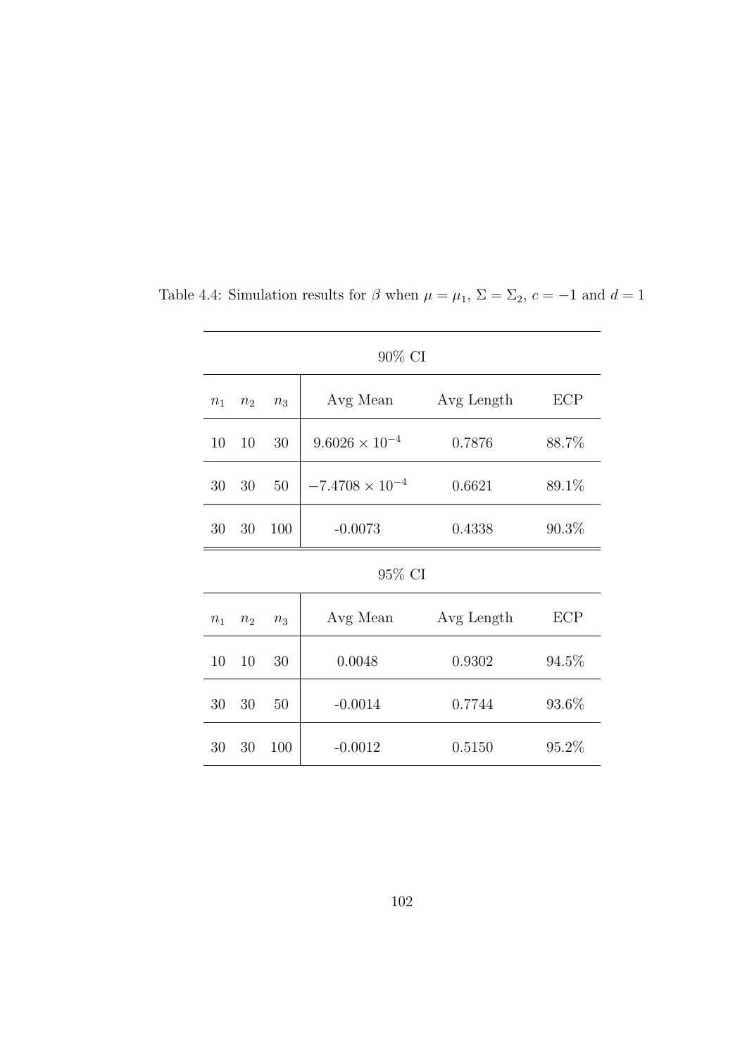Table 4.4: Simulation results for $\beta$ when $\mu = \mu_1$, $\Sigma = \Sigma_2$, $c = -1$ and $d = 1$

| 90% CI | | | | | |
|---|---|---|---|---|---|
| $n_1$ | $n_2$ | $n_3$ | Avg Mean | Avg Length | ECP |
| 10 | 10 | 30 | $9.6026 \times 10^{-4}$ | 0.7876 | 88.7% |
| 30 | 30 | 50 | $-7.4708 \times 10^{-4}$ | 0.6621 | 89.1% |
| 30 | 30 | 100 | -0.0073 | 0.4338 | 90.3% |
| **95% CI** | | | | | |
| $n_1$ | $n_2$ | $n_3$ | Avg Mean | Avg Length | ECP |
| 10 | 10 | 30 | 0.0048 | 0.9302 | 94.5% |
| 30 | 30 | 50 | -0.0014 | 0.7744 | 93.6% |
| 30 | 30 | 100 | -0.0012 | 0.5150 | 95.2% |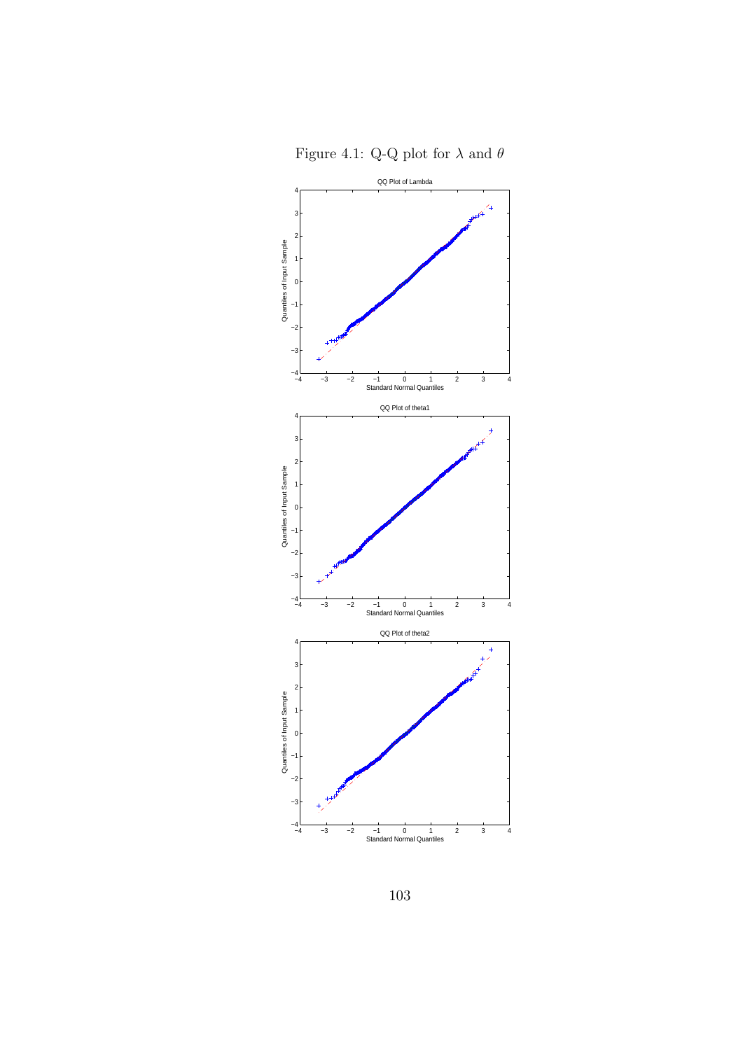Figure 4.1: Q-Q plot for $\lambda$ and $\theta$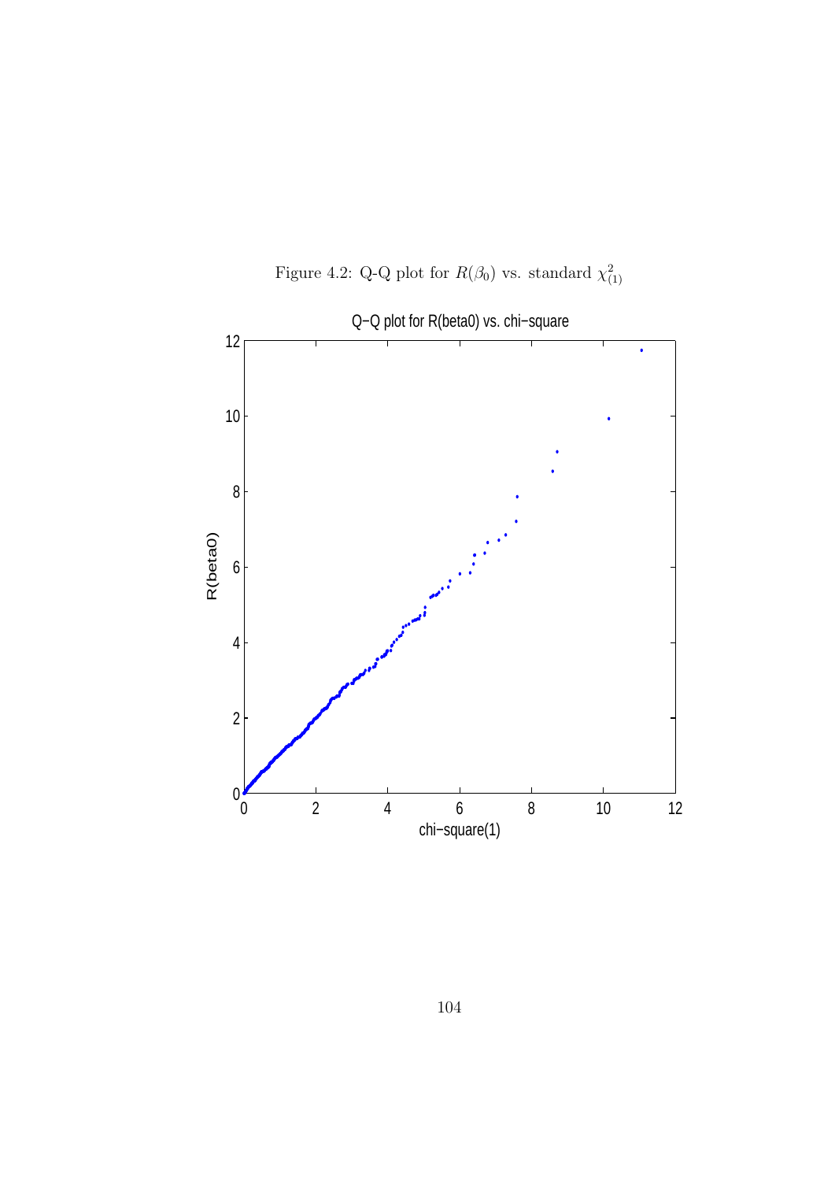Figure 4.2: Q-Q plot for $R(\beta_0)$ vs. standard $\chi^2_{(1)}$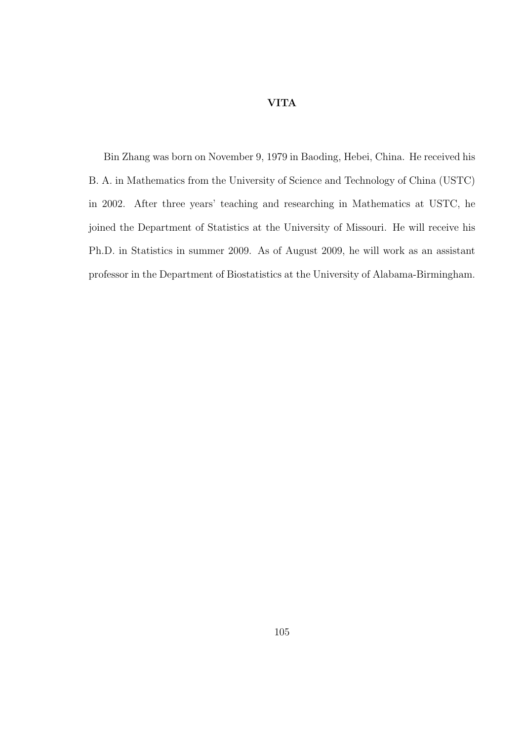# VITA

Bin Zhang was born on November 9, 1979 in Baoding, Hebei, China. He received his B. A. in Mathematics from the University of Science and Technology of China (USTC) in 2002. After three years' teaching and researching in Mathematics at USTC, he joined the Department of Statistics at the University of Missouri. He will receive his Ph.D. in Statistics in summer 2009. As of August 2009, he will work as an assistant professor in the Department of Biostatistics at the University of Alabama-Birmingham.